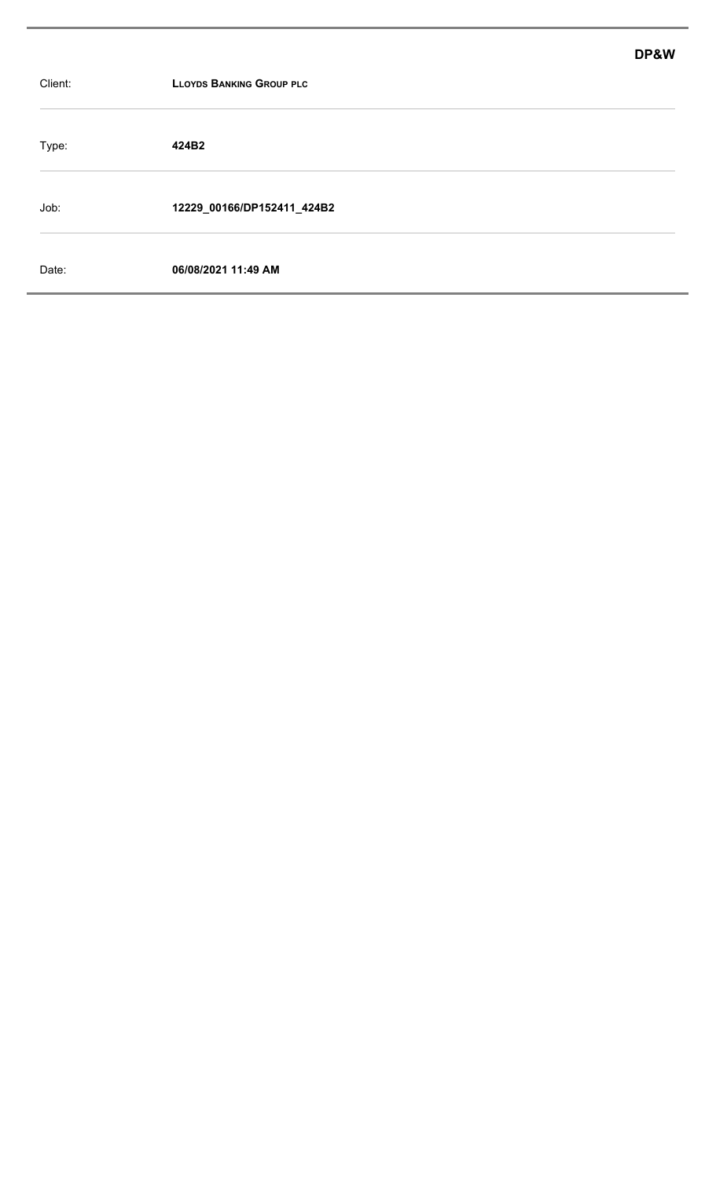**DP&W**

| | |
|---|---|
| Client: | **LLOYDS BANKING GROUP PLC** |
| Type: | **424B2** |
| Job: | **12229_00166/DP152411_424B2** |
| Date: | **06/08/2021 11:49 AM** |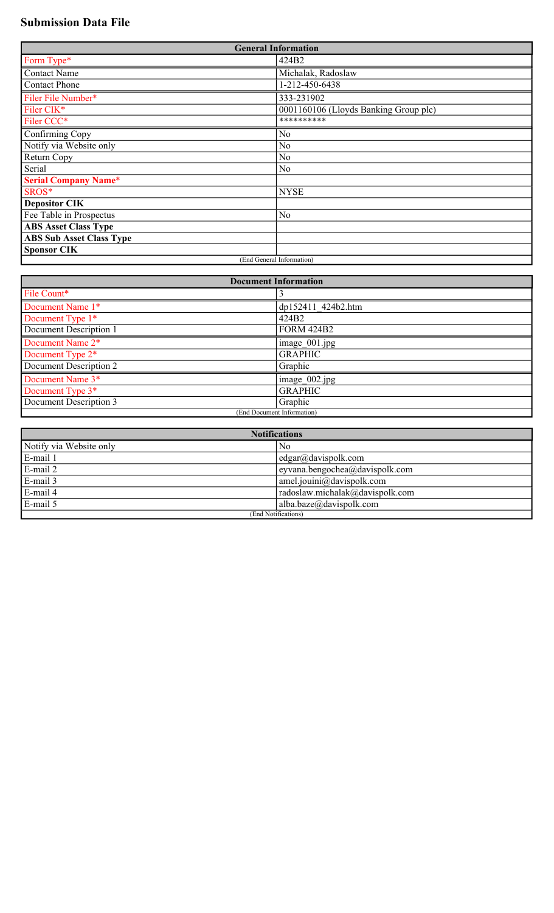# Submission Data File

| General Information | |
|---|---|
| Form Type* | 424B2 |
| Contact Name | Michalak, Radoslaw |
| Contact Phone | 1-212-450-6438 |
| Filer File Number* | 333-231902 |
| Filer CIK* | 0001160106 (Lloyds Banking Group plc) |
| Filer CCC* | ********** |
| Confirming Copy | No |
| Notify via Website only | No |
| Return Copy | No |
| Serial | No |
| **Serial Company Name*** | |
| SROS* | NYSE |
| **Depositor CIK** | |
| Fee Table in Prospectus | No |
| **ABS Asset Class Type** | |
| **ABS Sub Asset Class Type** | |
| **Sponsor CIK** | |
| (End General Information) | |

| Document Information | |
|---|---|
| File Count* | 3 |
| Document Name 1* | dp152411_424b2.htm |
| Document Type 1* | 424B2 |
| Document Description 1 | FORM 424B2 |
| Document Name 2* | image_001.jpg |
| Document Type 2* | GRAPHIC |
| Document Description 2 | Graphic |
| Document Name 3* | image_002.jpg |
| Document Type 3* | GRAPHIC |
| Document Description 3 | Graphic |
| (End Document Information) | |

| Notifications | |
|---|---|
| Notify via Website only | No |
| E-mail 1 | edgar@davispolk.com |
| E-mail 2 | eyvana.bengochea@davispolk.com |
| E-mail 3 | amel.jouini@davispolk.com |
| E-mail 4 | radoslaw.michalak@davispolk.com |
| E-mail 5 | alba.baze@davispolk.com |
| (End Notifications) | |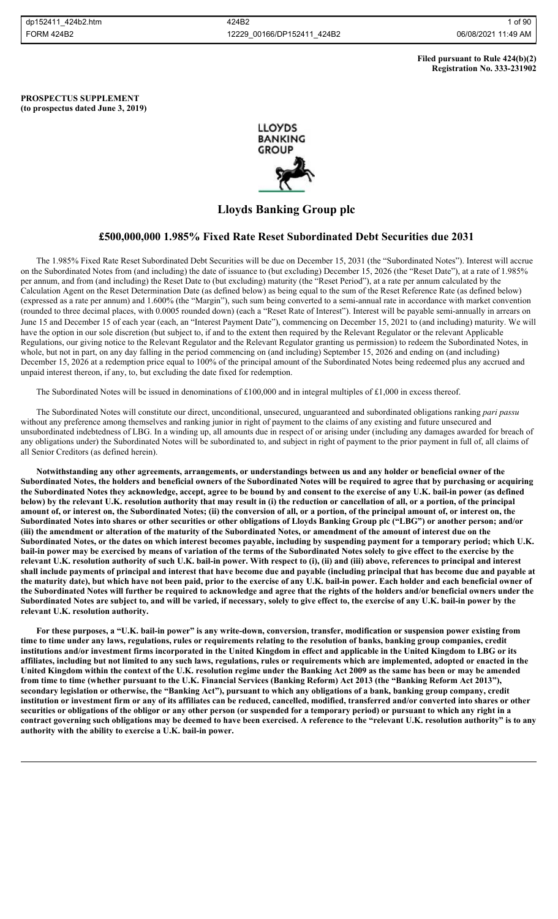**Filed pursuant to Rule 424(b)(2)**
**Registration No. 333-231902**

**PROSPECTUS SUPPLEMENT**
**(to prospectus dated June 3, 2019)**

# Lloyds Banking Group plc

## £500,000,000 1.985% Fixed Rate Reset Subordinated Debt Securities due 2031

The 1.985% Fixed Rate Reset Subordinated Debt Securities will be due on December 15, 2031 (the "Subordinated Notes"). Interest will accrue on the Subordinated Notes from (and including) the date of issuance to (but excluding) December 15, 2026 (the "Reset Date"), at a rate of 1.985% per annum, and from (and including) the Reset Date to (but excluding) maturity (the "Reset Period"), at a rate per annum calculated by the Calculation Agent on the Reset Determination Date (as defined below) as being equal to the sum of the Reset Reference Rate (as defined below) (expressed as a rate per annum) and 1.600% (the "Margin"), such sum being converted to a semi-annual rate in accordance with market convention (rounded to three decimal places, with 0.0005 rounded down) (each a "Reset Rate of Interest"). Interest will be payable semi-annually in arrears on June 15 and December 15 of each year (each, an "Interest Payment Date"), commencing on December 15, 2021 to (and including) maturity. We will have the option in our sole discretion (but subject to, if and to the extent then required by the Relevant Regulator or the relevant Applicable Regulations, our giving notice to the Relevant Regulator and the Relevant Regulator granting us permission) to redeem the Subordinated Notes, in whole, but not in part, on any day falling in the period commencing on (and including) September 15, 2026 and ending on (and including) December 15, 2026 at a redemption price equal to 100% of the principal amount of the Subordinated Notes being redeemed plus any accrued and unpaid interest thereon, if any, to, but excluding the date fixed for redemption.

The Subordinated Notes will be issued in denominations of £100,000 and in integral multiples of £1,000 in excess thereof.

The Subordinated Notes will constitute our direct, unconditional, unsecured, unguaranteed and subordinated obligations ranking *pari passu* without any preference among themselves and ranking junior in right of payment to the claims of any existing and future unsecured and unsubordinated indebtedness of LBG. In a winding up, all amounts due in respect of or arising under (including any damages awarded for breach of any obligations under) the Subordinated Notes will be subordinated to, and subject in right of payment to the prior payment in full of, all claims of all Senior Creditors (as defined herein).

**Notwithstanding any other agreements, arrangements, or understandings between us and any holder or beneficial owner of the Subordinated Notes, the holders and beneficial owners of the Subordinated Notes will be required to agree that by purchasing or acquiring the Subordinated Notes they acknowledge, accept, agree to be bound by and consent to the exercise of any U.K. bail-in power (as defined below) by the relevant U.K. resolution authority that may result in (i) the reduction or cancellation of all, or a portion, of the principal amount of, or interest on, the Subordinated Notes; (ii) the conversion of all, or a portion, of the principal amount of, or interest on, the Subordinated Notes into shares or other securities or other obligations of Lloyds Banking Group plc ("LBG") or another person; and/or (iii) the amendment or alteration of the maturity of the Subordinated Notes, or amendment of the amount of interest due on the Subordinated Notes, or the dates on which interest becomes payable, including by suspending payment for a temporary period; which U.K. bail-in power may be exercised by means of variation of the terms of the Subordinated Notes solely to give effect to the exercise by the relevant U.K. resolution authority of such U.K. bail-in power. With respect to (i), (ii) and (iii) above, references to principal and interest shall include payments of principal and interest that have become due and payable (including principal that has become due and payable at the maturity date), but which have not been paid, prior to the exercise of any U.K. bail-in power. Each holder and each beneficial owner of the Subordinated Notes will further be required to acknowledge and agree that the rights of the holders and/or beneficial owners under the Subordinated Notes are subject to, and will be varied, if necessary, solely to give effect to, the exercise of any U.K. bail-in power by the relevant U.K. resolution authority.**

**For these purposes, a "U.K. bail-in power" is any write-down, conversion, transfer, modification or suspension power existing from time to time under any laws, regulations, rules or requirements relating to the resolution of banks, banking group companies, credit institutions and/or investment firms incorporated in the United Kingdom in effect and applicable in the United Kingdom to LBG or its affiliates, including but not limited to any such laws, regulations, rules or requirements which are implemented, adopted or enacted in the United Kingdom within the context of the U.K. resolution regime under the Banking Act 2009 as the same has been or may be amended from time to time (whether pursuant to the U.K. Financial Services (Banking Reform) Act 2013 (the "Banking Reform Act 2013"), secondary legislation or otherwise, the "Banking Act"), pursuant to which any obligations of a bank, banking group company, credit institution or investment firm or any of its affiliates can be reduced, cancelled, modified, transferred and/or converted into shares or other securities or obligations of the obligor or any other person (or suspended for a temporary period) or pursuant to which any right in a contract governing such obligations may be deemed to have been exercised. A reference to the "relevant U.K. resolution authority" is to any authority with the ability to exercise a U.K. bail-in power.**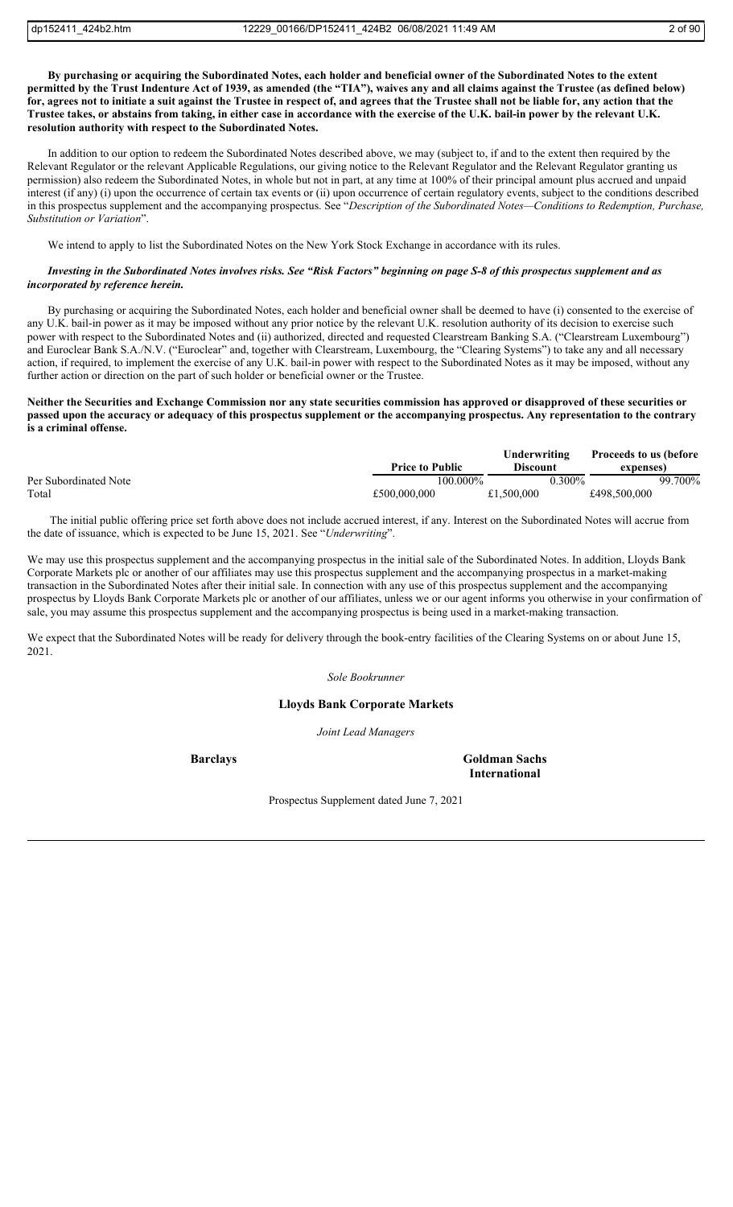**By purchasing or acquiring the Subordinated Notes, each holder and beneficial owner of the Subordinated Notes to the extent permitted by the Trust Indenture Act of 1939, as amended (the "TIA"), waives any and all claims against the Trustee (as defined below) for, agrees not to initiate a suit against the Trustee in respect of, and agrees that the Trustee shall not be liable for, any action that the Trustee takes, or abstains from taking, in either case in accordance with the exercise of the U.K. bail-in power by the relevant U.K. resolution authority with respect to the Subordinated Notes.**

In addition to our option to redeem the Subordinated Notes described above, we may (subject to, if and to the extent then required by the Relevant Regulator or the relevant Applicable Regulations, our giving notice to the Relevant Regulator and the Relevant Regulator granting us permission) also redeem the Subordinated Notes, in whole but not in part, at any time at 100% of their principal amount plus accrued and unpaid interest (if any) (i) upon the occurrence of certain tax events or (ii) upon occurrence of certain regulatory events, subject to the conditions described in this prospectus supplement and the accompanying prospectus. See "*Description of the Subordinated Notes—Conditions to Redemption, Purchase, Substitution or Variation*".

We intend to apply to list the Subordinated Notes on the New York Stock Exchange in accordance with its rules.

***Investing in the Subordinated Notes involves risks. See "Risk Factors" beginning on page S-8 of this prospectus supplement and as incorporated by reference herein.***

By purchasing or acquiring the Subordinated Notes, each holder and beneficial owner shall be deemed to have (i) consented to the exercise of any U.K. bail-in power as it may be imposed without any prior notice by the relevant U.K. resolution authority of its decision to exercise such power with respect to the Subordinated Notes and (ii) authorized, directed and requested Clearstream Banking S.A. ("Clearstream Luxembourg") and Euroclear Bank S.A./N.V. ("Euroclear" and, together with Clearstream, Luxembourg, the "Clearing Systems") to take any and all necessary action, if required, to implement the exercise of any U.K. bail-in power with respect to the Subordinated Notes as it may be imposed, without any further action or direction on the part of such holder or beneficial owner or the Trustee.

**Neither the Securities and Exchange Commission nor any state securities commission has approved or disapproved of these securities or passed upon the accuracy or adequacy of this prospectus supplement or the accompanying prospectus. Any representation to the contrary is a criminal offense.**

| | Price to Public | Underwriting Discount | Proceeds to us (before expenses) |
|---|---|---|---|
| Per Subordinated Note | 100.000% | 0.300% | 99.700% |
| Total | £500,000,000 | £1,500,000 | £498,500,000 |

The initial public offering price set forth above does not include accrued interest, if any. Interest on the Subordinated Notes will accrue from the date of issuance, which is expected to be June 15, 2021. See "*Underwriting*".

We may use this prospectus supplement and the accompanying prospectus in the initial sale of the Subordinated Notes. In addition, Lloyds Bank Corporate Markets plc or another of our affiliates may use this prospectus supplement and the accompanying prospectus in a market-making transaction in the Subordinated Notes after their initial sale. In connection with any use of this prospectus supplement and the accompanying prospectus by Lloyds Bank Corporate Markets plc or another of our affiliates, unless we or our agent informs you otherwise in your confirmation of sale, you may assume this prospectus supplement and the accompanying prospectus is being used in a market-making transaction.

We expect that the Subordinated Notes will be ready for delivery through the book-entry facilities of the Clearing Systems on or about June 15, 2021.

*Sole Bookrunner*

**Lloyds Bank Corporate Markets**

*Joint Lead Managers*

**Barclays** **Goldman Sachs International**

Prospectus Supplement dated June 7, 2021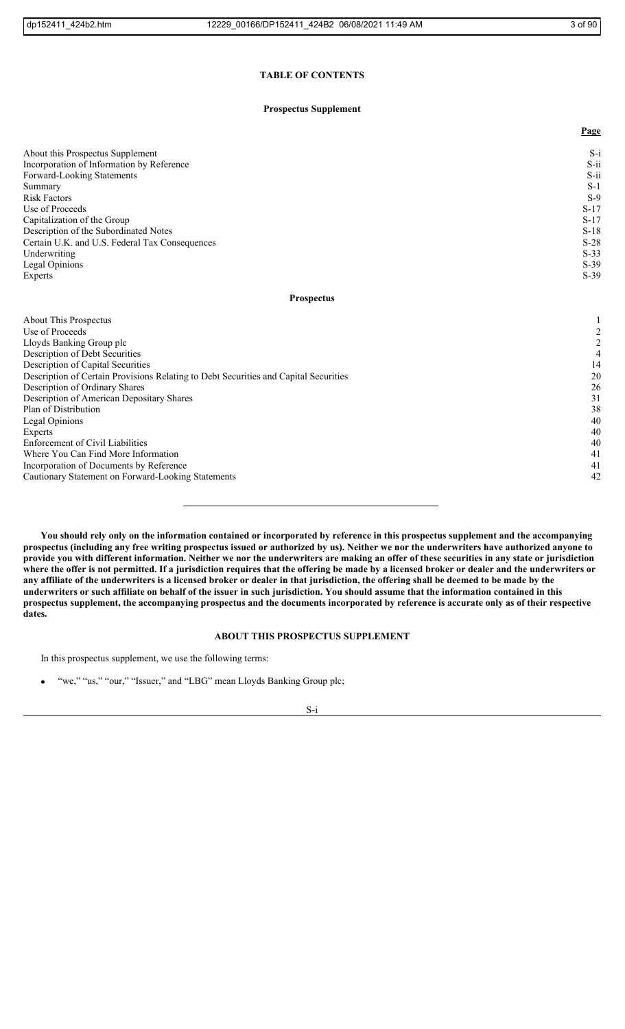## TABLE OF CONTENTS

### Prospectus Supplement

| | Page |
|---|---|
| About this Prospectus Supplement | S-i |
| Incorporation of Information by Reference | S-ii |
| Forward-Looking Statements | S-ii |
| Summary | S-1 |
| Risk Factors | S-9 |
| Use of Proceeds | S-17 |
| Capitalization of the Group | S-17 |
| Description of the Subordinated Notes | S-18 |
| Certain U.K. and U.S. Federal Tax Consequences | S-28 |
| Underwriting | S-33 |
| Legal Opinions | S-39 |
| Experts | S-39 |

### Prospectus

| | |
|---|---|
| About This Prospectus | 1 |
| Use of Proceeds | 2 |
| Lloyds Banking Group plc | 2 |
| Description of Debt Securities | 4 |
| Description of Capital Securities | 14 |
| Description of Certain Provisions Relating to Debt Securities and Capital Securities | 20 |
| Description of Ordinary Shares | 26 |
| Description of American Depositary Shares | 31 |
| Plan of Distribution | 38 |
| Legal Opinions | 40 |
| Experts | 40 |
| Enforcement of Civil Liabilities | 40 |
| Where You Can Find More Information | 41 |
| Incorporation of Documents by Reference | 41 |
| Cautionary Statement on Forward-Looking Statements | 42 |

---

**You should rely only on the information contained or incorporated by reference in this prospectus supplement and the accompanying prospectus (including any free writing prospectus issued or authorized by us). Neither we nor the underwriters have authorized anyone to provide you with different information. Neither we nor the underwriters are making an offer of these securities in any state or jurisdiction where the offer is not permitted. If a jurisdiction requires that the offering be made by a licensed broker or dealer and the underwriters or any affiliate of the underwriters is a licensed broker or dealer in that jurisdiction, the offering shall be deemed to be made by the underwriters or such affiliate on behalf of the issuer in such jurisdiction. You should assume that the information contained in this prospectus supplement, the accompanying prospectus and the documents incorporated by reference is accurate only as of their respective dates.**

## ABOUT THIS PROSPECTUS SUPPLEMENT

In this prospectus supplement, we use the following terms:

- "we," "us," "our," "Issuer," and "LBG" mean Lloyds Banking Group plc;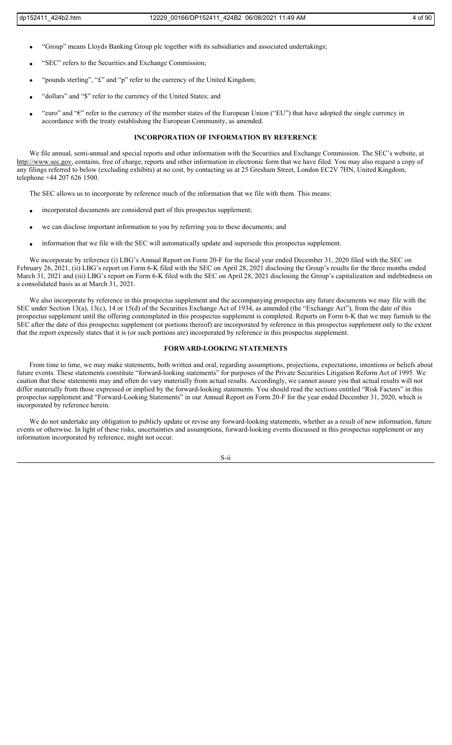- "Group" means Lloyds Banking Group plc together with its subsidiaries and associated undertakings;
- "SEC" refers to the Securities and Exchange Commission;
- "pounds sterling", "£" and "p" refer to the currency of the United Kingdom;
- "dollars" and "$" refer to the currency of the United States; and
- "euro" and "€" refer to the currency of the member states of the European Union ("EU") that have adopted the single currency in accordance with the treaty establishing the European Community, as amended.

## INCORPORATION OF INFORMATION BY REFERENCE

We file annual, semi-annual and special reports and other information with the Securities and Exchange Commission. The SEC's website, at http://www.sec.gov, contains, free of charge, reports and other information in electronic form that we have filed. You may also request a copy of any filings referred to below (excluding exhibits) at no cost, by contacting us at 25 Gresham Street, London EC2V 7HN, United Kingdom, telephone +44 207 626 1500.

The SEC allows us to incorporate by reference much of the information that we file with them. This means:

- incorporated documents are considered part of this prospectus supplement;
- we can disclose important information to you by referring you to these documents; and
- information that we file with the SEC will automatically update and supersede this prospectus supplement.

We incorporate by reference (i) LBG's Annual Report on Form 20-F for the fiscal year ended December 31, 2020 filed with the SEC on February 26, 2021, (ii) LBG's report on Form 6-K filed with the SEC on April 28, 2021 disclosing the Group's results for the three months ended March 31, 2021 and (iii) LBG's report on Form 6-K filed with the SEC on April 28, 2021 disclosing the Group's capitalization and indebtedness on a consolidated basis as at March 31, 2021.

We also incorporate by reference in this prospectus supplement and the accompanying prospectus any future documents we may file with the SEC under Section 13(a), 13(c), 14 or 15(d) of the Securities Exchange Act of 1934, as amended (the "Exchange Act"), from the date of this prospectus supplement until the offering contemplated in this prospectus supplement is completed. Reports on Form 6-K that we may furnish to the SEC after the date of this prospectus supplement (or portions thereof) are incorporated by reference in this prospectus supplement only to the extent that the report expressly states that it is (or such portions are) incorporated by reference in this prospectus supplement.

## FORWARD-LOOKING STATEMENTS

From time to time, we may make statements, both written and oral, regarding assumptions, projections, expectations, intentions or beliefs about future events. These statements constitute "forward-looking statements" for purposes of the Private Securities Litigation Reform Act of 1995. We caution that these statements may and often do vary materially from actual results. Accordingly, we cannot assure you that actual results will not differ materially from those expressed or implied by the forward-looking statements. You should read the sections entitled "Risk Factors" in this prospectus supplement and "Forward-Looking Statements" in our Annual Report on Form 20-F for the year ended December 31, 2020, which is incorporated by reference herein.

We do not undertake any obligation to publicly update or revise any forward-looking statements, whether as a result of new information, future events or otherwise. In light of these risks, uncertainties and assumptions, forward-looking events discussed in this prospectus supplement or any information incorporated by reference, might not occur.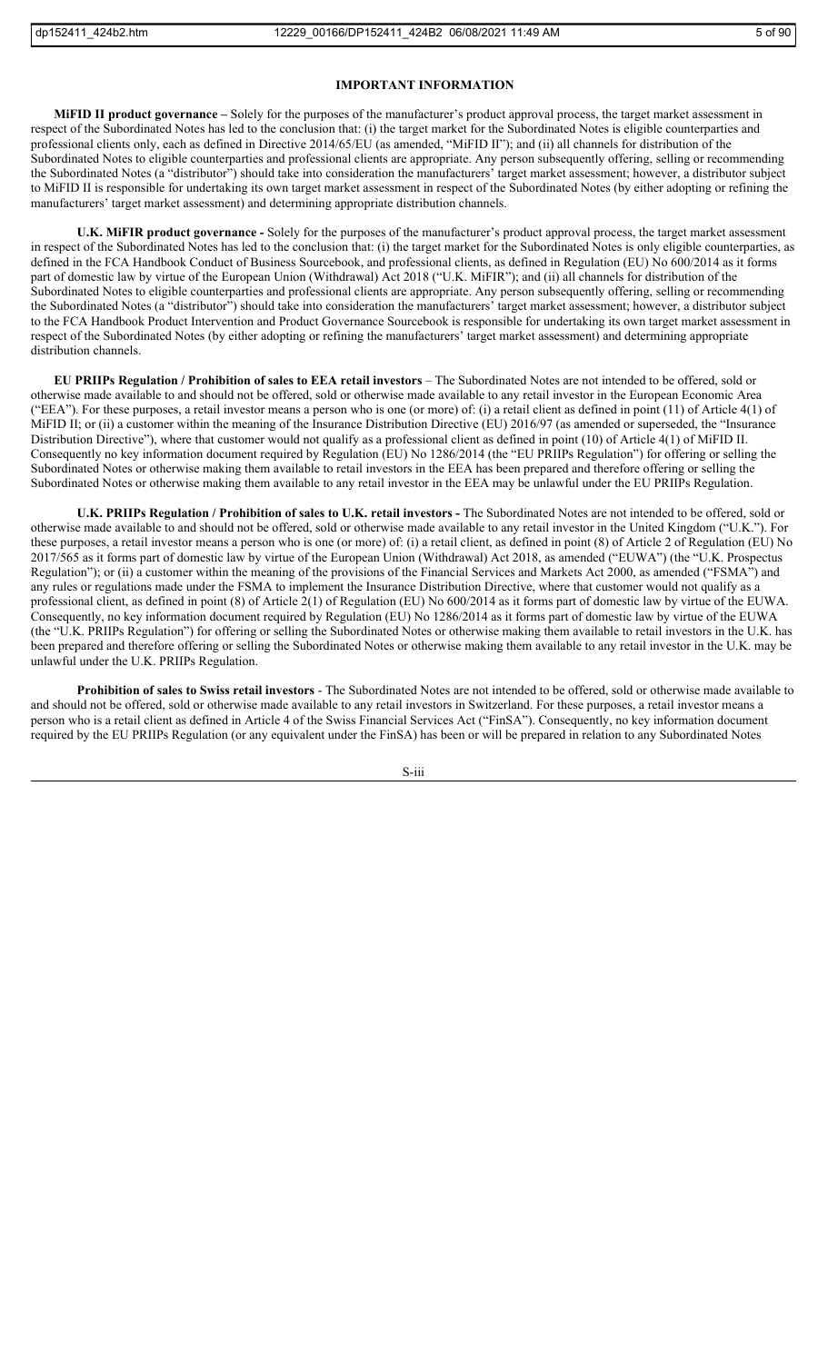## IMPORTANT INFORMATION

**MiFID II product governance –** Solely for the purposes of the manufacturer's product approval process, the target market assessment in respect of the Subordinated Notes has led to the conclusion that: (i) the target market for the Subordinated Notes is eligible counterparties and professional clients only, each as defined in Directive 2014/65/EU (as amended, "MiFID II"); and (ii) all channels for distribution of the Subordinated Notes to eligible counterparties and professional clients are appropriate. Any person subsequently offering, selling or recommending the Subordinated Notes (a "distributor") should take into consideration the manufacturers' target market assessment; however, a distributor subject to MiFID II is responsible for undertaking its own target market assessment in respect of the Subordinated Notes (by either adopting or refining the manufacturers' target market assessment) and determining appropriate distribution channels.

**U.K. MiFIR product governance -** Solely for the purposes of the manufacturer's product approval process, the target market assessment in respect of the Subordinated Notes has led to the conclusion that: (i) the target market for the Subordinated Notes is only eligible counterparties, as defined in the FCA Handbook Conduct of Business Sourcebook, and professional clients, as defined in Regulation (EU) No 600/2014 as it forms part of domestic law by virtue of the European Union (Withdrawal) Act 2018 ("U.K. MiFIR"); and (ii) all channels for distribution of the Subordinated Notes to eligible counterparties and professional clients are appropriate. Any person subsequently offering, selling or recommending the Subordinated Notes (a "distributor") should take into consideration the manufacturers' target market assessment; however, a distributor subject to the FCA Handbook Product Intervention and Product Governance Sourcebook is responsible for undertaking its own target market assessment in respect of the Subordinated Notes (by either adopting or refining the manufacturers' target market assessment) and determining appropriate distribution channels.

**EU PRIIPs Regulation / Prohibition of sales to EEA retail investors** – The Subordinated Notes are not intended to be offered, sold or otherwise made available to and should not be offered, sold or otherwise made available to any retail investor in the European Economic Area ("EEA"). For these purposes, a retail investor means a person who is one (or more) of: (i) a retail client as defined in point (11) of Article 4(1) of MiFID II; or (ii) a customer within the meaning of the Insurance Distribution Directive (EU) 2016/97 (as amended or superseded, the "Insurance Distribution Directive"), where that customer would not qualify as a professional client as defined in point (10) of Article 4(1) of MiFID II. Consequently no key information document required by Regulation (EU) No 1286/2014 (the "EU PRIIPs Regulation") for offering or selling the Subordinated Notes or otherwise making them available to retail investors in the EEA has been prepared and therefore offering or selling the Subordinated Notes or otherwise making them available to any retail investor in the EEA may be unlawful under the EU PRIIPs Regulation.

**U.K. PRIIPs Regulation / Prohibition of sales to U.K. retail investors -** The Subordinated Notes are not intended to be offered, sold or otherwise made available to and should not be offered, sold or otherwise made available to any retail investor in the United Kingdom ("U.K."). For these purposes, a retail investor means a person who is one (or more) of: (i) a retail client, as defined in point (8) of Article 2 of Regulation (EU) No 2017/565 as it forms part of domestic law by virtue of the European Union (Withdrawal) Act 2018, as amended ("EUWA") (the "U.K. Prospectus Regulation"); or (ii) a customer within the meaning of the provisions of the Financial Services and Markets Act 2000, as amended ("FSMA") and any rules or regulations made under the FSMA to implement the Insurance Distribution Directive, where that customer would not qualify as a professional client, as defined in point (8) of Article 2(1) of Regulation (EU) No 600/2014 as it forms part of domestic law by virtue of the EUWA. Consequently, no key information document required by Regulation (EU) No 1286/2014 as it forms part of domestic law by virtue of the EUWA (the "U.K. PRIIPs Regulation") for offering or selling the Subordinated Notes or otherwise making them available to retail investors in the U.K. has been prepared and therefore offering or selling the Subordinated Notes or otherwise making them available to any retail investor in the U.K. may be unlawful under the U.K. PRIIPs Regulation.

**Prohibition of sales to Swiss retail investors** - The Subordinated Notes are not intended to be offered, sold or otherwise made available to and should not be offered, sold or otherwise made available to any retail investors in Switzerland. For these purposes, a retail investor means a person who is a retail client as defined in Article 4 of the Swiss Financial Services Act ("FinSA"). Consequently, no key information document required by the EU PRIIPs Regulation (or any equivalent under the FinSA) has been or will be prepared in relation to any Subordinated Notes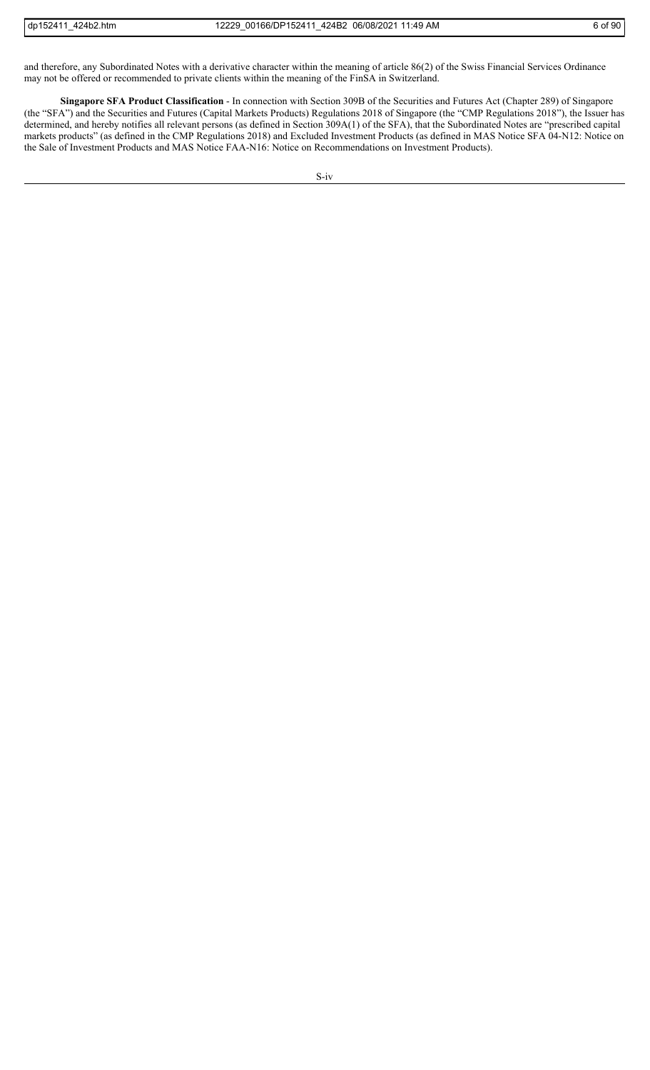and therefore, any Subordinated Notes with a derivative character within the meaning of article 86(2) of the Swiss Financial Services Ordinance may not be offered or recommended to private clients within the meaning of the FinSA in Switzerland.

**Singapore SFA Product Classification** - In connection with Section 309B of the Securities and Futures Act (Chapter 289) of Singapore (the "SFA") and the Securities and Futures (Capital Markets Products) Regulations 2018 of Singapore (the "CMP Regulations 2018"), the Issuer has determined, and hereby notifies all relevant persons (as defined in Section 309A(1) of the SFA), that the Subordinated Notes are "prescribed capital markets products" (as defined in the CMP Regulations 2018) and Excluded Investment Products (as defined in MAS Notice SFA 04-N12: Notice on the Sale of Investment Products and MAS Notice FAA-N16: Notice on Recommendations on Investment Products).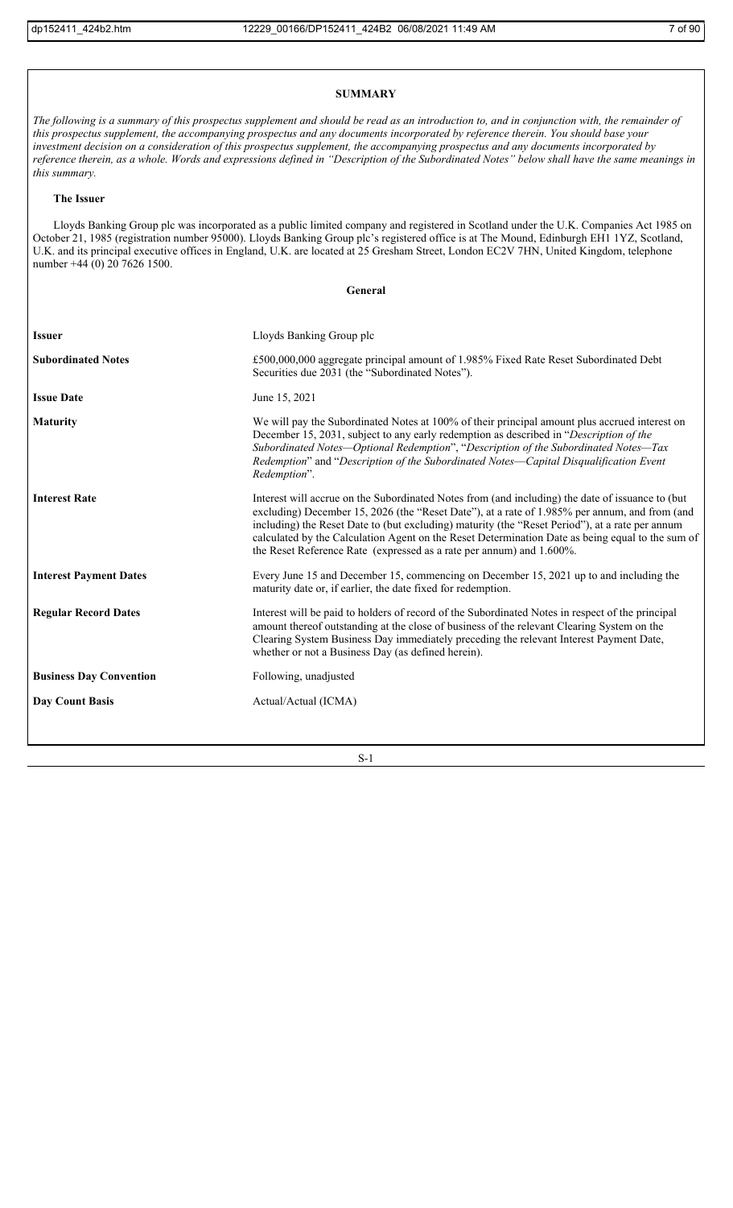## SUMMARY

*The following is a summary of this prospectus supplement and should be read as an introduction to, and in conjunction with, the remainder of this prospectus supplement, the accompanying prospectus and any documents incorporated by reference therein. You should base your investment decision on a consideration of this prospectus supplement, the accompanying prospectus and any documents incorporated by reference therein, as a whole. Words and expressions defined in "Description of the Subordinated Notes" below shall have the same meanings in this summary.*

### The Issuer

Lloyds Banking Group plc was incorporated as a public limited company and registered in Scotland under the U.K. Companies Act 1985 on October 21, 1985 (registration number 95000). Lloyds Banking Group plc's registered office is at The Mound, Edinburgh EH1 1YZ, Scotland, U.K. and its principal executive offices in England, U.K. are located at 25 Gresham Street, London EC2V 7HN, United Kingdom, telephone number +44 (0) 20 7626 1500.

### General

| | |
|---|---|
| **Issuer** | Lloyds Banking Group plc |
| **Subordinated Notes** | £500,000,000 aggregate principal amount of 1.985% Fixed Rate Reset Subordinated Debt Securities due 2031 (the "Subordinated Notes"). |
| **Issue Date** | June 15, 2021 |
| **Maturity** | We will pay the Subordinated Notes at 100% of their principal amount plus accrued interest on December 15, 2031, subject to any early redemption as described in "*Description of the Subordinated Notes—Optional Redemption*", "*Description of the Subordinated Notes—Tax Redemption*" and "*Description of the Subordinated Notes—Capital Disqualification Event Redemption*". |
| **Interest Rate** | Interest will accrue on the Subordinated Notes from (and including) the date of issuance to (but excluding) December 15, 2026 (the "Reset Date"), at a rate of 1.985% per annum, and from (and including) the Reset Date to (but excluding) maturity (the "Reset Period"), at a rate per annum calculated by the Calculation Agent on the Reset Determination Date as being equal to the sum of the Reset Reference Rate (expressed as a rate per annum) and 1.600%. |
| **Interest Payment Dates** | Every June 15 and December 15, commencing on December 15, 2021 up to and including the maturity date or, if earlier, the date fixed for redemption. |
| **Regular Record Dates** | Interest will be paid to holders of record of the Subordinated Notes in respect of the principal amount thereof outstanding at the close of business of the relevant Clearing System on the Clearing System Business Day immediately preceding the relevant Interest Payment Date, whether or not a Business Day (as defined herein). |
| **Business Day Convention** | Following, unadjusted |
| **Day Count Basis** | Actual/Actual (ICMA) |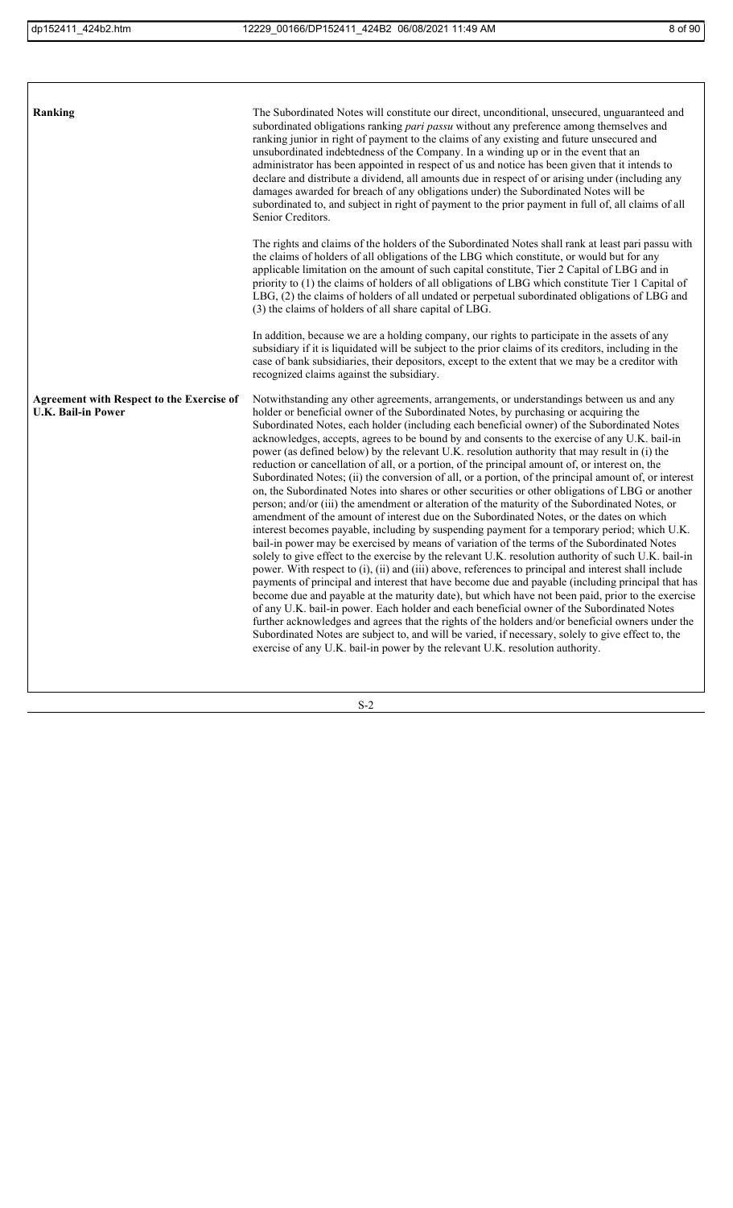| | |
|---|---|
| **Ranking** | The Subordinated Notes will constitute our direct, unconditional, unsecured, unguaranteed and subordinated obligations ranking *pari passu* without any preference among themselves and ranking junior in right of payment to the claims of any existing and future unsecured and unsubordinated indebtedness of the Company. In a winding up or in the event that an administrator has been appointed in respect of us and notice has been given that it intends to declare and distribute a dividend, all amounts due in respect of or arising under (including any damages awarded for breach of any obligations under) the Subordinated Notes will be subordinated to, and subject in right of payment to the prior payment in full of, all claims of all Senior Creditors.<br><br>The rights and claims of the holders of the Subordinated Notes shall rank at least pari passu with the claims of holders of all obligations of the LBG which constitute, or would but for any applicable limitation on the amount of such capital constitute, Tier 2 Capital of LBG and in priority to (1) the claims of holders of all obligations of LBG which constitute Tier 1 Capital of LBG, (2) the claims of holders of all undated or perpetual subordinated obligations of LBG and (3) the claims of holders of all share capital of LBG.<br><br>In addition, because we are a holding company, our rights to participate in the assets of any subsidiary if it is liquidated will be subject to the prior claims of its creditors, including in the case of bank subsidiaries, their depositors, except to the extent that we may be a creditor with recognized claims against the subsidiary. |
| **Agreement with Respect to the Exercise of U.K. Bail-in Power** | Notwithstanding any other agreements, arrangements, or understandings between us and any holder or beneficial owner of the Subordinated Notes, by purchasing or acquiring the Subordinated Notes, each holder (including each beneficial owner) of the Subordinated Notes acknowledges, accepts, agrees to be bound by and consents to the exercise of any U.K. bail-in power (as defined below) by the relevant U.K. resolution authority that may result in (i) the reduction or cancellation of all, or a portion, of the principal amount of, or interest on, the Subordinated Notes; (ii) the conversion of all, or a portion, of the principal amount of, or interest on, the Subordinated Notes into shares or other securities or other obligations of LBG or another person; and/or (iii) the amendment or alteration of the maturity of the Subordinated Notes, or amendment of the amount of interest due on the Subordinated Notes, or the dates on which interest becomes payable, including by suspending payment for a temporary period; which U.K. bail-in power may be exercised by means of variation of the terms of the Subordinated Notes solely to give effect to the exercise by the relevant U.K. resolution authority of such U.K. bail-in power. With respect to (i), (ii) and (iii) above, references to principal and interest shall include payments of principal and interest that have become due and payable (including principal that has become due and payable at the maturity date), but which have not been paid, prior to the exercise of any U.K. bail-in power. Each holder and each beneficial owner of the Subordinated Notes further acknowledges and agrees that the rights of the holders and/or beneficial owners under the Subordinated Notes are subject to, and will be varied, if necessary, solely to give effect to, the exercise of any U.K. bail-in power by the relevant U.K. resolution authority. |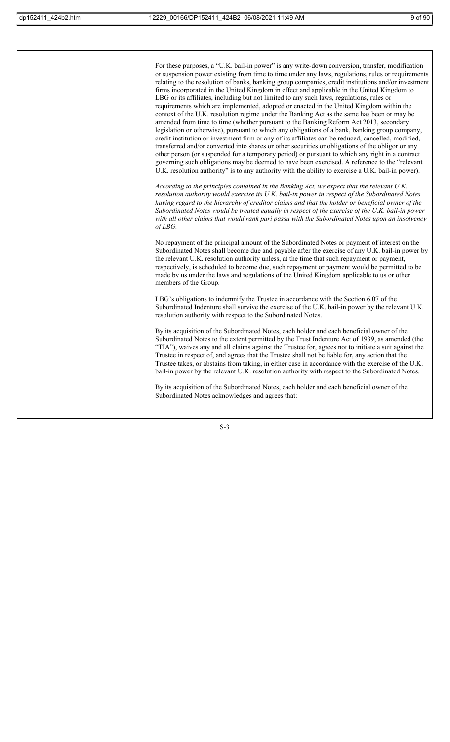For these purposes, a "U.K. bail-in power" is any write-down conversion, transfer, modification or suspension power existing from time to time under any laws, regulations, rules or requirements relating to the resolution of banks, banking group companies, credit institutions and/or investment firms incorporated in the United Kingdom in effect and applicable in the United Kingdom to LBG or its affiliates, including but not limited to any such laws, regulations, rules or requirements which are implemented, adopted or enacted in the United Kingdom within the context of the U.K. resolution regime under the Banking Act as the same has been or may be amended from time to time (whether pursuant to the Banking Reform Act 2013, secondary legislation or otherwise), pursuant to which any obligations of a bank, banking group company, credit institution or investment firm or any of its affiliates can be reduced, cancelled, modified, transferred and/or converted into shares or other securities or obligations of the obligor or any other person (or suspended for a temporary period) or pursuant to which any right in a contract governing such obligations may be deemed to have been exercised. A reference to the "relevant U.K. resolution authority" is to any authority with the ability to exercise a U.K. bail-in power).

*According to the principles contained in the Banking Act, we expect that the relevant U.K. resolution authority would exercise its U.K. bail-in power in respect of the Subordinated Notes having regard to the hierarchy of creditor claims and that the holder or beneficial owner of the Subordinated Notes would be treated equally in respect of the exercise of the U.K. bail-in power with all other claims that would rank pari passu with the Subordinated Notes upon an insolvency of LBG.*

No repayment of the principal amount of the Subordinated Notes or payment of interest on the Subordinated Notes shall become due and payable after the exercise of any U.K. bail-in power by the relevant U.K. resolution authority unless, at the time that such repayment or payment, respectively, is scheduled to become due, such repayment or payment would be permitted to be made by us under the laws and regulations of the United Kingdom applicable to us or other members of the Group.

LBG's obligations to indemnify the Trustee in accordance with the Section 6.07 of the Subordinated Indenture shall survive the exercise of the U.K. bail-in power by the relevant U.K. resolution authority with respect to the Subordinated Notes.

By its acquisition of the Subordinated Notes, each holder and each beneficial owner of the Subordinated Notes to the extent permitted by the Trust Indenture Act of 1939, as amended (the "TIA"), waives any and all claims against the Trustee for, agrees not to initiate a suit against the Trustee in respect of, and agrees that the Trustee shall not be liable for, any action that the Trustee takes, or abstains from taking, in either case in accordance with the exercise of the U.K. bail-in power by the relevant U.K. resolution authority with respect to the Subordinated Notes.

By its acquisition of the Subordinated Notes, each holder and each beneficial owner of the Subordinated Notes acknowledges and agrees that: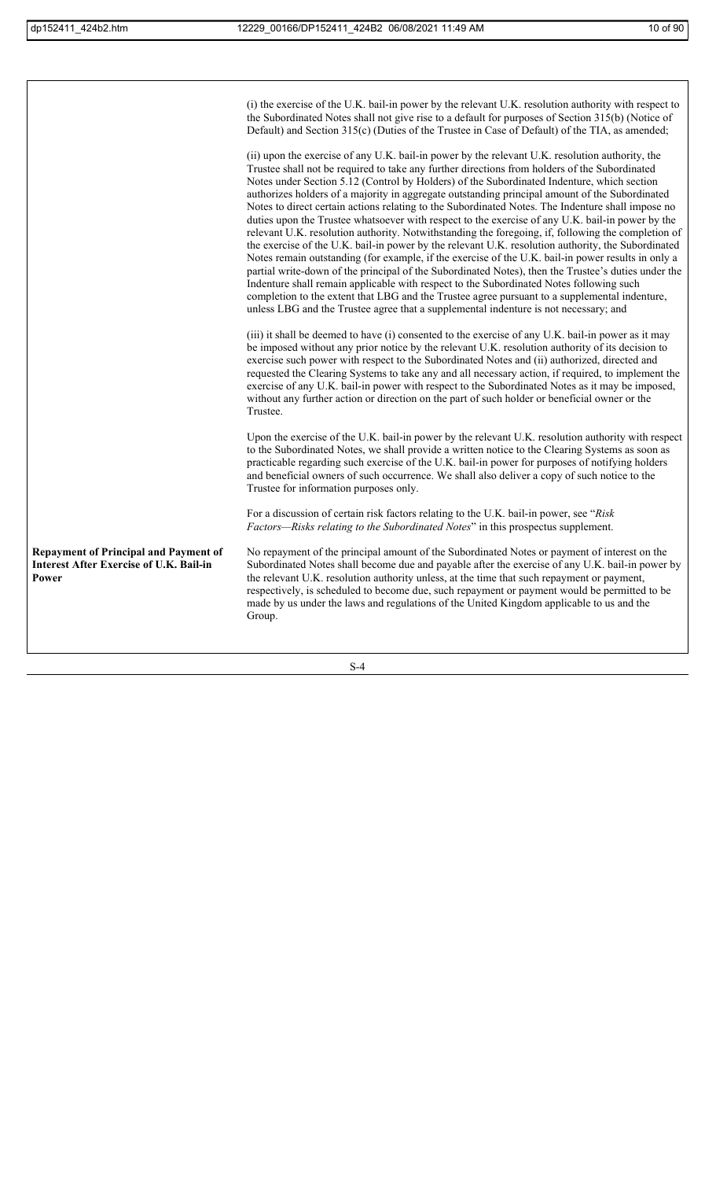(i) the exercise of the U.K. bail-in power by the relevant U.K. resolution authority with respect to the Subordinated Notes shall not give rise to a default for purposes of Section 315(b) (Notice of Default) and Section 315(c) (Duties of the Trustee in Case of Default) of the TIA, as amended;

(ii) upon the exercise of any U.K. bail-in power by the relevant U.K. resolution authority, the Trustee shall not be required to take any further directions from holders of the Subordinated Notes under Section 5.12 (Control by Holders) of the Subordinated Indenture, which section authorizes holders of a majority in aggregate outstanding principal amount of the Subordinated Notes to direct certain actions relating to the Subordinated Notes. The Indenture shall impose no duties upon the Trustee whatsoever with respect to the exercise of any U.K. bail-in power by the relevant U.K. resolution authority. Notwithstanding the foregoing, if, following the completion of the exercise of the U.K. bail-in power by the relevant U.K. resolution authority, the Subordinated Notes remain outstanding (for example, if the exercise of the U.K. bail-in power results in only a partial write-down of the principal of the Subordinated Notes), then the Trustee's duties under the Indenture shall remain applicable with respect to the Subordinated Notes following such completion to the extent that LBG and the Trustee agree pursuant to a supplemental indenture, unless LBG and the Trustee agree that a supplemental indenture is not necessary; and

(iii) it shall be deemed to have (i) consented to the exercise of any U.K. bail-in power as it may be imposed without any prior notice by the relevant U.K. resolution authority of its decision to exercise such power with respect to the Subordinated Notes and (ii) authorized, directed and requested the Clearing Systems to take any and all necessary action, if required, to implement the exercise of any U.K. bail-in power with respect to the Subordinated Notes as it may be imposed, without any further action or direction on the part of such holder or beneficial owner or the Trustee.

Upon the exercise of the U.K. bail-in power by the relevant U.K. resolution authority with respect to the Subordinated Notes, we shall provide a written notice to the Clearing Systems as soon as practicable regarding such exercise of the U.K. bail-in power for purposes of notifying holders and beneficial owners of such occurrence. We shall also deliver a copy of such notice to the Trustee for information purposes only.

For a discussion of certain risk factors relating to the U.K. bail-in power, see "*Risk Factors—Risks relating to the Subordinated Notes*" in this prospectus supplement.

**Repayment of Principal and Payment of Interest After Exercise of U.K. Bail-in Power**

No repayment of the principal amount of the Subordinated Notes or payment of interest on the Subordinated Notes shall become due and payable after the exercise of any U.K. bail-in power by the relevant U.K. resolution authority unless, at the time that such repayment or payment, respectively, is scheduled to become due, such repayment or payment would be permitted to be made by us under the laws and regulations of the United Kingdom applicable to us and the Group.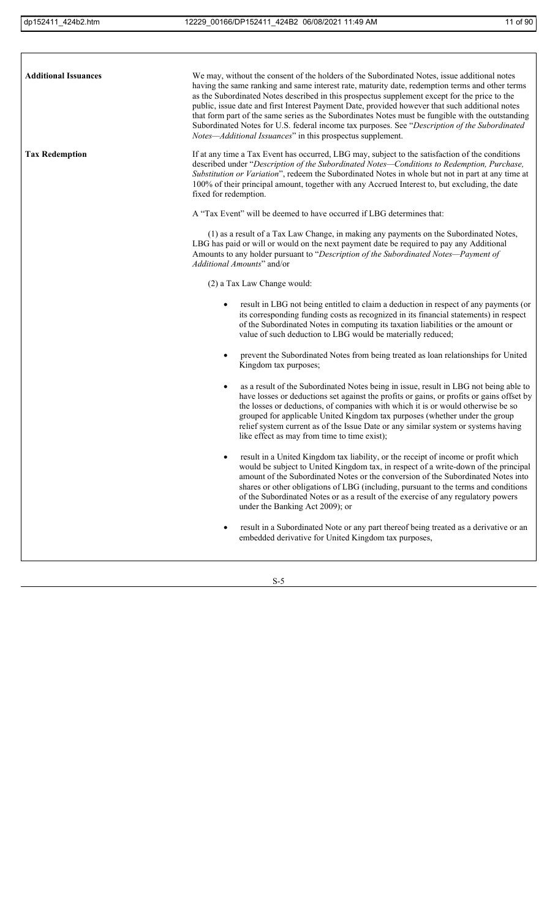| | |
|---|---|
| **Additional Issuances** | We may, without the consent of the holders of the Subordinated Notes, issue additional notes having the same ranking and same interest rate, maturity date, redemption terms and other terms as the Subordinated Notes described in this prospectus supplement except for the price to the public, issue date and first Interest Payment Date, provided however that such additional notes that form part of the same series as the Subordinates Notes must be fungible with the outstanding Subordinated Notes for U.S. federal income tax purposes. See "*Description of the Subordinated Notes—Additional Issuances*" in this prospectus supplement. |
| **Tax Redemption** | If at any time a Tax Event has occurred, LBG may, subject to the satisfaction of the conditions described under "*Description of the Subordinated Notes—Conditions to Redemption, Purchase, Substitution or Variation*", redeem the Subordinated Notes in whole but not in part at any time at 100% of their principal amount, together with any Accrued Interest to, but excluding, the date fixed for redemption.<br><br>A "Tax Event" will be deemed to have occurred if LBG determines that:<br><br>(1) as a result of a Tax Law Change, in making any payments on the Subordinated Notes, LBG has paid or will or would on the next payment date be required to pay any Additional Amounts to any holder pursuant to "*Description of the Subordinated Notes—Payment of Additional Amounts*" and/or<br><br>(2) a Tax Law Change would:<br><br>• result in LBG not being entitled to claim a deduction in respect of any payments (or its corresponding funding costs as recognized in its financial statements) in respect of the Subordinated Notes in computing its taxation liabilities or the amount or value of such deduction to LBG would be materially reduced;<br><br>• prevent the Subordinated Notes from being treated as loan relationships for United Kingdom tax purposes;<br><br>• as a result of the Subordinated Notes being in issue, result in LBG not being able to have losses or deductions set against the profits or gains, or profits or gains offset by the losses or deductions, of companies with which it is or would otherwise be so grouped for applicable United Kingdom tax purposes (whether under the group relief system current as of the Issue Date or any similar system or systems having like effect as may from time to time exist);<br><br>• result in a United Kingdom tax liability, or the receipt of income or profit which would be subject to United Kingdom tax, in respect of a write-down of the principal amount of the Subordinated Notes or the conversion of the Subordinated Notes into shares or other obligations of LBG (including, pursuant to the terms and conditions of the Subordinated Notes or as a result of the exercise of any regulatory powers under the Banking Act 2009); or<br><br>• result in a Subordinated Note or any part thereof being treated as a derivative or an embedded derivative for United Kingdom tax purposes, |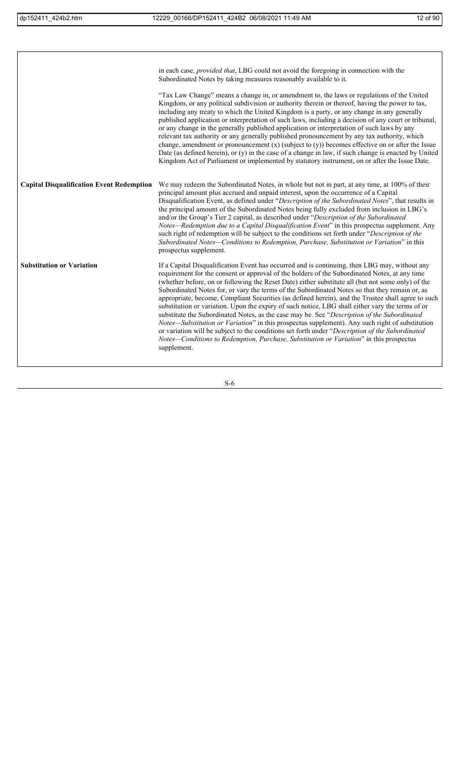| | |
|---|---|
| | in each case, *provided that*, LBG could not avoid the foregoing in connection with the Subordinated Notes by taking measures reasonably available to it.<br><br>"Tax Law Change" means a change in, or amendment to, the laws or regulations of the United Kingdom, or any political subdivision or authority therein or thereof, having the power to tax, including any treaty to which the United Kingdom is a party, or any change in any generally published application or interpretation of such laws, including a decision of any court or tribunal, or any change in the generally published application or interpretation of such laws by any relevant tax authority or any generally published pronouncement by any tax authority, which change, amendment or pronouncement (x) (subject to (y)) becomes effective on or after the Issue Date (as defined herein), or (y) in the case of a change in law, if such change is enacted by United Kingdom Act of Parliament or implemented by statutory instrument, on or after the Issue Date. |
| **Capital Disqualification Event Redemption** | We may redeem the Subordinated Notes, in whole but not in part, at any time, at 100% of their principal amount plus accrued and unpaid interest, upon the occurrence of a Capital Disqualification Event, as defined under "*Description of the Subordinated Notes*", that results in the principal amount of the Subordinated Notes being fully excluded from inclusion in LBG's and/or the Group's Tier 2 capital, as described under "*Description of the Subordinated Notes—Redemption due to a Capital Disqualification Event*" in this prospectus supplement. Any such right of redemption will be subject to the conditions set forth under "*Description of the Subordinated Notes—Conditions to Redemption, Purchase, Substitution or Variation*" in this prospectus supplement. |
| **Substitution or Variation** | If a Capital Disqualification Event has occurred and is continuing, then LBG may, without any requirement for the consent or approval of the holders of the Subordinated Notes, at any time (whether before, on or following the Reset Date) either substitute all (but not some only) of the Subordinated Notes for, or vary the terms of the Subordinated Notes so that they remain or, as appropriate, become, Compliant Securities (as defined herein), and the Trustee shall agree to such substitution or variation. Upon the expiry of such notice, LBG shall either vary the terms of or substitute the Subordinated Notes, as the case may be. See "*Description of the Subordinated Notes—Substitution or Variation*" in this prospectus supplement). Any such right of substitution or variation will be subject to the conditions set forth under "*Description of the Subordinated Notes—Conditions to Redemption, Purchase, Substitution or Variation*" in this prospectus supplement. |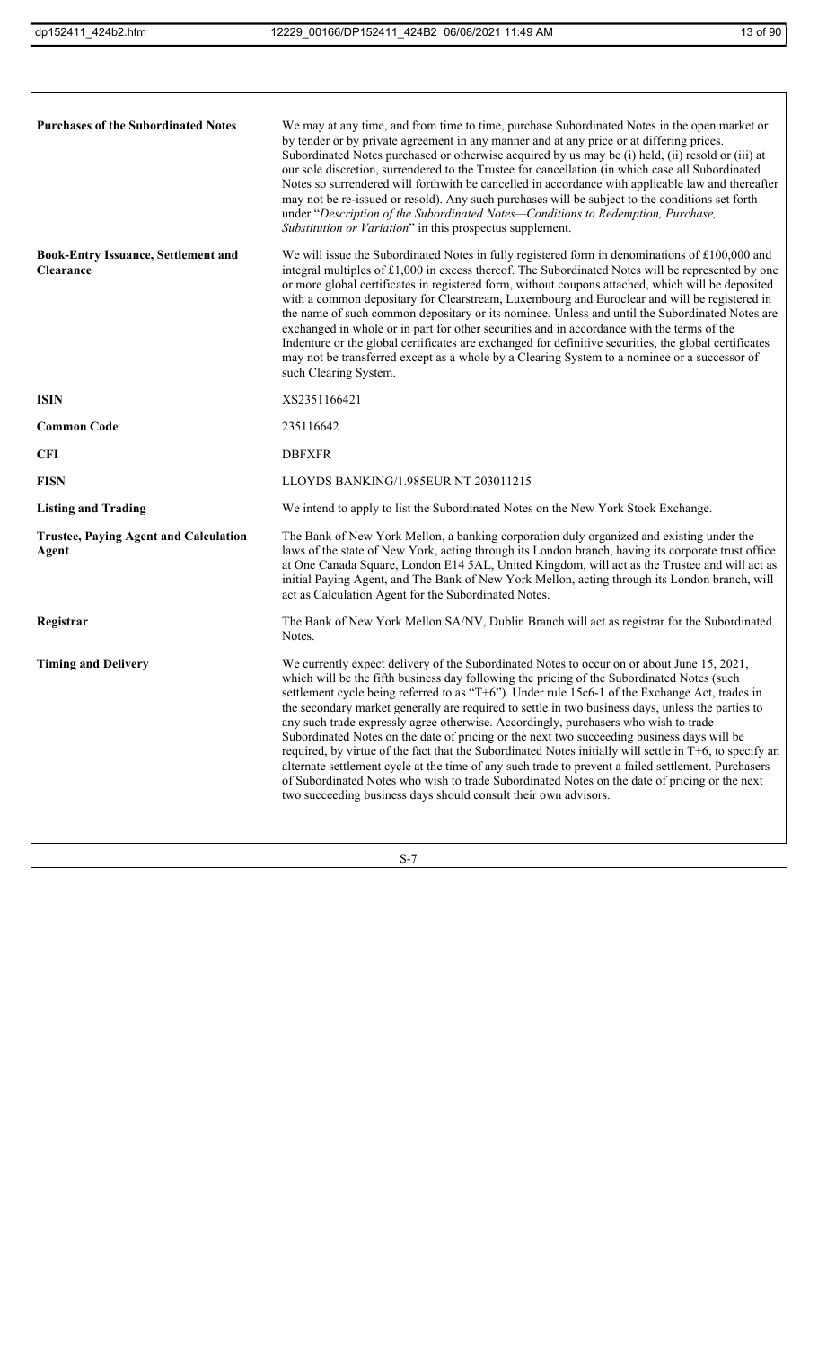| | |
|---|---|
| **Purchases of the Subordinated Notes** | We may at any time, and from time to time, purchase Subordinated Notes in the open market or by tender or by private agreement in any manner and at any price or at differing prices. Subordinated Notes purchased or otherwise acquired by us may be (i) held, (ii) resold or (iii) at our sole discretion, surrendered to the Trustee for cancellation (in which case all Subordinated Notes so surrendered will forthwith be cancelled in accordance with applicable law and thereafter may not be re-issued or resold). Any such purchases will be subject to the conditions set forth under "*Description of the Subordinated Notes—Conditions to Redemption, Purchase, Substitution or Variation*" in this prospectus supplement. |
| **Book-Entry Issuance, Settlement and Clearance** | We will issue the Subordinated Notes in fully registered form in denominations of £100,000 and integral multiples of £1,000 in excess thereof. The Subordinated Notes will be represented by one or more global certificates in registered form, without coupons attached, which will be deposited with a common depositary for Clearstream, Luxembourg and Euroclear and will be registered in the name of such common depositary or its nominee. Unless and until the Subordinated Notes are exchanged in whole or in part for other securities and in accordance with the terms of the Indenture or the global certificates are exchanged for definitive securities, the global certificates may not be transferred except as a whole by a Clearing System to a nominee or a successor of such Clearing System. |
| **ISIN** | XS2351166421 |
| **Common Code** | 235116642 |
| **CFI** | DBFXFR |
| **FISN** | LLOYDS BANKING/1.985EUR NT 203011215 |
| **Listing and Trading** | We intend to apply to list the Subordinated Notes on the New York Stock Exchange. |
| **Trustee, Paying Agent and Calculation Agent** | The Bank of New York Mellon, a banking corporation duly organized and existing under the laws of the state of New York, acting through its London branch, having its corporate trust office at One Canada Square, London E14 5AL, United Kingdom, will act as the Trustee and will act as initial Paying Agent, and The Bank of New York Mellon, acting through its London branch, will act as Calculation Agent for the Subordinated Notes. |
| **Registrar** | The Bank of New York Mellon SA/NV, Dublin Branch will act as registrar for the Subordinated Notes. |
| **Timing and Delivery** | We currently expect delivery of the Subordinated Notes to occur on or about June 15, 2021, which will be the fifth business day following the pricing of the Subordinated Notes (such settlement cycle being referred to as "T+6"). Under rule 15c6-1 of the Exchange Act, trades in the secondary market generally are required to settle in two business days, unless the parties to any such trade expressly agree otherwise. Accordingly, purchasers who wish to trade Subordinated Notes on the date of pricing or the next two succeeding business days will be required, by virtue of the fact that the Subordinated Notes initially will settle in T+6, to specify an alternate settlement cycle at the time of any such trade to prevent a failed settlement. Purchasers of Subordinated Notes who wish to trade Subordinated Notes on the date of pricing or the next two succeeding business days should consult their own advisors. |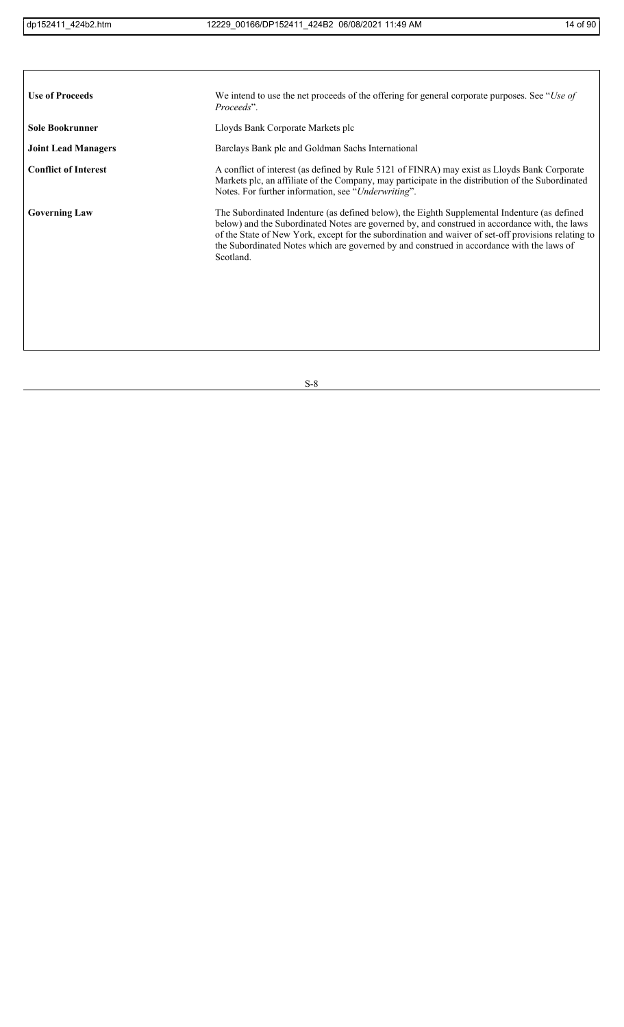| | |
|---|---|
| **Use of Proceeds** | We intend to use the net proceeds of the offering for general corporate purposes. See "*Use of Proceeds*". |
| **Sole Bookrunner** | Lloyds Bank Corporate Markets plc |
| **Joint Lead Managers** | Barclays Bank plc and Goldman Sachs International |
| **Conflict of Interest** | A conflict of interest (as defined by Rule 5121 of FINRA) may exist as Lloyds Bank Corporate Markets plc, an affiliate of the Company, may participate in the distribution of the Subordinated Notes. For further information, see "*Underwriting*". |
| **Governing Law** | The Subordinated Indenture (as defined below), the Eighth Supplemental Indenture (as defined below) and the Subordinated Notes are governed by, and construed in accordance with, the laws of the State of New York, except for the subordination and waiver of set-off provisions relating to the Subordinated Notes which are governed by and construed in accordance with the laws of Scotland. |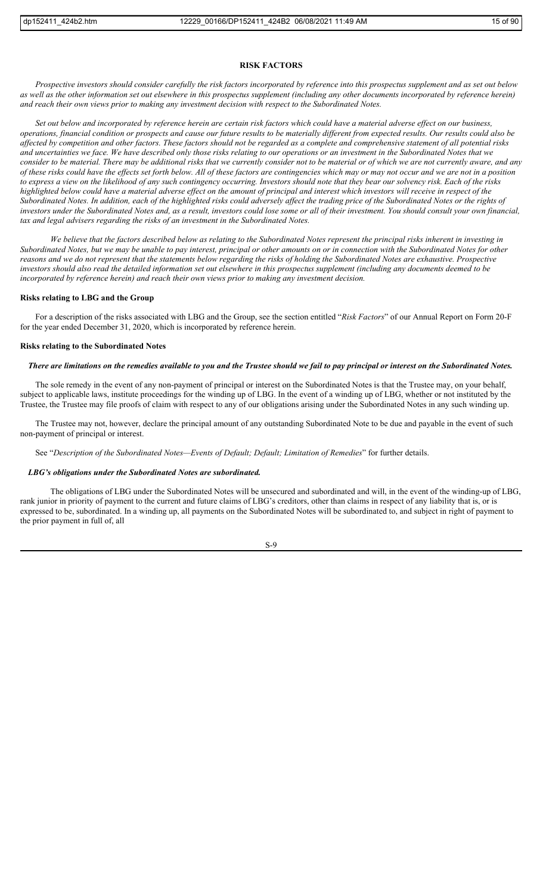## RISK FACTORS

*Prospective investors should consider carefully the risk factors incorporated by reference into this prospectus supplement and as set out below as well as the other information set out elsewhere in this prospectus supplement (including any other documents incorporated by reference herein) and reach their own views prior to making any investment decision with respect to the Subordinated Notes.*

*Set out below and incorporated by reference herein are certain risk factors which could have a material adverse effect on our business, operations, financial condition or prospects and cause our future results to be materially different from expected results. Our results could also be affected by competition and other factors. These factors should not be regarded as a complete and comprehensive statement of all potential risks and uncertainties we face. We have described only those risks relating to our operations or an investment in the Subordinated Notes that we consider to be material. There may be additional risks that we currently consider not to be material or of which we are not currently aware, and any of these risks could have the effects set forth below. All of these factors are contingencies which may or may not occur and we are not in a position to express a view on the likelihood of any such contingency occurring. Investors should note that they bear our solvency risk. Each of the risks highlighted below could have a material adverse effect on the amount of principal and interest which investors will receive in respect of the Subordinated Notes. In addition, each of the highlighted risks could adversely affect the trading price of the Subordinated Notes or the rights of investors under the Subordinated Notes and, as a result, investors could lose some or all of their investment. You should consult your own financial, tax and legal advisers regarding the risks of an investment in the Subordinated Notes.*

*We believe that the factors described below as relating to the Subordinated Notes represent the principal risks inherent in investing in Subordinated Notes, but we may be unable to pay interest, principal or other amounts on or in connection with the Subordinated Notes for other reasons and we do not represent that the statements below regarding the risks of holding the Subordinated Notes are exhaustive. Prospective investors should also read the detailed information set out elsewhere in this prospectus supplement (including any documents deemed to be incorporated by reference herein) and reach their own views prior to making any investment decision.*

### Risks relating to LBG and the Group

For a description of the risks associated with LBG and the Group, see the section entitled "*Risk Factors*" of our Annual Report on Form 20-F for the year ended December 31, 2020, which is incorporated by reference herein.

### Risks relating to the Subordinated Notes

#### *There are limitations on the remedies available to you and the Trustee should we fail to pay principal or interest on the Subordinated Notes.*

The sole remedy in the event of any non-payment of principal or interest on the Subordinated Notes is that the Trustee may, on your behalf, subject to applicable laws, institute proceedings for the winding up of LBG. In the event of a winding up of LBG, whether or not instituted by the Trustee, the Trustee may file proofs of claim with respect to any of our obligations arising under the Subordinated Notes in any such winding up.

The Trustee may not, however, declare the principal amount of any outstanding Subordinated Note to be due and payable in the event of such non-payment of principal or interest.

See "*Description of the Subordinated Notes—Events of Default; Default; Limitation of Remedies*" for further details.

#### *LBG's obligations under the Subordinated Notes are subordinated.*

The obligations of LBG under the Subordinated Notes will be unsecured and subordinated and will, in the event of the winding-up of LBG, rank junior in priority of payment to the current and future claims of LBG's creditors, other than claims in respect of any liability that is, or is expressed to be, subordinated. In a winding up, all payments on the Subordinated Notes will be subordinated to, and subject in right of payment to the prior payment in full of, all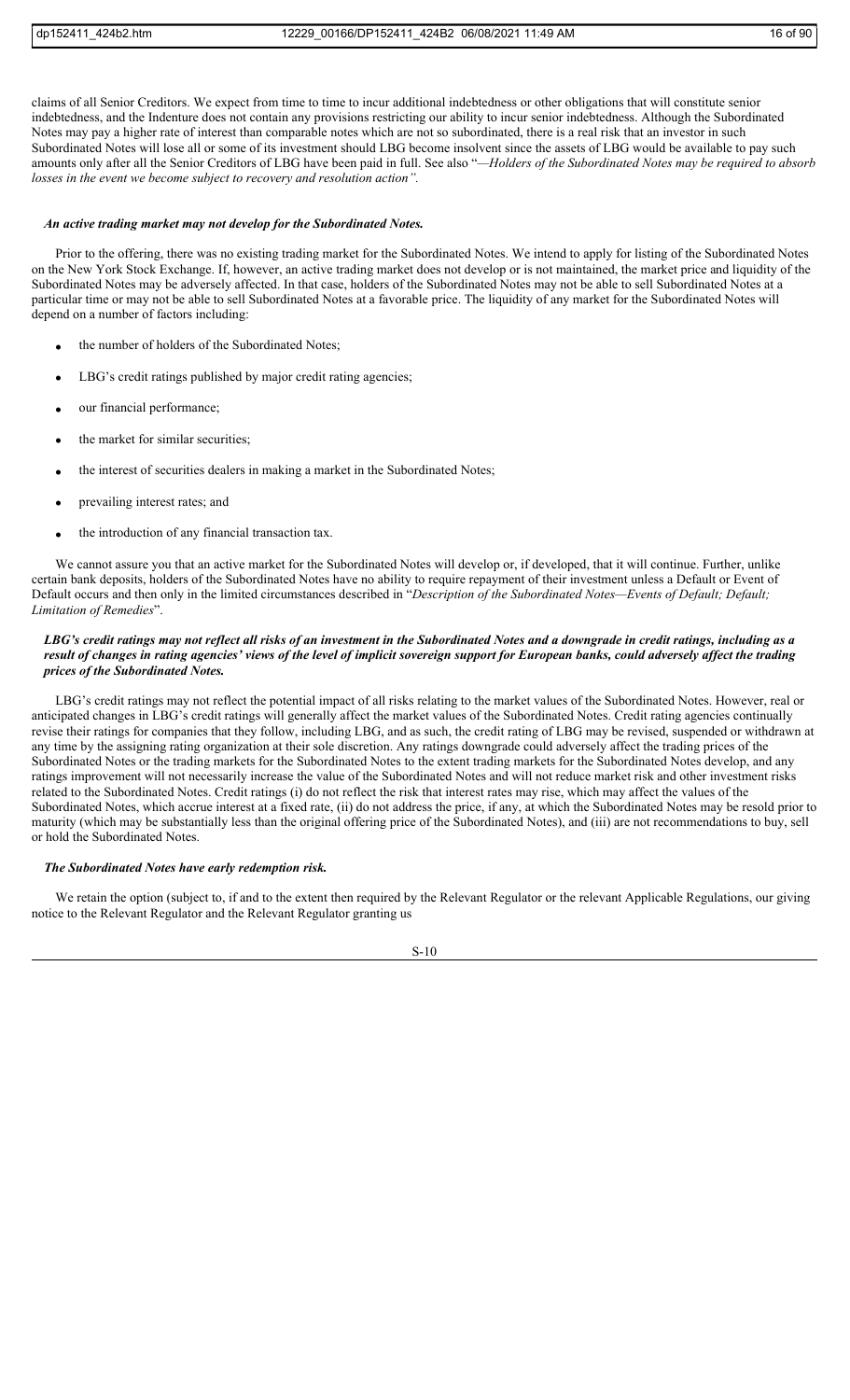claims of all Senior Creditors. We expect from time to time to incur additional indebtedness or other obligations that will constitute senior indebtedness, and the Indenture does not contain any provisions restricting our ability to incur senior indebtedness. Although the Subordinated Notes may pay a higher rate of interest than comparable notes which are not so subordinated, there is a real risk that an investor in such Subordinated Notes will lose all or some of its investment should LBG become insolvent since the assets of LBG would be available to pay such amounts only after all the Senior Creditors of LBG have been paid in full. See also "*—Holders of the Subordinated Notes may be required to absorb losses in the event we become subject to recovery and resolution action*".

***An active trading market may not develop for the Subordinated Notes.***

Prior to the offering, there was no existing trading market for the Subordinated Notes. We intend to apply for listing of the Subordinated Notes on the New York Stock Exchange. If, however, an active trading market does not develop or is not maintained, the market price and liquidity of the Subordinated Notes may be adversely affected. In that case, holders of the Subordinated Notes may not be able to sell Subordinated Notes at a particular time or may not be able to sell Subordinated Notes at a favorable price. The liquidity of any market for the Subordinated Notes will depend on a number of factors including:

- the number of holders of the Subordinated Notes;
- LBG's credit ratings published by major credit rating agencies;
- our financial performance;
- the market for similar securities;
- the interest of securities dealers in making a market in the Subordinated Notes;
- prevailing interest rates; and
- the introduction of any financial transaction tax.

We cannot assure you that an active market for the Subordinated Notes will develop or, if developed, that it will continue. Further, unlike certain bank deposits, holders of the Subordinated Notes have no ability to require repayment of their investment unless a Default or Event of Default occurs and then only in the limited circumstances described in "*Description of the Subordinated Notes—Events of Default; Default; Limitation of Remedies*".

***LBG's credit ratings may not reflect all risks of an investment in the Subordinated Notes and a downgrade in credit ratings, including as a result of changes in rating agencies' views of the level of implicit sovereign support for European banks, could adversely affect the trading prices of the Subordinated Notes.***

LBG's credit ratings may not reflect the potential impact of all risks relating to the market values of the Subordinated Notes. However, real or anticipated changes in LBG's credit ratings will generally affect the market values of the Subordinated Notes. Credit rating agencies continually revise their ratings for companies that they follow, including LBG, and as such, the credit rating of LBG may be revised, suspended or withdrawn at any time by the assigning rating organization at their sole discretion. Any ratings downgrade could adversely affect the trading prices of the Subordinated Notes or the trading markets for the Subordinated Notes to the extent trading markets for the Subordinated Notes develop, and any ratings improvement will not necessarily increase the value of the Subordinated Notes and will not reduce market risk and other investment risks related to the Subordinated Notes. Credit ratings (i) do not reflect the risk that interest rates may rise, which may affect the values of the Subordinated Notes, which accrue interest at a fixed rate, (ii) do not address the price, if any, at which the Subordinated Notes may be resold prior to maturity (which may be substantially less than the original offering price of the Subordinated Notes), and (iii) are not recommendations to buy, sell or hold the Subordinated Notes.

***The Subordinated Notes have early redemption risk.***

We retain the option (subject to, if and to the extent then required by the Relevant Regulator or the relevant Applicable Regulations, our giving notice to the Relevant Regulator and the Relevant Regulator granting us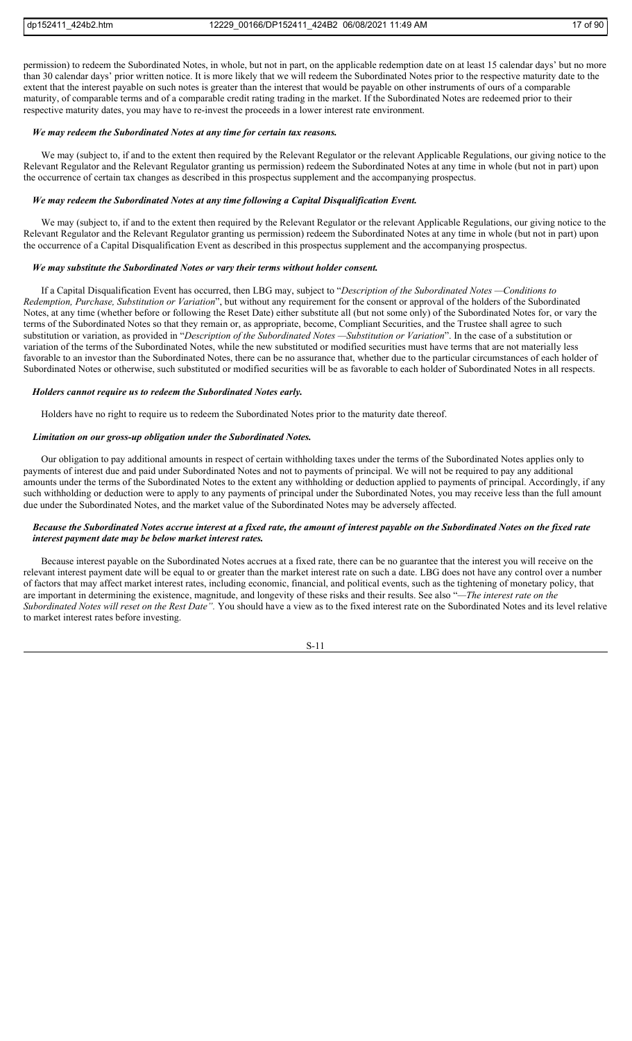permission) to redeem the Subordinated Notes, in whole, but not in part, on the applicable redemption date on at least 15 calendar days' but no more than 30 calendar days' prior written notice. It is more likely that we will redeem the Subordinated Notes prior to the respective maturity date to the extent that the interest payable on such notes is greater than the interest that would be payable on other instruments of ours of a comparable maturity, of comparable terms and of a comparable credit rating trading in the market. If the Subordinated Notes are redeemed prior to their respective maturity dates, you may have to re-invest the proceeds in a lower interest rate environment.

***We may redeem the Subordinated Notes at any time for certain tax reasons.***

We may (subject to, if and to the extent then required by the Relevant Regulator or the relevant Applicable Regulations, our giving notice to the Relevant Regulator and the Relevant Regulator granting us permission) redeem the Subordinated Notes at any time in whole (but not in part) upon the occurrence of certain tax changes as described in this prospectus supplement and the accompanying prospectus.

***We may redeem the Subordinated Notes at any time following a Capital Disqualification Event.***

We may (subject to, if and to the extent then required by the Relevant Regulator or the relevant Applicable Regulations, our giving notice to the Relevant Regulator and the Relevant Regulator granting us permission) redeem the Subordinated Notes at any time in whole (but not in part) upon the occurrence of a Capital Disqualification Event as described in this prospectus supplement and the accompanying prospectus.

***We may substitute the Subordinated Notes or vary their terms without holder consent.***

If a Capital Disqualification Event has occurred, then LBG may, subject to "*Description of the Subordinated Notes —Conditions to Redemption, Purchase, Substitution or Variation*", but without any requirement for the consent or approval of the holders of the Subordinated Notes, at any time (whether before or following the Reset Date) either substitute all (but not some only) of the Subordinated Notes for, or vary the terms of the Subordinated Notes so that they remain or, as appropriate, become, Compliant Securities, and the Trustee shall agree to such substitution or variation, as provided in "*Description of the Subordinated Notes —Substitution or Variation*". In the case of a substitution or variation of the terms of the Subordinated Notes, while the new substituted or modified securities must have terms that are not materially less favorable to an investor than the Subordinated Notes, there can be no assurance that, whether due to the particular circumstances of each holder of Subordinated Notes or otherwise, such substituted or modified securities will be as favorable to each holder of Subordinated Notes in all respects.

***Holders cannot require us to redeem the Subordinated Notes early.***

Holders have no right to require us to redeem the Subordinated Notes prior to the maturity date thereof.

***Limitation on our gross-up obligation under the Subordinated Notes.***

Our obligation to pay additional amounts in respect of certain withholding taxes under the terms of the Subordinated Notes applies only to payments of interest due and paid under Subordinated Notes and not to payments of principal. We will not be required to pay any additional amounts under the terms of the Subordinated Notes to the extent any withholding or deduction applied to payments of principal. Accordingly, if any such withholding or deduction were to apply to any payments of principal under the Subordinated Notes, you may receive less than the full amount due under the Subordinated Notes, and the market value of the Subordinated Notes may be adversely affected.

***Because the Subordinated Notes accrue interest at a fixed rate, the amount of interest payable on the Subordinated Notes on the fixed rate interest payment date may be below market interest rates.***

Because interest payable on the Subordinated Notes accrues at a fixed rate, there can be no guarantee that the interest you will receive on the relevant interest payment date will be equal to or greater than the market interest rate on such a date. LBG does not have any control over a number of factors that may affect market interest rates, including economic, financial, and political events, such as the tightening of monetary policy, that are important in determining the existence, magnitude, and longevity of these risks and their results. See also "*—The interest rate on the Subordinated Notes will reset on the Rest Date".* You should have a view as to the fixed interest rate on the Subordinated Notes and its level relative to market interest rates before investing.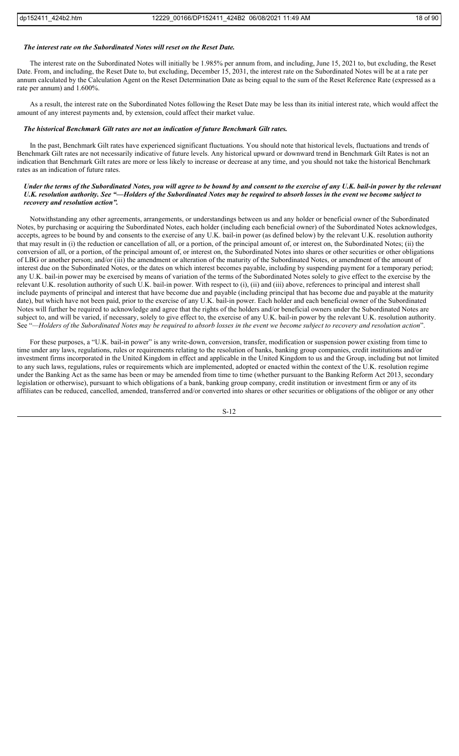***The interest rate on the Subordinated Notes will reset on the Reset Date.***

The interest rate on the Subordinated Notes will initially be 1.985% per annum from, and including, June 15, 2021 to, but excluding, the Reset Date. From, and including, the Reset Date to, but excluding, December 15, 2031, the interest rate on the Subordinated Notes will be at a rate per annum calculated by the Calculation Agent on the Reset Determination Date as being equal to the sum of the Reset Reference Rate (expressed as a rate per annum) and 1.600%.

As a result, the interest rate on the Subordinated Notes following the Reset Date may be less than its initial interest rate, which would affect the amount of any interest payments and, by extension, could affect their market value.

***The historical Benchmark Gilt rates are not an indication of future Benchmark Gilt rates.***

In the past, Benchmark Gilt rates have experienced significant fluctuations. You should note that historical levels, fluctuations and trends of Benchmark Gilt rates are not necessarily indicative of future levels. Any historical upward or downward trend in Benchmark Gilt Rates is not an indication that Benchmark Gilt rates are more or less likely to increase or decrease at any time, and you should not take the historical Benchmark rates as an indication of future rates.

***Under the terms of the Subordinated Notes, you will agree to be bound by and consent to the exercise of any U.K. bail-in power by the relevant U.K. resolution authority. See "—Holders of the Subordinated Notes may be required to absorb losses in the event we become subject to recovery and resolution action".***

Notwithstanding any other agreements, arrangements, or understandings between us and any holder or beneficial owner of the Subordinated Notes, by purchasing or acquiring the Subordinated Notes, each holder (including each beneficial owner) of the Subordinated Notes acknowledges, accepts, agrees to be bound by and consents to the exercise of any U.K. bail-in power (as defined below) by the relevant U.K. resolution authority that may result in (i) the reduction or cancellation of all, or a portion, of the principal amount of, or interest on, the Subordinated Notes; (ii) the conversion of all, or a portion, of the principal amount of, or interest on, the Subordinated Notes into shares or other securities or other obligations of LBG or another person; and/or (iii) the amendment or alteration of the maturity of the Subordinated Notes, or amendment of the amount of interest due on the Subordinated Notes, or the dates on which interest becomes payable, including by suspending payment for a temporary period; any U.K. bail-in power may be exercised by means of variation of the terms of the Subordinated Notes solely to give effect to the exercise by the relevant U.K. resolution authority of such U.K. bail-in power. With respect to (i), (ii) and (iii) above, references to principal and interest shall include payments of principal and interest that have become due and payable (including principal that has become due and payable at the maturity date), but which have not been paid, prior to the exercise of any U.K. bail-in power. Each holder and each beneficial owner of the Subordinated Notes will further be required to acknowledge and agree that the rights of the holders and/or beneficial owners under the Subordinated Notes are subject to, and will be varied, if necessary, solely to give effect to, the exercise of any U.K. bail-in power by the relevant U.K. resolution authority. See "*—Holders of the Subordinated Notes may be required to absorb losses in the event we become subject to recovery and resolution action*".

For these purposes, a "U.K. bail-in power" is any write-down, conversion, transfer, modification or suspension power existing from time to time under any laws, regulations, rules or requirements relating to the resolution of banks, banking group companies, credit institutions and/or investment firms incorporated in the United Kingdom in effect and applicable in the United Kingdom to us and the Group, including but not limited to any such laws, regulations, rules or requirements which are implemented, adopted or enacted within the context of the U.K. resolution regime under the Banking Act as the same has been or may be amended from time to time (whether pursuant to the Banking Reform Act 2013, secondary legislation or otherwise), pursuant to which obligations of a bank, banking group company, credit institution or investment firm or any of its affiliates can be reduced, cancelled, amended, transferred and/or converted into shares or other securities or obligations of the obligor or any other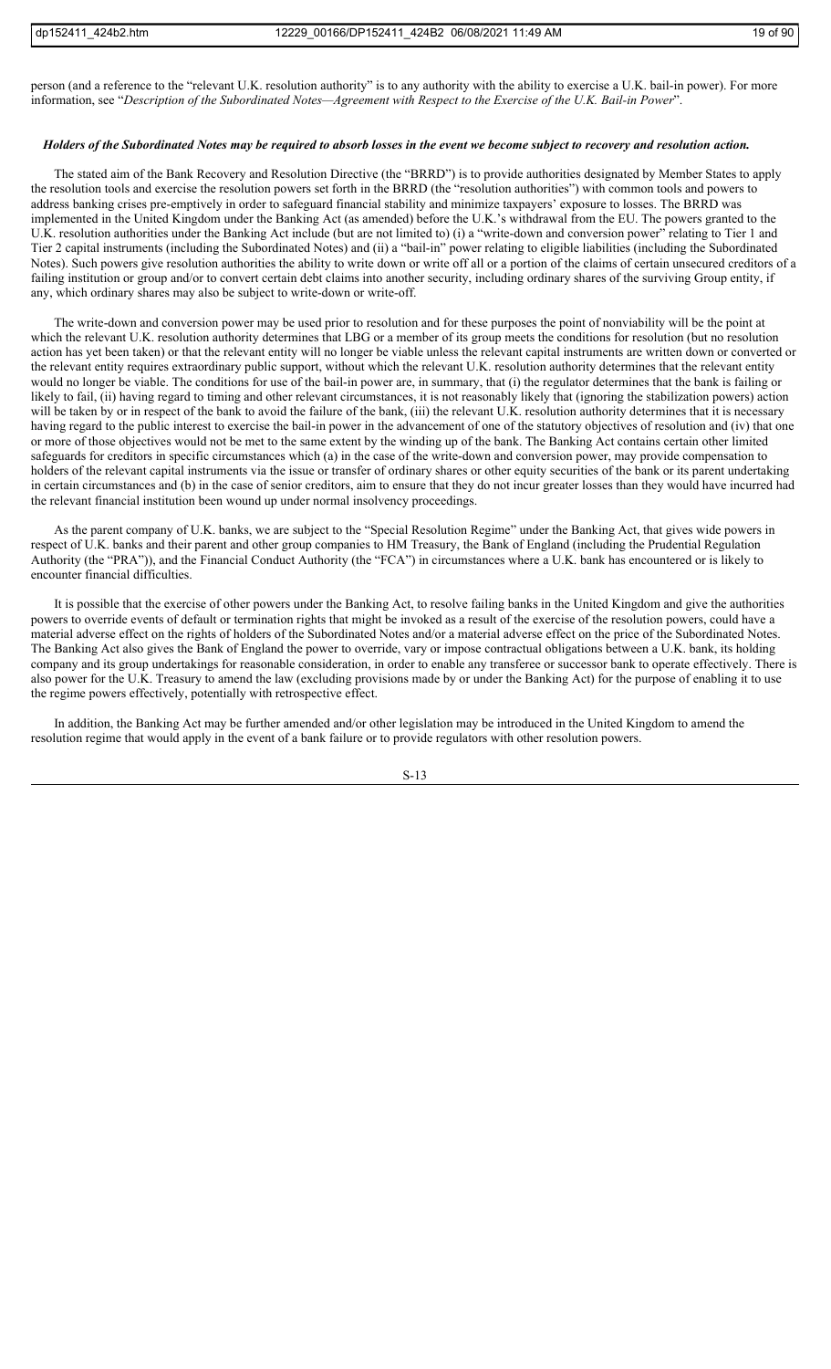person (and a reference to the "relevant U.K. resolution authority" is to any authority with the ability to exercise a U.K. bail-in power). For more information, see "*Description of the Subordinated Notes—Agreement with Respect to the Exercise of the U.K. Bail-in Power*".

***Holders of the Subordinated Notes may be required to absorb losses in the event we become subject to recovery and resolution action.***

The stated aim of the Bank Recovery and Resolution Directive (the "BRRD") is to provide authorities designated by Member States to apply the resolution tools and exercise the resolution powers set forth in the BRRD (the "resolution authorities") with common tools and powers to address banking crises pre-emptively in order to safeguard financial stability and minimize taxpayers' exposure to losses. The BRRD was implemented in the United Kingdom under the Banking Act (as amended) before the U.K.'s withdrawal from the EU. The powers granted to the U.K. resolution authorities under the Banking Act include (but are not limited to) (i) a "write-down and conversion power" relating to Tier 1 and Tier 2 capital instruments (including the Subordinated Notes) and (ii) a "bail-in" power relating to eligible liabilities (including the Subordinated Notes). Such powers give resolution authorities the ability to write down or write off all or a portion of the claims of certain unsecured creditors of a failing institution or group and/or to convert certain debt claims into another security, including ordinary shares of the surviving Group entity, if any, which ordinary shares may also be subject to write-down or write-off.

The write-down and conversion power may be used prior to resolution and for these purposes the point of nonviability will be the point at which the relevant U.K. resolution authority determines that LBG or a member of its group meets the conditions for resolution (but no resolution action has yet been taken) or that the relevant entity will no longer be viable unless the relevant capital instruments are written down or converted or the relevant entity requires extraordinary public support, without which the relevant U.K. resolution authority determines that the relevant entity would no longer be viable. The conditions for use of the bail-in power are, in summary, that (i) the regulator determines that the bank is failing or likely to fail, (ii) having regard to timing and other relevant circumstances, it is not reasonably likely that (ignoring the stabilization powers) action will be taken by or in respect of the bank to avoid the failure of the bank, (iii) the relevant U.K. resolution authority determines that it is necessary having regard to the public interest to exercise the bail-in power in the advancement of one of the statutory objectives of resolution and (iv) that one or more of those objectives would not be met to the same extent by the winding up of the bank. The Banking Act contains certain other limited safeguards for creditors in specific circumstances which (a) in the case of the write-down and conversion power, may provide compensation to holders of the relevant capital instruments via the issue or transfer of ordinary shares or other equity securities of the bank or its parent undertaking in certain circumstances and (b) in the case of senior creditors, aim to ensure that they do not incur greater losses than they would have incurred had the relevant financial institution been wound up under normal insolvency proceedings.

As the parent company of U.K. banks, we are subject to the "Special Resolution Regime" under the Banking Act, that gives wide powers in respect of U.K. banks and their parent and other group companies to HM Treasury, the Bank of England (including the Prudential Regulation Authority (the "PRA")), and the Financial Conduct Authority (the "FCA") in circumstances where a U.K. bank has encountered or is likely to encounter financial difficulties.

It is possible that the exercise of other powers under the Banking Act, to resolve failing banks in the United Kingdom and give the authorities powers to override events of default or termination rights that might be invoked as a result of the exercise of the resolution powers, could have a material adverse effect on the rights of holders of the Subordinated Notes and/or a material adverse effect on the price of the Subordinated Notes. The Banking Act also gives the Bank of England the power to override, vary or impose contractual obligations between a U.K. bank, its holding company and its group undertakings for reasonable consideration, in order to enable any transferee or successor bank to operate effectively. There is also power for the U.K. Treasury to amend the law (excluding provisions made by or under the Banking Act) for the purpose of enabling it to use the regime powers effectively, potentially with retrospective effect.

In addition, the Banking Act may be further amended and/or other legislation may be introduced in the United Kingdom to amend the resolution regime that would apply in the event of a bank failure or to provide regulators with other resolution powers.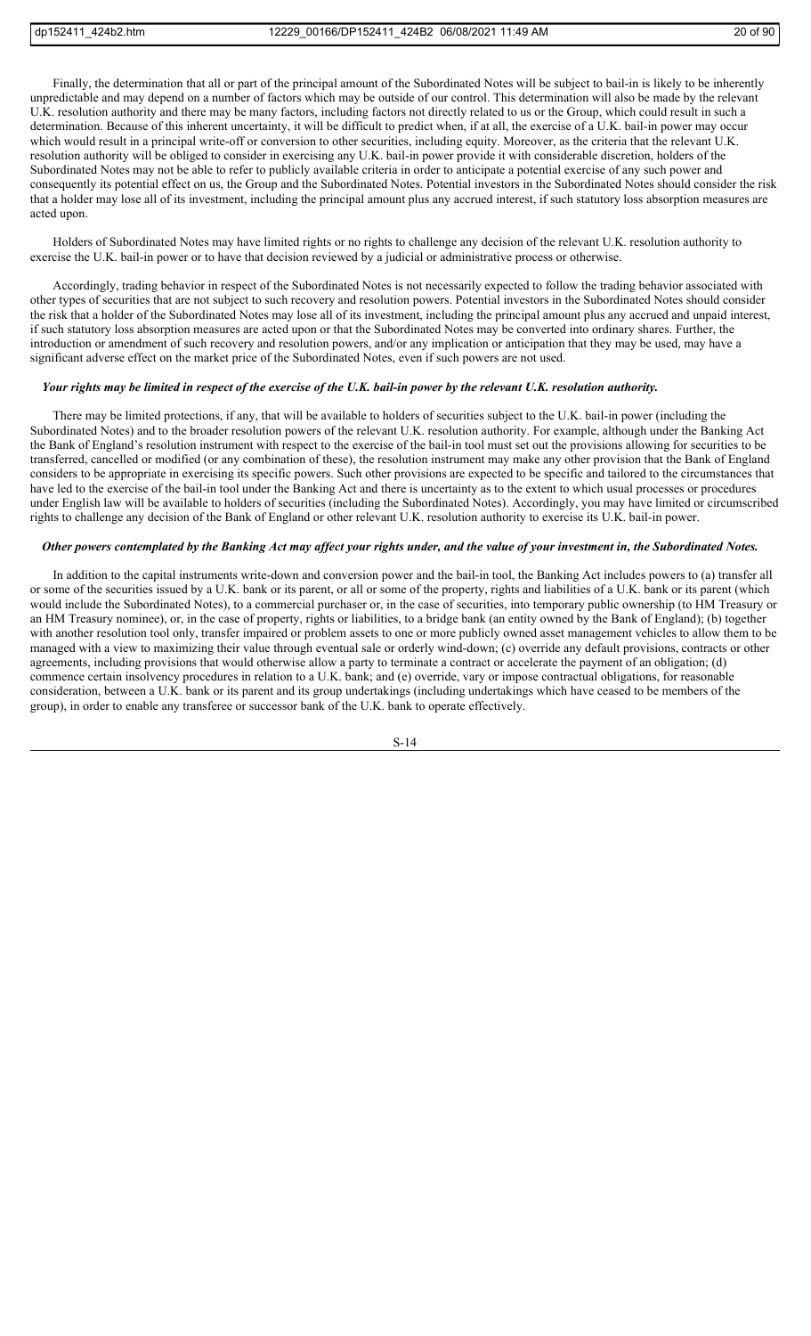Finally, the determination that all or part of the principal amount of the Subordinated Notes will be subject to bail-in is likely to be inherently unpredictable and may depend on a number of factors which may be outside of our control. This determination will also be made by the relevant U.K. resolution authority and there may be many factors, including factors not directly related to us or the Group, which could result in such a determination. Because of this inherent uncertainty, it will be difficult to predict when, if at all, the exercise of a U.K. bail-in power may occur which would result in a principal write-off or conversion to other securities, including equity. Moreover, as the criteria that the relevant U.K. resolution authority will be obliged to consider in exercising any U.K. bail-in power provide it with considerable discretion, holders of the Subordinated Notes may not be able to refer to publicly available criteria in order to anticipate a potential exercise of any such power and consequently its potential effect on us, the Group and the Subordinated Notes. Potential investors in the Subordinated Notes should consider the risk that a holder may lose all of its investment, including the principal amount plus any accrued interest, if such statutory loss absorption measures are acted upon.

Holders of Subordinated Notes may have limited rights or no rights to challenge any decision of the relevant U.K. resolution authority to exercise the U.K. bail-in power or to have that decision reviewed by a judicial or administrative process or otherwise.

Accordingly, trading behavior in respect of the Subordinated Notes is not necessarily expected to follow the trading behavior associated with other types of securities that are not subject to such recovery and resolution powers. Potential investors in the Subordinated Notes should consider the risk that a holder of the Subordinated Notes may lose all of its investment, including the principal amount plus any accrued and unpaid interest, if such statutory loss absorption measures are acted upon or that the Subordinated Notes may be converted into ordinary shares. Further, the introduction or amendment of such recovery and resolution powers, and/or any implication or anticipation that they may be used, may have a significant adverse effect on the market price of the Subordinated Notes, even if such powers are not used.

***Your rights may be limited in respect of the exercise of the U.K. bail-in power by the relevant U.K. resolution authority.***

There may be limited protections, if any, that will be available to holders of securities subject to the U.K. bail-in power (including the Subordinated Notes) and to the broader resolution powers of the relevant U.K. resolution authority. For example, although under the Banking Act the Bank of England's resolution instrument with respect to the exercise of the bail-in tool must set out the provisions allowing for securities to be transferred, cancelled or modified (or any combination of these), the resolution instrument may make any other provision that the Bank of England considers to be appropriate in exercising its specific powers. Such other provisions are expected to be specific and tailored to the circumstances that have led to the exercise of the bail-in tool under the Banking Act and there is uncertainty as to the extent to which usual processes or procedures under English law will be available to holders of securities (including the Subordinated Notes). Accordingly, you may have limited or circumscribed rights to challenge any decision of the Bank of England or other relevant U.K. resolution authority to exercise its U.K. bail-in power.

***Other powers contemplated by the Banking Act may affect your rights under, and the value of your investment in, the Subordinated Notes.***

In addition to the capital instruments write-down and conversion power and the bail-in tool, the Banking Act includes powers to (a) transfer all or some of the securities issued by a U.K. bank or its parent, or all or some of the property, rights and liabilities of a U.K. bank or its parent (which would include the Subordinated Notes), to a commercial purchaser or, in the case of securities, into temporary public ownership (to HM Treasury or an HM Treasury nominee), or, in the case of property, rights or liabilities, to a bridge bank (an entity owned by the Bank of England); (b) together with another resolution tool only, transfer impaired or problem assets to one or more publicly owned asset management vehicles to allow them to be managed with a view to maximizing their value through eventual sale or orderly wind-down; (c) override any default provisions, contracts or other agreements, including provisions that would otherwise allow a party to terminate a contract or accelerate the payment of an obligation; (d) commence certain insolvency procedures in relation to a U.K. bank; and (e) override, vary or impose contractual obligations, for reasonable consideration, between a U.K. bank or its parent and its group undertakings (including undertakings which have ceased to be members of the group), in order to enable any transferee or successor bank of the U.K. bank to operate effectively.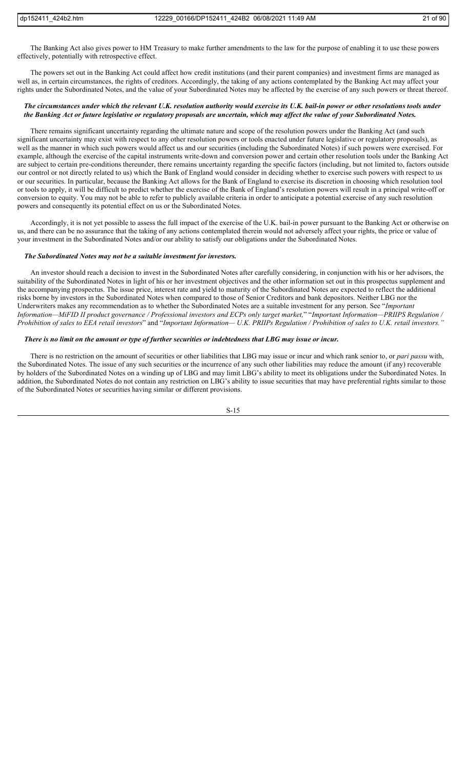The Banking Act also gives power to HM Treasury to make further amendments to the law for the purpose of enabling it to use these powers effectively, potentially with retrospective effect.

The powers set out in the Banking Act could affect how credit institutions (and their parent companies) and investment firms are managed as well as, in certain circumstances, the rights of creditors. Accordingly, the taking of any actions contemplated by the Banking Act may affect your rights under the Subordinated Notes, and the value of your Subordinated Notes may be affected by the exercise of any such powers or threat thereof.

***The circumstances under which the relevant U.K. resolution authority would exercise its U.K. bail-in power or other resolutions tools under the Banking Act or future legislative or regulatory proposals are uncertain, which may affect the value of your Subordinated Notes.***

There remains significant uncertainty regarding the ultimate nature and scope of the resolution powers under the Banking Act (and such significant uncertainty may exist with respect to any other resolution powers or tools enacted under future legislative or regulatory proposals), as well as the manner in which such powers would affect us and our securities (including the Subordinated Notes) if such powers were exercised. For example, although the exercise of the capital instruments write-down and conversion power and certain other resolution tools under the Banking Act are subject to certain pre-conditions thereunder, there remains uncertainty regarding the specific factors (including, but not limited to, factors outside our control or not directly related to us) which the Bank of England would consider in deciding whether to exercise such powers with respect to us or our securities. In particular, because the Banking Act allows for the Bank of England to exercise its discretion in choosing which resolution tool or tools to apply, it will be difficult to predict whether the exercise of the Bank of England's resolution powers will result in a principal write-off or conversion to equity. You may not be able to refer to publicly available criteria in order to anticipate a potential exercise of any such resolution powers and consequently its potential effect on us or the Subordinated Notes.

Accordingly, it is not yet possible to assess the full impact of the exercise of the U.K. bail-in power pursuant to the Banking Act or otherwise on us, and there can be no assurance that the taking of any actions contemplated therein would not adversely affect your rights, the price or value of your investment in the Subordinated Notes and/or our ability to satisfy our obligations under the Subordinated Notes.

***The Subordinated Notes may not be a suitable investment for investors.***

An investor should reach a decision to invest in the Subordinated Notes after carefully considering, in conjunction with his or her advisors, the suitability of the Subordinated Notes in light of his or her investment objectives and the other information set out in this prospectus supplement and the accompanying prospectus. The issue price, interest rate and yield to maturity of the Subordinated Notes are expected to reflect the additional risks borne by investors in the Subordinated Notes when compared to those of Senior Creditors and bank depositors. Neither LBG nor the Underwriters makes any recommendation as to whether the Subordinated Notes are a suitable investment for any person. See "*Important Information—MiFID II product governance / Professional investors and ECPs only target market,*" "*Important Information—PRIIPS Regulation / Prohibition of sales to EEA retail investors*" and "*Important Information— U.K. PRIIPs Regulation / Prohibition of sales to U.K. retail investors.*"

***There is no limit on the amount or type of further securities or indebtedness that LBG may issue or incur.***

There is no restriction on the amount of securities or other liabilities that LBG may issue or incur and which rank senior to, or *pari passu* with, the Subordinated Notes. The issue of any such securities or the incurrence of any such other liabilities may reduce the amount (if any) recoverable by holders of the Subordinated Notes on a winding up of LBG and may limit LBG's ability to meet its obligations under the Subordinated Notes. In addition, the Subordinated Notes do not contain any restriction on LBG's ability to issue securities that may have preferential rights similar to those of the Subordinated Notes or securities having similar or different provisions.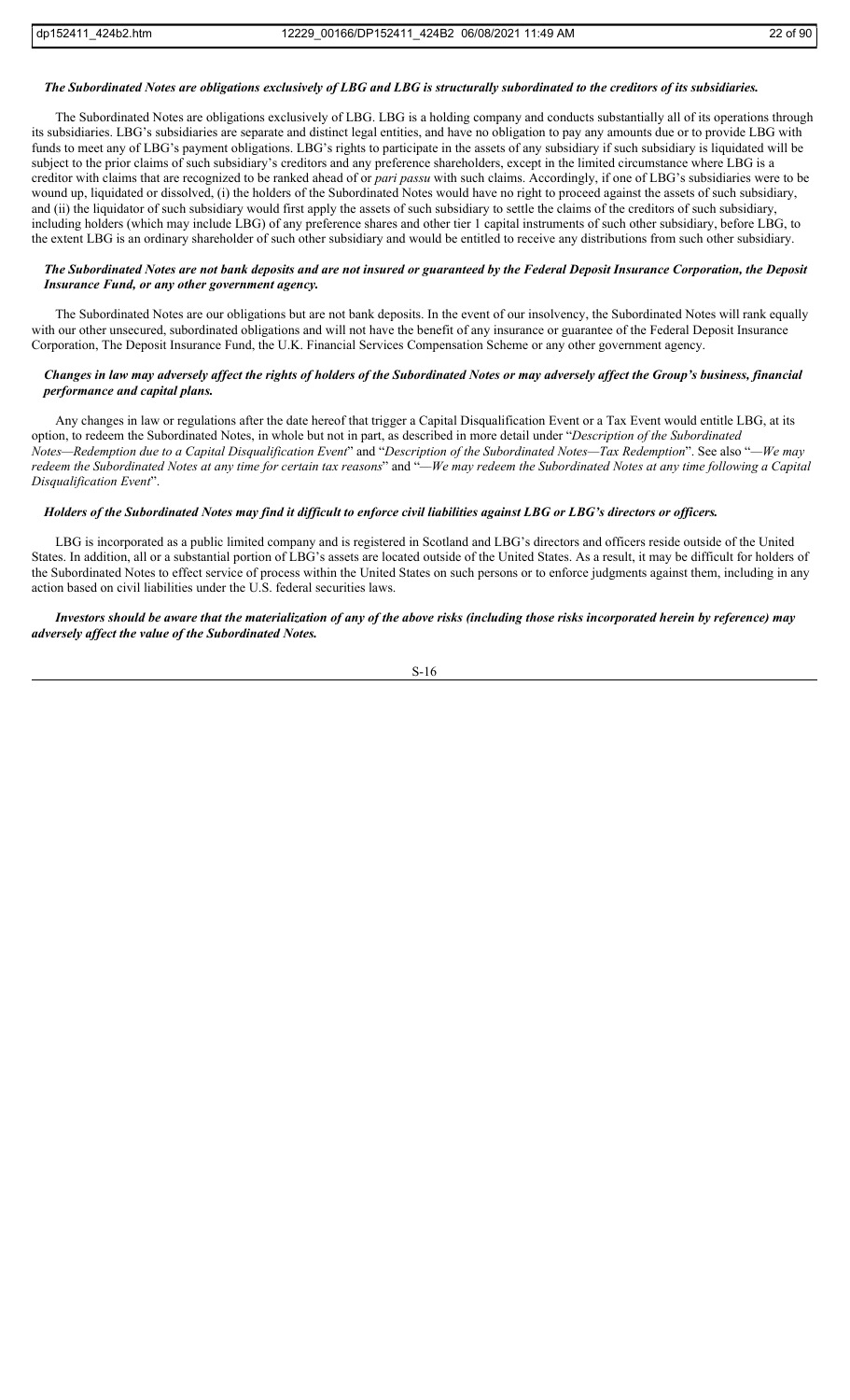***The Subordinated Notes are obligations exclusively of LBG and LBG is structurally subordinated to the creditors of its subsidiaries.***

The Subordinated Notes are obligations exclusively of LBG. LBG is a holding company and conducts substantially all of its operations through its subsidiaries. LBG's subsidiaries are separate and distinct legal entities, and have no obligation to pay any amounts due or to provide LBG with funds to meet any of LBG's payment obligations. LBG's rights to participate in the assets of any subsidiary if such subsidiary is liquidated will be subject to the prior claims of such subsidiary's creditors and any preference shareholders, except in the limited circumstance where LBG is a creditor with claims that are recognized to be ranked ahead of or *pari passu* with such claims. Accordingly, if one of LBG's subsidiaries were to be wound up, liquidated or dissolved, (i) the holders of the Subordinated Notes would have no right to proceed against the assets of such subsidiary, and (ii) the liquidator of such subsidiary would first apply the assets of such subsidiary to settle the claims of the creditors of such subsidiary, including holders (which may include LBG) of any preference shares and other tier 1 capital instruments of such other subsidiary, before LBG, to the extent LBG is an ordinary shareholder of such other subsidiary and would be entitled to receive any distributions from such other subsidiary.

***The Subordinated Notes are not bank deposits and are not insured or guaranteed by the Federal Deposit Insurance Corporation, the Deposit Insurance Fund, or any other government agency.***

The Subordinated Notes are our obligations but are not bank deposits. In the event of our insolvency, the Subordinated Notes will rank equally with our other unsecured, subordinated obligations and will not have the benefit of any insurance or guarantee of the Federal Deposit Insurance Corporation, The Deposit Insurance Fund, the U.K. Financial Services Compensation Scheme or any other government agency.

***Changes in law may adversely affect the rights of holders of the Subordinated Notes or may adversely affect the Group's business, financial performance and capital plans.***

Any changes in law or regulations after the date hereof that trigger a Capital Disqualification Event or a Tax Event would entitle LBG, at its option, to redeem the Subordinated Notes, in whole but not in part, as described in more detail under "*Description of the Subordinated Notes—Redemption due to a Capital Disqualification Event*" and "*Description of the Subordinated Notes—Tax Redemption*". See also "*—We may redeem the Subordinated Notes at any time for certain tax reasons*" and "*—We may redeem the Subordinated Notes at any time following a Capital Disqualification Event*".

***Holders of the Subordinated Notes may find it difficult to enforce civil liabilities against LBG or LBG's directors or officers.***

LBG is incorporated as a public limited company and is registered in Scotland and LBG's directors and officers reside outside of the United States. In addition, all or a substantial portion of LBG's assets are located outside of the United States. As a result, it may be difficult for holders of the Subordinated Notes to effect service of process within the United States on such persons or to enforce judgments against them, including in any action based on civil liabilities under the U.S. federal securities laws.

***Investors should be aware that the materialization of any of the above risks (including those risks incorporated herein by reference) may adversely affect the value of the Subordinated Notes.***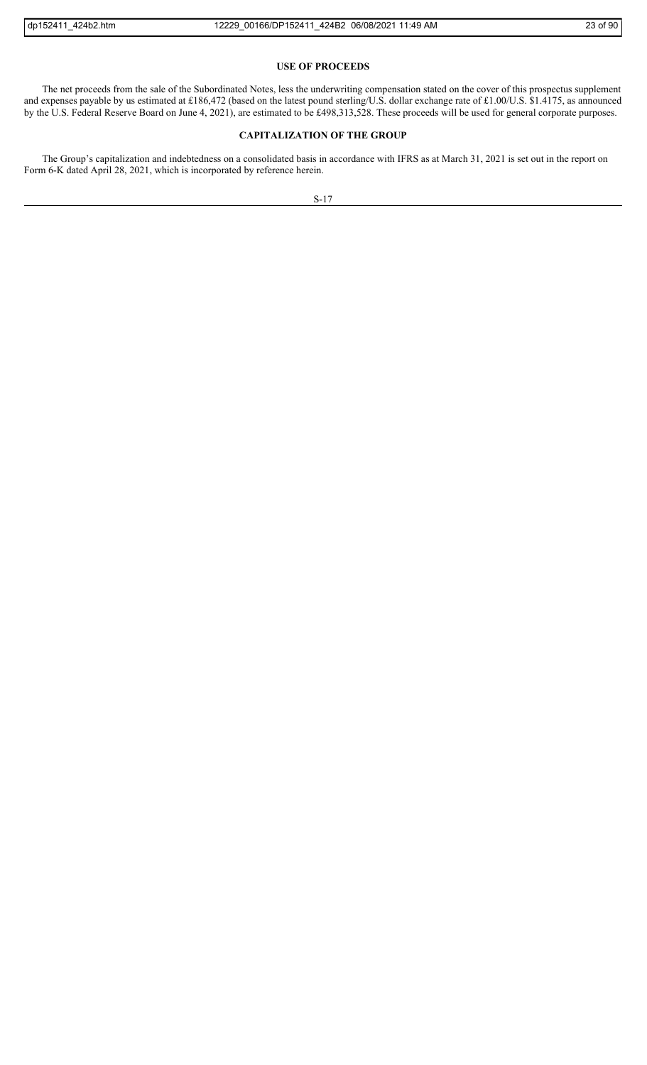## USE OF PROCEEDS

The net proceeds from the sale of the Subordinated Notes, less the underwriting compensation stated on the cover of this prospectus supplement and expenses payable by us estimated at £186,472 (based on the latest pound sterling/U.S. dollar exchange rate of £1.00/U.S. $1.4175, as announced by the U.S. Federal Reserve Board on June 4, 2021), are estimated to be £498,313,528. These proceeds will be used for general corporate purposes.

## CAPITALIZATION OF THE GROUP

The Group's capitalization and indebtedness on a consolidated basis in accordance with IFRS as at March 31, 2021 is set out in the report on Form 6-K dated April 28, 2021, which is incorporated by reference herein.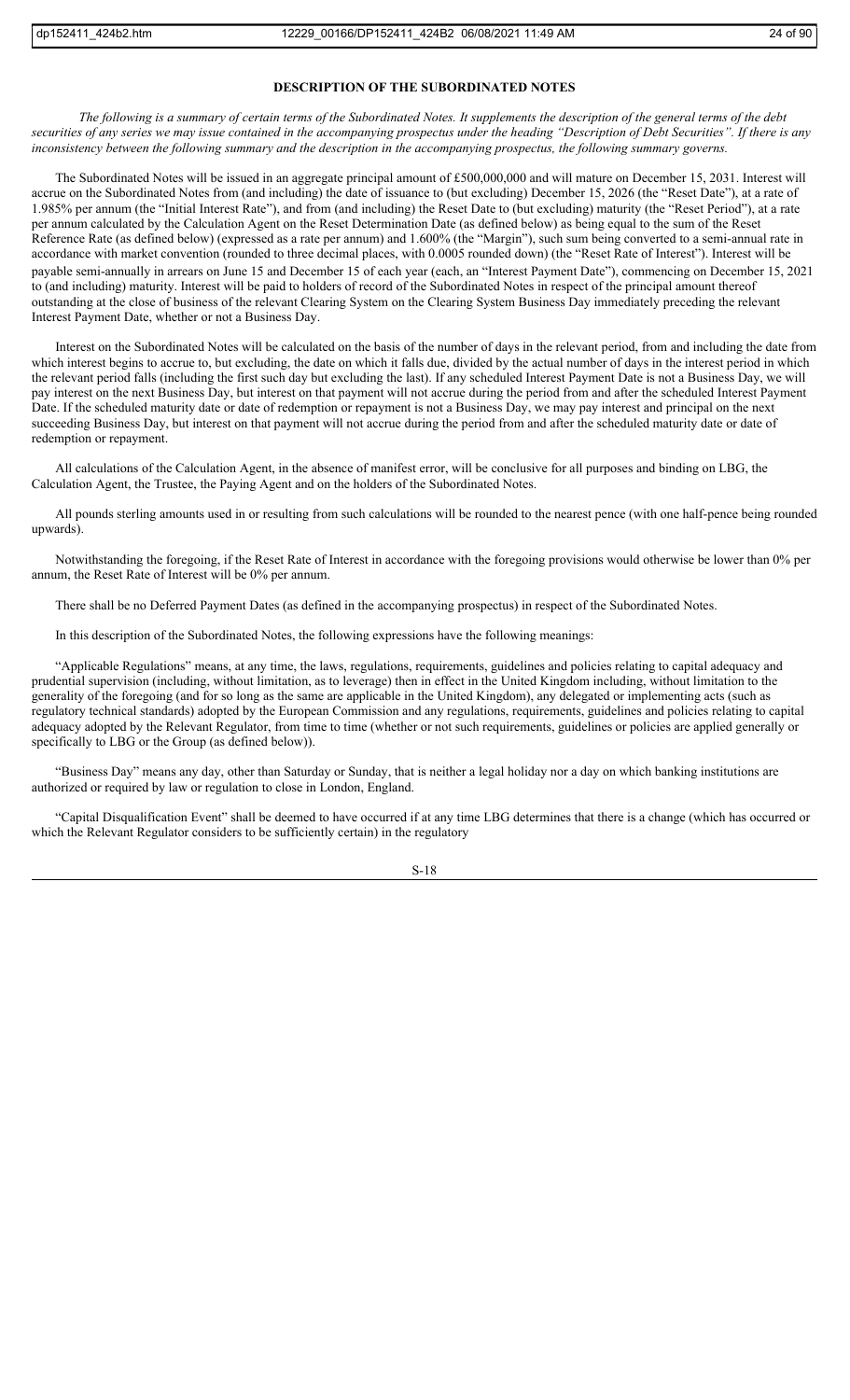## DESCRIPTION OF THE SUBORDINATED NOTES

*The following is a summary of certain terms of the Subordinated Notes. It supplements the description of the general terms of the debt securities of any series we may issue contained in the accompanying prospectus under the heading "Description of Debt Securities". If there is any inconsistency between the following summary and the description in the accompanying prospectus, the following summary governs.*

The Subordinated Notes will be issued in an aggregate principal amount of £500,000,000 and will mature on December 15, 2031. Interest will accrue on the Subordinated Notes from (and including) the date of issuance to (but excluding) December 15, 2026 (the "Reset Date"), at a rate of 1.985% per annum (the "Initial Interest Rate"), and from (and including) the Reset Date to (but excluding) maturity (the "Reset Period"), at a rate per annum calculated by the Calculation Agent on the Reset Determination Date (as defined below) as being equal to the sum of the Reset Reference Rate (as defined below) (expressed as a rate per annum) and 1.600% (the "Margin"), such sum being converted to a semi-annual rate in accordance with market convention (rounded to three decimal places, with 0.0005 rounded down) (the "Reset Rate of Interest"). Interest will be payable semi-annually in arrears on June 15 and December 15 of each year (each, an "Interest Payment Date"), commencing on December 15, 2021 to (and including) maturity. Interest will be paid to holders of record of the Subordinated Notes in respect of the principal amount thereof outstanding at the close of business of the relevant Clearing System on the Clearing System Business Day immediately preceding the relevant Interest Payment Date, whether or not a Business Day.

Interest on the Subordinated Notes will be calculated on the basis of the number of days in the relevant period, from and including the date from which interest begins to accrue to, but excluding, the date on which it falls due, divided by the actual number of days in the interest period in which the relevant period falls (including the first such day but excluding the last). If any scheduled Interest Payment Date is not a Business Day, we will pay interest on the next Business Day, but interest on that payment will not accrue during the period from and after the scheduled Interest Payment Date. If the scheduled maturity date or date of redemption or repayment is not a Business Day, we may pay interest and principal on the next succeeding Business Day, but interest on that payment will not accrue during the period from and after the scheduled maturity date or date of redemption or repayment.

All calculations of the Calculation Agent, in the absence of manifest error, will be conclusive for all purposes and binding on LBG, the Calculation Agent, the Trustee, the Paying Agent and on the holders of the Subordinated Notes.

All pounds sterling amounts used in or resulting from such calculations will be rounded to the nearest pence (with one half-pence being rounded upwards).

Notwithstanding the foregoing, if the Reset Rate of Interest in accordance with the foregoing provisions would otherwise be lower than 0% per annum, the Reset Rate of Interest will be 0% per annum.

There shall be no Deferred Payment Dates (as defined in the accompanying prospectus) in respect of the Subordinated Notes.

In this description of the Subordinated Notes, the following expressions have the following meanings:

"Applicable Regulations" means, at any time, the laws, regulations, requirements, guidelines and policies relating to capital adequacy and prudential supervision (including, without limitation, as to leverage) then in effect in the United Kingdom including, without limitation to the generality of the foregoing (and for so long as the same are applicable in the United Kingdom), any delegated or implementing acts (such as regulatory technical standards) adopted by the European Commission and any regulations, requirements, guidelines and policies relating to capital adequacy adopted by the Relevant Regulator, from time to time (whether or not such requirements, guidelines or policies are applied generally or specifically to LBG or the Group (as defined below)).

"Business Day" means any day, other than Saturday or Sunday, that is neither a legal holiday nor a day on which banking institutions are authorized or required by law or regulation to close in London, England.

"Capital Disqualification Event" shall be deemed to have occurred if at any time LBG determines that there is a change (which has occurred or which the Relevant Regulator considers to be sufficiently certain) in the regulatory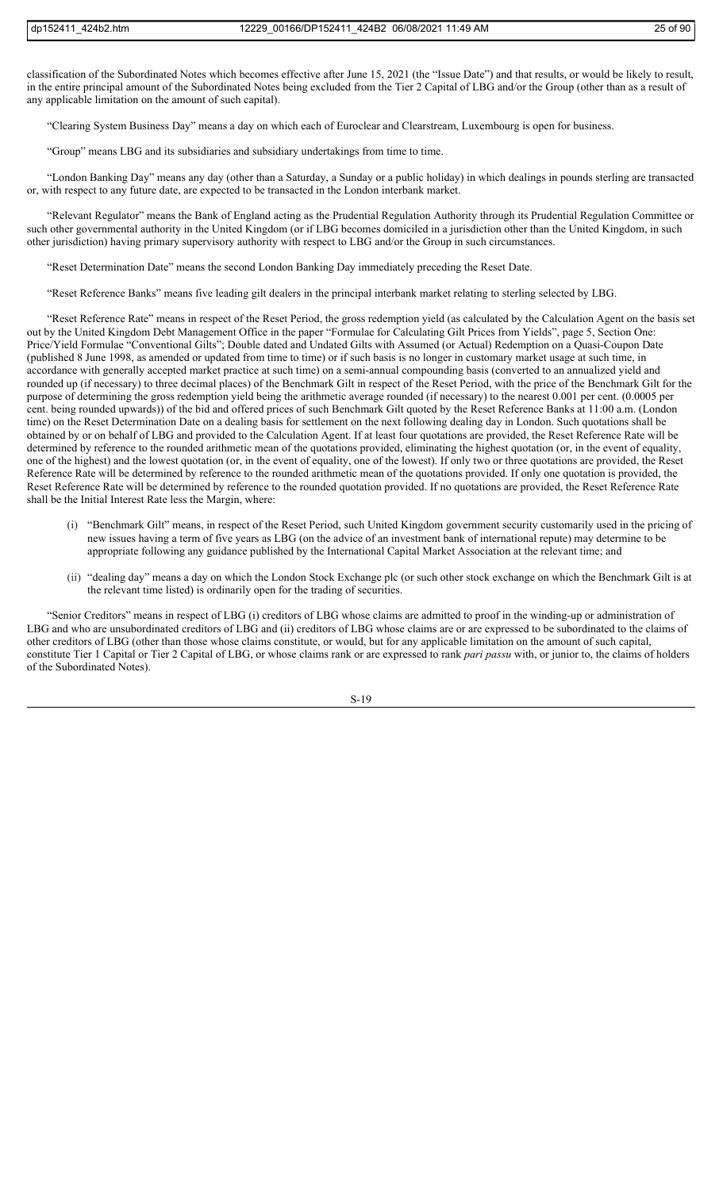classification of the Subordinated Notes which becomes effective after June 15, 2021 (the "Issue Date") and that results, or would be likely to result, in the entire principal amount of the Subordinated Notes being excluded from the Tier 2 Capital of LBG and/or the Group (other than as a result of any applicable limitation on the amount of such capital).

"Clearing System Business Day" means a day on which each of Euroclear and Clearstream, Luxembourg is open for business.

"Group" means LBG and its subsidiaries and subsidiary undertakings from time to time.

"London Banking Day" means any day (other than a Saturday, a Sunday or a public holiday) in which dealings in pounds sterling are transacted or, with respect to any future date, are expected to be transacted in the London interbank market.

"Relevant Regulator" means the Bank of England acting as the Prudential Regulation Authority through its Prudential Regulation Committee or such other governmental authority in the United Kingdom (or if LBG becomes domiciled in a jurisdiction other than the United Kingdom, in such other jurisdiction) having primary supervisory authority with respect to LBG and/or the Group in such circumstances.

"Reset Determination Date" means the second London Banking Day immediately preceding the Reset Date.

"Reset Reference Banks" means five leading gilt dealers in the principal interbank market relating to sterling selected by LBG.

"Reset Reference Rate" means in respect of the Reset Period, the gross redemption yield (as calculated by the Calculation Agent on the basis set out by the United Kingdom Debt Management Office in the paper "Formulae for Calculating Gilt Prices from Yields", page 5, Section One: Price/Yield Formulae "Conventional Gilts"; Double dated and Undated Gilts with Assumed (or Actual) Redemption on a Quasi-Coupon Date (published 8 June 1998, as amended or updated from time to time) or if such basis is no longer in customary market usage at such time, in accordance with generally accepted market practice at such time) on a semi-annual compounding basis (converted to an annualized yield and rounded up (if necessary) to three decimal places) of the Benchmark Gilt in respect of the Reset Period, with the price of the Benchmark Gilt for the purpose of determining the gross redemption yield being the arithmetic average rounded (if necessary) to the nearest 0.001 per cent. (0.0005 per cent. being rounded upwards)) of the bid and offered prices of such Benchmark Gilt quoted by the Reset Reference Banks at 11:00 a.m. (London time) on the Reset Determination Date on a dealing basis for settlement on the next following dealing day in London. Such quotations shall be obtained by or on behalf of LBG and provided to the Calculation Agent. If at least four quotations are provided, the Reset Reference Rate will be determined by reference to the rounded arithmetic mean of the quotations provided, eliminating the highest quotation (or, in the event of equality, one of the highest) and the lowest quotation (or, in the event of equality, one of the lowest). If only two or three quotations are provided, the Reset Reference Rate will be determined by reference to the rounded arithmetic mean of the quotations provided. If only one quotation is provided, the Reset Reference Rate will be determined by reference to the rounded quotation provided. If no quotations are provided, the Reset Reference Rate shall be the Initial Interest Rate less the Margin, where:

(i) "Benchmark Gilt" means, in respect of the Reset Period, such United Kingdom government security customarily used in the pricing of new issues having a term of five years as LBG (on the advice of an investment bank of international repute) may determine to be appropriate following any guidance published by the International Capital Market Association at the relevant time; and

(ii) "dealing day" means a day on which the London Stock Exchange plc (or such other stock exchange on which the Benchmark Gilt is at the relevant time listed) is ordinarily open for the trading of securities.

"Senior Creditors" means in respect of LBG (i) creditors of LBG whose claims are admitted to proof in the winding-up or administration of LBG and who are unsubordinated creditors of LBG and (ii) creditors of LBG whose claims are or are expressed to be subordinated to the claims of other creditors of LBG (other than those whose claims constitute, or would, but for any applicable limitation on the amount of such capital, constitute Tier 1 Capital or Tier 2 Capital of LBG, or whose claims rank or are expressed to rank *pari passu* with, or junior to, the claims of holders of the Subordinated Notes).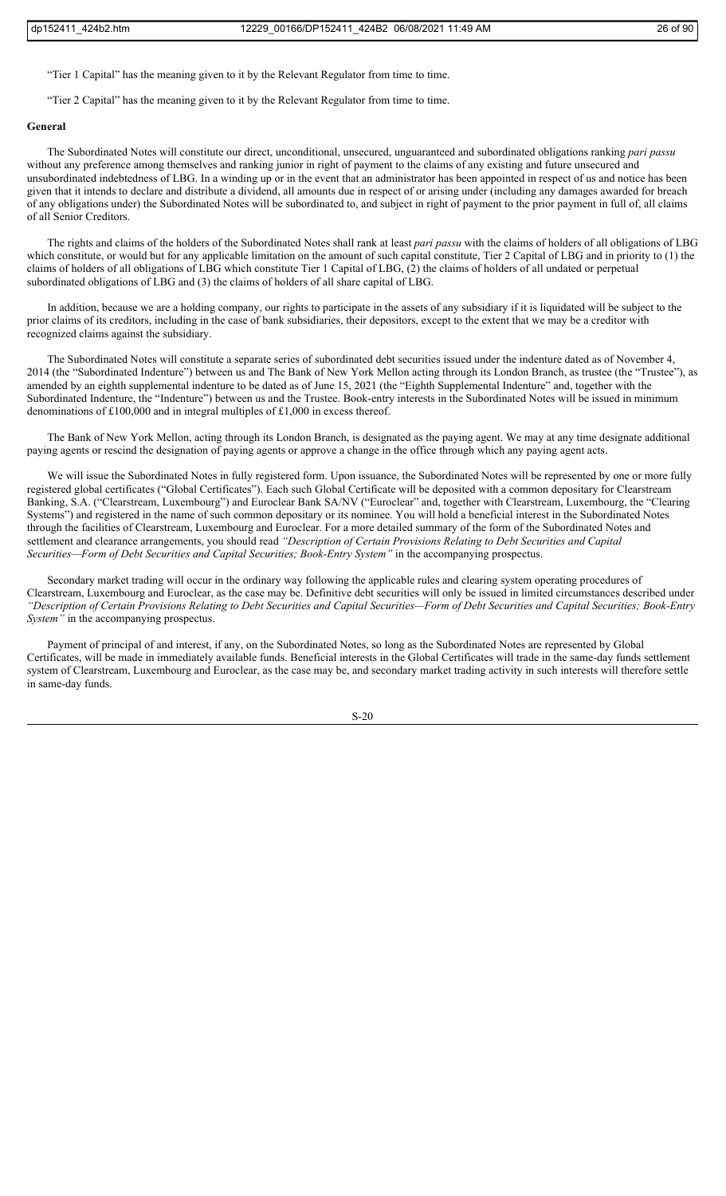"Tier 1 Capital" has the meaning given to it by the Relevant Regulator from time to time.

"Tier 2 Capital" has the meaning given to it by the Relevant Regulator from time to time.

**General**

The Subordinated Notes will constitute our direct, unconditional, unsecured, unguaranteed and subordinated obligations ranking *pari passu* without any preference among themselves and ranking junior in right of payment to the claims of any existing and future unsecured and unsubordinated indebtedness of LBG. In a winding up or in the event that an administrator has been appointed in respect of us and notice has been given that it intends to declare and distribute a dividend, all amounts due in respect of or arising under (including any damages awarded for breach of any obligations under) the Subordinated Notes will be subordinated to, and subject in right of payment to the prior payment in full of, all claims of all Senior Creditors.

The rights and claims of the holders of the Subordinated Notes shall rank at least *pari passu* with the claims of holders of all obligations of LBG which constitute, or would but for any applicable limitation on the amount of such capital constitute, Tier 2 Capital of LBG and in priority to (1) the claims of holders of all obligations of LBG which constitute Tier 1 Capital of LBG, (2) the claims of holders of all undated or perpetual subordinated obligations of LBG and (3) the claims of holders of all share capital of LBG.

In addition, because we are a holding company, our rights to participate in the assets of any subsidiary if it is liquidated will be subject to the prior claims of its creditors, including in the case of bank subsidiaries, their depositors, except to the extent that we may be a creditor with recognized claims against the subsidiary.

The Subordinated Notes will constitute a separate series of subordinated debt securities issued under the indenture dated as of November 4, 2014 (the "Subordinated Indenture") between us and The Bank of New York Mellon acting through its London Branch, as trustee (the "Trustee"), as amended by an eighth supplemental indenture to be dated as of June 15, 2021 (the "Eighth Supplemental Indenture" and, together with the Subordinated Indenture, the "Indenture") between us and the Trustee. Book-entry interests in the Subordinated Notes will be issued in minimum denominations of £100,000 and in integral multiples of £1,000 in excess thereof.

The Bank of New York Mellon, acting through its London Branch, is designated as the paying agent. We may at any time designate additional paying agents or rescind the designation of paying agents or approve a change in the office through which any paying agent acts.

We will issue the Subordinated Notes in fully registered form. Upon issuance, the Subordinated Notes will be represented by one or more fully registered global certificates ("Global Certificates"). Each such Global Certificate will be deposited with a common depositary for Clearstream Banking, S.A. ("Clearstream, Luxembourg") and Euroclear Bank SA/NV ("Euroclear" and, together with Clearstream, Luxembourg, the "Clearing Systems") and registered in the name of such common depositary or its nominee. You will hold a beneficial interest in the Subordinated Notes through the facilities of Clearstream, Luxembourg and Euroclear. For a more detailed summary of the form of the Subordinated Notes and settlement and clearance arrangements, you should read *"Description of Certain Provisions Relating to Debt Securities and Capital Securities—Form of Debt Securities and Capital Securities; Book-Entry System"* in the accompanying prospectus.

Secondary market trading will occur in the ordinary way following the applicable rules and clearing system operating procedures of Clearstream, Luxembourg and Euroclear, as the case may be. Definitive debt securities will only be issued in limited circumstances described under *"Description of Certain Provisions Relating to Debt Securities and Capital Securities—Form of Debt Securities and Capital Securities; Book-Entry System"* in the accompanying prospectus.

Payment of principal of and interest, if any, on the Subordinated Notes, so long as the Subordinated Notes are represented by Global Certificates, will be made in immediately available funds. Beneficial interests in the Global Certificates will trade in the same-day funds settlement system of Clearstream, Luxembourg and Euroclear, as the case may be, and secondary market trading activity in such interests will therefore settle in same-day funds.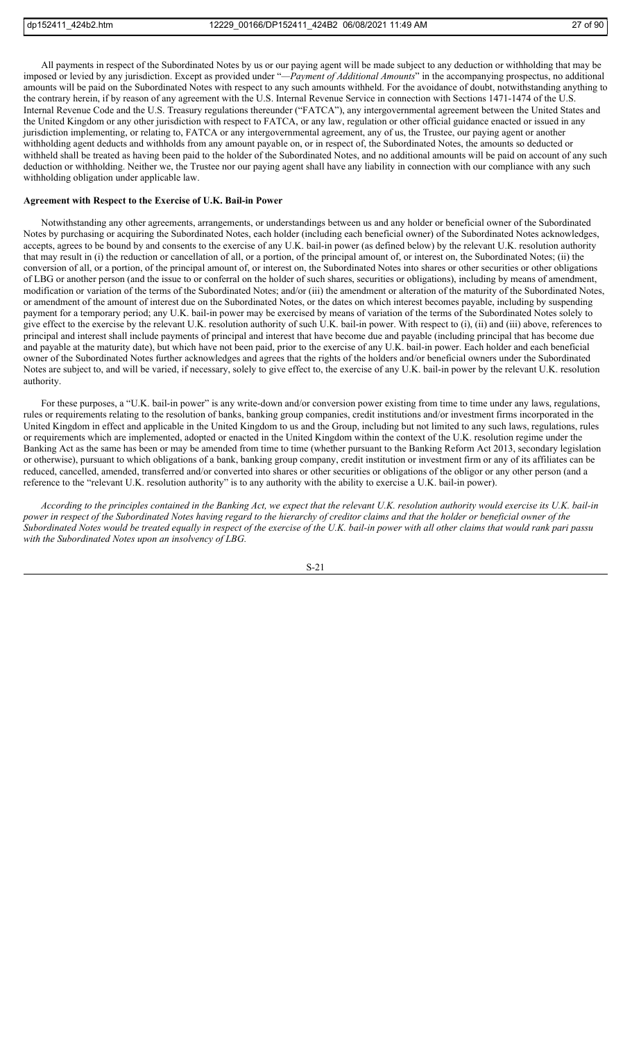All payments in respect of the Subordinated Notes by us or our paying agent will be made subject to any deduction or withholding that may be imposed or levied by any jurisdiction. Except as provided under "*—Payment of Additional Amounts*" in the accompanying prospectus, no additional amounts will be paid on the Subordinated Notes with respect to any such amounts withheld. For the avoidance of doubt, notwithstanding anything to the contrary herein, if by reason of any agreement with the U.S. Internal Revenue Service in connection with Sections 1471-1474 of the U.S. Internal Revenue Code and the U.S. Treasury regulations thereunder ("FATCA"), any intergovernmental agreement between the United States and the United Kingdom or any other jurisdiction with respect to FATCA, or any law, regulation or other official guidance enacted or issued in any jurisdiction implementing, or relating to, FATCA or any intergovernmental agreement, any of us, the Trustee, our paying agent or another withholding agent deducts and withholds from any amount payable on, or in respect of, the Subordinated Notes, the amounts so deducted or withheld shall be treated as having been paid to the holder of the Subordinated Notes, and no additional amounts will be paid on account of any such deduction or withholding. Neither we, the Trustee nor our paying agent shall have any liability in connection with our compliance with any such withholding obligation under applicable law.

**Agreement with Respect to the Exercise of U.K. Bail-in Power**

Notwithstanding any other agreements, arrangements, or understandings between us and any holder or beneficial owner of the Subordinated Notes by purchasing or acquiring the Subordinated Notes, each holder (including each beneficial owner) of the Subordinated Notes acknowledges, accepts, agrees to be bound by and consents to the exercise of any U.K. bail-in power (as defined below) by the relevant U.K. resolution authority that may result in (i) the reduction or cancellation of all, or a portion, of the principal amount of, or interest on, the Subordinated Notes; (ii) the conversion of all, or a portion, of the principal amount of, or interest on, the Subordinated Notes into shares or other securities or other obligations of LBG or another person (and the issue to or conferral on the holder of such shares, securities or obligations), including by means of amendment, modification or variation of the terms of the Subordinated Notes; and/or (iii) the amendment or alteration of the maturity of the Subordinated Notes, or amendment of the amount of interest due on the Subordinated Notes, or the dates on which interest becomes payable, including by suspending payment for a temporary period; any U.K. bail-in power may be exercised by means of variation of the terms of the Subordinated Notes solely to give effect to the exercise by the relevant U.K. resolution authority of such U.K. bail-in power. With respect to (i), (ii) and (iii) above, references to principal and interest shall include payments of principal and interest that have become due and payable (including principal that has become due and payable at the maturity date), but which have not been paid, prior to the exercise of any U.K. bail-in power. Each holder and each beneficial owner of the Subordinated Notes further acknowledges and agrees that the rights of the holders and/or beneficial owners under the Subordinated Notes are subject to, and will be varied, if necessary, solely to give effect to, the exercise of any U.K. bail-in power by the relevant U.K. resolution authority.

For these purposes, a "U.K. bail-in power" is any write-down and/or conversion power existing from time to time under any laws, regulations, rules or requirements relating to the resolution of banks, banking group companies, credit institutions and/or investment firms incorporated in the United Kingdom in effect and applicable in the United Kingdom to us and the Group, including but not limited to any such laws, regulations, rules or requirements which are implemented, adopted or enacted in the United Kingdom within the context of the U.K. resolution regime under the Banking Act as the same has been or may be amended from time to time (whether pursuant to the Banking Reform Act 2013, secondary legislation or otherwise), pursuant to which obligations of a bank, banking group company, credit institution or investment firm or any of its affiliates can be reduced, cancelled, amended, transferred and/or converted into shares or other securities or obligations of the obligor or any other person (and a reference to the "relevant U.K. resolution authority" is to any authority with the ability to exercise a U.K. bail-in power).

*According to the principles contained in the Banking Act, we expect that the relevant U.K. resolution authority would exercise its U.K. bail-in power in respect of the Subordinated Notes having regard to the hierarchy of creditor claims and that the holder or beneficial owner of the Subordinated Notes would be treated equally in respect of the exercise of the U.K. bail-in power with all other claims that would rank pari passu with the Subordinated Notes upon an insolvency of LBG.*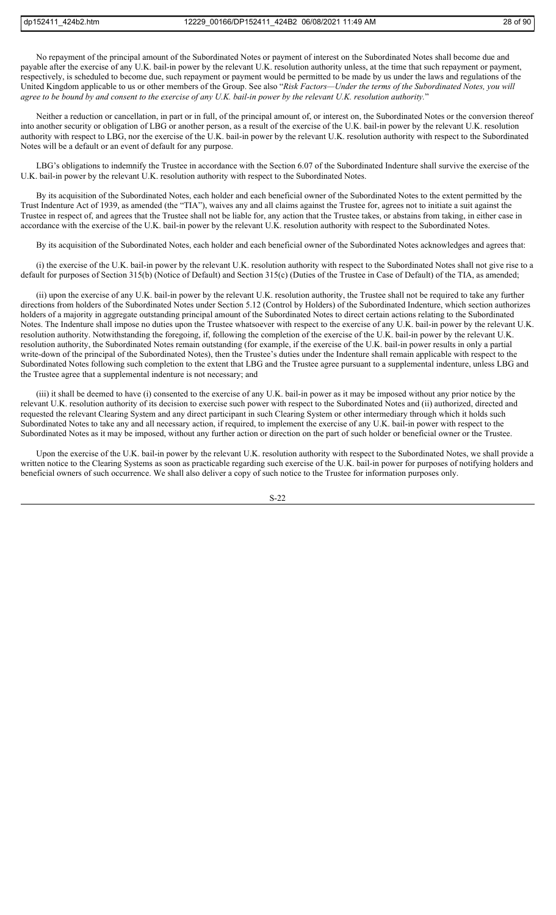No repayment of the principal amount of the Subordinated Notes or payment of interest on the Subordinated Notes shall become due and payable after the exercise of any U.K. bail-in power by the relevant U.K. resolution authority unless, at the time that such repayment or payment, respectively, is scheduled to become due, such repayment or payment would be permitted to be made by us under the laws and regulations of the United Kingdom applicable to us or other members of the Group. See also "*Risk Factors—Under the terms of the Subordinated Notes, you will agree to be bound by and consent to the exercise of any U.K. bail-in power by the relevant U.K. resolution authority.*"

Neither a reduction or cancellation, in part or in full, of the principal amount of, or interest on, the Subordinated Notes or the conversion thereof into another security or obligation of LBG or another person, as a result of the exercise of the U.K. bail-in power by the relevant U.K. resolution authority with respect to LBG, nor the exercise of the U.K. bail-in power by the relevant U.K. resolution authority with respect to the Subordinated Notes will be a default or an event of default for any purpose.

LBG's obligations to indemnify the Trustee in accordance with the Section 6.07 of the Subordinated Indenture shall survive the exercise of the U.K. bail-in power by the relevant U.K. resolution authority with respect to the Subordinated Notes.

By its acquisition of the Subordinated Notes, each holder and each beneficial owner of the Subordinated Notes to the extent permitted by the Trust Indenture Act of 1939, as amended (the "TIA"), waives any and all claims against the Trustee for, agrees not to initiate a suit against the Trustee in respect of, and agrees that the Trustee shall not be liable for, any action that the Trustee takes, or abstains from taking, in either case in accordance with the exercise of the U.K. bail-in power by the relevant U.K. resolution authority with respect to the Subordinated Notes.

By its acquisition of the Subordinated Notes, each holder and each beneficial owner of the Subordinated Notes acknowledges and agrees that:

(i) the exercise of the U.K. bail-in power by the relevant U.K. resolution authority with respect to the Subordinated Notes shall not give rise to a default for purposes of Section 315(b) (Notice of Default) and Section 315(c) (Duties of the Trustee in Case of Default) of the TIA, as amended;

(ii) upon the exercise of any U.K. bail-in power by the relevant U.K. resolution authority, the Trustee shall not be required to take any further directions from holders of the Subordinated Notes under Section 5.12 (Control by Holders) of the Subordinated Indenture, which section authorizes holders of a majority in aggregate outstanding principal amount of the Subordinated Notes to direct certain actions relating to the Subordinated Notes. The Indenture shall impose no duties upon the Trustee whatsoever with respect to the exercise of any U.K. bail-in power by the relevant U.K. resolution authority. Notwithstanding the foregoing, if, following the completion of the exercise of the U.K. bail-in power by the relevant U.K. resolution authority, the Subordinated Notes remain outstanding (for example, if the exercise of the U.K. bail-in power results in only a partial write-down of the principal of the Subordinated Notes), then the Trustee's duties under the Indenture shall remain applicable with respect to the Subordinated Notes following such completion to the extent that LBG and the Trustee agree pursuant to a supplemental indenture, unless LBG and the Trustee agree that a supplemental indenture is not necessary; and

(iii) it shall be deemed to have (i) consented to the exercise of any U.K. bail-in power as it may be imposed without any prior notice by the relevant U.K. resolution authority of its decision to exercise such power with respect to the Subordinated Notes and (ii) authorized, directed and requested the relevant Clearing System and any direct participant in such Clearing System or other intermediary through which it holds such Subordinated Notes to take any and all necessary action, if required, to implement the exercise of any U.K. bail-in power with respect to the Subordinated Notes as it may be imposed, without any further action or direction on the part of such holder or beneficial owner or the Trustee.

Upon the exercise of the U.K. bail-in power by the relevant U.K. resolution authority with respect to the Subordinated Notes, we shall provide a written notice to the Clearing Systems as soon as practicable regarding such exercise of the U.K. bail-in power for purposes of notifying holders and beneficial owners of such occurrence. We shall also deliver a copy of such notice to the Trustee for information purposes only.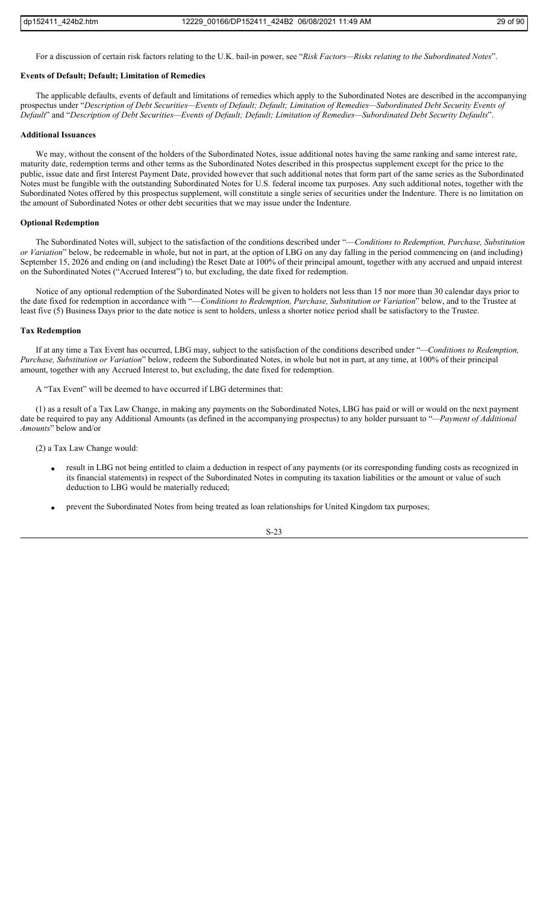For a discussion of certain risk factors relating to the U.K. bail-in power, see "*Risk Factors—Risks relating to the Subordinated Notes*".

**Events of Default; Default; Limitation of Remedies**

The applicable defaults, events of default and limitations of remedies which apply to the Subordinated Notes are described in the accompanying prospectus under "*Description of Debt Securities—Events of Default; Default; Limitation of Remedies—Subordinated Debt Security Events of Default*" and "*Description of Debt Securities—Events of Default; Default; Limitation of Remedies—Subordinated Debt Security Defaults*".

**Additional Issuances**

We may, without the consent of the holders of the Subordinated Notes, issue additional notes having the same ranking and same interest rate, maturity date, redemption terms and other terms as the Subordinated Notes described in this prospectus supplement except for the price to the public, issue date and first Interest Payment Date, provided however that such additional notes that form part of the same series as the Subordinated Notes must be fungible with the outstanding Subordinated Notes for U.S. federal income tax purposes. Any such additional notes, together with the Subordinated Notes offered by this prospectus supplement, will constitute a single series of securities under the Indenture. There is no limitation on the amount of Subordinated Notes or other debt securities that we may issue under the Indenture.

**Optional Redemption**

The Subordinated Notes will, subject to the satisfaction of the conditions described under "*—Conditions to Redemption, Purchase, Substitution or Variation*" below, be redeemable in whole, but not in part, at the option of LBG on any day falling in the period commencing on (and including) September 15, 2026 and ending on (and including) the Reset Date at 100% of their principal amount, together with any accrued and unpaid interest on the Subordinated Notes ("Accrued Interest") to, but excluding, the date fixed for redemption.

Notice of any optional redemption of the Subordinated Notes will be given to holders not less than 15 nor more than 30 calendar days prior to the date fixed for redemption in accordance with "*—Conditions to Redemption, Purchase, Substitution or Variation*" below, and to the Trustee at least five (5) Business Days prior to the date notice is sent to holders, unless a shorter notice period shall be satisfactory to the Trustee.

**Tax Redemption**

If at any time a Tax Event has occurred, LBG may, subject to the satisfaction of the conditions described under "*—Conditions to Redemption, Purchase, Substitution or Variation*" below, redeem the Subordinated Notes, in whole but not in part, at any time, at 100% of their principal amount, together with any Accrued Interest to, but excluding, the date fixed for redemption.

A "Tax Event" will be deemed to have occurred if LBG determines that:

(1) as a result of a Tax Law Change, in making any payments on the Subordinated Notes, LBG has paid or will or would on the next payment date be required to pay any Additional Amounts (as defined in the accompanying prospectus) to any holder pursuant to "*—Payment of Additional Amounts*" below and/or

(2) a Tax Law Change would:

- result in LBG not being entitled to claim a deduction in respect of any payments (or its corresponding funding costs as recognized in its financial statements) in respect of the Subordinated Notes in computing its taxation liabilities or the amount or value of such deduction to LBG would be materially reduced;
- prevent the Subordinated Notes from being treated as loan relationships for United Kingdom tax purposes;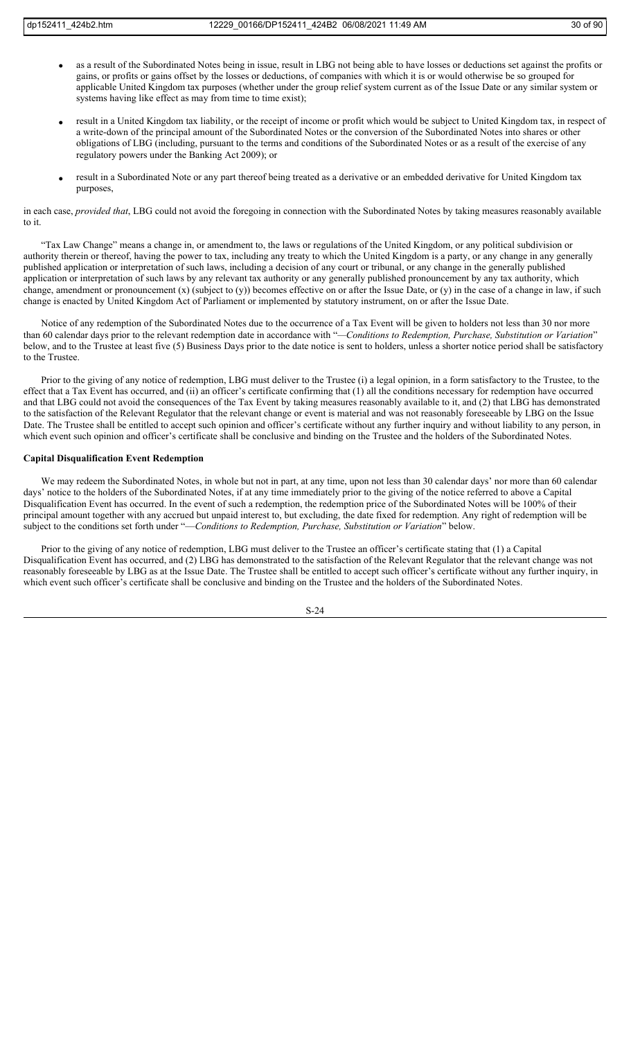- as a result of the Subordinated Notes being in issue, result in LBG not being able to have losses or deductions set against the profits or gains, or profits or gains offset by the losses or deductions, of companies with which it is or would otherwise be so grouped for applicable United Kingdom tax purposes (whether under the group relief system current as of the Issue Date or any similar system or systems having like effect as may from time to time exist);
- result in a United Kingdom tax liability, or the receipt of income or profit which would be subject to United Kingdom tax, in respect of a write-down of the principal amount of the Subordinated Notes or the conversion of the Subordinated Notes into shares or other obligations of LBG (including, pursuant to the terms and conditions of the Subordinated Notes or as a result of the exercise of any regulatory powers under the Banking Act 2009); or
- result in a Subordinated Note or any part thereof being treated as a derivative or an embedded derivative for United Kingdom tax purposes,

in each case, *provided that*, LBG could not avoid the foregoing in connection with the Subordinated Notes by taking measures reasonably available to it.

"Tax Law Change" means a change in, or amendment to, the laws or regulations of the United Kingdom, or any political subdivision or authority therein or thereof, having the power to tax, including any treaty to which the United Kingdom is a party, or any change in any generally published application or interpretation of such laws, including a decision of any court or tribunal, or any change in the generally published application or interpretation of such laws by any relevant tax authority or any generally published pronouncement by any tax authority, which change, amendment or pronouncement (x) (subject to (y)) becomes effective on or after the Issue Date, or (y) in the case of a change in law, if such change is enacted by United Kingdom Act of Parliament or implemented by statutory instrument, on or after the Issue Date.

Notice of any redemption of the Subordinated Notes due to the occurrence of a Tax Event will be given to holders not less than 30 nor more than 60 calendar days prior to the relevant redemption date in accordance with "—*Conditions to Redemption, Purchase, Substitution or Variation*" below, and to the Trustee at least five (5) Business Days prior to the date notice is sent to holders, unless a shorter notice period shall be satisfactory to the Trustee.

Prior to the giving of any notice of redemption, LBG must deliver to the Trustee (i) a legal opinion, in a form satisfactory to the Trustee, to the effect that a Tax Event has occurred, and (ii) an officer's certificate confirming that (1) all the conditions necessary for redemption have occurred and that LBG could not avoid the consequences of the Tax Event by taking measures reasonably available to it, and (2) that LBG has demonstrated to the satisfaction of the Relevant Regulator that the relevant change or event is material and was not reasonably foreseeable by LBG on the Issue Date. The Trustee shall be entitled to accept such opinion and officer's certificate without any further inquiry and without liability to any person, in which event such opinion and officer's certificate shall be conclusive and binding on the Trustee and the holders of the Subordinated Notes.

**Capital Disqualification Event Redemption**

We may redeem the Subordinated Notes, in whole but not in part, at any time, upon not less than 30 calendar days' nor more than 60 calendar days' notice to the holders of the Subordinated Notes, if at any time immediately prior to the giving of the notice referred to above a Capital Disqualification Event has occurred. In the event of such a redemption, the redemption price of the Subordinated Notes will be 100% of their principal amount together with any accrued but unpaid interest to, but excluding, the date fixed for redemption. Any right of redemption will be subject to the conditions set forth under "—*Conditions to Redemption, Purchase, Substitution or Variation*" below.

Prior to the giving of any notice of redemption, LBG must deliver to the Trustee an officer's certificate stating that (1) a Capital Disqualification Event has occurred, and (2) LBG has demonstrated to the satisfaction of the Relevant Regulator that the relevant change was not reasonably foreseeable by LBG as at the Issue Date. The Trustee shall be entitled to accept such officer's certificate without any further inquiry, in which event such officer's certificate shall be conclusive and binding on the Trustee and the holders of the Subordinated Notes.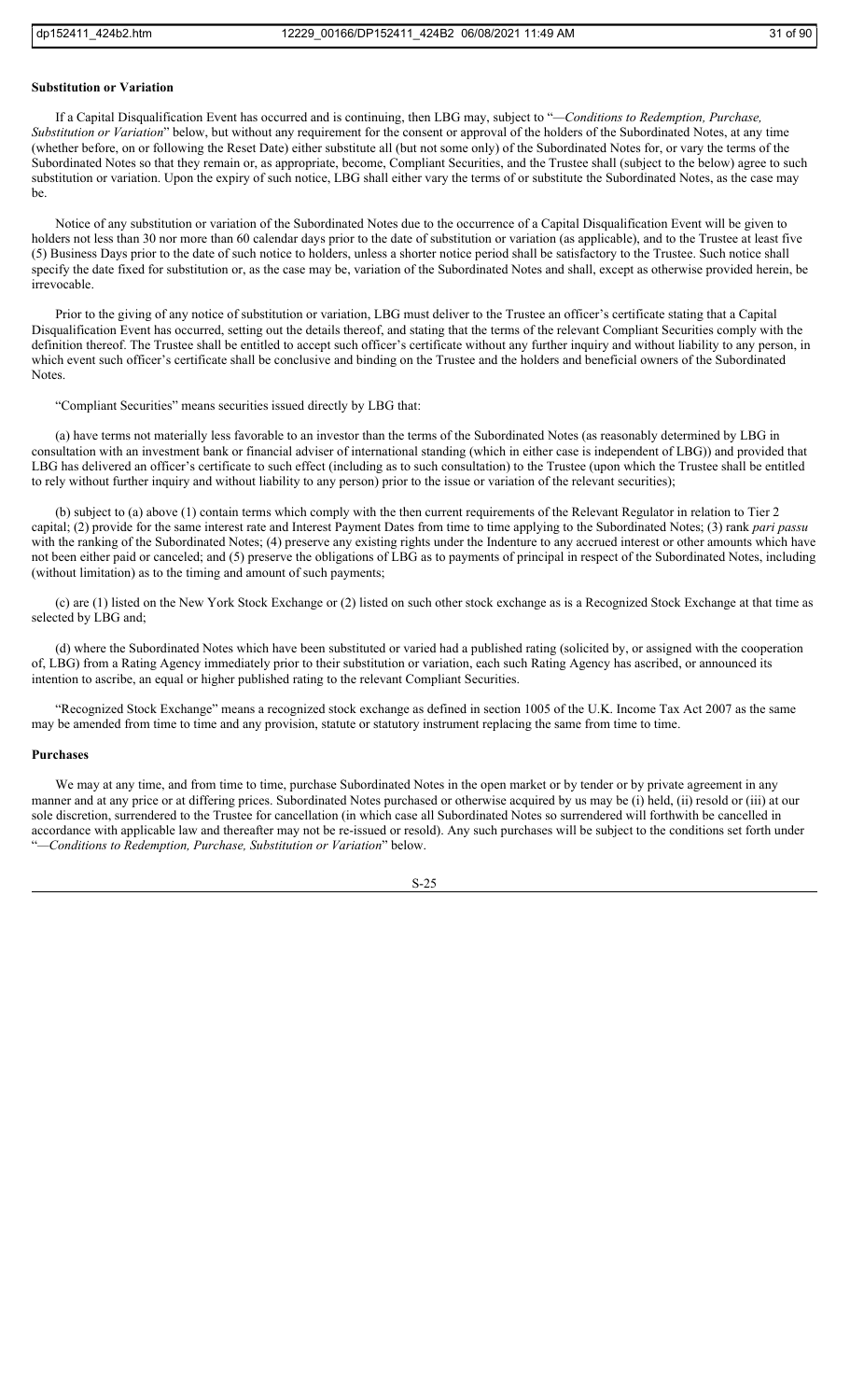**Substitution or Variation**

If a Capital Disqualification Event has occurred and is continuing, then LBG may, subject to "*—Conditions to Redemption, Purchase, Substitution or Variation*" below, but without any requirement for the consent or approval of the holders of the Subordinated Notes, at any time (whether before, on or following the Reset Date) either substitute all (but not some only) of the Subordinated Notes for, or vary the terms of the Subordinated Notes so that they remain or, as appropriate, become, Compliant Securities, and the Trustee shall (subject to the below) agree to such substitution or variation. Upon the expiry of such notice, LBG shall either vary the terms of or substitute the Subordinated Notes, as the case may be.

Notice of any substitution or variation of the Subordinated Notes due to the occurrence of a Capital Disqualification Event will be given to holders not less than 30 nor more than 60 calendar days prior to the date of substitution or variation (as applicable), and to the Trustee at least five (5) Business Days prior to the date of such notice to holders, unless a shorter notice period shall be satisfactory to the Trustee. Such notice shall specify the date fixed for substitution or, as the case may be, variation of the Subordinated Notes and shall, except as otherwise provided herein, be irrevocable.

Prior to the giving of any notice of substitution or variation, LBG must deliver to the Trustee an officer's certificate stating that a Capital Disqualification Event has occurred, setting out the details thereof, and stating that the terms of the relevant Compliant Securities comply with the definition thereof. The Trustee shall be entitled to accept such officer's certificate without any further inquiry and without liability to any person, in which event such officer's certificate shall be conclusive and binding on the Trustee and the holders and beneficial owners of the Subordinated Notes.

"Compliant Securities" means securities issued directly by LBG that:

(a) have terms not materially less favorable to an investor than the terms of the Subordinated Notes (as reasonably determined by LBG in consultation with an investment bank or financial adviser of international standing (which in either case is independent of LBG)) and provided that LBG has delivered an officer's certificate to such effect (including as to such consultation) to the Trustee (upon which the Trustee shall be entitled to rely without further inquiry and without liability to any person) prior to the issue or variation of the relevant securities);

(b) subject to (a) above (1) contain terms which comply with the then current requirements of the Relevant Regulator in relation to Tier 2 capital; (2) provide for the same interest rate and Interest Payment Dates from time to time applying to the Subordinated Notes; (3) rank *pari passu* with the ranking of the Subordinated Notes; (4) preserve any existing rights under the Indenture to any accrued interest or other amounts which have not been either paid or canceled; and (5) preserve the obligations of LBG as to payments of principal in respect of the Subordinated Notes, including (without limitation) as to the timing and amount of such payments;

(c) are (1) listed on the New York Stock Exchange or (2) listed on such other stock exchange as is a Recognized Stock Exchange at that time as selected by LBG and;

(d) where the Subordinated Notes which have been substituted or varied had a published rating (solicited by, or assigned with the cooperation of, LBG) from a Rating Agency immediately prior to their substitution or variation, each such Rating Agency has ascribed, or announced its intention to ascribe, an equal or higher published rating to the relevant Compliant Securities.

"Recognized Stock Exchange" means a recognized stock exchange as defined in section 1005 of the U.K. Income Tax Act 2007 as the same may be amended from time to time and any provision, statute or statutory instrument replacing the same from time to time.

**Purchases**

We may at any time, and from time to time, purchase Subordinated Notes in the open market or by tender or by private agreement in any manner and at any price or at differing prices. Subordinated Notes purchased or otherwise acquired by us may be (i) held, (ii) resold or (iii) at our sole discretion, surrendered to the Trustee for cancellation (in which case all Subordinated Notes so surrendered will forthwith be cancelled in accordance with applicable law and thereafter may not be re-issued or resold). Any such purchases will be subject to the conditions set forth under "*—Conditions to Redemption, Purchase, Substitution or Variation*" below.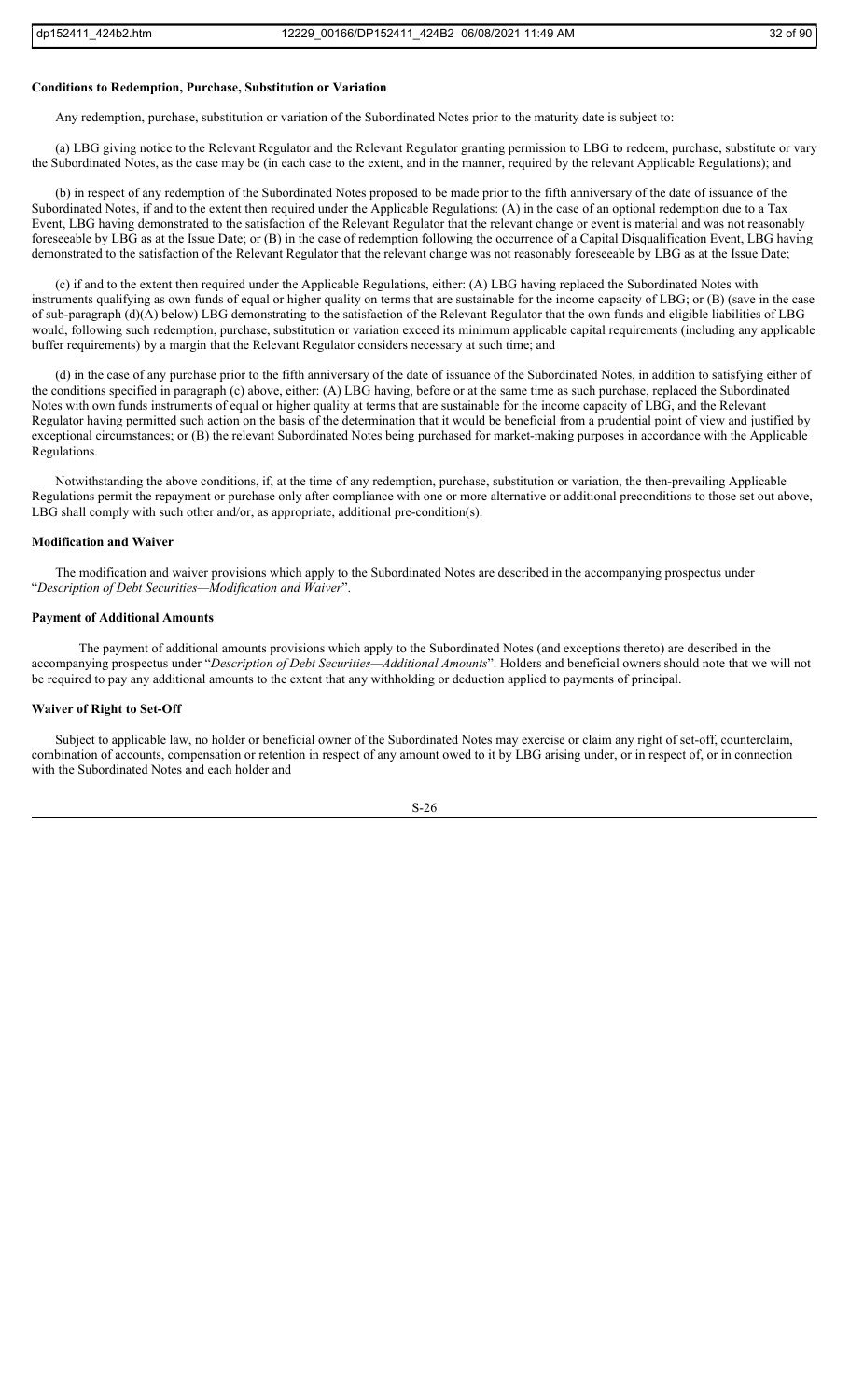**Conditions to Redemption, Purchase, Substitution or Variation**

Any redemption, purchase, substitution or variation of the Subordinated Notes prior to the maturity date is subject to:

(a) LBG giving notice to the Relevant Regulator and the Relevant Regulator granting permission to LBG to redeem, purchase, substitute or vary the Subordinated Notes, as the case may be (in each case to the extent, and in the manner, required by the relevant Applicable Regulations); and

(b) in respect of any redemption of the Subordinated Notes proposed to be made prior to the fifth anniversary of the date of issuance of the Subordinated Notes, if and to the extent then required under the Applicable Regulations: (A) in the case of an optional redemption due to a Tax Event, LBG having demonstrated to the satisfaction of the Relevant Regulator that the relevant change or event is material and was not reasonably foreseeable by LBG as at the Issue Date; or (B) in the case of redemption following the occurrence of a Capital Disqualification Event, LBG having demonstrated to the satisfaction of the Relevant Regulator that the relevant change was not reasonably foreseeable by LBG as at the Issue Date;

(c) if and to the extent then required under the Applicable Regulations, either: (A) LBG having replaced the Subordinated Notes with instruments qualifying as own funds of equal or higher quality on terms that are sustainable for the income capacity of LBG; or (B) (save in the case of sub-paragraph (d)(A) below) LBG demonstrating to the satisfaction of the Relevant Regulator that the own funds and eligible liabilities of LBG would, following such redemption, purchase, substitution or variation exceed its minimum applicable capital requirements (including any applicable buffer requirements) by a margin that the Relevant Regulator considers necessary at such time; and

(d) in the case of any purchase prior to the fifth anniversary of the date of issuance of the Subordinated Notes, in addition to satisfying either of the conditions specified in paragraph (c) above, either: (A) LBG having, before or at the same time as such purchase, replaced the Subordinated Notes with own funds instruments of equal or higher quality at terms that are sustainable for the income capacity of LBG, and the Relevant Regulator having permitted such action on the basis of the determination that it would be beneficial from a prudential point of view and justified by exceptional circumstances; or (B) the relevant Subordinated Notes being purchased for market-making purposes in accordance with the Applicable Regulations.

Notwithstanding the above conditions, if, at the time of any redemption, purchase, substitution or variation, the then-prevailing Applicable Regulations permit the repayment or purchase only after compliance with one or more alternative or additional preconditions to those set out above, LBG shall comply with such other and/or, as appropriate, additional pre-condition(s).

**Modification and Waiver**

The modification and waiver provisions which apply to the Subordinated Notes are described in the accompanying prospectus under "*Description of Debt Securities—Modification and Waiver*".

**Payment of Additional Amounts**

The payment of additional amounts provisions which apply to the Subordinated Notes (and exceptions thereto) are described in the accompanying prospectus under "*Description of Debt Securities—Additional Amounts*". Holders and beneficial owners should note that we will not be required to pay any additional amounts to the extent that any withholding or deduction applied to payments of principal.

**Waiver of Right to Set-Off**

Subject to applicable law, no holder or beneficial owner of the Subordinated Notes may exercise or claim any right of set-off, counterclaim, combination of accounts, compensation or retention in respect of any amount owed to it by LBG arising under, or in respect of, or in connection with the Subordinated Notes and each holder and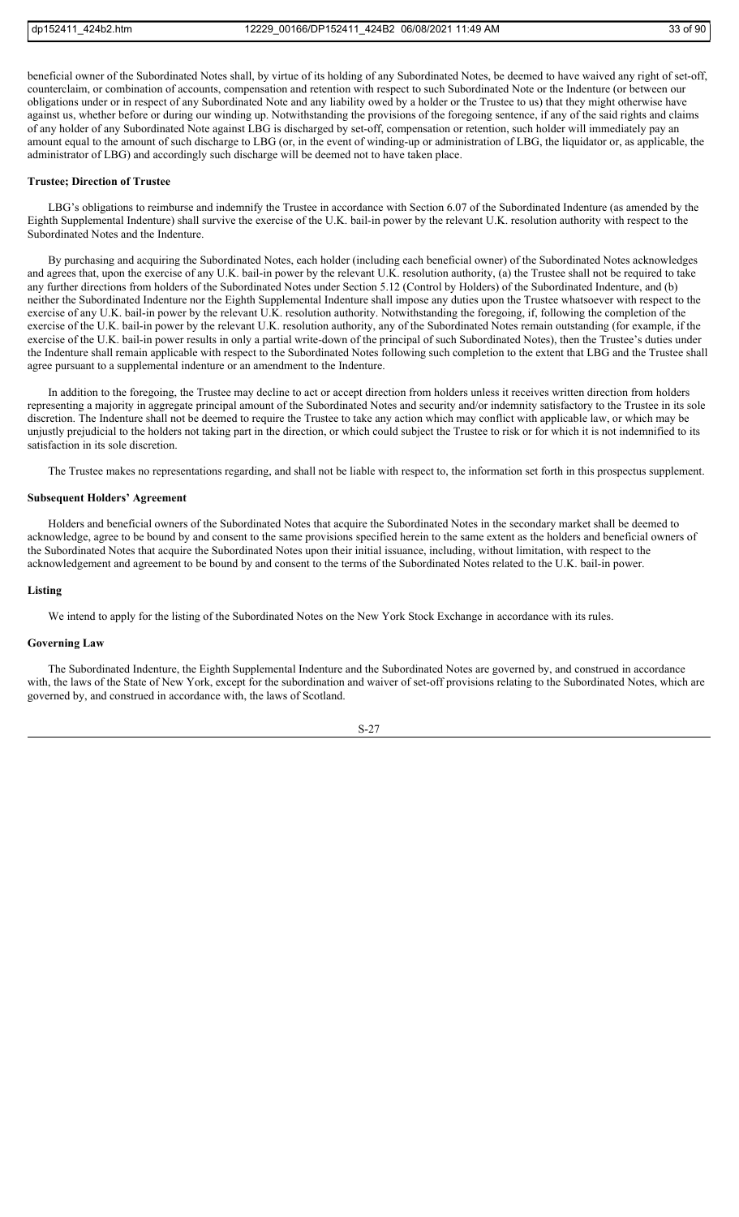beneficial owner of the Subordinated Notes shall, by virtue of its holding of any Subordinated Notes, be deemed to have waived any right of set-off, counterclaim, or combination of accounts, compensation and retention with respect to such Subordinated Note or the Indenture (or between our obligations under or in respect of any Subordinated Note and any liability owed by a holder or the Trustee to us) that they might otherwise have against us, whether before or during our winding up. Notwithstanding the provisions of the foregoing sentence, if any of the said rights and claims of any holder of any Subordinated Note against LBG is discharged by set-off, compensation or retention, such holder will immediately pay an amount equal to the amount of such discharge to LBG (or, in the event of winding-up or administration of LBG, the liquidator or, as applicable, the administrator of LBG) and accordingly such discharge will be deemed not to have taken place.

**Trustee; Direction of Trustee**

LBG's obligations to reimburse and indemnify the Trustee in accordance with Section 6.07 of the Subordinated Indenture (as amended by the Eighth Supplemental Indenture) shall survive the exercise of the U.K. bail-in power by the relevant U.K. resolution authority with respect to the Subordinated Notes and the Indenture.

By purchasing and acquiring the Subordinated Notes, each holder (including each beneficial owner) of the Subordinated Notes acknowledges and agrees that, upon the exercise of any U.K. bail-in power by the relevant U.K. resolution authority, (a) the Trustee shall not be required to take any further directions from holders of the Subordinated Notes under Section 5.12 (Control by Holders) of the Subordinated Indenture, and (b) neither the Subordinated Indenture nor the Eighth Supplemental Indenture shall impose any duties upon the Trustee whatsoever with respect to the exercise of any U.K. bail-in power by the relevant U.K. resolution authority. Notwithstanding the foregoing, if, following the completion of the exercise of the U.K. bail-in power by the relevant U.K. resolution authority, any of the Subordinated Notes remain outstanding (for example, if the exercise of the U.K. bail-in power results in only a partial write-down of the principal of such Subordinated Notes), then the Trustee's duties under the Indenture shall remain applicable with respect to the Subordinated Notes following such completion to the extent that LBG and the Trustee shall agree pursuant to a supplemental indenture or an amendment to the Indenture.

In addition to the foregoing, the Trustee may decline to act or accept direction from holders unless it receives written direction from holders representing a majority in aggregate principal amount of the Subordinated Notes and security and/or indemnity satisfactory to the Trustee in its sole discretion. The Indenture shall not be deemed to require the Trustee to take any action which may conflict with applicable law, or which may be unjustly prejudicial to the holders not taking part in the direction, or which could subject the Trustee to risk or for which it is not indemnified to its satisfaction in its sole discretion.

The Trustee makes no representations regarding, and shall not be liable with respect to, the information set forth in this prospectus supplement.

**Subsequent Holders' Agreement**

Holders and beneficial owners of the Subordinated Notes that acquire the Subordinated Notes in the secondary market shall be deemed to acknowledge, agree to be bound by and consent to the same provisions specified herein to the same extent as the holders and beneficial owners of the Subordinated Notes that acquire the Subordinated Notes upon their initial issuance, including, without limitation, with respect to the acknowledgement and agreement to be bound by and consent to the terms of the Subordinated Notes related to the U.K. bail-in power.

**Listing**

We intend to apply for the listing of the Subordinated Notes on the New York Stock Exchange in accordance with its rules.

**Governing Law**

The Subordinated Indenture, the Eighth Supplemental Indenture and the Subordinated Notes are governed by, and construed in accordance with, the laws of the State of New York, except for the subordination and waiver of set-off provisions relating to the Subordinated Notes, which are governed by, and construed in accordance with, the laws of Scotland.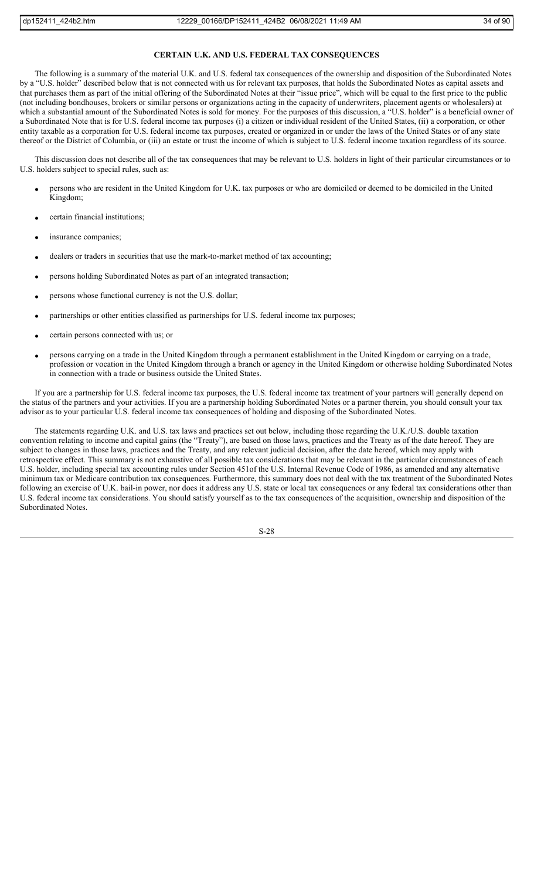## CERTAIN U.K. AND U.S. FEDERAL TAX CONSEQUENCES

The following is a summary of the material U.K. and U.S. federal tax consequences of the ownership and disposition of the Subordinated Notes by a "U.S. holder" described below that is not connected with us for relevant tax purposes, that holds the Subordinated Notes as capital assets and that purchases them as part of the initial offering of the Subordinated Notes at their "issue price", which will be equal to the first price to the public (not including bondhouses, brokers or similar persons or organizations acting in the capacity of underwriters, placement agents or wholesalers) at which a substantial amount of the Subordinated Notes is sold for money. For the purposes of this discussion, a "U.S. holder" is a beneficial owner of a Subordinated Note that is for U.S. federal income tax purposes (i) a citizen or individual resident of the United States, (ii) a corporation, or other entity taxable as a corporation for U.S. federal income tax purposes, created or organized in or under the laws of the United States or of any state thereof or the District of Columbia, or (iii) an estate or trust the income of which is subject to U.S. federal income taxation regardless of its source.

This discussion does not describe all of the tax consequences that may be relevant to U.S. holders in light of their particular circumstances or to U.S. holders subject to special rules, such as:

- persons who are resident in the United Kingdom for U.K. tax purposes or who are domiciled or deemed to be domiciled in the United Kingdom;
- certain financial institutions;
- insurance companies;
- dealers or traders in securities that use the mark-to-market method of tax accounting;
- persons holding Subordinated Notes as part of an integrated transaction;
- persons whose functional currency is not the U.S. dollar;
- partnerships or other entities classified as partnerships for U.S. federal income tax purposes;
- certain persons connected with us; or
- persons carrying on a trade in the United Kingdom through a permanent establishment in the United Kingdom or carrying on a trade, profession or vocation in the United Kingdom through a branch or agency in the United Kingdom or otherwise holding Subordinated Notes in connection with a trade or business outside the United States.

If you are a partnership for U.S. federal income tax purposes, the U.S. federal income tax treatment of your partners will generally depend on the status of the partners and your activities. If you are a partnership holding Subordinated Notes or a partner therein, you should consult your tax advisor as to your particular U.S. federal income tax consequences of holding and disposing of the Subordinated Notes.

The statements regarding U.K. and U.S. tax laws and practices set out below, including those regarding the U.K./U.S. double taxation convention relating to income and capital gains (the "Treaty"), are based on those laws, practices and the Treaty as of the date hereof. They are subject to changes in those laws, practices and the Treaty, and any relevant judicial decision, after the date hereof, which may apply with retrospective effect. This summary is not exhaustive of all possible tax considerations that may be relevant in the particular circumstances of each U.S. holder, including special tax accounting rules under Section 451of the U.S. Internal Revenue Code of 1986, as amended and any alternative minimum tax or Medicare contribution tax consequences. Furthermore, this summary does not deal with the tax treatment of the Subordinated Notes following an exercise of U.K. bail-in power, nor does it address any U.S. state or local tax consequences or any federal tax considerations other than U.S. federal income tax considerations. You should satisfy yourself as to the tax consequences of the acquisition, ownership and disposition of the Subordinated Notes.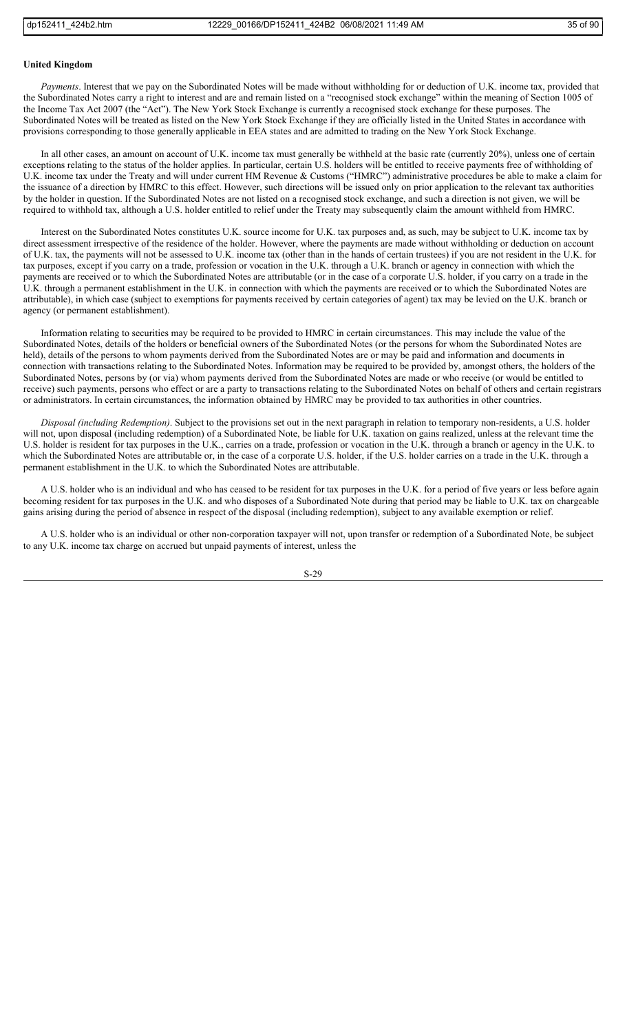**United Kingdom**

*Payments*. Interest that we pay on the Subordinated Notes will be made without withholding for or deduction of U.K. income tax, provided that the Subordinated Notes carry a right to interest and are and remain listed on a "recognised stock exchange" within the meaning of Section 1005 of the Income Tax Act 2007 (the "Act"). The New York Stock Exchange is currently a recognised stock exchange for these purposes. The Subordinated Notes will be treated as listed on the New York Stock Exchange if they are officially listed in the United States in accordance with provisions corresponding to those generally applicable in EEA states and are admitted to trading on the New York Stock Exchange.

In all other cases, an amount on account of U.K. income tax must generally be withheld at the basic rate (currently 20%), unless one of certain exceptions relating to the status of the holder applies. In particular, certain U.S. holders will be entitled to receive payments free of withholding of U.K. income tax under the Treaty and will under current HM Revenue & Customs ("HMRC") administrative procedures be able to make a claim for the issuance of a direction by HMRC to this effect. However, such directions will be issued only on prior application to the relevant tax authorities by the holder in question. If the Subordinated Notes are not listed on a recognised stock exchange, and such a direction is not given, we will be required to withhold tax, although a U.S. holder entitled to relief under the Treaty may subsequently claim the amount withheld from HMRC.

Interest on the Subordinated Notes constitutes U.K. source income for U.K. tax purposes and, as such, may be subject to U.K. income tax by direct assessment irrespective of the residence of the holder. However, where the payments are made without withholding or deduction on account of U.K. tax, the payments will not be assessed to U.K. income tax (other than in the hands of certain trustees) if you are not resident in the U.K. for tax purposes, except if you carry on a trade, profession or vocation in the U.K. through a U.K. branch or agency in connection with which the payments are received or to which the Subordinated Notes are attributable (or in the case of a corporate U.S. holder, if you carry on a trade in the U.K. through a permanent establishment in the U.K. in connection with which the payments are received or to which the Subordinated Notes are attributable), in which case (subject to exemptions for payments received by certain categories of agent) tax may be levied on the U.K. branch or agency (or permanent establishment).

Information relating to securities may be required to be provided to HMRC in certain circumstances. This may include the value of the Subordinated Notes, details of the holders or beneficial owners of the Subordinated Notes (or the persons for whom the Subordinated Notes are held), details of the persons to whom payments derived from the Subordinated Notes are or may be paid and information and documents in connection with transactions relating to the Subordinated Notes. Information may be required to be provided by, amongst others, the holders of the Subordinated Notes, persons by (or via) whom payments derived from the Subordinated Notes are made or who receive (or would be entitled to receive) such payments, persons who effect or are a party to transactions relating to the Subordinated Notes on behalf of others and certain registrars or administrators. In certain circumstances, the information obtained by HMRC may be provided to tax authorities in other countries.

*Disposal (including Redemption)*. Subject to the provisions set out in the next paragraph in relation to temporary non-residents, a U.S. holder will not, upon disposal (including redemption) of a Subordinated Note, be liable for U.K. taxation on gains realized, unless at the relevant time the U.S. holder is resident for tax purposes in the U.K., carries on a trade, profession or vocation in the U.K. through a branch or agency in the U.K. to which the Subordinated Notes are attributable or, in the case of a corporate U.S. holder, if the U.S. holder carries on a trade in the U.K. through a permanent establishment in the U.K. to which the Subordinated Notes are attributable.

A U.S. holder who is an individual and who has ceased to be resident for tax purposes in the U.K. for a period of five years or less before again becoming resident for tax purposes in the U.K. and who disposes of a Subordinated Note during that period may be liable to U.K. tax on chargeable gains arising during the period of absence in respect of the disposal (including redemption), subject to any available exemption or relief.

A U.S. holder who is an individual or other non-corporation taxpayer will not, upon transfer or redemption of a Subordinated Note, be subject to any U.K. income tax charge on accrued but unpaid payments of interest, unless the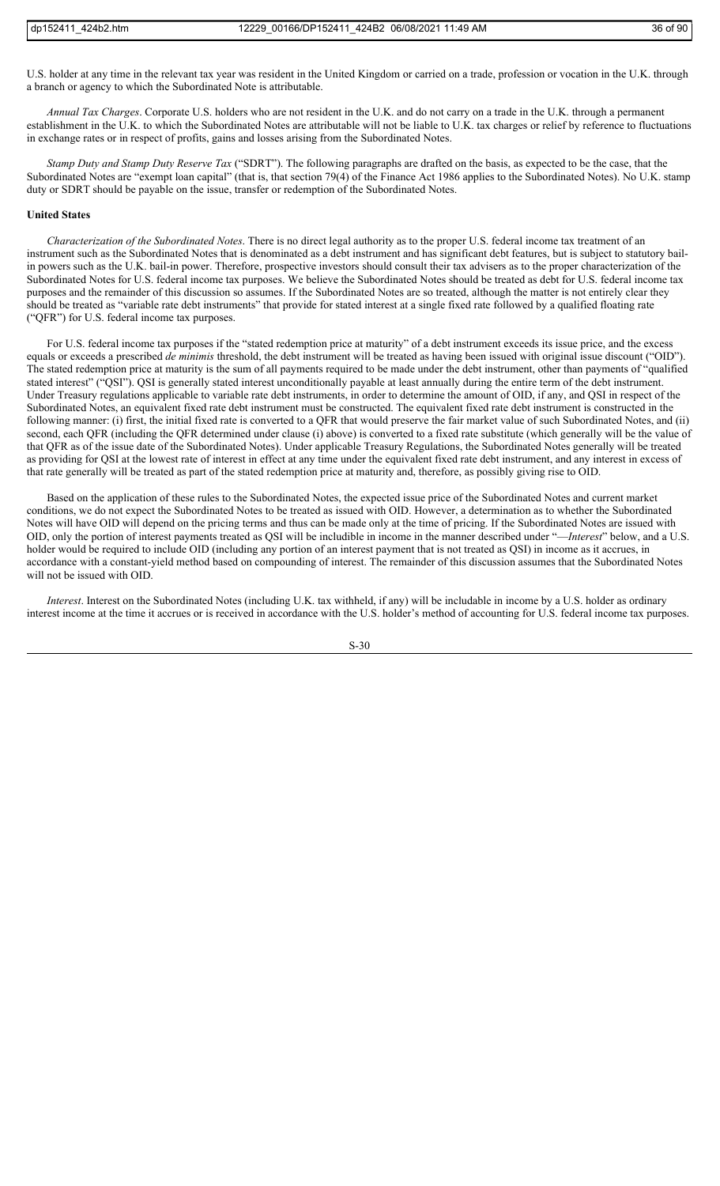U.S. holder at any time in the relevant tax year was resident in the United Kingdom or carried on a trade, profession or vocation in the U.K. through a branch or agency to which the Subordinated Note is attributable.

*Annual Tax Charges*. Corporate U.S. holders who are not resident in the U.K. and do not carry on a trade in the U.K. through a permanent establishment in the U.K. to which the Subordinated Notes are attributable will not be liable to U.K. tax charges or relief by reference to fluctuations in exchange rates or in respect of profits, gains and losses arising from the Subordinated Notes.

*Stamp Duty and Stamp Duty Reserve Tax* ("SDRT"). The following paragraphs are drafted on the basis, as expected to be the case, that the Subordinated Notes are "exempt loan capital" (that is, that section 79(4) of the Finance Act 1986 applies to the Subordinated Notes). No U.K. stamp duty or SDRT should be payable on the issue, transfer or redemption of the Subordinated Notes.

**United States**

*Characterization of the Subordinated Notes*. There is no direct legal authority as to the proper U.S. federal income tax treatment of an instrument such as the Subordinated Notes that is denominated as a debt instrument and has significant debt features, but is subject to statutory bail-in powers such as the U.K. bail-in power. Therefore, prospective investors should consult their tax advisers as to the proper characterization of the Subordinated Notes for U.S. federal income tax purposes. We believe the Subordinated Notes should be treated as debt for U.S. federal income tax purposes and the remainder of this discussion so assumes. If the Subordinated Notes are so treated, although the matter is not entirely clear they should be treated as "variable rate debt instruments" that provide for stated interest at a single fixed rate followed by a qualified floating rate ("QFR") for U.S. federal income tax purposes.

For U.S. federal income tax purposes if the "stated redemption price at maturity" of a debt instrument exceeds its issue price, and the excess equals or exceeds a prescribed *de minimis* threshold, the debt instrument will be treated as having been issued with original issue discount ("OID"). The stated redemption price at maturity is the sum of all payments required to be made under the debt instrument, other than payments of "qualified stated interest" ("QSI"). QSI is generally stated interest unconditionally payable at least annually during the entire term of the debt instrument. Under Treasury regulations applicable to variable rate debt instruments, in order to determine the amount of OID, if any, and QSI in respect of the Subordinated Notes, an equivalent fixed rate debt instrument must be constructed. The equivalent fixed rate debt instrument is constructed in the following manner: (i) first, the initial fixed rate is converted to a QFR that would preserve the fair market value of such Subordinated Notes, and (ii) second, each QFR (including the QFR determined under clause (i) above) is converted to a fixed rate substitute (which generally will be the value of that QFR as of the issue date of the Subordinated Notes). Under applicable Treasury Regulations, the Subordinated Notes generally will be treated as providing for QSI at the lowest rate of interest in effect at any time under the equivalent fixed rate debt instrument, and any interest in excess of that rate generally will be treated as part of the stated redemption price at maturity and, therefore, as possibly giving rise to OID.

Based on the application of these rules to the Subordinated Notes, the expected issue price of the Subordinated Notes and current market conditions, we do not expect the Subordinated Notes to be treated as issued with OID. However, a determination as to whether the Subordinated Notes will have OID will depend on the pricing terms and thus can be made only at the time of pricing. If the Subordinated Notes are issued with OID, only the portion of interest payments treated as QSI will be includible in income in the manner described under "—*Interest*" below, and a U.S. holder would be required to include OID (including any portion of an interest payment that is not treated as QSI) in income as it accrues, in accordance with a constant-yield method based on compounding of interest. The remainder of this discussion assumes that the Subordinated Notes will not be issued with OID.

*Interest*. Interest on the Subordinated Notes (including U.K. tax withheld, if any) will be includable in income by a U.S. holder as ordinary interest income at the time it accrues or is received in accordance with the U.S. holder's method of accounting for U.S. federal income tax purposes.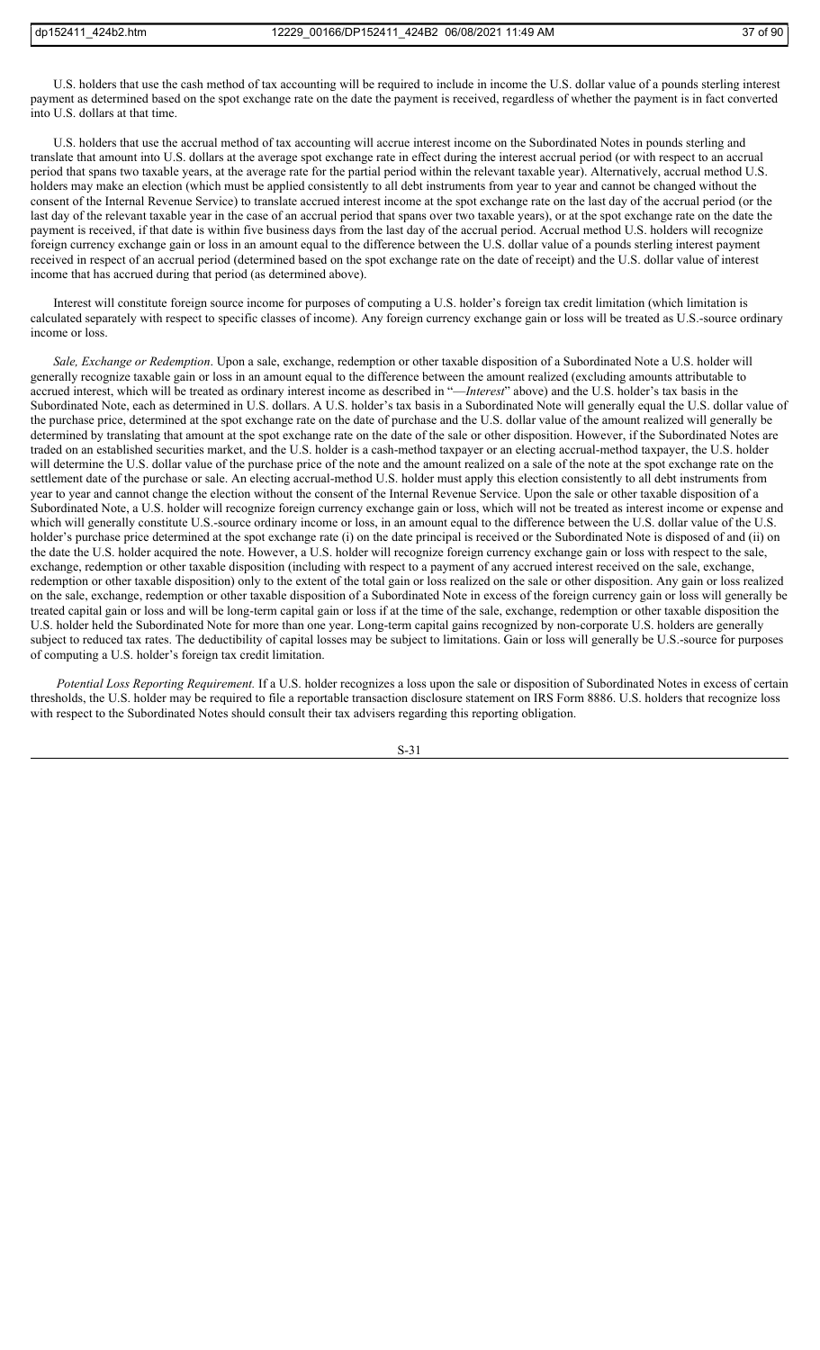U.S. holders that use the cash method of tax accounting will be required to include in income the U.S. dollar value of a pounds sterling interest payment as determined based on the spot exchange rate on the date the payment is received, regardless of whether the payment is in fact converted into U.S. dollars at that time.

U.S. holders that use the accrual method of tax accounting will accrue interest income on the Subordinated Notes in pounds sterling and translate that amount into U.S. dollars at the average spot exchange rate in effect during the interest accrual period (or with respect to an accrual period that spans two taxable years, at the average rate for the partial period within the relevant taxable year). Alternatively, accrual method U.S. holders may make an election (which must be applied consistently to all debt instruments from year to year and cannot be changed without the consent of the Internal Revenue Service) to translate accrued interest income at the spot exchange rate on the last day of the accrual period (or the last day of the relevant taxable year in the case of an accrual period that spans over two taxable years), or at the spot exchange rate on the date the payment is received, if that date is within five business days from the last day of the accrual period. Accrual method U.S. holders will recognize foreign currency exchange gain or loss in an amount equal to the difference between the U.S. dollar value of a pounds sterling interest payment received in respect of an accrual period (determined based on the spot exchange rate on the date of receipt) and the U.S. dollar value of interest income that has accrued during that period (as determined above).

Interest will constitute foreign source income for purposes of computing a U.S. holder's foreign tax credit limitation (which limitation is calculated separately with respect to specific classes of income). Any foreign currency exchange gain or loss will be treated as U.S.-source ordinary income or loss.

*Sale, Exchange or Redemption*. Upon a sale, exchange, redemption or other taxable disposition of a Subordinated Note a U.S. holder will generally recognize taxable gain or loss in an amount equal to the difference between the amount realized (excluding amounts attributable to accrued interest, which will be treated as ordinary interest income as described in "—*Interest*" above) and the U.S. holder's tax basis in the Subordinated Note, each as determined in U.S. dollars. A U.S. holder's tax basis in a Subordinated Note will generally equal the U.S. dollar value of the purchase price, determined at the spot exchange rate on the date of purchase and the U.S. dollar value of the amount realized will generally be determined by translating that amount at the spot exchange rate on the date of the sale or other disposition. However, if the Subordinated Notes are traded on an established securities market, and the U.S. holder is a cash-method taxpayer or an electing accrual-method taxpayer, the U.S. holder will determine the U.S. dollar value of the purchase price of the note and the amount realized on a sale of the note at the spot exchange rate on the settlement date of the purchase or sale. An electing accrual-method U.S. holder must apply this election consistently to all debt instruments from year to year and cannot change the election without the consent of the Internal Revenue Service. Upon the sale or other taxable disposition of a Subordinated Note, a U.S. holder will recognize foreign currency exchange gain or loss, which will not be treated as interest income or expense and which will generally constitute U.S.-source ordinary income or loss, in an amount equal to the difference between the U.S. dollar value of the U.S. holder's purchase price determined at the spot exchange rate (i) on the date principal is received or the Subordinated Note is disposed of and (ii) on the date the U.S. holder acquired the note. However, a U.S. holder will recognize foreign currency exchange gain or loss with respect to the sale, exchange, redemption or other taxable disposition (including with respect to a payment of any accrued interest received on the sale, exchange, redemption or other taxable disposition) only to the extent of the total gain or loss realized on the sale or other disposition. Any gain or loss realized on the sale, exchange, redemption or other taxable disposition of a Subordinated Note in excess of the foreign currency gain or loss will generally be treated capital gain or loss and will be long-term capital gain or loss if at the time of the sale, exchange, redemption or other taxable disposition the U.S. holder held the Subordinated Note for more than one year. Long-term capital gains recognized by non-corporate U.S. holders are generally subject to reduced tax rates. The deductibility of capital losses may be subject to limitations. Gain or loss will generally be U.S.-source for purposes of computing a U.S. holder's foreign tax credit limitation.

*Potential Loss Reporting Requirement.* If a U.S. holder recognizes a loss upon the sale or disposition of Subordinated Notes in excess of certain thresholds, the U.S. holder may be required to file a reportable transaction disclosure statement on IRS Form 8886. U.S. holders that recognize loss with respect to the Subordinated Notes should consult their tax advisers regarding this reporting obligation.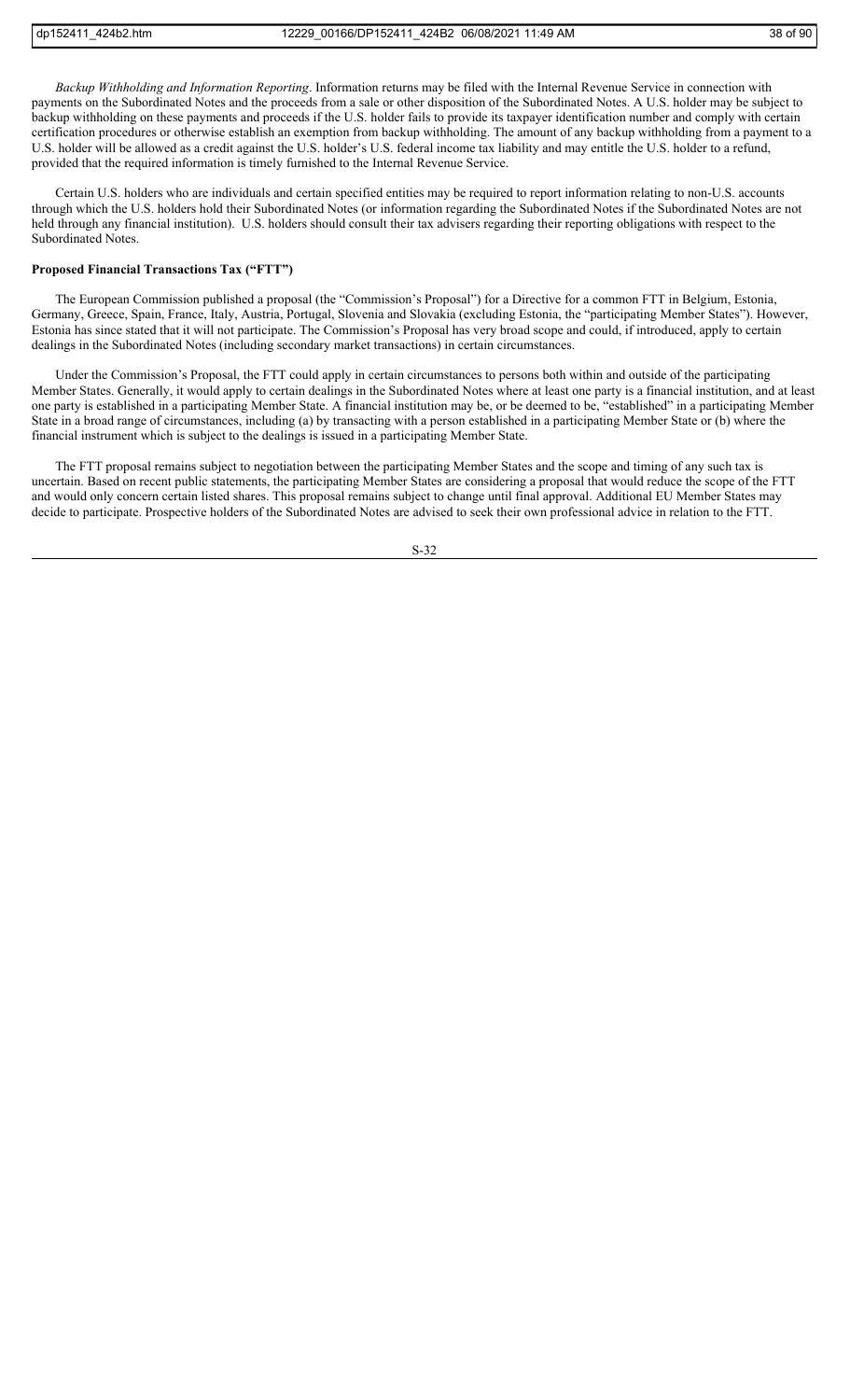*Backup Withholding and Information Reporting*. Information returns may be filed with the Internal Revenue Service in connection with payments on the Subordinated Notes and the proceeds from a sale or other disposition of the Subordinated Notes. A U.S. holder may be subject to backup withholding on these payments and proceeds if the U.S. holder fails to provide its taxpayer identification number and comply with certain certification procedures or otherwise establish an exemption from backup withholding. The amount of any backup withholding from a payment to a U.S. holder will be allowed as a credit against the U.S. holder's U.S. federal income tax liability and may entitle the U.S. holder to a refund, provided that the required information is timely furnished to the Internal Revenue Service.

Certain U.S. holders who are individuals and certain specified entities may be required to report information relating to non-U.S. accounts through which the U.S. holders hold their Subordinated Notes (or information regarding the Subordinated Notes if the Subordinated Notes are not held through any financial institution). U.S. holders should consult their tax advisers regarding their reporting obligations with respect to the Subordinated Notes.

**Proposed Financial Transactions Tax ("FTT")**

The European Commission published a proposal (the "Commission's Proposal") for a Directive for a common FTT in Belgium, Estonia, Germany, Greece, Spain, France, Italy, Austria, Portugal, Slovenia and Slovakia (excluding Estonia, the "participating Member States"). However, Estonia has since stated that it will not participate. The Commission's Proposal has very broad scope and could, if introduced, apply to certain dealings in the Subordinated Notes (including secondary market transactions) in certain circumstances.

Under the Commission's Proposal, the FTT could apply in certain circumstances to persons both within and outside of the participating Member States. Generally, it would apply to certain dealings in the Subordinated Notes where at least one party is a financial institution, and at least one party is established in a participating Member State. A financial institution may be, or be deemed to be, "established" in a participating Member State in a broad range of circumstances, including (a) by transacting with a person established in a participating Member State or (b) where the financial instrument which is subject to the dealings is issued in a participating Member State.

The FTT proposal remains subject to negotiation between the participating Member States and the scope and timing of any such tax is uncertain. Based on recent public statements, the participating Member States are considering a proposal that would reduce the scope of the FTT and would only concern certain listed shares. This proposal remains subject to change until final approval. Additional EU Member States may decide to participate. Prospective holders of the Subordinated Notes are advised to seek their own professional advice in relation to the FTT.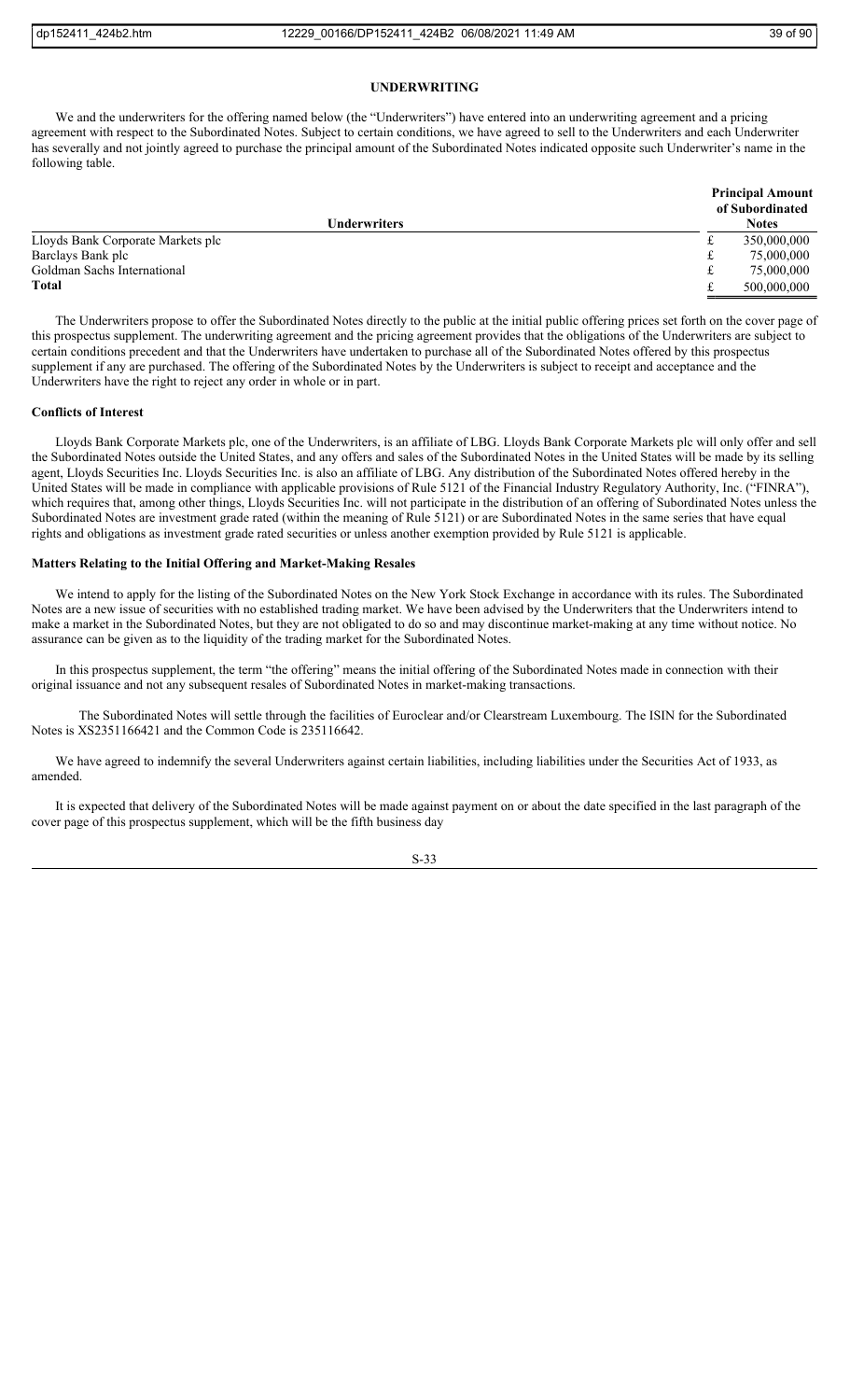## UNDERWRITING

We and the underwriters for the offering named below (the "Underwriters") have entered into an underwriting agreement and a pricing agreement with respect to the Subordinated Notes. Subject to certain conditions, we have agreed to sell to the Underwriters and each Underwriter has severally and not jointly agreed to purchase the principal amount of the Subordinated Notes indicated opposite such Underwriter's name in the following table.

| Underwriters | Principal Amount of Subordinated Notes |
| --- | --- |
| Lloyds Bank Corporate Markets plc | £ 350,000,000 |
| Barclays Bank plc | £ 75,000,000 |
| Goldman Sachs International | £ 75,000,000 |
| **Total** | £ 500,000,000 |

The Underwriters propose to offer the Subordinated Notes directly to the public at the initial public offering prices set forth on the cover page of this prospectus supplement. The underwriting agreement and the pricing agreement provides that the obligations of the Underwriters are subject to certain conditions precedent and that the Underwriters have undertaken to purchase all of the Subordinated Notes offered by this prospectus supplement if any are purchased. The offering of the Subordinated Notes by the Underwriters is subject to receipt and acceptance and the Underwriters have the right to reject any order in whole or in part.

### Conflicts of Interest

Lloyds Bank Corporate Markets plc, one of the Underwriters, is an affiliate of LBG. Lloyds Bank Corporate Markets plc will only offer and sell the Subordinated Notes outside the United States, and any offers and sales of the Subordinated Notes in the United States will be made by its selling agent, Lloyds Securities Inc. Lloyds Securities Inc. is also an affiliate of LBG. Any distribution of the Subordinated Notes offered hereby in the United States will be made in compliance with applicable provisions of Rule 5121 of the Financial Industry Regulatory Authority, Inc. ("FINRA"), which requires that, among other things, Lloyds Securities Inc. will not participate in the distribution of an offering of Subordinated Notes unless the Subordinated Notes are investment grade rated (within the meaning of Rule 5121) or are Subordinated Notes in the same series that have equal rights and obligations as investment grade rated securities or unless another exemption provided by Rule 5121 is applicable.

### Matters Relating to the Initial Offering and Market-Making Resales

We intend to apply for the listing of the Subordinated Notes on the New York Stock Exchange in accordance with its rules. The Subordinated Notes are a new issue of securities with no established trading market. We have been advised by the Underwriters that the Underwriters intend to make a market in the Subordinated Notes, but they are not obligated to do so and may discontinue market-making at any time without notice. No assurance can be given as to the liquidity of the trading market for the Subordinated Notes.

In this prospectus supplement, the term "the offering" means the initial offering of the Subordinated Notes made in connection with their original issuance and not any subsequent resales of Subordinated Notes in market-making transactions.

The Subordinated Notes will settle through the facilities of Euroclear and/or Clearstream Luxembourg. The ISIN for the Subordinated Notes is XS2351166421 and the Common Code is 235116642.

We have agreed to indemnify the several Underwriters against certain liabilities, including liabilities under the Securities Act of 1933, as amended.

It is expected that delivery of the Subordinated Notes will be made against payment on or about the date specified in the last paragraph of the cover page of this prospectus supplement, which will be the fifth business day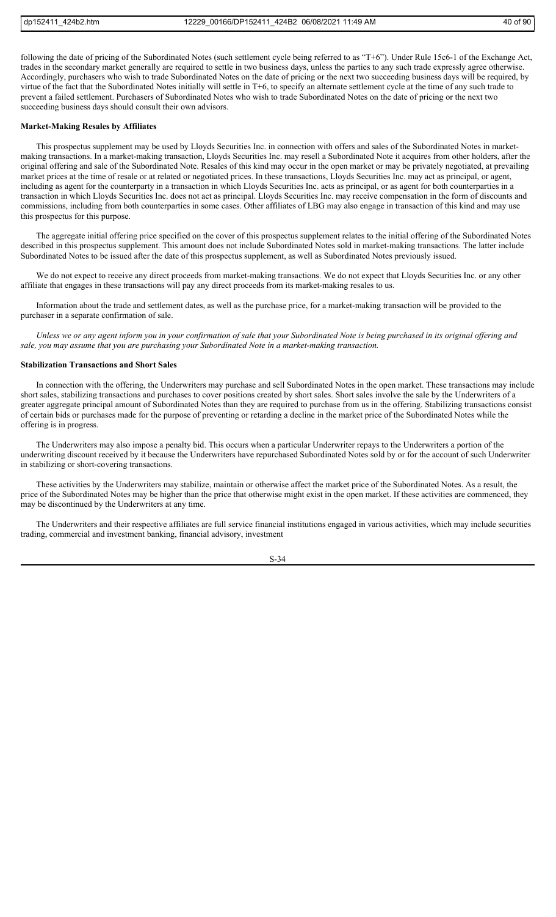following the date of pricing of the Subordinated Notes (such settlement cycle being referred to as "T+6"). Under Rule 15c6-1 of the Exchange Act, trades in the secondary market generally are required to settle in two business days, unless the parties to any such trade expressly agree otherwise. Accordingly, purchasers who wish to trade Subordinated Notes on the date of pricing or the next two succeeding business days will be required, by virtue of the fact that the Subordinated Notes initially will settle in T+6, to specify an alternate settlement cycle at the time of any such trade to prevent a failed settlement. Purchasers of Subordinated Notes who wish to trade Subordinated Notes on the date of pricing or the next two succeeding business days should consult their own advisors.

**Market-Making Resales by Affiliates**

This prospectus supplement may be used by Lloyds Securities Inc. in connection with offers and sales of the Subordinated Notes in market-making transactions. In a market-making transaction, Lloyds Securities Inc. may resell a Subordinated Note it acquires from other holders, after the original offering and sale of the Subordinated Note. Resales of this kind may occur in the open market or may be privately negotiated, at prevailing market prices at the time of resale or at related or negotiated prices. In these transactions, Lloyds Securities Inc. may act as principal, or agent, including as agent for the counterparty in a transaction in which Lloyds Securities Inc. acts as principal, or as agent for both counterparties in a transaction in which Lloyds Securities Inc. does not act as principal. Lloyds Securities Inc. may receive compensation in the form of discounts and commissions, including from both counterparties in some cases. Other affiliates of LBG may also engage in transaction of this kind and may use this prospectus for this purpose.

The aggregate initial offering price specified on the cover of this prospectus supplement relates to the initial offering of the Subordinated Notes described in this prospectus supplement. This amount does not include Subordinated Notes sold in market-making transactions. The latter include Subordinated Notes to be issued after the date of this prospectus supplement, as well as Subordinated Notes previously issued.

We do not expect to receive any direct proceeds from market-making transactions. We do not expect that Lloyds Securities Inc. or any other affiliate that engages in these transactions will pay any direct proceeds from its market-making resales to us.

Information about the trade and settlement dates, as well as the purchase price, for a market-making transaction will be provided to the purchaser in a separate confirmation of sale.

*Unless we or any agent inform you in your confirmation of sale that your Subordinated Note is being purchased in its original offering and sale, you may assume that you are purchasing your Subordinated Note in a market-making transaction.*

**Stabilization Transactions and Short Sales**

In connection with the offering, the Underwriters may purchase and sell Subordinated Notes in the open market. These transactions may include short sales, stabilizing transactions and purchases to cover positions created by short sales. Short sales involve the sale by the Underwriters of a greater aggregate principal amount of Subordinated Notes than they are required to purchase from us in the offering. Stabilizing transactions consist of certain bids or purchases made for the purpose of preventing or retarding a decline in the market price of the Subordinated Notes while the offering is in progress.

The Underwriters may also impose a penalty bid. This occurs when a particular Underwriter repays to the Underwriters a portion of the underwriting discount received by it because the Underwriters have repurchased Subordinated Notes sold by or for the account of such Underwriter in stabilizing or short-covering transactions.

These activities by the Underwriters may stabilize, maintain or otherwise affect the market price of the Subordinated Notes. As a result, the price of the Subordinated Notes may be higher than the price that otherwise might exist in the open market. If these activities are commenced, they may be discontinued by the Underwriters at any time.

The Underwriters and their respective affiliates are full service financial institutions engaged in various activities, which may include securities trading, commercial and investment banking, financial advisory, investment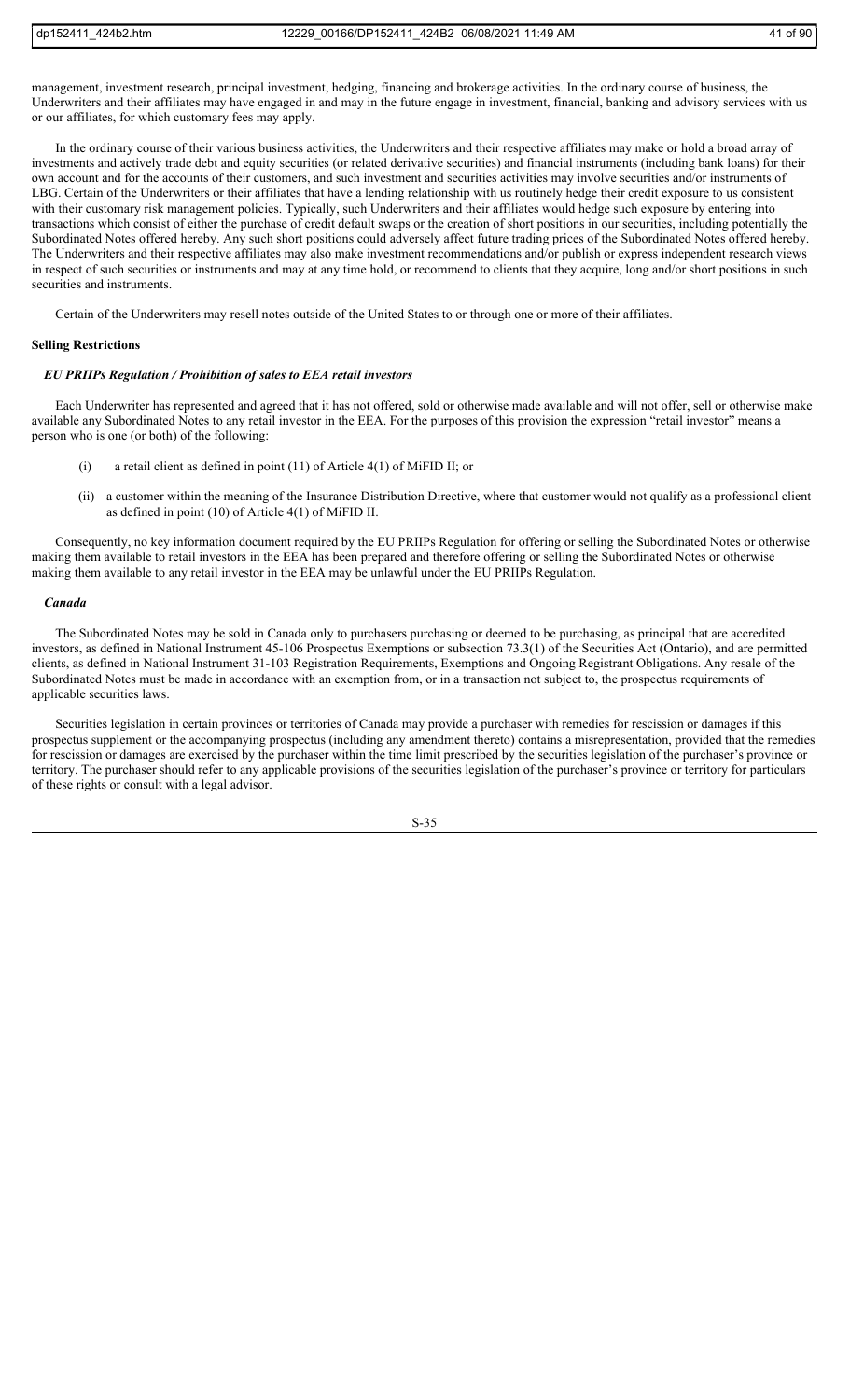management, investment research, principal investment, hedging, financing and brokerage activities. In the ordinary course of business, the Underwriters and their affiliates may have engaged in and may in the future engage in investment, financial, banking and advisory services with us or our affiliates, for which customary fees may apply.

In the ordinary course of their various business activities, the Underwriters and their respective affiliates may make or hold a broad array of investments and actively trade debt and equity securities (or related derivative securities) and financial instruments (including bank loans) for their own account and for the accounts of their customers, and such investment and securities activities may involve securities and/or instruments of LBG. Certain of the Underwriters or their affiliates that have a lending relationship with us routinely hedge their credit exposure to us consistent with their customary risk management policies. Typically, such Underwriters and their affiliates would hedge such exposure by entering into transactions which consist of either the purchase of credit default swaps or the creation of short positions in our securities, including potentially the Subordinated Notes offered hereby. Any such short positions could adversely affect future trading prices of the Subordinated Notes offered hereby. The Underwriters and their respective affiliates may also make investment recommendations and/or publish or express independent research views in respect of such securities or instruments and may at any time hold, or recommend to clients that they acquire, long and/or short positions in such securities and instruments.

Certain of the Underwriters may resell notes outside of the United States to or through one or more of their affiliates.

**Selling Restrictions**

***EU PRIIPs Regulation / Prohibition of sales to EEA retail investors***

Each Underwriter has represented and agreed that it has not offered, sold or otherwise made available and will not offer, sell or otherwise make available any Subordinated Notes to any retail investor in the EEA. For the purposes of this provision the expression "retail investor" means a person who is one (or both) of the following:

(i) a retail client as defined in point (11) of Article 4(1) of MiFID II; or

(ii) a customer within the meaning of the Insurance Distribution Directive, where that customer would not qualify as a professional client as defined in point (10) of Article 4(1) of MiFID II.

Consequently, no key information document required by the EU PRIIPs Regulation for offering or selling the Subordinated Notes or otherwise making them available to retail investors in the EEA has been prepared and therefore offering or selling the Subordinated Notes or otherwise making them available to any retail investor in the EEA may be unlawful under the EU PRIIPs Regulation.

***Canada***

The Subordinated Notes may be sold in Canada only to purchasers purchasing or deemed to be purchasing, as principal that are accredited investors, as defined in National Instrument 45-106 Prospectus Exemptions or subsection 73.3(1) of the Securities Act (Ontario), and are permitted clients, as defined in National Instrument 31-103 Registration Requirements, Exemptions and Ongoing Registrant Obligations. Any resale of the Subordinated Notes must be made in accordance with an exemption from, or in a transaction not subject to, the prospectus requirements of applicable securities laws.

Securities legislation in certain provinces or territories of Canada may provide a purchaser with remedies for rescission or damages if this prospectus supplement or the accompanying prospectus (including any amendment thereto) contains a misrepresentation, provided that the remedies for rescission or damages are exercised by the purchaser within the time limit prescribed by the securities legislation of the purchaser's province or territory. The purchaser should refer to any applicable provisions of the securities legislation of the purchaser's province or territory for particulars of these rights or consult with a legal advisor.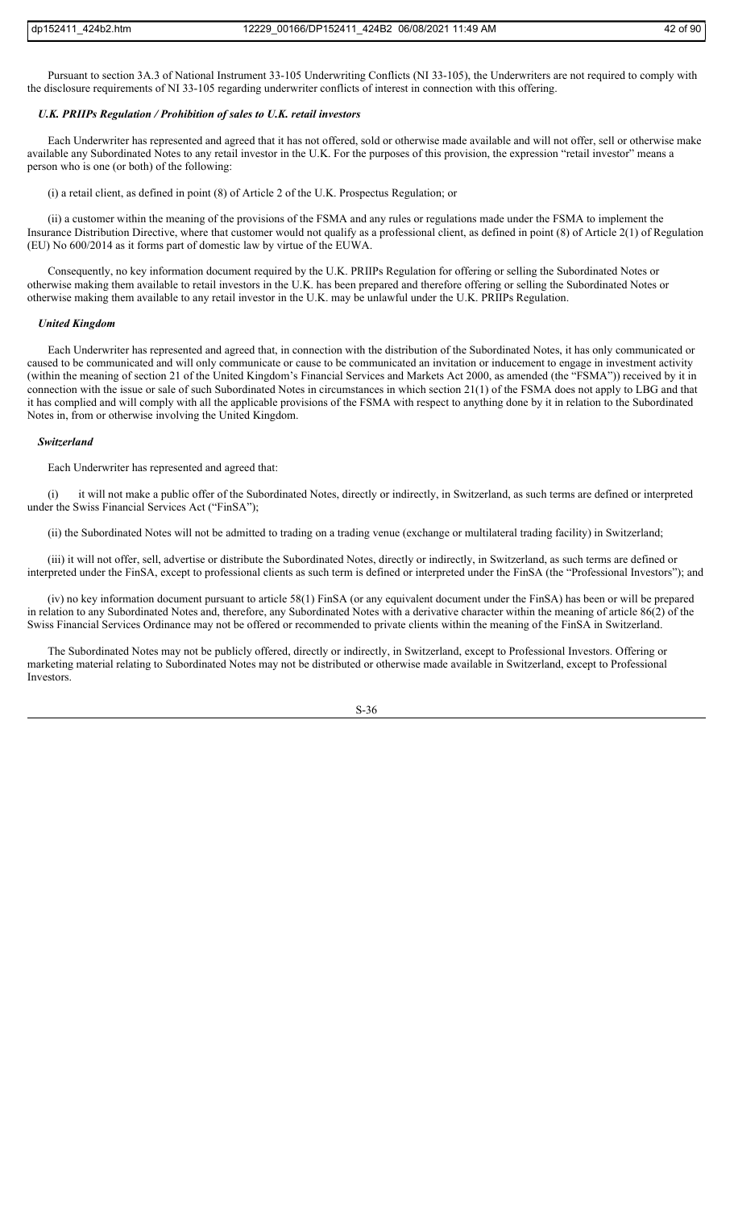Pursuant to section 3A.3 of National Instrument 33-105 Underwriting Conflicts (NI 33-105), the Underwriters are not required to comply with the disclosure requirements of NI 33-105 regarding underwriter conflicts of interest in connection with this offering.

***U.K. PRIIPs Regulation / Prohibition of sales to U.K. retail investors***

Each Underwriter has represented and agreed that it has not offered, sold or otherwise made available and will not offer, sell or otherwise make available any Subordinated Notes to any retail investor in the U.K. For the purposes of this provision, the expression "retail investor" means a person who is one (or both) of the following:

(i) a retail client, as defined in point (8) of Article 2 of the U.K. Prospectus Regulation; or

(ii) a customer within the meaning of the provisions of the FSMA and any rules or regulations made under the FSMA to implement the Insurance Distribution Directive, where that customer would not qualify as a professional client, as defined in point (8) of Article 2(1) of Regulation (EU) No 600/2014 as it forms part of domestic law by virtue of the EUWA.

Consequently, no key information document required by the U.K. PRIIPs Regulation for offering or selling the Subordinated Notes or otherwise making them available to retail investors in the U.K. has been prepared and therefore offering or selling the Subordinated Notes or otherwise making them available to any retail investor in the U.K. may be unlawful under the U.K. PRIIPs Regulation.

***United Kingdom***

Each Underwriter has represented and agreed that, in connection with the distribution of the Subordinated Notes, it has only communicated or caused to be communicated and will only communicate or cause to be communicated an invitation or inducement to engage in investment activity (within the meaning of section 21 of the United Kingdom's Financial Services and Markets Act 2000, as amended (the "FSMA")) received by it in connection with the issue or sale of such Subordinated Notes in circumstances in which section 21(1) of the FSMA does not apply to LBG and that it has complied and will comply with all the applicable provisions of the FSMA with respect to anything done by it in relation to the Subordinated Notes in, from or otherwise involving the United Kingdom.

***Switzerland***

Each Underwriter has represented and agreed that:

(i) it will not make a public offer of the Subordinated Notes, directly or indirectly, in Switzerland, as such terms are defined or interpreted under the Swiss Financial Services Act ("FinSA");

(ii) the Subordinated Notes will not be admitted to trading on a trading venue (exchange or multilateral trading facility) in Switzerland;

(iii) it will not offer, sell, advertise or distribute the Subordinated Notes, directly or indirectly, in Switzerland, as such terms are defined or interpreted under the FinSA, except to professional clients as such term is defined or interpreted under the FinSA (the "Professional Investors"); and

(iv) no key information document pursuant to article 58(1) FinSA (or any equivalent document under the FinSA) has been or will be prepared in relation to any Subordinated Notes and, therefore, any Subordinated Notes with a derivative character within the meaning of article 86(2) of the Swiss Financial Services Ordinance may not be offered or recommended to private clients within the meaning of the FinSA in Switzerland.

The Subordinated Notes may not be publicly offered, directly or indirectly, in Switzerland, except to Professional Investors. Offering or marketing material relating to Subordinated Notes may not be distributed or otherwise made available in Switzerland, except to Professional Investors.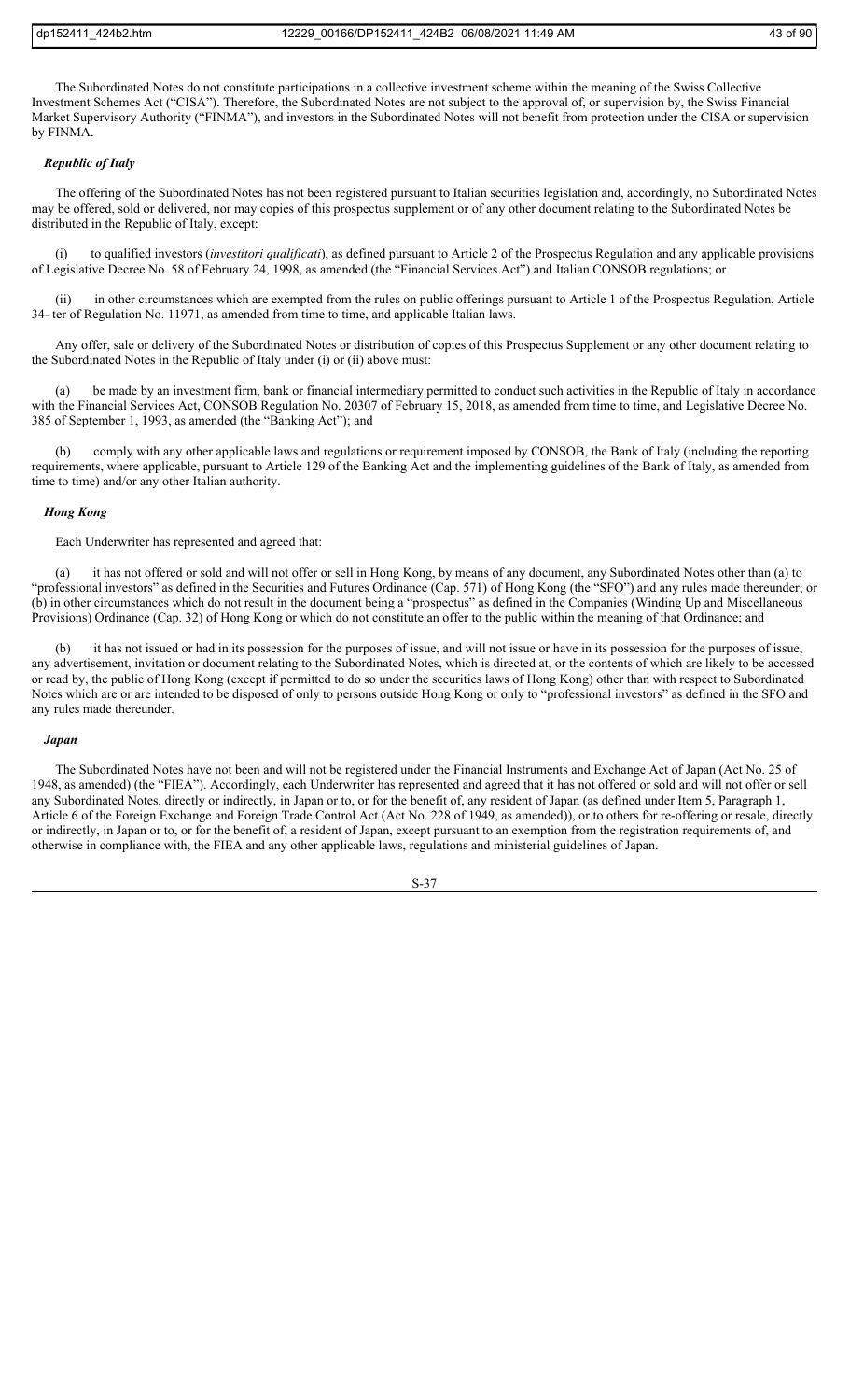The Subordinated Notes do not constitute participations in a collective investment scheme within the meaning of the Swiss Collective Investment Schemes Act ("CISA"). Therefore, the Subordinated Notes are not subject to the approval of, or supervision by, the Swiss Financial Market Supervisory Authority ("FINMA"), and investors in the Subordinated Notes will not benefit from protection under the CISA or supervision by FINMA.

***Republic of Italy***

The offering of the Subordinated Notes has not been registered pursuant to Italian securities legislation and, accordingly, no Subordinated Notes may be offered, sold or delivered, nor may copies of this prospectus supplement or of any other document relating to the Subordinated Notes be distributed in the Republic of Italy, except:

(i) to qualified investors (*investitori qualificati*), as defined pursuant to Article 2 of the Prospectus Regulation and any applicable provisions of Legislative Decree No. 58 of February 24, 1998, as amended (the "Financial Services Act") and Italian CONSOB regulations; or

(ii) in other circumstances which are exempted from the rules on public offerings pursuant to Article 1 of the Prospectus Regulation, Article 34- ter of Regulation No. 11971, as amended from time to time, and applicable Italian laws.

Any offer, sale or delivery of the Subordinated Notes or distribution of copies of this Prospectus Supplement or any other document relating to the Subordinated Notes in the Republic of Italy under (i) or (ii) above must:

(a) be made by an investment firm, bank or financial intermediary permitted to conduct such activities in the Republic of Italy in accordance with the Financial Services Act, CONSOB Regulation No. 20307 of February 15, 2018, as amended from time to time, and Legislative Decree No. 385 of September 1, 1993, as amended (the "Banking Act"); and

(b) comply with any other applicable laws and regulations or requirement imposed by CONSOB, the Bank of Italy (including the reporting requirements, where applicable, pursuant to Article 129 of the Banking Act and the implementing guidelines of the Bank of Italy, as amended from time to time) and/or any other Italian authority.

***Hong Kong***

Each Underwriter has represented and agreed that:

(a) it has not offered or sold and will not offer or sell in Hong Kong, by means of any document, any Subordinated Notes other than (a) to "professional investors" as defined in the Securities and Futures Ordinance (Cap. 571) of Hong Kong (the "SFO") and any rules made thereunder; or (b) in other circumstances which do not result in the document being a "prospectus" as defined in the Companies (Winding Up and Miscellaneous Provisions) Ordinance (Cap. 32) of Hong Kong or which do not constitute an offer to the public within the meaning of that Ordinance; and

(b) it has not issued or had in its possession for the purposes of issue, and will not issue or have in its possession for the purposes of issue, any advertisement, invitation or document relating to the Subordinated Notes, which is directed at, or the contents of which are likely to be accessed or read by, the public of Hong Kong (except if permitted to do so under the securities laws of Hong Kong) other than with respect to Subordinated Notes which are or are intended to be disposed of only to persons outside Hong Kong or only to "professional investors" as defined in the SFO and any rules made thereunder.

***Japan***

The Subordinated Notes have not been and will not be registered under the Financial Instruments and Exchange Act of Japan (Act No. 25 of 1948, as amended) (the "FIEA"). Accordingly, each Underwriter has represented and agreed that it has not offered or sold and will not offer or sell any Subordinated Notes, directly or indirectly, in Japan or to, or for the benefit of, any resident of Japan (as defined under Item 5, Paragraph 1, Article 6 of the Foreign Exchange and Foreign Trade Control Act (Act No. 228 of 1949, as amended)), or to others for re-offering or resale, directly or indirectly, in Japan or to, or for the benefit of, a resident of Japan, except pursuant to an exemption from the registration requirements of, and otherwise in compliance with, the FIEA and any other applicable laws, regulations and ministerial guidelines of Japan.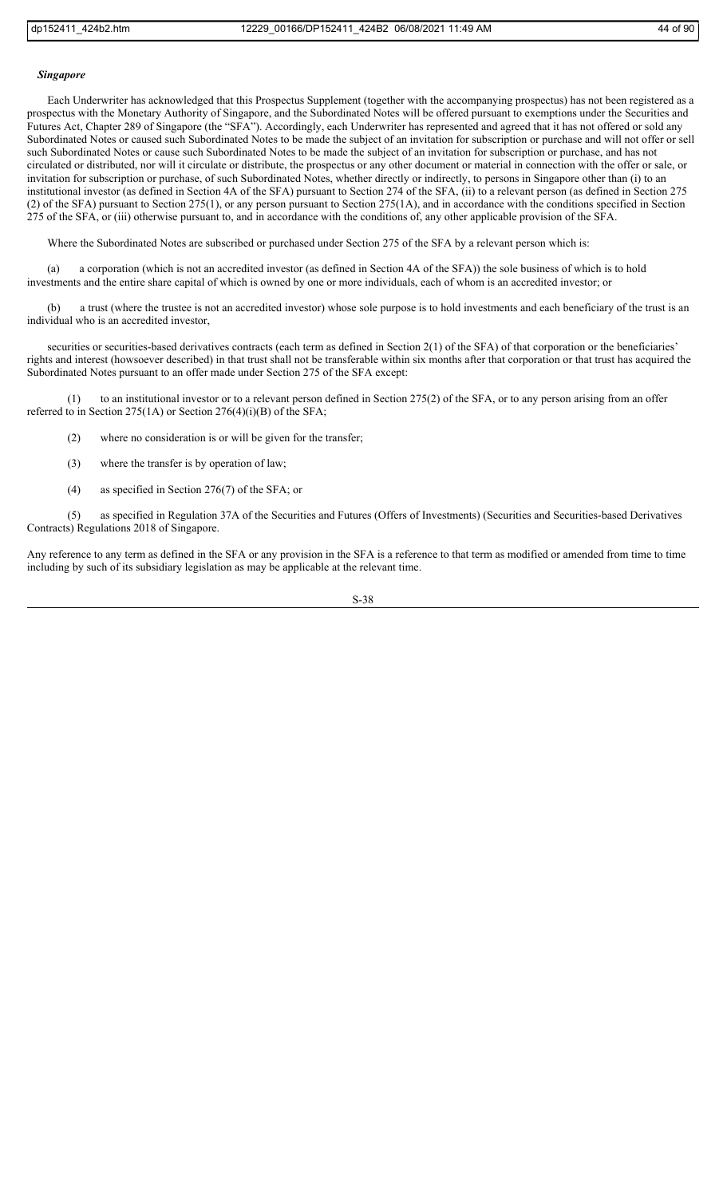***Singapore***

Each Underwriter has acknowledged that this Prospectus Supplement (together with the accompanying prospectus) has not been registered as a prospectus with the Monetary Authority of Singapore, and the Subordinated Notes will be offered pursuant to exemptions under the Securities and Futures Act, Chapter 289 of Singapore (the "SFA"). Accordingly, each Underwriter has represented and agreed that it has not offered or sold any Subordinated Notes or caused such Subordinated Notes to be made the subject of an invitation for subscription or purchase and will not offer or sell such Subordinated Notes or cause such Subordinated Notes to be made the subject of an invitation for subscription or purchase, and has not circulated or distributed, nor will it circulate or distribute, the prospectus or any other document or material in connection with the offer or sale, or invitation for subscription or purchase, of such Subordinated Notes, whether directly or indirectly, to persons in Singapore other than (i) to an institutional investor (as defined in Section 4A of the SFA) pursuant to Section 274 of the SFA, (ii) to a relevant person (as defined in Section 275 (2) of the SFA) pursuant to Section 275(1), or any person pursuant to Section 275(1A), and in accordance with the conditions specified in Section 275 of the SFA, or (iii) otherwise pursuant to, and in accordance with the conditions of, any other applicable provision of the SFA.

Where the Subordinated Notes are subscribed or purchased under Section 275 of the SFA by a relevant person which is:

(a) a corporation (which is not an accredited investor (as defined in Section 4A of the SFA)) the sole business of which is to hold investments and the entire share capital of which is owned by one or more individuals, each of whom is an accredited investor; or

(b) a trust (where the trustee is not an accredited investor) whose sole purpose is to hold investments and each beneficiary of the trust is an individual who is an accredited investor,

securities or securities-based derivatives contracts (each term as defined in Section 2(1) of the SFA) of that corporation or the beneficiaries' rights and interest (howsoever described) in that trust shall not be transferable within six months after that corporation or that trust has acquired the Subordinated Notes pursuant to an offer made under Section 275 of the SFA except:

(1) to an institutional investor or to a relevant person defined in Section 275(2) of the SFA, or to any person arising from an offer referred to in Section 275(1A) or Section 276(4)(i)(B) of the SFA;

(2) where no consideration is or will be given for the transfer;

(3) where the transfer is by operation of law;

(4) as specified in Section 276(7) of the SFA; or

(5) as specified in Regulation 37A of the Securities and Futures (Offers of Investments) (Securities and Securities-based Derivatives Contracts) Regulations 2018 of Singapore.

Any reference to any term as defined in the SFA or any provision in the SFA is a reference to that term as modified or amended from time to time including by such of its subsidiary legislation as may be applicable at the relevant time.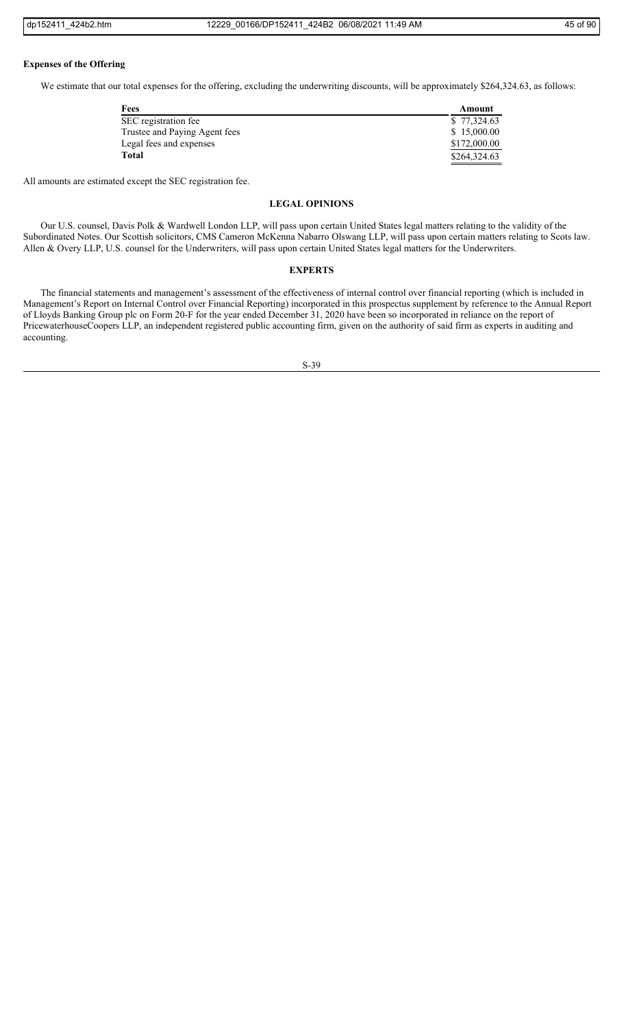**Expenses of the Offering**

We estimate that our total expenses for the offering, excluding the underwriting discounts, will be approximately $264,324.63, as follows:

| Fees | Amount |
|---|---|
| SEC registration fee | $ 77,324.63 |
| Trustee and Paying Agent fees | $ 15,000.00 |
| Legal fees and expenses | $172,000.00 |
| **Total** | $264,324.63 |

All amounts are estimated except the SEC registration fee.

## LEGAL OPINIONS

Our U.S. counsel, Davis Polk & Wardwell London LLP, will pass upon certain United States legal matters relating to the validity of the Subordinated Notes. Our Scottish solicitors, CMS Cameron McKenna Nabarro Olswang LLP, will pass upon certain matters relating to Scots law. Allen & Overy LLP, U.S. counsel for the Underwriters, will pass upon certain United States legal matters for the Underwriters.

## EXPERTS

The financial statements and management's assessment of the effectiveness of internal control over financial reporting (which is included in Management's Report on Internal Control over Financial Reporting) incorporated in this prospectus supplement by reference to the Annual Report of Lloyds Banking Group plc on Form 20-F for the year ended December 31, 2020 have been so incorporated in reliance on the report of PricewaterhouseCoopers LLP, an independent registered public accounting firm, given on the authority of said firm as experts in auditing and accounting.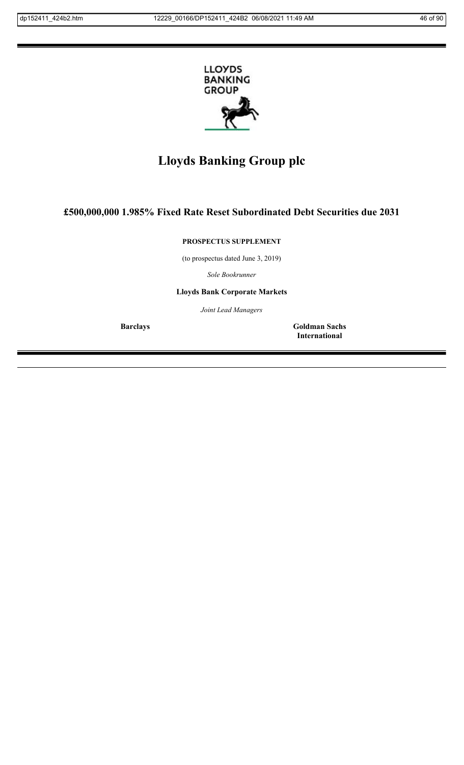LLOYDS BANKING GROUP

# Lloyds Banking Group plc

## £500,000,000 1.985% Fixed Rate Reset Subordinated Debt Securities due 2031

**PROSPECTUS SUPPLEMENT**

(to prospectus dated June 3, 2019)

*Sole Bookrunner*

**Lloyds Bank Corporate Markets**

*Joint Lead Managers*

**Barclays** **Goldman Sachs International**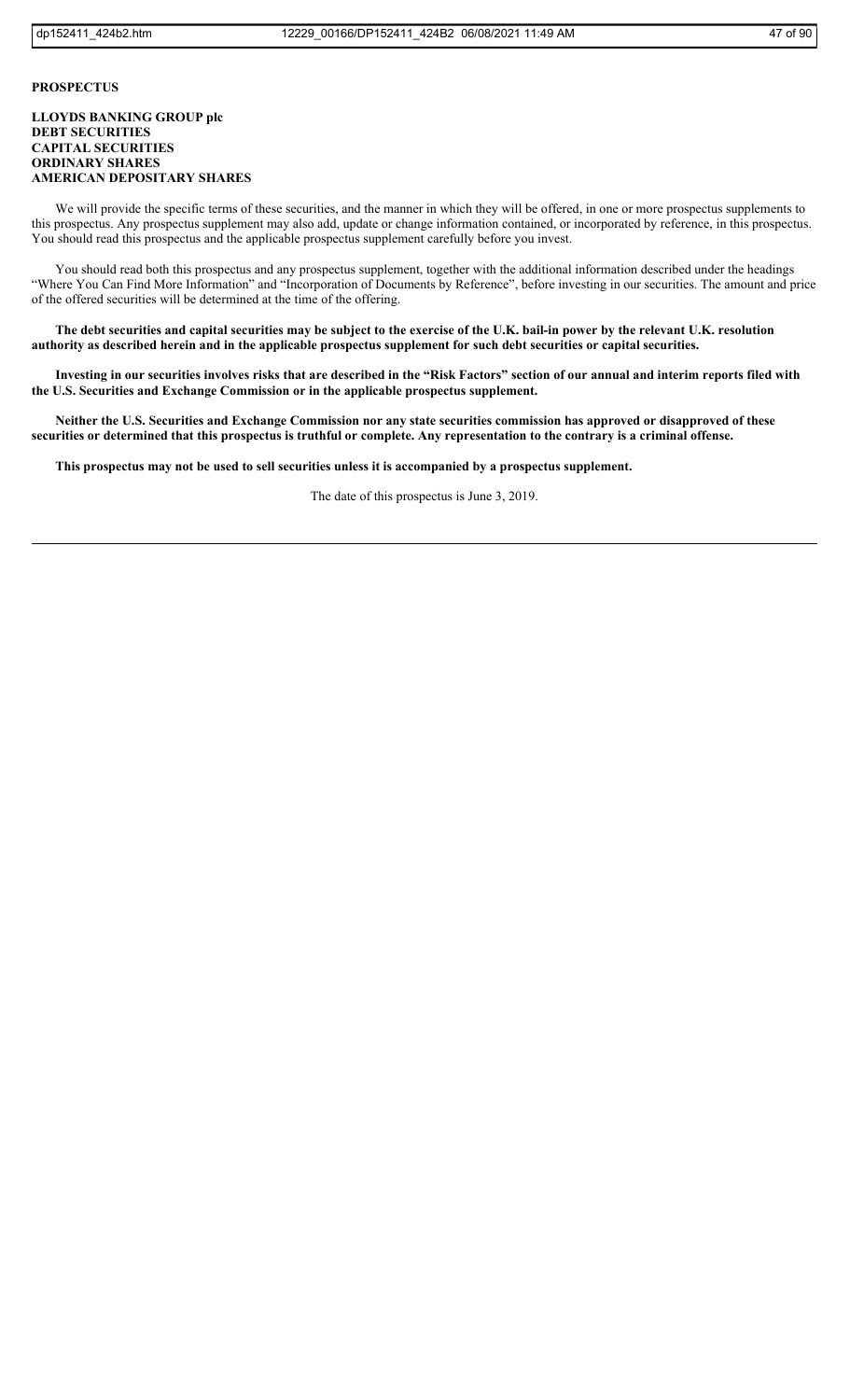**PROSPECTUS**

**LLOYDS BANKING GROUP plc**
**DEBT SECURITIES**
**CAPITAL SECURITIES**
**ORDINARY SHARES**
**AMERICAN DEPOSITARY SHARES**

We will provide the specific terms of these securities, and the manner in which they will be offered, in one or more prospectus supplements to this prospectus. Any prospectus supplement may also add, update or change information contained, or incorporated by reference, in this prospectus. You should read this prospectus and the applicable prospectus supplement carefully before you invest.

You should read both this prospectus and any prospectus supplement, together with the additional information described under the headings "Where You Can Find More Information" and "Incorporation of Documents by Reference", before investing in our securities. The amount and price of the offered securities will be determined at the time of the offering.

**The debt securities and capital securities may be subject to the exercise of the U.K. bail-in power by the relevant U.K. resolution authority as described herein and in the applicable prospectus supplement for such debt securities or capital securities.**

**Investing in our securities involves risks that are described in the "Risk Factors" section of our annual and interim reports filed with the U.S. Securities and Exchange Commission or in the applicable prospectus supplement.**

**Neither the U.S. Securities and Exchange Commission nor any state securities commission has approved or disapproved of these securities or determined that this prospectus is truthful or complete. Any representation to the contrary is a criminal offense.**

**This prospectus may not be used to sell securities unless it is accompanied by a prospectus supplement.**

The date of this prospectus is June 3, 2019.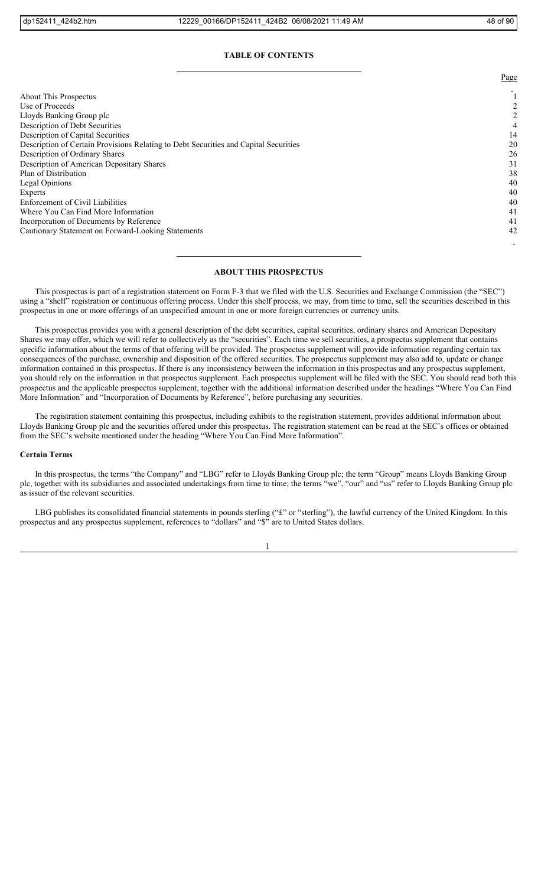## TABLE OF CONTENTS

| | Page |
|---|---|
| About This Prospectus | 1 |
| Use of Proceeds | 2 |
| Lloyds Banking Group plc | 2 |
| Description of Debt Securities | 4 |
| Description of Capital Securities | 14 |
| Description of Certain Provisions Relating to Debt Securities and Capital Securities | 20 |
| Description of Ordinary Shares | 26 |
| Description of American Depositary Shares | 31 |
| Plan of Distribution | 38 |
| Legal Opinions | 40 |
| Experts | 40 |
| Enforcement of Civil Liabilities | 40 |
| Where You Can Find More Information | 41 |
| Incorporation of Documents by Reference | 41 |
| Cautionary Statement on Forward-Looking Statements | 42 |

## ABOUT THIS PROSPECTUS

This prospectus is part of a registration statement on Form F-3 that we filed with the U.S. Securities and Exchange Commission (the "SEC") using a "shelf" registration or continuous offering process. Under this shelf process, we may, from time to time, sell the securities described in this prospectus in one or more offerings of an unspecified amount in one or more foreign currencies or currency units.

This prospectus provides you with a general description of the debt securities, capital securities, ordinary shares and American Depositary Shares we may offer, which we will refer to collectively as the "securities". Each time we sell securities, a prospectus supplement that contains specific information about the terms of that offering will be provided. The prospectus supplement will provide information regarding certain tax consequences of the purchase, ownership and disposition of the offered securities. The prospectus supplement may also add to, update or change information contained in this prospectus. If there is any inconsistency between the information in this prospectus and any prospectus supplement, you should rely on the information in that prospectus supplement. Each prospectus supplement will be filed with the SEC. You should read both this prospectus and the applicable prospectus supplement, together with the additional information described under the headings "Where You Can Find More Information" and "Incorporation of Documents by Reference", before purchasing any securities.

The registration statement containing this prospectus, including exhibits to the registration statement, provides additional information about Lloyds Banking Group plc and the securities offered under this prospectus. The registration statement can be read at the SEC's offices or obtained from the SEC's website mentioned under the heading "Where You Can Find More Information".

### Certain Terms

In this prospectus, the terms "the Company" and "LBG" refer to Lloyds Banking Group plc; the term "Group" means Lloyds Banking Group plc, together with its subsidiaries and associated undertakings from time to time; the terms "we", "our" and "us" refer to Lloyds Banking Group plc as issuer of the relevant securities.

LBG publishes its consolidated financial statements in pounds sterling ("£" or "sterling"), the lawful currency of the United Kingdom. In this prospectus and any prospectus supplement, references to "dollars" and "$" are to United States dollars.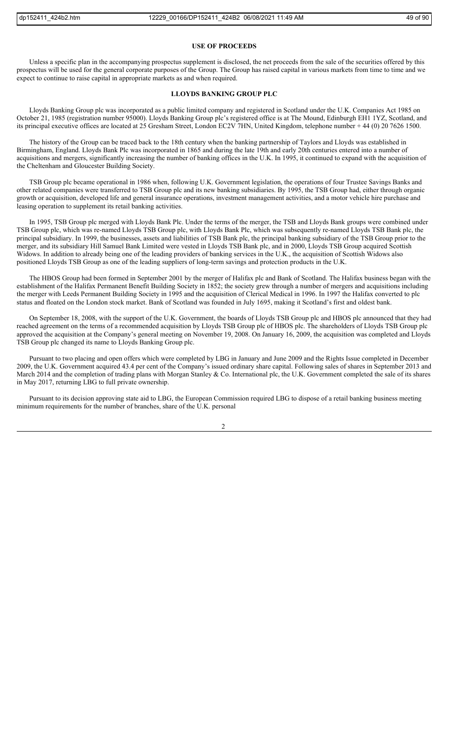## USE OF PROCEEDS

Unless a specific plan in the accompanying prospectus supplement is disclosed, the net proceeds from the sale of the securities offered by this prospectus will be used for the general corporate purposes of the Group. The Group has raised capital in various markets from time to time and we expect to continue to raise capital in appropriate markets as and when required.

## LLOYDS BANKING GROUP PLC

Lloyds Banking Group plc was incorporated as a public limited company and registered in Scotland under the U.K. Companies Act 1985 on October 21, 1985 (registration number 95000). Lloyds Banking Group plc's registered office is at The Mound, Edinburgh EH1 1YZ, Scotland, and its principal executive offices are located at 25 Gresham Street, London EC2V 7HN, United Kingdom, telephone number + 44 (0) 20 7626 1500.

The history of the Group can be traced back to the 18th century when the banking partnership of Taylors and Lloyds was established in Birmingham, England. Lloyds Bank Plc was incorporated in 1865 and during the late 19th and early 20th centuries entered into a number of acquisitions and mergers, significantly increasing the number of banking offices in the U.K. In 1995, it continued to expand with the acquisition of the Cheltenham and Gloucester Building Society.

TSB Group plc became operational in 1986 when, following U.K. Government legislation, the operations of four Trustee Savings Banks and other related companies were transferred to TSB Group plc and its new banking subsidiaries. By 1995, the TSB Group had, either through organic growth or acquisition, developed life and general insurance operations, investment management activities, and a motor vehicle hire purchase and leasing operation to supplement its retail banking activities.

In 1995, TSB Group plc merged with Lloyds Bank Plc. Under the terms of the merger, the TSB and Lloyds Bank groups were combined under TSB Group plc, which was re-named Lloyds TSB Group plc, with Lloyds Bank Plc, which was subsequently re-named Lloyds TSB Bank plc, the principal subsidiary. In 1999, the businesses, assets and liabilities of TSB Bank plc, the principal banking subsidiary of the TSB Group prior to the merger, and its subsidiary Hill Samuel Bank Limited were vested in Lloyds TSB Bank plc, and in 2000, Lloyds TSB Group acquired Scottish Widows. In addition to already being one of the leading providers of banking services in the U.K., the acquisition of Scottish Widows also positioned Lloyds TSB Group as one of the leading suppliers of long-term savings and protection products in the U.K.

The HBOS Group had been formed in September 2001 by the merger of Halifax plc and Bank of Scotland. The Halifax business began with the establishment of the Halifax Permanent Benefit Building Society in 1852; the society grew through a number of mergers and acquisitions including the merger with Leeds Permanent Building Society in 1995 and the acquisition of Clerical Medical in 1996. In 1997 the Halifax converted to plc status and floated on the London stock market. Bank of Scotland was founded in July 1695, making it Scotland's first and oldest bank.

On September 18, 2008, with the support of the U.K. Government, the boards of Lloyds TSB Group plc and HBOS plc announced that they had reached agreement on the terms of a recommended acquisition by Lloyds TSB Group plc of HBOS plc. The shareholders of Lloyds TSB Group plc approved the acquisition at the Company's general meeting on November 19, 2008. On January 16, 2009, the acquisition was completed and Lloyds TSB Group plc changed its name to Lloyds Banking Group plc.

Pursuant to two placing and open offers which were completed by LBG in January and June 2009 and the Rights Issue completed in December 2009, the U.K. Government acquired 43.4 per cent of the Company's issued ordinary share capital. Following sales of shares in September 2013 and March 2014 and the completion of trading plans with Morgan Stanley & Co. International plc, the U.K. Government completed the sale of its shares in May 2017, returning LBG to full private ownership.

Pursuant to its decision approving state aid to LBG, the European Commission required LBG to dispose of a retail banking business meeting minimum requirements for the number of branches, share of the U.K. personal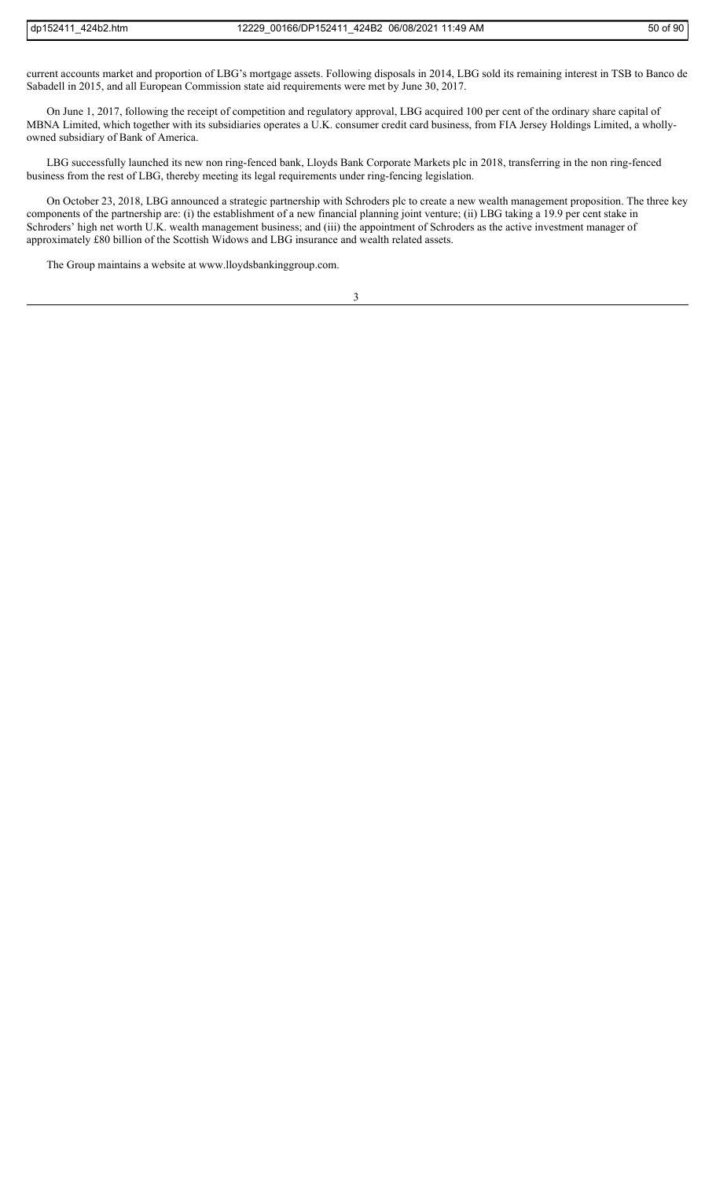current accounts market and proportion of LBG's mortgage assets. Following disposals in 2014, LBG sold its remaining interest in TSB to Banco de Sabadell in 2015, and all European Commission state aid requirements were met by June 30, 2017.

On June 1, 2017, following the receipt of competition and regulatory approval, LBG acquired 100 per cent of the ordinary share capital of MBNA Limited, which together with its subsidiaries operates a U.K. consumer credit card business, from FIA Jersey Holdings Limited, a wholly-owned subsidiary of Bank of America.

LBG successfully launched its new non ring-fenced bank, Lloyds Bank Corporate Markets plc in 2018, transferring in the non ring-fenced business from the rest of LBG, thereby meeting its legal requirements under ring-fencing legislation.

On October 23, 2018, LBG announced a strategic partnership with Schroders plc to create a new wealth management proposition. The three key components of the partnership are: (i) the establishment of a new financial planning joint venture; (ii) LBG taking a 19.9 per cent stake in Schroders' high net worth U.K. wealth management business; and (iii) the appointment of Schroders as the active investment manager of approximately £80 billion of the Scottish Widows and LBG insurance and wealth related assets.

The Group maintains a website at www.lloydsbankinggroup.com.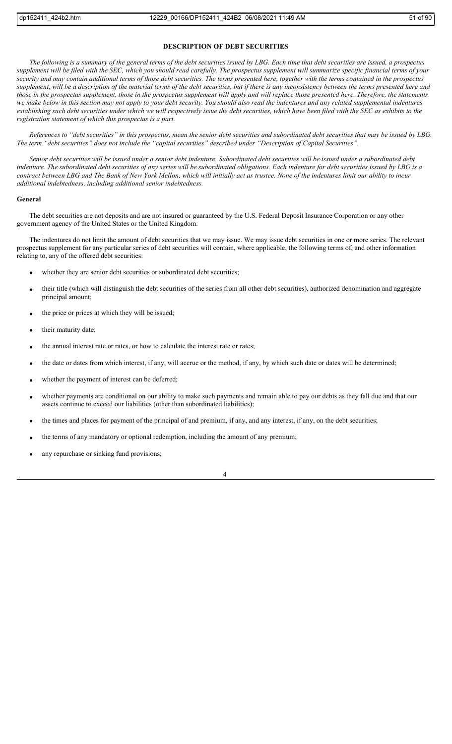## DESCRIPTION OF DEBT SECURITIES

*The following is a summary of the general terms of the debt securities issued by LBG. Each time that debt securities are issued, a prospectus supplement will be filed with the SEC, which you should read carefully. The prospectus supplement will summarize specific financial terms of your security and may contain additional terms of those debt securities. The terms presented here, together with the terms contained in the prospectus supplement, will be a description of the material terms of the debt securities, but if there is any inconsistency between the terms presented here and those in the prospectus supplement, those in the prospectus supplement will apply and will replace those presented here. Therefore, the statements we make below in this section may not apply to your debt security. You should also read the indentures and any related supplemental indentures establishing such debt securities under which we will respectively issue the debt securities, which have been filed with the SEC as exhibits to the registration statement of which this prospectus is a part.*

*References to "debt securities" in this prospectus, mean the senior debt securities and subordinated debt securities that may be issued by LBG. The term "debt securities" does not include the "capital securities" described under "Description of Capital Securities".*

*Senior debt securities will be issued under a senior debt indenture. Subordinated debt securities will be issued under a subordinated debt indenture. The subordinated debt securities of any series will be subordinated obligations. Each indenture for debt securities issued by LBG is a contract between LBG and The Bank of New York Mellon, which will initially act as trustee. None of the indentures limit our ability to incur additional indebtedness, including additional senior indebtedness.*

### General

The debt securities are not deposits and are not insured or guaranteed by the U.S. Federal Deposit Insurance Corporation or any other government agency of the United States or the United Kingdom.

The indentures do not limit the amount of debt securities that we may issue. We may issue debt securities in one or more series. The relevant prospectus supplement for any particular series of debt securities will contain, where applicable, the following terms of, and other information relating to, any of the offered debt securities:

- whether they are senior debt securities or subordinated debt securities;
- their title (which will distinguish the debt securities of the series from all other debt securities), authorized denomination and aggregate principal amount;
- the price or prices at which they will be issued;
- their maturity date;
- the annual interest rate or rates, or how to calculate the interest rate or rates;
- the date or dates from which interest, if any, will accrue or the method, if any, by which such date or dates will be determined;
- whether the payment of interest can be deferred;
- whether payments are conditional on our ability to make such payments and remain able to pay our debts as they fall due and that our assets continue to exceed our liabilities (other than subordinated liabilities);
- the times and places for payment of the principal of and premium, if any, and any interest, if any, on the debt securities;
- the terms of any mandatory or optional redemption, including the amount of any premium;
- any repurchase or sinking fund provisions;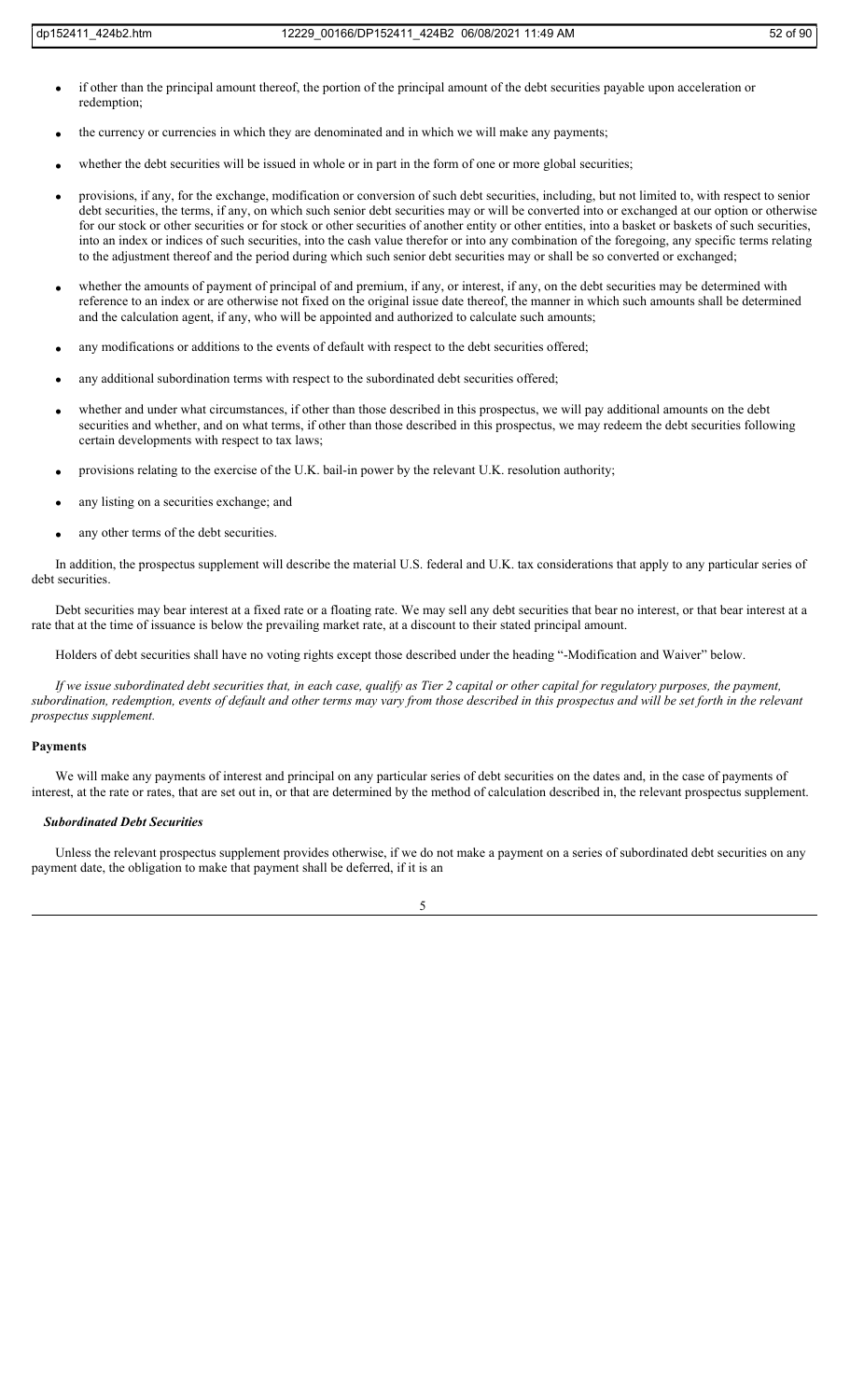- if other than the principal amount thereof, the portion of the principal amount of the debt securities payable upon acceleration or redemption;
- the currency or currencies in which they are denominated and in which we will make any payments;
- whether the debt securities will be issued in whole or in part in the form of one or more global securities;
- provisions, if any, for the exchange, modification or conversion of such debt securities, including, but not limited to, with respect to senior debt securities, the terms, if any, on which such senior debt securities may or will be converted into or exchanged at our option or otherwise for our stock or other securities or for stock or other securities of another entity or other entities, into a basket or baskets of such securities, into an index or indices of such securities, into the cash value therefor or into any combination of the foregoing, any specific terms relating to the adjustment thereof and the period during which such senior debt securities may or shall be so converted or exchanged;
- whether the amounts of payment of principal of and premium, if any, or interest, if any, on the debt securities may be determined with reference to an index or are otherwise not fixed on the original issue date thereof, the manner in which such amounts shall be determined and the calculation agent, if any, who will be appointed and authorized to calculate such amounts;
- any modifications or additions to the events of default with respect to the debt securities offered;
- any additional subordination terms with respect to the subordinated debt securities offered;
- whether and under what circumstances, if other than those described in this prospectus, we will pay additional amounts on the debt securities and whether, and on what terms, if other than those described in this prospectus, we may redeem the debt securities following certain developments with respect to tax laws;
- provisions relating to the exercise of the U.K. bail-in power by the relevant U.K. resolution authority;
- any listing on a securities exchange; and
- any other terms of the debt securities.

In addition, the prospectus supplement will describe the material U.S. federal and U.K. tax considerations that apply to any particular series of debt securities.

Debt securities may bear interest at a fixed rate or a floating rate. We may sell any debt securities that bear no interest, or that bear interest at a rate that at the time of issuance is below the prevailing market rate, at a discount to their stated principal amount.

Holders of debt securities shall have no voting rights except those described under the heading "-Modification and Waiver" below.

*If we issue subordinated debt securities that, in each case, qualify as Tier 2 capital or other capital for regulatory purposes, the payment, subordination, redemption, events of default and other terms may vary from those described in this prospectus and will be set forth in the relevant prospectus supplement.*

### Payments

We will make any payments of interest and principal on any particular series of debt securities on the dates and, in the case of payments of interest, at the rate or rates, that are set out in, or that are determined by the method of calculation described in, the relevant prospectus supplement.

#### *Subordinated Debt Securities*

Unless the relevant prospectus supplement provides otherwise, if we do not make a payment on a series of subordinated debt securities on any payment date, the obligation to make that payment shall be deferred, if it is an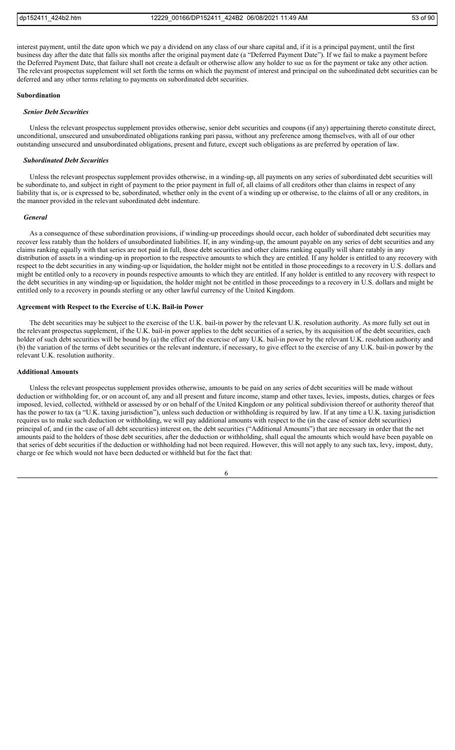interest payment, until the date upon which we pay a dividend on any class of our share capital and, if it is a principal payment, until the first business day after the date that falls six months after the original payment date (a "Deferred Payment Date"). If we fail to make a payment before the Deferred Payment Date, that failure shall not create a default or otherwise allow any holder to sue us for the payment or take any other action. The relevant prospectus supplement will set forth the terms on which the payment of interest and principal on the subordinated debt securities can be deferred and any other terms relating to payments on subordinated debt securities.

### Subordination

#### *Senior Debt Securities*

Unless the relevant prospectus supplement provides otherwise, senior debt securities and coupons (if any) appertaining thereto constitute direct, unconditional, unsecured and unsubordinated obligations ranking pari passu, without any preference among themselves, with all of our other outstanding unsecured and unsubordinated obligations, present and future, except such obligations as are preferred by operation of law.

#### *Subordinated Debt Securities*

Unless the relevant prospectus supplement provides otherwise, in a winding-up, all payments on any series of subordinated debt securities will be subordinate to, and subject in right of payment to the prior payment in full of, all claims of all creditors other than claims in respect of any liability that is, or is expressed to be, subordinated, whether only in the event of a winding up or otherwise, to the claims of all or any creditors, in the manner provided in the relevant subordinated debt indenture.

#### *General*

As a consequence of these subordination provisions, if winding-up proceedings should occur, each holder of subordinated debt securities may recover less ratably than the holders of unsubordinated liabilities. If, in any winding-up, the amount payable on any series of debt securities and any claims ranking equally with that series are not paid in full, those debt securities and other claims ranking equally will share ratably in any distribution of assets in a winding-up in proportion to the respective amounts to which they are entitled. If any holder is entitled to any recovery with respect to the debt securities in any winding-up or liquidation, the holder might not be entitled in those proceedings to a recovery in U.S. dollars and might be entitled only to a recovery in pounds respective amounts to which they are entitled. If any holder is entitled to any recovery with respect to the debt securities in any winding-up or liquidation, the holder might not be entitled in those proceedings to a recovery in U.S. dollars and might be entitled only to a recovery in pounds sterling or any other lawful currency of the United Kingdom.

### Agreement with Respect to the Exercise of U.K. Bail-in Power

The debt securities may be subject to the exercise of the U.K. bail-in power by the relevant U.K. resolution authority. As more fully set out in the relevant prospectus supplement, if the U.K. bail-in power applies to the debt securities of a series, by its acquisition of the debt securities, each holder of such debt securities will be bound by (a) the effect of the exercise of any U.K. bail-in power by the relevant U.K. resolution authority and (b) the variation of the terms of debt securities or the relevant indenture, if necessary, to give effect to the exercise of any U.K. bail-in power by the relevant U.K. resolution authority.

### Additional Amounts

Unless the relevant prospectus supplement provides otherwise, amounts to be paid on any series of debt securities will be made without deduction or withholding for, or on account of, any and all present and future income, stamp and other taxes, levies, imposts, duties, charges or fees imposed, levied, collected, withheld or assessed by or on behalf of the United Kingdom or any political subdivision thereof or authority thereof that has the power to tax (a "U.K. taxing jurisdiction"), unless such deduction or withholding is required by law. If at any time a U.K. taxing jurisdiction requires us to make such deduction or withholding, we will pay additional amounts with respect to the (in the case of senior debt securities) principal of, and (in the case of all debt securities) interest on, the debt securities ("Additional Amounts") that are necessary in order that the net amounts paid to the holders of those debt securities, after the deduction or withholding, shall equal the amounts which would have been payable on that series of debt securities if the deduction or withholding had not been required. However, this will not apply to any such tax, levy, impost, duty, charge or fee which would not have been deducted or withheld but for the fact that: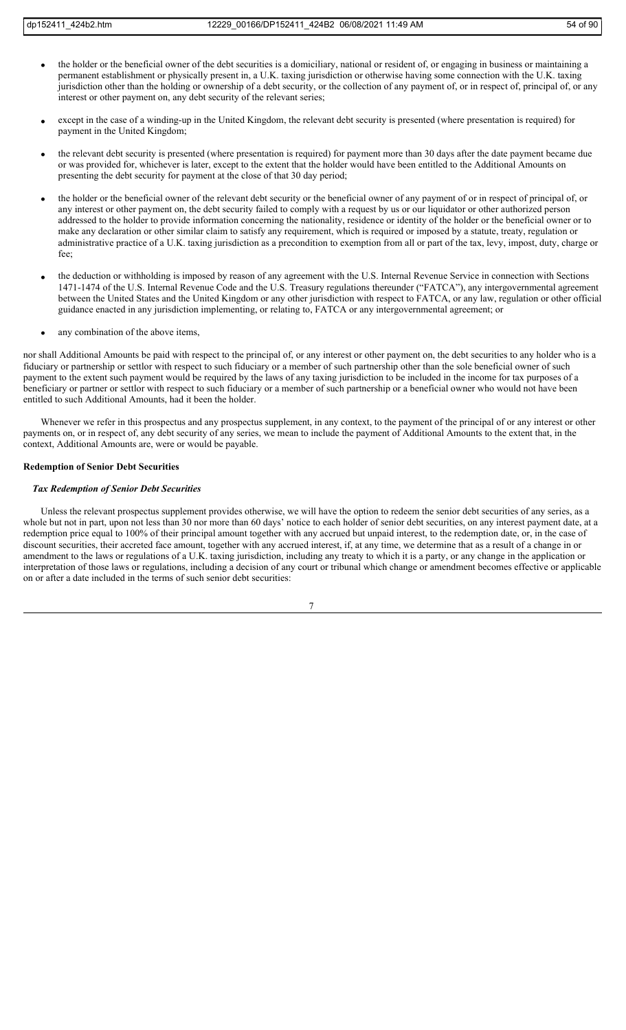- the holder or the beneficial owner of the debt securities is a domiciliary, national or resident of, or engaging in business or maintaining a permanent establishment or physically present in, a U.K. taxing jurisdiction or otherwise having some connection with the U.K. taxing jurisdiction other than the holding or ownership of a debt security, or the collection of any payment of, or in respect of, principal of, or any interest or other payment on, any debt security of the relevant series;
- except in the case of a winding-up in the United Kingdom, the relevant debt security is presented (where presentation is required) for payment in the United Kingdom;
- the relevant debt security is presented (where presentation is required) for payment more than 30 days after the date payment became due or was provided for, whichever is later, except to the extent that the holder would have been entitled to the Additional Amounts on presenting the debt security for payment at the close of that 30 day period;
- the holder or the beneficial owner of the relevant debt security or the beneficial owner of any payment of or in respect of principal of, or any interest or other payment on, the debt security failed to comply with a request by us or our liquidator or other authorized person addressed to the holder to provide information concerning the nationality, residence or identity of the holder or the beneficial owner or to make any declaration or other similar claim to satisfy any requirement, which is required or imposed by a statute, treaty, regulation or administrative practice of a U.K. taxing jurisdiction as a precondition to exemption from all or part of the tax, levy, impost, duty, charge or fee;
- the deduction or withholding is imposed by reason of any agreement with the U.S. Internal Revenue Service in connection with Sections 1471-1474 of the U.S. Internal Revenue Code and the U.S. Treasury regulations thereunder ("FATCA"), any intergovernmental agreement between the United States and the United Kingdom or any other jurisdiction with respect to FATCA, or any law, regulation or other official guidance enacted in any jurisdiction implementing, or relating to, FATCA or any intergovernmental agreement; or
- any combination of the above items,

nor shall Additional Amounts be paid with respect to the principal of, or any interest or other payment on, the debt securities to any holder who is a fiduciary or partnership or settlor with respect to such fiduciary or a member of such partnership other than the sole beneficial owner of such payment to the extent such payment would be required by the laws of any taxing jurisdiction to be included in the income for tax purposes of a beneficiary or partner or settlor with respect to such fiduciary or a member of such partnership or a beneficial owner who would not have been entitled to such Additional Amounts, had it been the holder.

Whenever we refer in this prospectus and any prospectus supplement, in any context, to the payment of the principal of or any interest or other payments on, or in respect of, any debt security of any series, we mean to include the payment of Additional Amounts to the extent that, in the context, Additional Amounts are, were or would be payable.

**Redemption of Senior Debt Securities**

***Tax Redemption of Senior Debt Securities***

Unless the relevant prospectus supplement provides otherwise, we will have the option to redeem the senior debt securities of any series, as a whole but not in part, upon not less than 30 nor more than 60 days' notice to each holder of senior debt securities, on any interest payment date, at a redemption price equal to 100% of their principal amount together with any accrued but unpaid interest, to the redemption date, or, in the case of discount securities, their accreted face amount, together with any accrued interest, if, at any time, we determine that as a result of a change in or amendment to the laws or regulations of a U.K. taxing jurisdiction, including any treaty to which it is a party, or any change in the application or interpretation of those laws or regulations, including a decision of any court or tribunal which change or amendment becomes effective or applicable on or after a date included in the terms of such senior debt securities: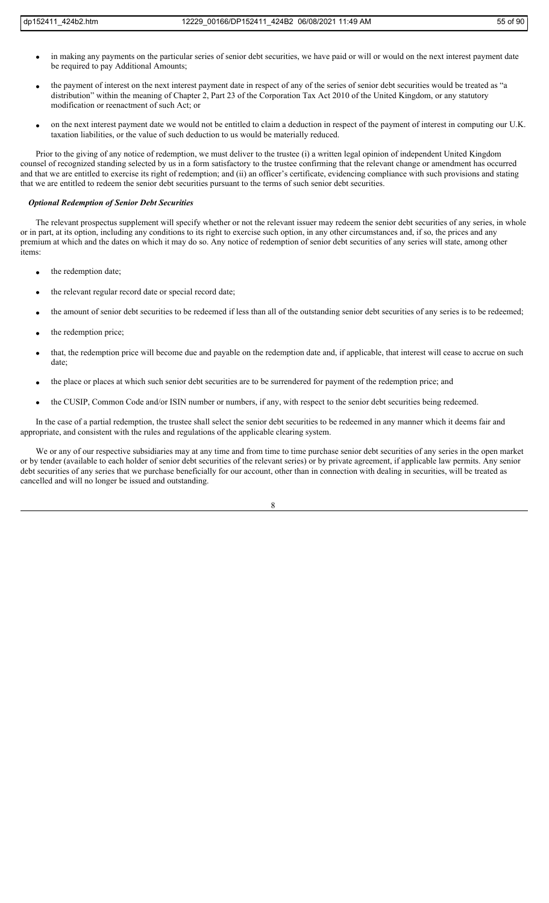- in making any payments on the particular series of senior debt securities, we have paid or will or would on the next interest payment date be required to pay Additional Amounts;
- the payment of interest on the next interest payment date in respect of any of the series of senior debt securities would be treated as "a distribution" within the meaning of Chapter 2, Part 23 of the Corporation Tax Act 2010 of the United Kingdom, or any statutory modification or reenactment of such Act; or
- on the next interest payment date we would not be entitled to claim a deduction in respect of the payment of interest in computing our U.K. taxation liabilities, or the value of such deduction to us would be materially reduced.

Prior to the giving of any notice of redemption, we must deliver to the trustee (i) a written legal opinion of independent United Kingdom counsel of recognized standing selected by us in a form satisfactory to the trustee confirming that the relevant change or amendment has occurred and that we are entitled to exercise its right of redemption; and (ii) an officer's certificate, evidencing compliance with such provisions and stating that we are entitled to redeem the senior debt securities pursuant to the terms of such senior debt securities.

***Optional Redemption of Senior Debt Securities***

The relevant prospectus supplement will specify whether or not the relevant issuer may redeem the senior debt securities of any series, in whole or in part, at its option, including any conditions to its right to exercise such option, in any other circumstances and, if so, the prices and any premium at which and the dates on which it may do so. Any notice of redemption of senior debt securities of any series will state, among other items:

- the redemption date;
- the relevant regular record date or special record date;
- the amount of senior debt securities to be redeemed if less than all of the outstanding senior debt securities of any series is to be redeemed;
- the redemption price;
- that, the redemption price will become due and payable on the redemption date and, if applicable, that interest will cease to accrue on such date;
- the place or places at which such senior debt securities are to be surrendered for payment of the redemption price; and
- the CUSIP, Common Code and/or ISIN number or numbers, if any, with respect to the senior debt securities being redeemed.

In the case of a partial redemption, the trustee shall select the senior debt securities to be redeemed in any manner which it deems fair and appropriate, and consistent with the rules and regulations of the applicable clearing system.

We or any of our respective subsidiaries may at any time and from time to time purchase senior debt securities of any series in the open market or by tender (available to each holder of senior debt securities of the relevant series) or by private agreement, if applicable law permits. Any senior debt securities of any series that we purchase beneficially for our account, other than in connection with dealing in securities, will be treated as cancelled and will no longer be issued and outstanding.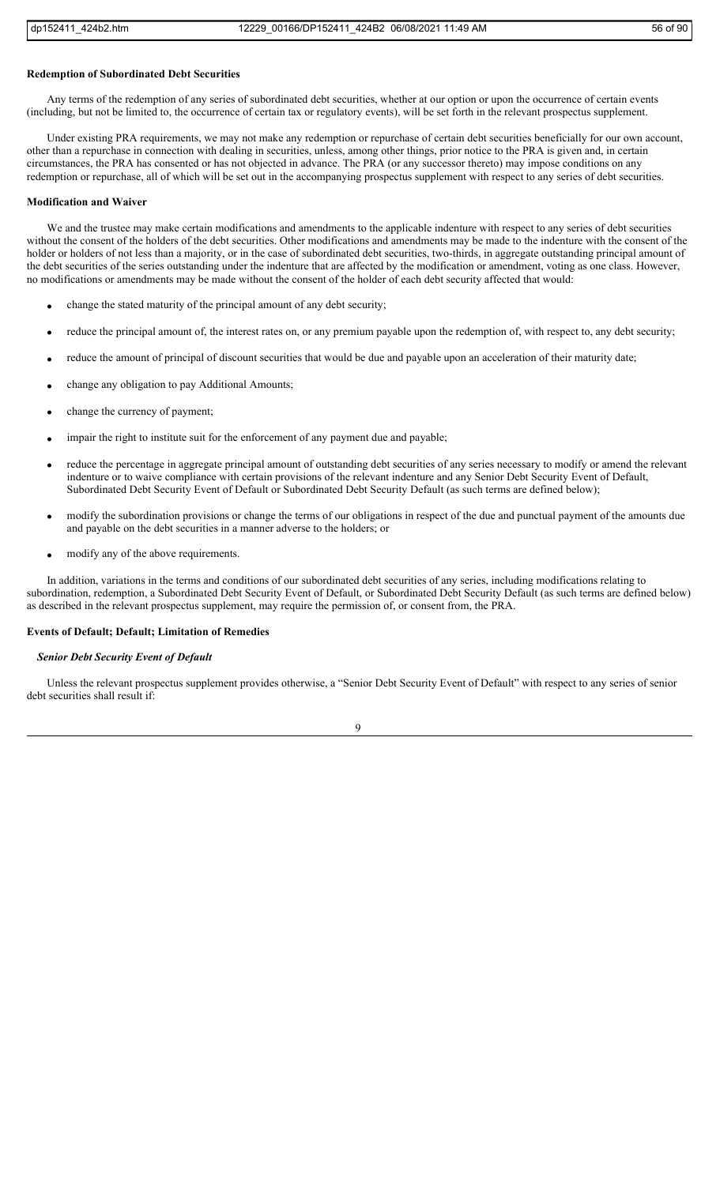#### Redemption of Subordinated Debt Securities

Any terms of the redemption of any series of subordinated debt securities, whether at our option or upon the occurrence of certain events (including, but not be limited to, the occurrence of certain tax or regulatory events), will be set forth in the relevant prospectus supplement.

Under existing PRA requirements, we may not make any redemption or repurchase of certain debt securities beneficially for our own account, other than a repurchase in connection with dealing in securities, unless, among other things, prior notice to the PRA is given and, in certain circumstances, the PRA has consented or has not objected in advance. The PRA (or any successor thereto) may impose conditions on any redemption or repurchase, all of which will be set out in the accompanying prospectus supplement with respect to any series of debt securities.

#### Modification and Waiver

We and the trustee may make certain modifications and amendments to the applicable indenture with respect to any series of debt securities without the consent of the holders of the debt securities. Other modifications and amendments may be made to the indenture with the consent of the holder or holders of not less than a majority, or in the case of subordinated debt securities, two-thirds, in aggregate outstanding principal amount of the debt securities of the series outstanding under the indenture that are affected by the modification or amendment, voting as one class. However, no modifications or amendments may be made without the consent of the holder of each debt security affected that would:

- change the stated maturity of the principal amount of any debt security;
- reduce the principal amount of, the interest rates on, or any premium payable upon the redemption of, with respect to, any debt security;
- reduce the amount of principal of discount securities that would be due and payable upon an acceleration of their maturity date;
- change any obligation to pay Additional Amounts;
- change the currency of payment;
- impair the right to institute suit for the enforcement of any payment due and payable;
- reduce the percentage in aggregate principal amount of outstanding debt securities of any series necessary to modify or amend the relevant indenture or to waive compliance with certain provisions of the relevant indenture and any Senior Debt Security Event of Default, Subordinated Debt Security Event of Default or Subordinated Debt Security Default (as such terms are defined below);
- modify the subordination provisions or change the terms of our obligations in respect of the due and punctual payment of the amounts due and payable on the debt securities in a manner adverse to the holders; or
- modify any of the above requirements.

In addition, variations in the terms and conditions of our subordinated debt securities of any series, including modifications relating to subordination, redemption, a Subordinated Debt Security Event of Default, or Subordinated Debt Security Default (as such terms are defined below) as described in the relevant prospectus supplement, may require the permission of, or consent from, the PRA.

#### Events of Default; Default; Limitation of Remedies

##### *Senior Debt Security Event of Default*

Unless the relevant prospectus supplement provides otherwise, a "Senior Debt Security Event of Default" with respect to any series of senior debt securities shall result if: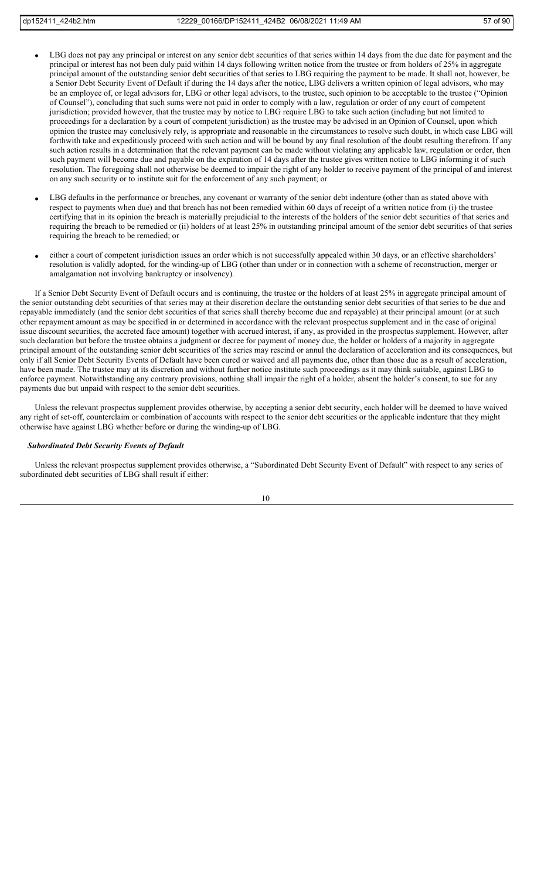- LBG does not pay any principal or interest on any senior debt securities of that series within 14 days from the due date for payment and the principal or interest has not been duly paid within 14 days following written notice from the trustee or from holders of 25% in aggregate principal amount of the outstanding senior debt securities of that series to LBG requiring the payment to be made. It shall not, however, be a Senior Debt Security Event of Default if during the 14 days after the notice, LBG delivers a written opinion of legal advisors, who may be an employee of, or legal advisors for, LBG or other legal advisors, to the trustee, such opinion to be acceptable to the trustee ("Opinion of Counsel"), concluding that such sums were not paid in order to comply with a law, regulation or order of any court of competent jurisdiction; provided however, that the trustee may by notice to LBG require LBG to take such action (including but not limited to proceedings for a declaration by a court of competent jurisdiction) as the trustee may be advised in an Opinion of Counsel, upon which opinion the trustee may conclusively rely, is appropriate and reasonable in the circumstances to resolve such doubt, in which case LBG will forthwith take and expeditiously proceed with such action and will be bound by any final resolution of the doubt resulting therefrom. If any such action results in a determination that the relevant payment can be made without violating any applicable law, regulation or order, then such payment will become due and payable on the expiration of 14 days after the trustee gives written notice to LBG informing it of such resolution. The foregoing shall not otherwise be deemed to impair the right of any holder to receive payment of the principal of and interest on any such security or to institute suit for the enforcement of any such payment; or
- LBG defaults in the performance or breaches, any covenant or warranty of the senior debt indenture (other than as stated above with respect to payments when due) and that breach has not been remedied within 60 days of receipt of a written notice from (i) the trustee certifying that in its opinion the breach is materially prejudicial to the interests of the holders of the senior debt securities of that series and requiring the breach to be remedied or (ii) holders of at least 25% in outstanding principal amount of the senior debt securities of that series requiring the breach to be remedied; or
- either a court of competent jurisdiction issues an order which is not successfully appealed within 30 days, or an effective shareholders' resolution is validly adopted, for the winding-up of LBG (other than under or in connection with a scheme of reconstruction, merger or amalgamation not involving bankruptcy or insolvency).

If a Senior Debt Security Event of Default occurs and is continuing, the trustee or the holders of at least 25% in aggregate principal amount of the senior outstanding debt securities of that series may at their discretion declare the outstanding senior debt securities of that series to be due and repayable immediately (and the senior debt securities of that series shall thereby become due and repayable) at their principal amount (or at such other repayment amount as may be specified in or determined in accordance with the relevant prospectus supplement and in the case of original issue discount securities, the accreted face amount) together with accrued interest, if any, as provided in the prospectus supplement. However, after such declaration but before the trustee obtains a judgment or decree for payment of money due, the holder or holders of a majority in aggregate principal amount of the outstanding senior debt securities of the series may rescind or annul the declaration of acceleration and its consequences, but only if all Senior Debt Security Events of Default have been cured or waived and all payments due, other than those due as a result of acceleration, have been made. The trustee may at its discretion and without further notice institute such proceedings as it may think suitable, against LBG to enforce payment. Notwithstanding any contrary provisions, nothing shall impair the right of a holder, absent the holder's consent, to sue for any payments due but unpaid with respect to the senior debt securities.

Unless the relevant prospectus supplement provides otherwise, by accepting a senior debt security, each holder will be deemed to have waived any right of set-off, counterclaim or combination of accounts with respect to the senior debt securities or the applicable indenture that they might otherwise have against LBG whether before or during the winding-up of LBG.

***Subordinated Debt Security Events of Default***

Unless the relevant prospectus supplement provides otherwise, a "Subordinated Debt Security Event of Default" with respect to any series of subordinated debt securities of LBG shall result if either: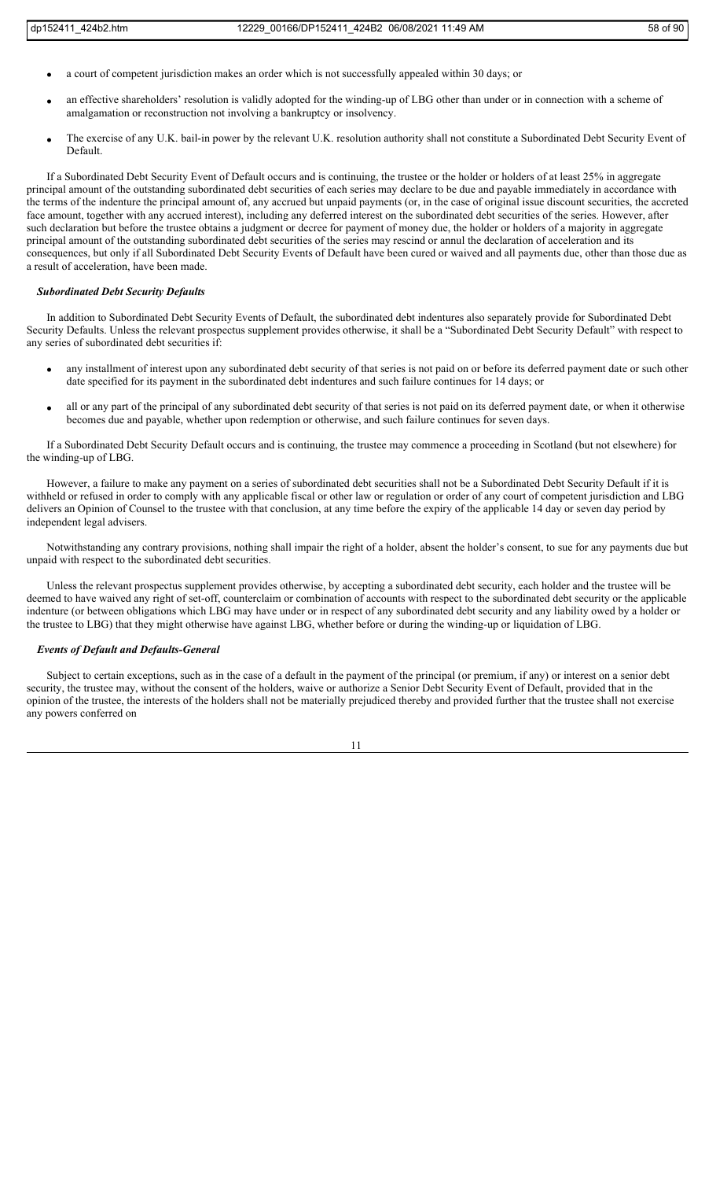- a court of competent jurisdiction makes an order which is not successfully appealed within 30 days; or
- an effective shareholders' resolution is validly adopted for the winding-up of LBG other than under or in connection with a scheme of amalgamation or reconstruction not involving a bankruptcy or insolvency.
- The exercise of any U.K. bail-in power by the relevant U.K. resolution authority shall not constitute a Subordinated Debt Security Event of Default.

If a Subordinated Debt Security Event of Default occurs and is continuing, the trustee or the holder or holders of at least 25% in aggregate principal amount of the outstanding subordinated debt securities of each series may declare to be due and payable immediately in accordance with the terms of the indenture the principal amount of, any accrued but unpaid payments (or, in the case of original issue discount securities, the accreted face amount, together with any accrued interest), including any deferred interest on the subordinated debt securities of the series. However, after such declaration but before the trustee obtains a judgment or decree for payment of money due, the holder or holders of a majority in aggregate principal amount of the outstanding subordinated debt securities of the series may rescind or annul the declaration of acceleration and its consequences, but only if all Subordinated Debt Security Events of Default have been cured or waived and all payments due, other than those due as a result of acceleration, have been made.

### *Subordinated Debt Security Defaults*

In addition to Subordinated Debt Security Events of Default, the subordinated debt indentures also separately provide for Subordinated Debt Security Defaults. Unless the relevant prospectus supplement provides otherwise, it shall be a "Subordinated Debt Security Default" with respect to any series of subordinated debt securities if:

- any installment of interest upon any subordinated debt security of that series is not paid on or before its deferred payment date or such other date specified for its payment in the subordinated debt indentures and such failure continues for 14 days; or
- all or any part of the principal of any subordinated debt security of that series is not paid on its deferred payment date, or when it otherwise becomes due and payable, whether upon redemption or otherwise, and such failure continues for seven days.

If a Subordinated Debt Security Default occurs and is continuing, the trustee may commence a proceeding in Scotland (but not elsewhere) for the winding-up of LBG.

However, a failure to make any payment on a series of subordinated debt securities shall not be a Subordinated Debt Security Default if it is withheld or refused in order to comply with any applicable fiscal or other law or regulation or order of any court of competent jurisdiction and LBG delivers an Opinion of Counsel to the trustee with that conclusion, at any time before the expiry of the applicable 14 day or seven day period by independent legal advisers.

Notwithstanding any contrary provisions, nothing shall impair the right of a holder, absent the holder's consent, to sue for any payments due but unpaid with respect to the subordinated debt securities.

Unless the relevant prospectus supplement provides otherwise, by accepting a subordinated debt security, each holder and the trustee will be deemed to have waived any right of set-off, counterclaim or combination of accounts with respect to the subordinated debt security or the applicable indenture (or between obligations which LBG may have under or in respect of any subordinated debt security and any liability owed by a holder or the trustee to LBG) that they might otherwise have against LBG, whether before or during the winding-up or liquidation of LBG.

### *Events of Default and Defaults-General*

Subject to certain exceptions, such as in the case of a default in the payment of the principal (or premium, if any) or interest on a senior debt security, the trustee may, without the consent of the holders, waive or authorize a Senior Debt Security Event of Default, provided that in the opinion of the trustee, the interests of the holders shall not be materially prejudiced thereby and provided further that the trustee shall not exercise any powers conferred on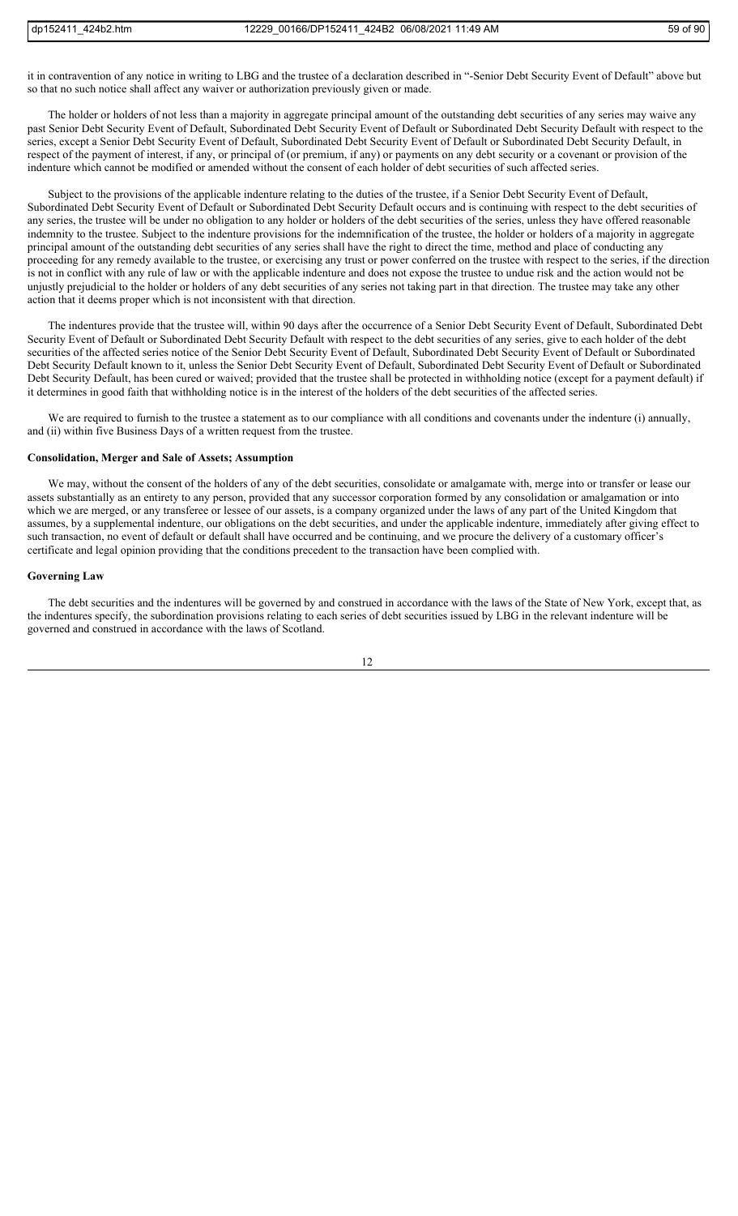it in contravention of any notice in writing to LBG and the trustee of a declaration described in "-Senior Debt Security Event of Default" above but so that no such notice shall affect any waiver or authorization previously given or made.

The holder or holders of not less than a majority in aggregate principal amount of the outstanding debt securities of any series may waive any past Senior Debt Security Event of Default, Subordinated Debt Security Event of Default or Subordinated Debt Security Default with respect to the series, except a Senior Debt Security Event of Default, Subordinated Debt Security Event of Default or Subordinated Debt Security Default, in respect of the payment of interest, if any, or principal of (or premium, if any) or payments on any debt security or a covenant or provision of the indenture which cannot be modified or amended without the consent of each holder of debt securities of such affected series.

Subject to the provisions of the applicable indenture relating to the duties of the trustee, if a Senior Debt Security Event of Default, Subordinated Debt Security Event of Default or Subordinated Debt Security Default occurs and is continuing with respect to the debt securities of any series, the trustee will be under no obligation to any holder or holders of the debt securities of the series, unless they have offered reasonable indemnity to the trustee. Subject to the indenture provisions for the indemnification of the trustee, the holder or holders of a majority in aggregate principal amount of the outstanding debt securities of any series shall have the right to direct the time, method and place of conducting any proceeding for any remedy available to the trustee, or exercising any trust or power conferred on the trustee with respect to the series, if the direction is not in conflict with any rule of law or with the applicable indenture and does not expose the trustee to undue risk and the action would not be unjustly prejudicial to the holder or holders of any debt securities of any series not taking part in that direction. The trustee may take any other action that it deems proper which is not inconsistent with that direction.

The indentures provide that the trustee will, within 90 days after the occurrence of a Senior Debt Security Event of Default, Subordinated Debt Security Event of Default or Subordinated Debt Security Default with respect to the debt securities of any series, give to each holder of the debt securities of the affected series notice of the Senior Debt Security Event of Default, Subordinated Debt Security Event of Default or Subordinated Debt Security Default known to it, unless the Senior Debt Security Event of Default, Subordinated Debt Security Event of Default or Subordinated Debt Security Default, has been cured or waived; provided that the trustee shall be protected in withholding notice (except for a payment default) if it determines in good faith that withholding notice is in the interest of the holders of the debt securities of the affected series.

We are required to furnish to the trustee a statement as to our compliance with all conditions and covenants under the indenture (i) annually, and (ii) within five Business Days of a written request from the trustee.

**Consolidation, Merger and Sale of Assets; Assumption**

We may, without the consent of the holders of any of the debt securities, consolidate or amalgamate with, merge into or transfer or lease our assets substantially as an entirety to any person, provided that any successor corporation formed by any consolidation or amalgamation or into which we are merged, or any transferee or lessee of our assets, is a company organized under the laws of any part of the United Kingdom that assumes, by a supplemental indenture, our obligations on the debt securities, and under the applicable indenture, immediately after giving effect to such transaction, no event of default or default shall have occurred and be continuing, and we procure the delivery of a customary officer's certificate and legal opinion providing that the conditions precedent to the transaction have been complied with.

**Governing Law**

The debt securities and the indentures will be governed by and construed in accordance with the laws of the State of New York, except that, as the indentures specify, the subordination provisions relating to each series of debt securities issued by LBG in the relevant indenture will be governed and construed in accordance with the laws of Scotland.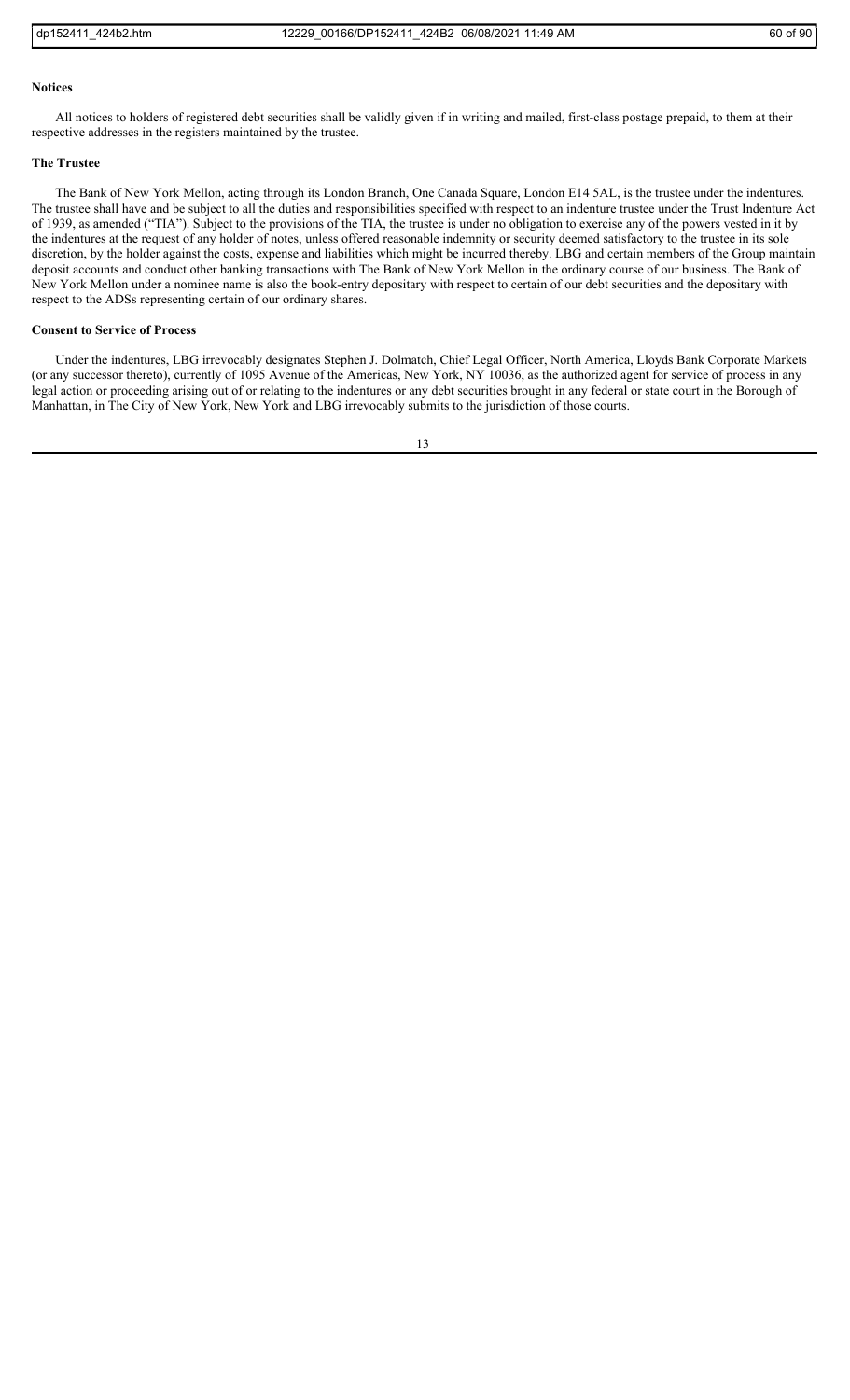#### Notices

All notices to holders of registered debt securities shall be validly given if in writing and mailed, first-class postage prepaid, to them at their respective addresses in the registers maintained by the trustee.

#### The Trustee

The Bank of New York Mellon, acting through its London Branch, One Canada Square, London E14 5AL, is the trustee under the indentures. The trustee shall have and be subject to all the duties and responsibilities specified with respect to an indenture trustee under the Trust Indenture Act of 1939, as amended ("TIA"). Subject to the provisions of the TIA, the trustee is under no obligation to exercise any of the powers vested in it by the indentures at the request of any holder of notes, unless offered reasonable indemnity or security deemed satisfactory to the trustee in its sole discretion, by the holder against the costs, expense and liabilities which might be incurred thereby. LBG and certain members of the Group maintain deposit accounts and conduct other banking transactions with The Bank of New York Mellon in the ordinary course of our business. The Bank of New York Mellon under a nominee name is also the book-entry depositary with respect to certain of our debt securities and the depositary with respect to the ADSs representing certain of our ordinary shares.

#### Consent to Service of Process

Under the indentures, LBG irrevocably designates Stephen J. Dolmatch, Chief Legal Officer, North America, Lloyds Bank Corporate Markets (or any successor thereto), currently of 1095 Avenue of the Americas, New York, NY 10036, as the authorized agent for service of process in any legal action or proceeding arising out of or relating to the indentures or any debt securities brought in any federal or state court in the Borough of Manhattan, in The City of New York, New York and LBG irrevocably submits to the jurisdiction of those courts.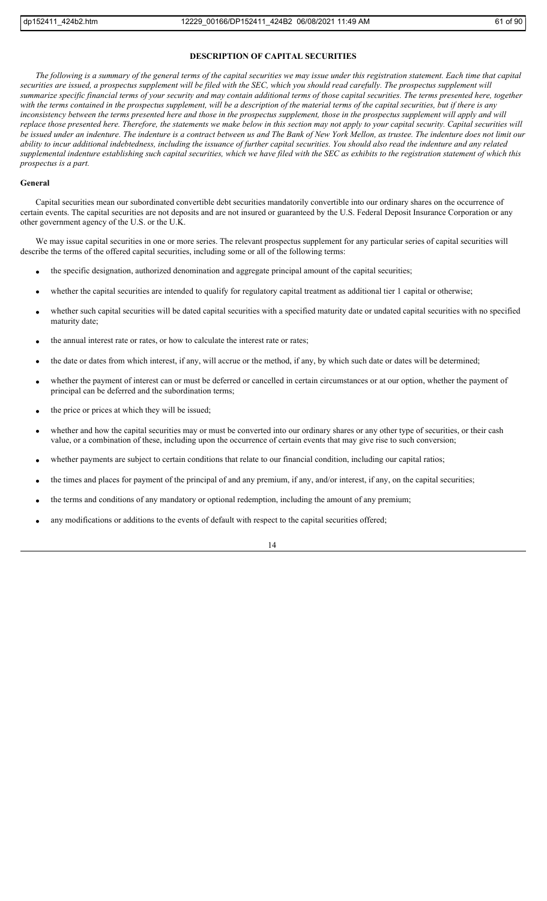## DESCRIPTION OF CAPITAL SECURITIES

*The following is a summary of the general terms of the capital securities we may issue under this registration statement. Each time that capital securities are issued, a prospectus supplement will be filed with the SEC, which you should read carefully. The prospectus supplement will summarize specific financial terms of your security and may contain additional terms of those capital securities. The terms presented here, together with the terms contained in the prospectus supplement, will be a description of the material terms of the capital securities, but if there is any inconsistency between the terms presented here and those in the prospectus supplement, those in the prospectus supplement will apply and will replace those presented here. Therefore, the statements we make below in this section may not apply to your capital security. Capital securities will be issued under an indenture. The indenture is a contract between us and The Bank of New York Mellon, as trustee. The indenture does not limit our ability to incur additional indebtedness, including the issuance of further capital securities. You should also read the indenture and any related supplemental indenture establishing such capital securities, which we have filed with the SEC as exhibits to the registration statement of which this prospectus is a part.*

### General

Capital securities mean our subordinated convertible debt securities mandatorily convertible into our ordinary shares on the occurrence of certain events. The capital securities are not deposits and are not insured or guaranteed by the U.S. Federal Deposit Insurance Corporation or any other government agency of the U.S. or the U.K.

We may issue capital securities in one or more series. The relevant prospectus supplement for any particular series of capital securities will describe the terms of the offered capital securities, including some or all of the following terms:

- the specific designation, authorized denomination and aggregate principal amount of the capital securities;
- whether the capital securities are intended to qualify for regulatory capital treatment as additional tier 1 capital or otherwise;
- whether such capital securities will be dated capital securities with a specified maturity date or undated capital securities with no specified maturity date;
- the annual interest rate or rates, or how to calculate the interest rate or rates;
- the date or dates from which interest, if any, will accrue or the method, if any, by which such date or dates will be determined;
- whether the payment of interest can or must be deferred or cancelled in certain circumstances or at our option, whether the payment of principal can be deferred and the subordination terms;
- the price or prices at which they will be issued;
- whether and how the capital securities may or must be converted into our ordinary shares or any other type of securities, or their cash value, or a combination of these, including upon the occurrence of certain events that may give rise to such conversion;
- whether payments are subject to certain conditions that relate to our financial condition, including our capital ratios;
- the times and places for payment of the principal of and any premium, if any, and/or interest, if any, on the capital securities;
- the terms and conditions of any mandatory or optional redemption, including the amount of any premium;
- any modifications or additions to the events of default with respect to the capital securities offered;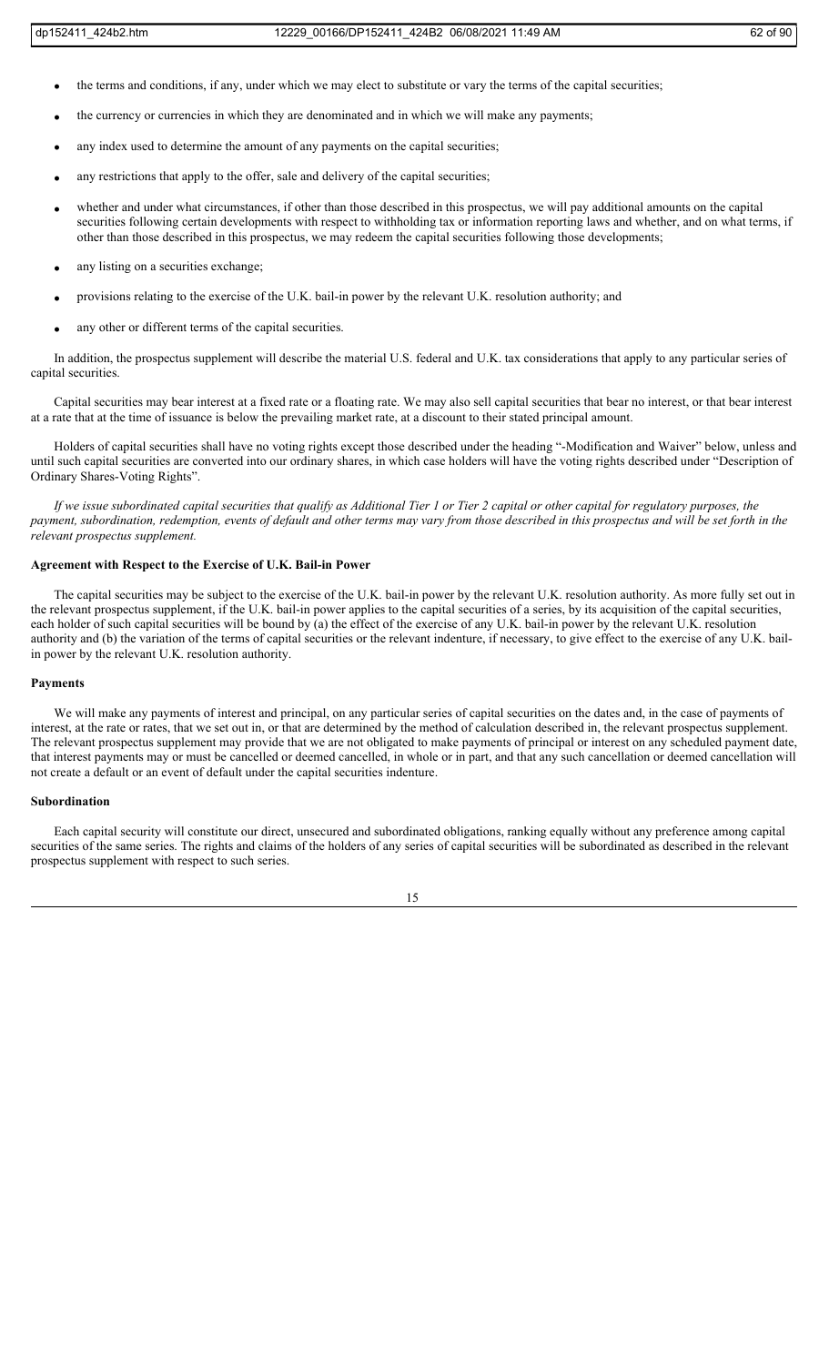- the terms and conditions, if any, under which we may elect to substitute or vary the terms of the capital securities;
- the currency or currencies in which they are denominated and in which we will make any payments;
- any index used to determine the amount of any payments on the capital securities;
- any restrictions that apply to the offer, sale and delivery of the capital securities;
- whether and under what circumstances, if other than those described in this prospectus, we will pay additional amounts on the capital securities following certain developments with respect to withholding tax or information reporting laws and whether, and on what terms, if other than those described in this prospectus, we may redeem the capital securities following those developments;
- any listing on a securities exchange;
- provisions relating to the exercise of the U.K. bail-in power by the relevant U.K. resolution authority; and
- any other or different terms of the capital securities.

In addition, the prospectus supplement will describe the material U.S. federal and U.K. tax considerations that apply to any particular series of capital securities.

Capital securities may bear interest at a fixed rate or a floating rate. We may also sell capital securities that bear no interest, or that bear interest at a rate that at the time of issuance is below the prevailing market rate, at a discount to their stated principal amount.

Holders of capital securities shall have no voting rights except those described under the heading "-Modification and Waiver" below, unless and until such capital securities are converted into our ordinary shares, in which case holders will have the voting rights described under "Description of Ordinary Shares-Voting Rights".

*If we issue subordinated capital securities that qualify as Additional Tier 1 or Tier 2 capital or other capital for regulatory purposes, the payment, subordination, redemption, events of default and other terms may vary from those described in this prospectus and will be set forth in the relevant prospectus supplement.*

**Agreement with Respect to the Exercise of U.K. Bail-in Power**

The capital securities may be subject to the exercise of the U.K. bail-in power by the relevant U.K. resolution authority. As more fully set out in the relevant prospectus supplement, if the U.K. bail-in power applies to the capital securities of a series, by its acquisition of the capital securities, each holder of such capital securities will be bound by (a) the effect of the exercise of any U.K. bail-in power by the relevant U.K. resolution authority and (b) the variation of the terms of capital securities or the relevant indenture, if necessary, to give effect to the exercise of any U.K. bail-in power by the relevant U.K. resolution authority.

**Payments**

We will make any payments of interest and principal, on any particular series of capital securities on the dates and, in the case of payments of interest, at the rate or rates, that we set out in, or that are determined by the method of calculation described in, the relevant prospectus supplement. The relevant prospectus supplement may provide that we are not obligated to make payments of principal or interest on any scheduled payment date, that interest payments may or must be cancelled or deemed cancelled, in whole or in part, and that any such cancellation or deemed cancellation will not create a default or an event of default under the capital securities indenture.

**Subordination**

Each capital security will constitute our direct, unsecured and subordinated obligations, ranking equally without any preference among capital securities of the same series. The rights and claims of the holders of any series of capital securities will be subordinated as described in the relevant prospectus supplement with respect to such series.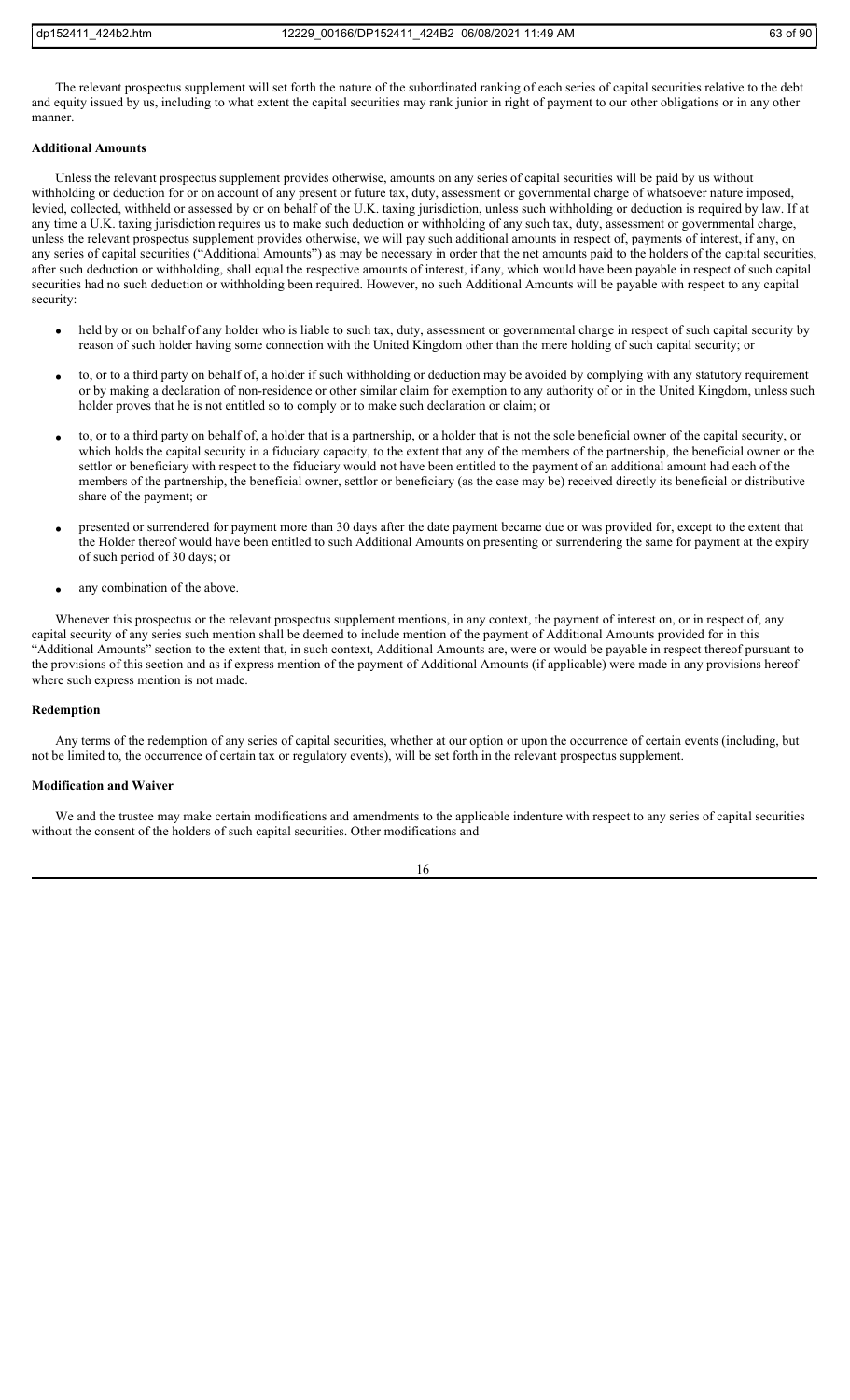The relevant prospectus supplement will set forth the nature of the subordinated ranking of each series of capital securities relative to the debt and equity issued by us, including to what extent the capital securities may rank junior in right of payment to our other obligations or in any other manner.

**Additional Amounts**

Unless the relevant prospectus supplement provides otherwise, amounts on any series of capital securities will be paid by us without withholding or deduction for or on account of any present or future tax, duty, assessment or governmental charge of whatsoever nature imposed, levied, collected, withheld or assessed by or on behalf of the U.K. taxing jurisdiction, unless such withholding or deduction is required by law. If at any time a U.K. taxing jurisdiction requires us to make such deduction or withholding of any such tax, duty, assessment or governmental charge, unless the relevant prospectus supplement provides otherwise, we will pay such additional amounts in respect of, payments of interest, if any, on any series of capital securities ("Additional Amounts") as may be necessary in order that the net amounts paid to the holders of the capital securities, after such deduction or withholding, shall equal the respective amounts of interest, if any, which would have been payable in respect of such capital securities had no such deduction or withholding been required. However, no such Additional Amounts will be payable with respect to any capital security:

- held by or on behalf of any holder who is liable to such tax, duty, assessment or governmental charge in respect of such capital security by reason of such holder having some connection with the United Kingdom other than the mere holding of such capital security; or
- to, or to a third party on behalf of, a holder if such withholding or deduction may be avoided by complying with any statutory requirement or by making a declaration of non-residence or other similar claim for exemption to any authority of or in the United Kingdom, unless such holder proves that he is not entitled so to comply or to make such declaration or claim; or
- to, or to a third party on behalf of, a holder that is a partnership, or a holder that is not the sole beneficial owner of the capital security, or which holds the capital security in a fiduciary capacity, to the extent that any of the members of the partnership, the beneficial owner or the settlor or beneficiary with respect to the fiduciary would not have been entitled to the payment of an additional amount had each of the members of the partnership, the beneficial owner, settlor or beneficiary (as the case may be) received directly its beneficial or distributive share of the payment; or
- presented or surrendered for payment more than 30 days after the date payment became due or was provided for, except to the extent that the Holder thereof would have been entitled to such Additional Amounts on presenting or surrendering the same for payment at the expiry of such period of 30 days; or
- any combination of the above.

Whenever this prospectus or the relevant prospectus supplement mentions, in any context, the payment of interest on, or in respect of, any capital security of any series such mention shall be deemed to include mention of the payment of Additional Amounts provided for in this "Additional Amounts" section to the extent that, in such context, Additional Amounts are, were or would be payable in respect thereof pursuant to the provisions of this section and as if express mention of the payment of Additional Amounts (if applicable) were made in any provisions hereof where such express mention is not made.

**Redemption**

Any terms of the redemption of any series of capital securities, whether at our option or upon the occurrence of certain events (including, but not be limited to, the occurrence of certain tax or regulatory events), will be set forth in the relevant prospectus supplement.

**Modification and Waiver**

We and the trustee may make certain modifications and amendments to the applicable indenture with respect to any series of capital securities without the consent of the holders of such capital securities. Other modifications and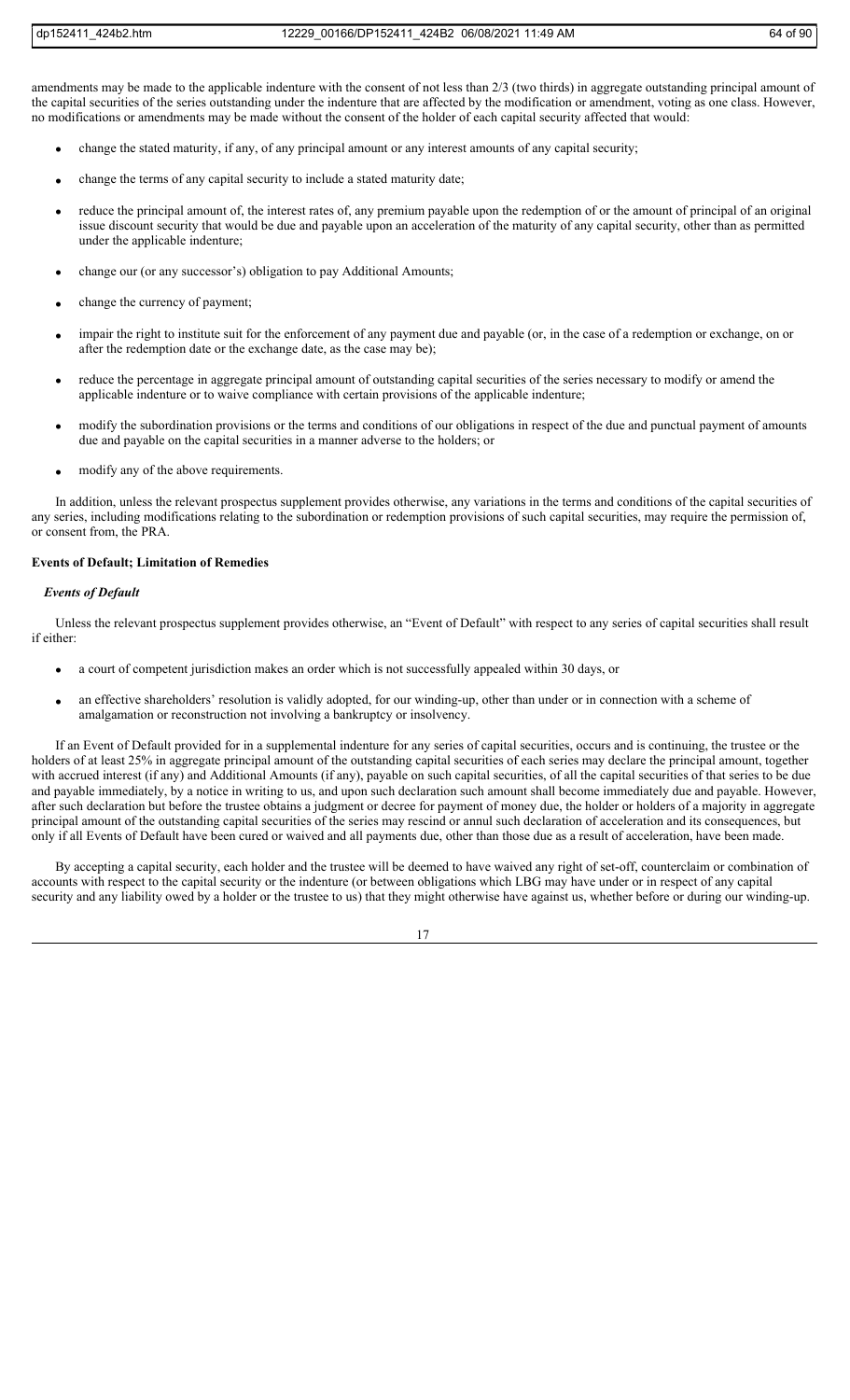amendments may be made to the applicable indenture with the consent of not less than 2/3 (two thirds) in aggregate outstanding principal amount of the capital securities of the series outstanding under the indenture that are affected by the modification or amendment, voting as one class. However, no modifications or amendments may be made without the consent of the holder of each capital security affected that would:

- change the stated maturity, if any, of any principal amount or any interest amounts of any capital security;
- change the terms of any capital security to include a stated maturity date;
- reduce the principal amount of, the interest rates of, any premium payable upon the redemption of or the amount of principal of an original issue discount security that would be due and payable upon an acceleration of the maturity of any capital security, other than as permitted under the applicable indenture;
- change our (or any successor's) obligation to pay Additional Amounts;
- change the currency of payment;
- impair the right to institute suit for the enforcement of any payment due and payable (or, in the case of a redemption or exchange, on or after the redemption date or the exchange date, as the case may be);
- reduce the percentage in aggregate principal amount of outstanding capital securities of the series necessary to modify or amend the applicable indenture or to waive compliance with certain provisions of the applicable indenture;
- modify the subordination provisions or the terms and conditions of our obligations in respect of the due and punctual payment of amounts due and payable on the capital securities in a manner adverse to the holders; or
- modify any of the above requirements.

In addition, unless the relevant prospectus supplement provides otherwise, any variations in the terms and conditions of the capital securities of any series, including modifications relating to the subordination or redemption provisions of such capital securities, may require the permission of, or consent from, the PRA.

**Events of Default; Limitation of Remedies**

***Events of Default***

Unless the relevant prospectus supplement provides otherwise, an "Event of Default" with respect to any series of capital securities shall result if either:

- a court of competent jurisdiction makes an order which is not successfully appealed within 30 days, or
- an effective shareholders' resolution is validly adopted, for our winding-up, other than under or in connection with a scheme of amalgamation or reconstruction not involving a bankruptcy or insolvency.

If an Event of Default provided for in a supplemental indenture for any series of capital securities, occurs and is continuing, the trustee or the holders of at least 25% in aggregate principal amount of the outstanding capital securities of each series may declare the principal amount, together with accrued interest (if any) and Additional Amounts (if any), payable on such capital securities, of all the capital securities of that series to be due and payable immediately, by a notice in writing to us, and upon such declaration such amount shall become immediately due and payable. However, after such declaration but before the trustee obtains a judgment or decree for payment of money due, the holder or holders of a majority in aggregate principal amount of the outstanding capital securities of the series may rescind or annul such declaration of acceleration and its consequences, but only if all Events of Default have been cured or waived and all payments due, other than those due as a result of acceleration, have been made.

By accepting a capital security, each holder and the trustee will be deemed to have waived any right of set-off, counterclaim or combination of accounts with respect to the capital security or the indenture (or between obligations which LBG may have under or in respect of any capital security and any liability owed by a holder or the trustee to us) that they might otherwise have against us, whether before or during our winding-up.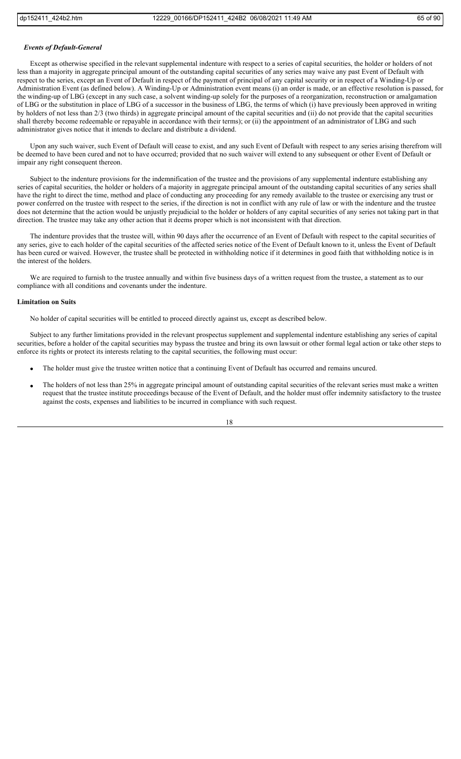### *Events of Default-General*

Except as otherwise specified in the relevant supplemental indenture with respect to a series of capital securities, the holder or holders of not less than a majority in aggregate principal amount of the outstanding capital securities of any series may waive any past Event of Default with respect to the series, except an Event of Default in respect of the payment of principal of any capital security or in respect of a Winding-Up or Administration Event (as defined below). A Winding-Up or Administration event means (i) an order is made, or an effective resolution is passed, for the winding-up of LBG (except in any such case, a solvent winding-up solely for the purposes of a reorganization, reconstruction or amalgamation of LBG or the substitution in place of LBG of a successor in the business of LBG, the terms of which (i) have previously been approved in writing by holders of not less than 2/3 (two thirds) in aggregate principal amount of the capital securities and (ii) do not provide that the capital securities shall thereby become redeemable or repayable in accordance with their terms); or (ii) the appointment of an administrator of LBG and such administrator gives notice that it intends to declare and distribute a dividend.

Upon any such waiver, such Event of Default will cease to exist, and any such Event of Default with respect to any series arising therefrom will be deemed to have been cured and not to have occurred; provided that no such waiver will extend to any subsequent or other Event of Default or impair any right consequent thereon.

Subject to the indenture provisions for the indemnification of the trustee and the provisions of any supplemental indenture establishing any series of capital securities, the holder or holders of a majority in aggregate principal amount of the outstanding capital securities of any series shall have the right to direct the time, method and place of conducting any proceeding for any remedy available to the trustee or exercising any trust or power conferred on the trustee with respect to the series, if the direction is not in conflict with any rule of law or with the indenture and the trustee does not determine that the action would be unjustly prejudicial to the holder or holders of any capital securities of any series not taking part in that direction. The trustee may take any other action that it deems proper which is not inconsistent with that direction.

The indenture provides that the trustee will, within 90 days after the occurrence of an Event of Default with respect to the capital securities of any series, give to each holder of the capital securities of the affected series notice of the Event of Default known to it, unless the Event of Default has been cured or waived. However, the trustee shall be protected in withholding notice if it determines in good faith that withholding notice is in the interest of the holders.

We are required to furnish to the trustee annually and within five business days of a written request from the trustee, a statement as to our compliance with all conditions and covenants under the indenture.

### Limitation on Suits

No holder of capital securities will be entitled to proceed directly against us, except as described below.

Subject to any further limitations provided in the relevant prospectus supplement and supplemental indenture establishing any series of capital securities, before a holder of the capital securities may bypass the trustee and bring its own lawsuit or other formal legal action or take other steps to enforce its rights or protect its interests relating to the capital securities, the following must occur:

- The holder must give the trustee written notice that a continuing Event of Default has occurred and remains uncured.
- The holders of not less than 25% in aggregate principal amount of outstanding capital securities of the relevant series must make a written request that the trustee institute proceedings because of the Event of Default, and the holder must offer indemnity satisfactory to the trustee against the costs, expenses and liabilities to be incurred in compliance with such request.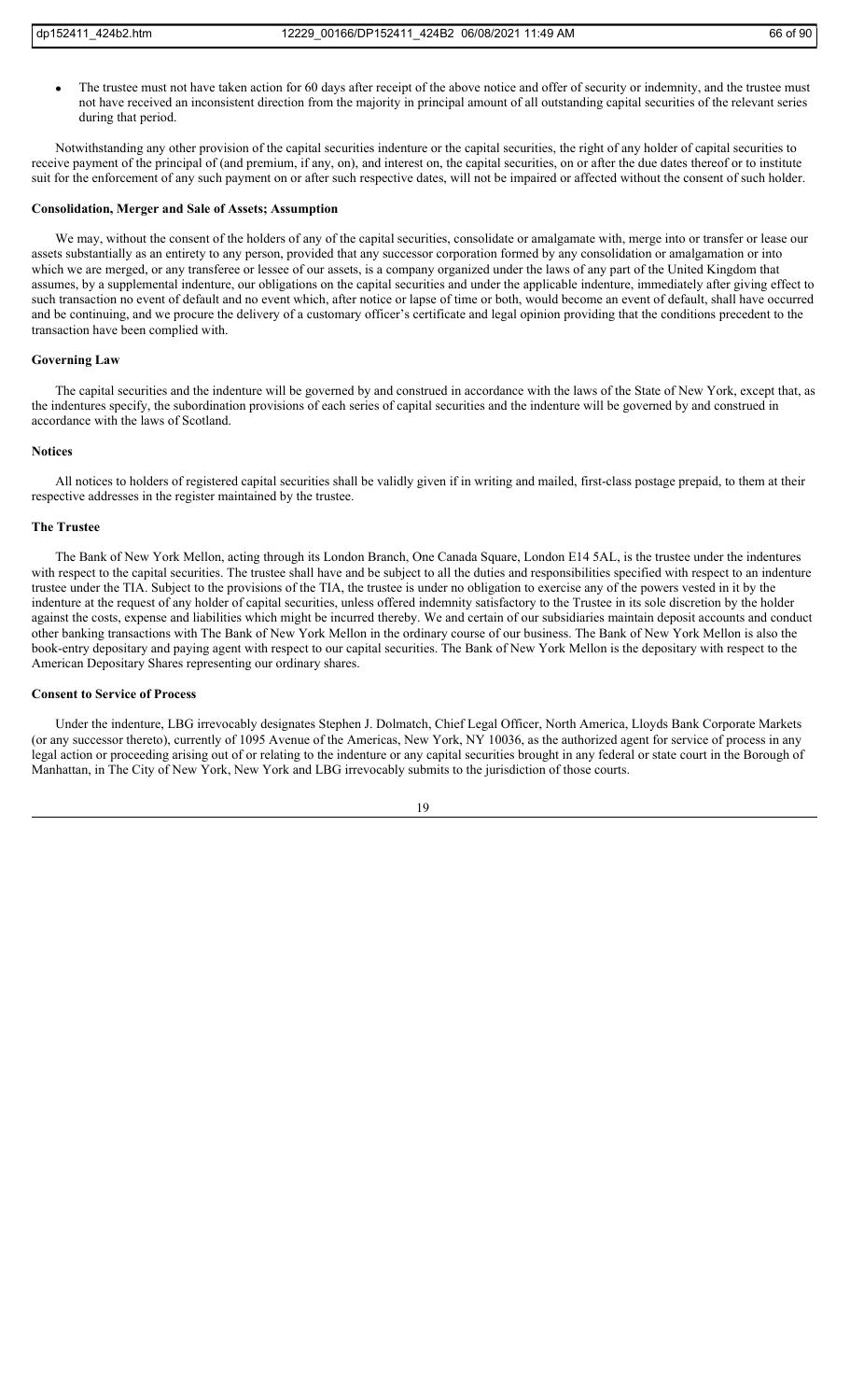- The trustee must not have taken action for 60 days after receipt of the above notice and offer of security or indemnity, and the trustee must not have received an inconsistent direction from the majority in principal amount of all outstanding capital securities of the relevant series during that period.

Notwithstanding any other provision of the capital securities indenture or the capital securities, the right of any holder of capital securities to receive payment of the principal of (and premium, if any, on), and interest on, the capital securities, on or after the due dates thereof or to institute suit for the enforcement of any such payment on or after such respective dates, will not be impaired or affected without the consent of such holder.

**Consolidation, Merger and Sale of Assets; Assumption**

We may, without the consent of the holders of any of the capital securities, consolidate or amalgamate with, merge into or transfer or lease our assets substantially as an entirety to any person, provided that any successor corporation formed by any consolidation or amalgamation or into which we are merged, or any transferee or lessee of our assets, is a company organized under the laws of any part of the United Kingdom that assumes, by a supplemental indenture, our obligations on the capital securities and under the applicable indenture, immediately after giving effect to such transaction no event of default and no event which, after notice or lapse of time or both, would become an event of default, shall have occurred and be continuing, and we procure the delivery of a customary officer's certificate and legal opinion providing that the conditions precedent to the transaction have been complied with.

**Governing Law**

The capital securities and the indenture will be governed by and construed in accordance with the laws of the State of New York, except that, as the indentures specify, the subordination provisions of each series of capital securities and the indenture will be governed by and construed in accordance with the laws of Scotland.

**Notices**

All notices to holders of registered capital securities shall be validly given if in writing and mailed, first-class postage prepaid, to them at their respective addresses in the register maintained by the trustee.

**The Trustee**

The Bank of New York Mellon, acting through its London Branch, One Canada Square, London E14 5AL, is the trustee under the indentures with respect to the capital securities. The trustee shall have and be subject to all the duties and responsibilities specified with respect to an indenture trustee under the TIA. Subject to the provisions of the TIA, the trustee is under no obligation to exercise any of the powers vested in it by the indenture at the request of any holder of capital securities, unless offered indemnity satisfactory to the Trustee in its sole discretion by the holder against the costs, expense and liabilities which might be incurred thereby. We and certain of our subsidiaries maintain deposit accounts and conduct other banking transactions with The Bank of New York Mellon in the ordinary course of our business. The Bank of New York Mellon is also the book-entry depositary and paying agent with respect to our capital securities. The Bank of New York Mellon is the depositary with respect to the American Depositary Shares representing our ordinary shares.

**Consent to Service of Process**

Under the indenture, LBG irrevocably designates Stephen J. Dolmatch, Chief Legal Officer, North America, Lloyds Bank Corporate Markets (or any successor thereto), currently of 1095 Avenue of the Americas, New York, NY 10036, as the authorized agent for service of process in any legal action or proceeding arising out of or relating to the indenture or any capital securities brought in any federal or state court in the Borough of Manhattan, in The City of New York, New York and LBG irrevocably submits to the jurisdiction of those courts.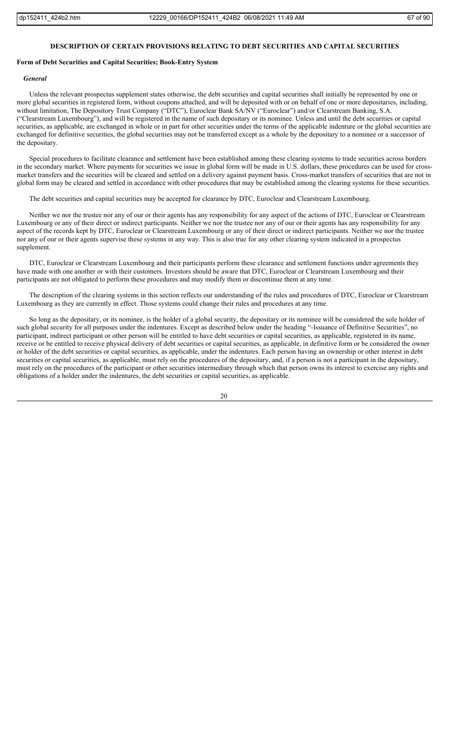## DESCRIPTION OF CERTAIN PROVISIONS RELATING TO DEBT SECURITIES AND CAPITAL SECURITIES

### Form of Debt Securities and Capital Securities; Book-Entry System

#### *General*

Unless the relevant prospectus supplement states otherwise, the debt securities and capital securities shall initially be represented by one or more global securities in registered form, without coupons attached, and will be deposited with or on behalf of one or more depositaries, including, without limitation, The Depository Trust Company ("DTC"), Euroclear Bank SA/NV ("Euroclear") and/or Clearstream Banking, S.A. ("Clearstream Luxembourg"), and will be registered in the name of such depositary or its nominee. Unless and until the debt securities or capital securities, as applicable, are exchanged in whole or in part for other securities under the terms of the applicable indenture or the global securities are exchanged for definitive securities, the global securities may not be transferred except as a whole by the depositary to a nominee or a successor of the depositary.

Special procedures to facilitate clearance and settlement have been established among these clearing systems to trade securities across borders in the secondary market. Where payments for securities we issue in global form will be made in U.S. dollars, these procedures can be used for cross-market transfers and the securities will be cleared and settled on a delivery against payment basis. Cross-market transfers of securities that are not in global form may be cleared and settled in accordance with other procedures that may be established among the clearing systems for these securities.

The debt securities and capital securities may be accepted for clearance by DTC, Euroclear and Clearstream Luxembourg.

Neither we nor the trustee nor any of our or their agents has any responsibility for any aspect of the actions of DTC, Euroclear or Clearstream Luxembourg or any of their direct or indirect participants. Neither we nor the trustee nor any of our or their agents has any responsibility for any aspect of the records kept by DTC, Euroclear or Clearstream Luxembourg or any of their direct or indirect participants. Neither we nor the trustee nor any of our or their agents supervise these systems in any way. This is also true for any other clearing system indicated in a prospectus supplement.

DTC, Euroclear or Clearstream Luxembourg and their participants perform these clearance and settlement functions under agreements they have made with one another or with their customers. Investors should be aware that DTC, Euroclear or Clearstream Luxembourg and their participants are not obligated to perform these procedures and may modify them or discontinue them at any time.

The description of the clearing systems in this section reflects our understanding of the rules and procedures of DTC, Euroclear or Clearstream Luxembourg as they are currently in effect. Those systems could change their rules and procedures at any time.

So long as the depositary, or its nominee, is the holder of a global security, the depositary or its nominee will be considered the sole holder of such global security for all purposes under the indentures. Except as described below under the heading "-Issuance of Definitive Securities", no participant, indirect participant or other person will be entitled to have debt securities or capital securities, as applicable, registered in its name, receive or be entitled to receive physical delivery of debt securities or capital securities, as applicable, in definitive form or be considered the owner or holder of the debt securities or capital securities, as applicable, under the indentures. Each person having an ownership or other interest in debt securities or capital securities, as applicable, must rely on the procedures of the depositary, and, if a person is not a participant in the depositary, must rely on the procedures of the participant or other securities intermediary through which that person owns its interest to exercise any rights and obligations of a holder under the indentures, the debt securities or capital securities, as applicable.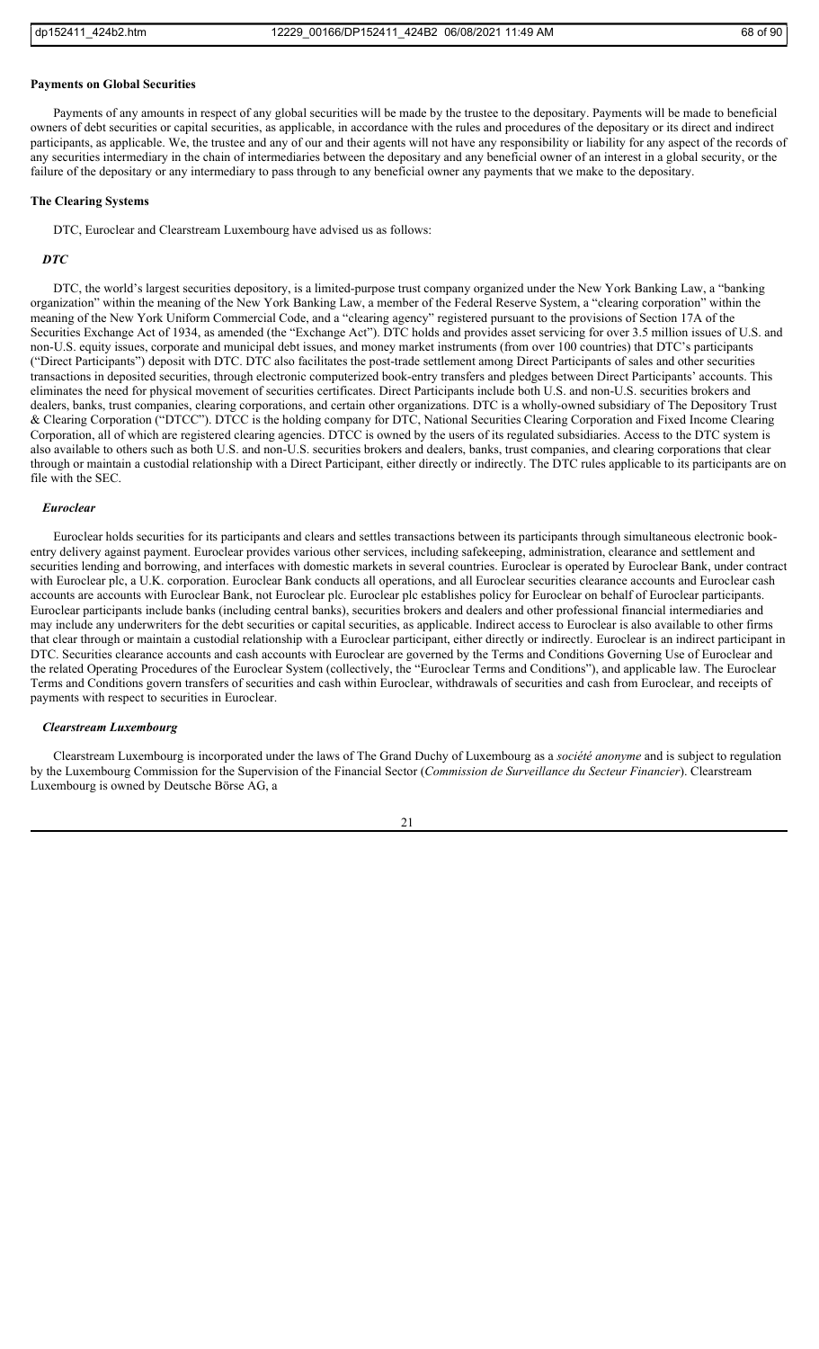### Payments on Global Securities

Payments of any amounts in respect of any global securities will be made by the trustee to the depositary. Payments will be made to beneficial owners of debt securities or capital securities, as applicable, in accordance with the rules and procedures of the depositary or its direct and indirect participants, as applicable. We, the trustee and any of our and their agents will not have any responsibility or liability for any aspect of the records of any securities intermediary in the chain of intermediaries between the depositary and any beneficial owner of an interest in a global security, or the failure of the depositary or any intermediary to pass through to any beneficial owner any payments that we make to the depositary.

### The Clearing Systems

DTC, Euroclear and Clearstream Luxembourg have advised us as follows:

#### *DTC*

DTC, the world's largest securities depository, is a limited-purpose trust company organized under the New York Banking Law, a "banking organization" within the meaning of the New York Banking Law, a member of the Federal Reserve System, a "clearing corporation" within the meaning of the New York Uniform Commercial Code, and a "clearing agency" registered pursuant to the provisions of Section 17A of the Securities Exchange Act of 1934, as amended (the "Exchange Act"). DTC holds and provides asset servicing for over 3.5 million issues of U.S. and non-U.S. equity issues, corporate and municipal debt issues, and money market instruments (from over 100 countries) that DTC's participants ("Direct Participants") deposit with DTC. DTC also facilitates the post-trade settlement among Direct Participants of sales and other securities transactions in deposited securities, through electronic computerized book-entry transfers and pledges between Direct Participants' accounts. This eliminates the need for physical movement of securities certificates. Direct Participants include both U.S. and non-U.S. securities brokers and dealers, banks, trust companies, clearing corporations, and certain other organizations. DTC is a wholly-owned subsidiary of The Depository Trust & Clearing Corporation ("DTCC"). DTCC is the holding company for DTC, National Securities Clearing Corporation and Fixed Income Clearing Corporation, all of which are registered clearing agencies. DTCC is owned by the users of its regulated subsidiaries. Access to the DTC system is also available to others such as both U.S. and non-U.S. securities brokers and dealers, banks, trust companies, and clearing corporations that clear through or maintain a custodial relationship with a Direct Participant, either directly or indirectly. The DTC rules applicable to its participants are on file with the SEC.

#### *Euroclear*

Euroclear holds securities for its participants and clears and settles transactions between its participants through simultaneous electronic book-entry delivery against payment. Euroclear provides various other services, including safekeeping, administration, clearance and settlement and securities lending and borrowing, and interfaces with domestic markets in several countries. Euroclear is operated by Euroclear Bank, under contract with Euroclear plc, a U.K. corporation. Euroclear Bank conducts all operations, and all Euroclear securities clearance accounts and Euroclear cash accounts are accounts with Euroclear Bank, not Euroclear plc. Euroclear plc establishes policy for Euroclear on behalf of Euroclear participants. Euroclear participants include banks (including central banks), securities brokers and dealers and other professional financial intermediaries and may include any underwriters for the debt securities or capital securities, as applicable. Indirect access to Euroclear is also available to other firms that clear through or maintain a custodial relationship with a Euroclear participant, either directly or indirectly. Euroclear is an indirect participant in DTC. Securities clearance accounts and cash accounts with Euroclear are governed by the Terms and Conditions Governing Use of Euroclear and the related Operating Procedures of the Euroclear System (collectively, the "Euroclear Terms and Conditions"), and applicable law. The Euroclear Terms and Conditions govern transfers of securities and cash within Euroclear, withdrawals of securities and cash from Euroclear, and receipts of payments with respect to securities in Euroclear.

#### *Clearstream Luxembourg*

Clearstream Luxembourg is incorporated under the laws of The Grand Duchy of Luxembourg as a *société anonyme* and is subject to regulation by the Luxembourg Commission for the Supervision of the Financial Sector (*Commission de Surveillance du Secteur Financier*). Clearstream Luxembourg is owned by Deutsche Börse AG, a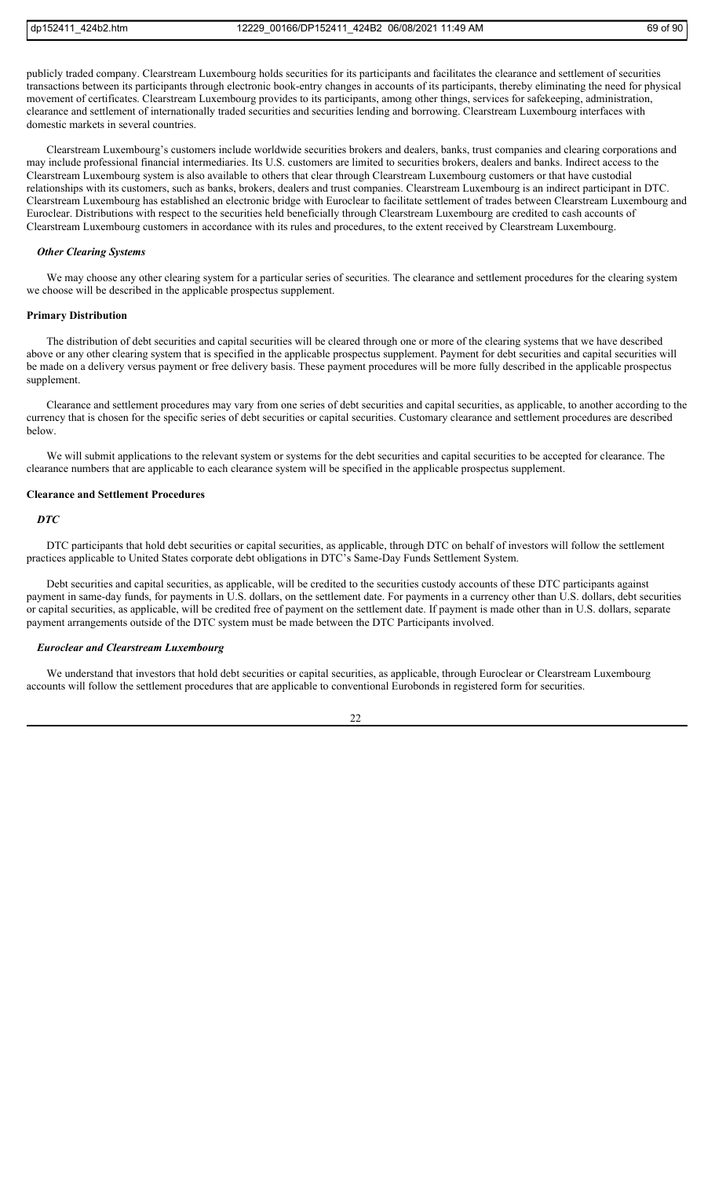publicly traded company. Clearstream Luxembourg holds securities for its participants and facilitates the clearance and settlement of securities transactions between its participants through electronic book-entry changes in accounts of its participants, thereby eliminating the need for physical movement of certificates. Clearstream Luxembourg provides to its participants, among other things, services for safekeeping, administration, clearance and settlement of internationally traded securities and securities lending and borrowing. Clearstream Luxembourg interfaces with domestic markets in several countries.

Clearstream Luxembourg's customers include worldwide securities brokers and dealers, banks, trust companies and clearing corporations and may include professional financial intermediaries. Its U.S. customers are limited to securities brokers, dealers and banks. Indirect access to the Clearstream Luxembourg system is also available to others that clear through Clearstream Luxembourg customers or that have custodial relationships with its customers, such as banks, brokers, dealers and trust companies. Clearstream Luxembourg is an indirect participant in DTC. Clearstream Luxembourg has established an electronic bridge with Euroclear to facilitate settlement of trades between Clearstream Luxembourg and Euroclear. Distributions with respect to the securities held beneficially through Clearstream Luxembourg are credited to cash accounts of Clearstream Luxembourg customers in accordance with its rules and procedures, to the extent received by Clearstream Luxembourg.

#### *Other Clearing Systems*

We may choose any other clearing system for a particular series of securities. The clearance and settlement procedures for the clearing system we choose will be described in the applicable prospectus supplement.

### Primary Distribution

The distribution of debt securities and capital securities will be cleared through one or more of the clearing systems that we have described above or any other clearing system that is specified in the applicable prospectus supplement. Payment for debt securities and capital securities will be made on a delivery versus payment or free delivery basis. These payment procedures will be more fully described in the applicable prospectus supplement.

Clearance and settlement procedures may vary from one series of debt securities and capital securities, as applicable, to another according to the currency that is chosen for the specific series of debt securities or capital securities. Customary clearance and settlement procedures are described below.

We will submit applications to the relevant system or systems for the debt securities and capital securities to be accepted for clearance. The clearance numbers that are applicable to each clearance system will be specified in the applicable prospectus supplement.

### Clearance and Settlement Procedures

#### *DTC*

DTC participants that hold debt securities or capital securities, as applicable, through DTC on behalf of investors will follow the settlement practices applicable to United States corporate debt obligations in DTC's Same-Day Funds Settlement System.

Debt securities and capital securities, as applicable, will be credited to the securities custody accounts of these DTC participants against payment in same-day funds, for payments in U.S. dollars, on the settlement date. For payments in a currency other than U.S. dollars, debt securities or capital securities, as applicable, will be credited free of payment on the settlement date. If payment is made other than in U.S. dollars, separate payment arrangements outside of the DTC system must be made between the DTC Participants involved.

#### *Euroclear and Clearstream Luxembourg*

We understand that investors that hold debt securities or capital securities, as applicable, through Euroclear or Clearstream Luxembourg accounts will follow the settlement procedures that are applicable to conventional Eurobonds in registered form for securities.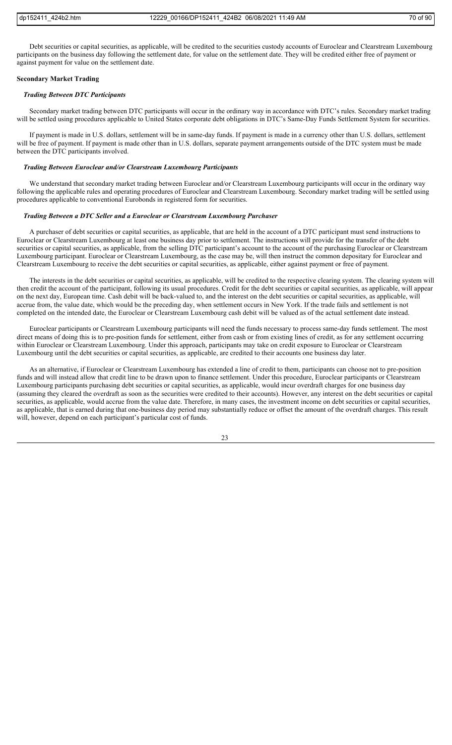Debt securities or capital securities, as applicable, will be credited to the securities custody accounts of Euroclear and Clearstream Luxembourg participants on the business day following the settlement date, for value on the settlement date. They will be credited either free of payment or against payment for value on the settlement date.

**Secondary Market Trading**

***Trading Between DTC Participants***

Secondary market trading between DTC participants will occur in the ordinary way in accordance with DTC's rules. Secondary market trading will be settled using procedures applicable to United States corporate debt obligations in DTC's Same-Day Funds Settlement System for securities.

If payment is made in U.S. dollars, settlement will be in same-day funds. If payment is made in a currency other than U.S. dollars, settlement will be free of payment. If payment is made other than in U.S. dollars, separate payment arrangements outside of the DTC system must be made between the DTC participants involved.

***Trading Between Euroclear and/or Clearstream Luxembourg Participants***

We understand that secondary market trading between Euroclear and/or Clearstream Luxembourg participants will occur in the ordinary way following the applicable rules and operating procedures of Euroclear and Clearstream Luxembourg. Secondary market trading will be settled using procedures applicable to conventional Eurobonds in registered form for securities.

***Trading Between a DTC Seller and a Euroclear or Clearstream Luxembourg Purchaser***

A purchaser of debt securities or capital securities, as applicable, that are held in the account of a DTC participant must send instructions to Euroclear or Clearstream Luxembourg at least one business day prior to settlement. The instructions will provide for the transfer of the debt securities or capital securities, as applicable, from the selling DTC participant's account to the account of the purchasing Euroclear or Clearstream Luxembourg participant. Euroclear or Clearstream Luxembourg, as the case may be, will then instruct the common depositary for Euroclear and Clearstream Luxembourg to receive the debt securities or capital securities, as applicable, either against payment or free of payment.

The interests in the debt securities or capital securities, as applicable, will be credited to the respective clearing system. The clearing system will then credit the account of the participant, following its usual procedures. Credit for the debt securities or capital securities, as applicable, will appear on the next day, European time. Cash debit will be back-valued to, and the interest on the debt securities or capital securities, as applicable, will accrue from, the value date, which would be the preceding day, when settlement occurs in New York. If the trade fails and settlement is not completed on the intended date, the Euroclear or Clearstream Luxembourg cash debit will be valued as of the actual settlement date instead.

Euroclear participants or Clearstream Luxembourg participants will need the funds necessary to process same-day funds settlement. The most direct means of doing this is to pre-position funds for settlement, either from cash or from existing lines of credit, as for any settlement occurring within Euroclear or Clearstream Luxembourg. Under this approach, participants may take on credit exposure to Euroclear or Clearstream Luxembourg until the debt securities or capital securities, as applicable, are credited to their accounts one business day later.

As an alternative, if Euroclear or Clearstream Luxembourg has extended a line of credit to them, participants can choose not to pre-position funds and will instead allow that credit line to be drawn upon to finance settlement. Under this procedure, Euroclear participants or Clearstream Luxembourg participants purchasing debt securities or capital securities, as applicable, would incur overdraft charges for one business day (assuming they cleared the overdraft as soon as the securities were credited to their accounts). However, any interest on the debt securities or capital securities, as applicable, would accrue from the value date. Therefore, in many cases, the investment income on debt securities or capital securities, as applicable, that is earned during that one-business day period may substantially reduce or offset the amount of the overdraft charges. This result will, however, depend on each participant's particular cost of funds.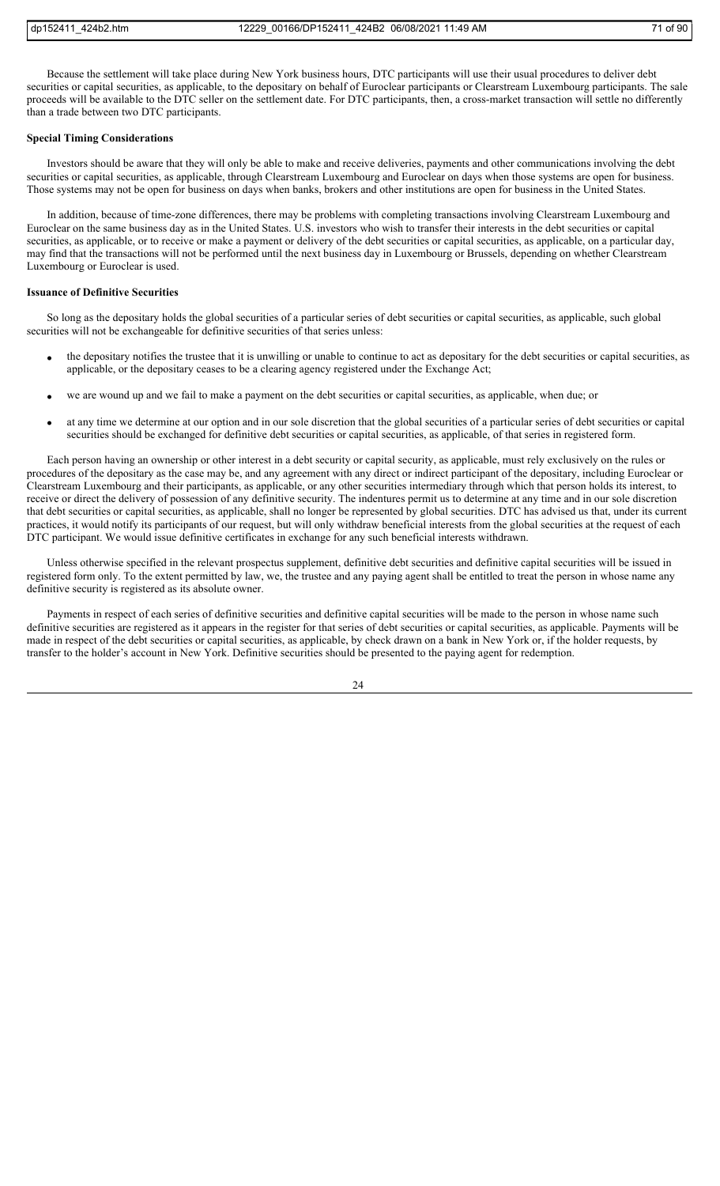Because the settlement will take place during New York business hours, DTC participants will use their usual procedures to deliver debt securities or capital securities, as applicable, to the depositary on behalf of Euroclear participants or Clearstream Luxembourg participants. The sale proceeds will be available to the DTC seller on the settlement date. For DTC participants, then, a cross-market transaction will settle no differently than a trade between two DTC participants.

**Special Timing Considerations**

Investors should be aware that they will only be able to make and receive deliveries, payments and other communications involving the debt securities or capital securities, as applicable, through Clearstream Luxembourg and Euroclear on days when those systems are open for business. Those systems may not be open for business on days when banks, brokers and other institutions are open for business in the United States.

In addition, because of time-zone differences, there may be problems with completing transactions involving Clearstream Luxembourg and Euroclear on the same business day as in the United States. U.S. investors who wish to transfer their interests in the debt securities or capital securities, as applicable, or to receive or make a payment or delivery of the debt securities or capital securities, as applicable, on a particular day, may find that the transactions will not be performed until the next business day in Luxembourg or Brussels, depending on whether Clearstream Luxembourg or Euroclear is used.

**Issuance of Definitive Securities**

So long as the depositary holds the global securities of a particular series of debt securities or capital securities, as applicable, such global securities will not be exchangeable for definitive securities of that series unless:

- the depositary notifies the trustee that it is unwilling or unable to continue to act as depositary for the debt securities or capital securities, as applicable, or the depositary ceases to be a clearing agency registered under the Exchange Act;
- we are wound up and we fail to make a payment on the debt securities or capital securities, as applicable, when due; or
- at any time we determine at our option and in our sole discretion that the global securities of a particular series of debt securities or capital securities should be exchanged for definitive debt securities or capital securities, as applicable, of that series in registered form.

Each person having an ownership or other interest in a debt security or capital security, as applicable, must rely exclusively on the rules or procedures of the depositary as the case may be, and any agreement with any direct or indirect participant of the depositary, including Euroclear or Clearstream Luxembourg and their participants, as applicable, or any other securities intermediary through which that person holds its interest, to receive or direct the delivery of possession of any definitive security. The indentures permit us to determine at any time and in our sole discretion that debt securities or capital securities, as applicable, shall no longer be represented by global securities. DTC has advised us that, under its current practices, it would notify its participants of our request, but will only withdraw beneficial interests from the global securities at the request of each DTC participant. We would issue definitive certificates in exchange for any such beneficial interests withdrawn.

Unless otherwise specified in the relevant prospectus supplement, definitive debt securities and definitive capital securities will be issued in registered form only. To the extent permitted by law, we, the trustee and any paying agent shall be entitled to treat the person in whose name any definitive security is registered as its absolute owner.

Payments in respect of each series of definitive securities and definitive capital securities will be made to the person in whose name such definitive securities are registered as it appears in the register for that series of debt securities or capital securities, as applicable. Payments will be made in respect of the debt securities or capital securities, as applicable, by check drawn on a bank in New York or, if the holder requests, by transfer to the holder's account in New York. Definitive securities should be presented to the paying agent for redemption.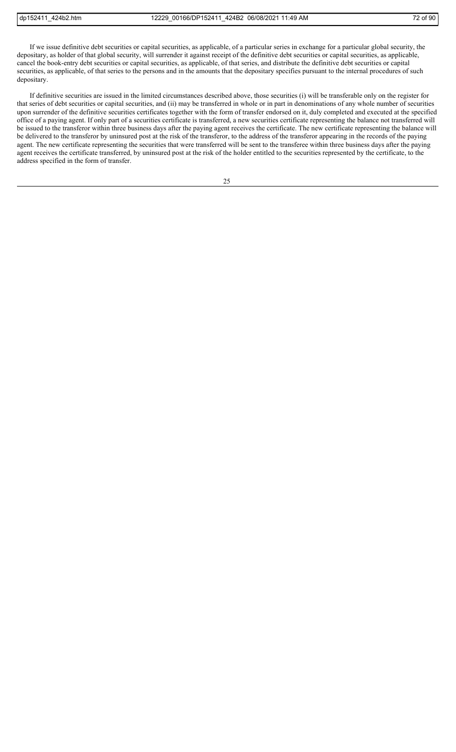If we issue definitive debt securities or capital securities, as applicable, of a particular series in exchange for a particular global security, the depositary, as holder of that global security, will surrender it against receipt of the definitive debt securities or capital securities, as applicable, cancel the book-entry debt securities or capital securities, as applicable, of that series, and distribute the definitive debt securities or capital securities, as applicable, of that series to the persons and in the amounts that the depositary specifies pursuant to the internal procedures of such depositary.

If definitive securities are issued in the limited circumstances described above, those securities (i) will be transferable only on the register for that series of debt securities or capital securities, and (ii) may be transferred in whole or in part in denominations of any whole number of securities upon surrender of the definitive securities certificates together with the form of transfer endorsed on it, duly completed and executed at the specified office of a paying agent. If only part of a securities certificate is transferred, a new securities certificate representing the balance not transferred will be issued to the transferor within three business days after the paying agent receives the certificate. The new certificate representing the balance will be delivered to the transferor by uninsured post at the risk of the transferor, to the address of the transferor appearing in the records of the paying agent. The new certificate representing the securities that were transferred will be sent to the transferee within three business days after the paying agent receives the certificate transferred, by uninsured post at the risk of the holder entitled to the securities represented by the certificate, to the address specified in the form of transfer.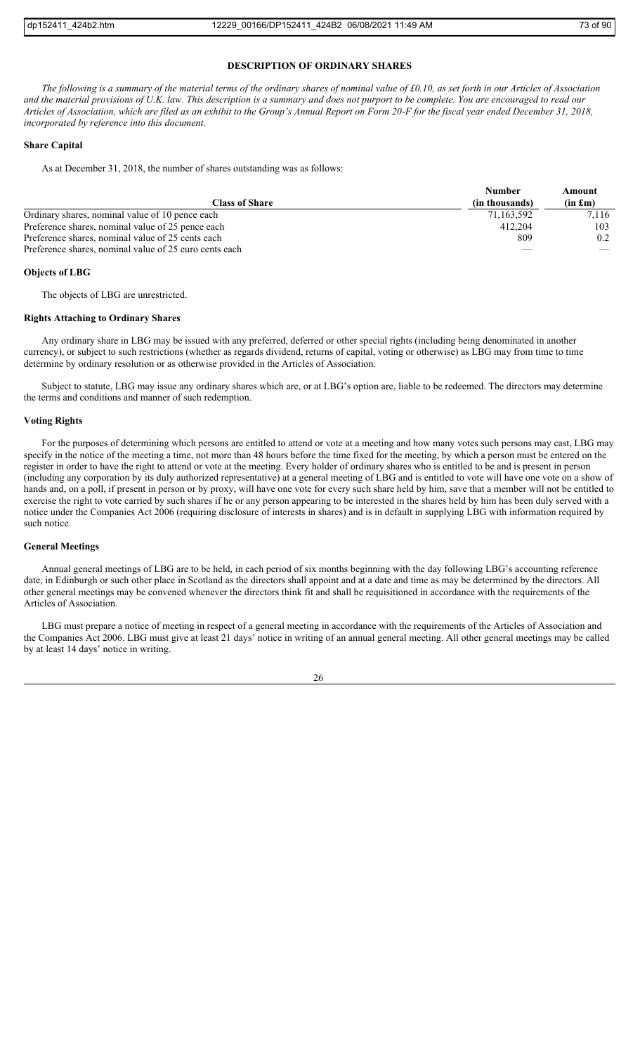## DESCRIPTION OF ORDINARY SHARES

*The following is a summary of the material terms of the ordinary shares of nominal value of £0.10, as set forth in our Articles of Association and the material provisions of U.K. law. This description is a summary and does not purport to be complete. You are encouraged to read our Articles of Association, which are filed as an exhibit to the Group's Annual Report on Form 20-F for the fiscal year ended December 31, 2018, incorporated by reference into this document.*

### Share Capital

As at December 31, 2018, the number of shares outstanding was as follows:

| Class of Share | Number (in thousands) | Amount (in £m) |
|---|---|---|
| Ordinary shares, nominal value of 10 pence each | 71,163,592 | 7,116 |
| Preference shares, nominal value of 25 pence each | 412,204 | 103 |
| Preference shares, nominal value of 25 cents each | 809 | 0.2 |
| Preference shares, nominal value of 25 euro cents each | — | — |

### Objects of LBG

The objects of LBG are unrestricted.

### Rights Attaching to Ordinary Shares

Any ordinary share in LBG may be issued with any preferred, deferred or other special rights (including being denominated in another currency), or subject to such restrictions (whether as regards dividend, returns of capital, voting or otherwise) as LBG may from time to time determine by ordinary resolution or as otherwise provided in the Articles of Association.

Subject to statute, LBG may issue any ordinary shares which are, or at LBG's option are, liable to be redeemed. The directors may determine the terms and conditions and manner of such redemption.

### Voting Rights

For the purposes of determining which persons are entitled to attend or vote at a meeting and how many votes such persons may cast, LBG may specify in the notice of the meeting a time, not more than 48 hours before the time fixed for the meeting, by which a person must be entered on the register in order to have the right to attend or vote at the meeting. Every holder of ordinary shares who is entitled to be and is present in person (including any corporation by its duly authorized representative) at a general meeting of LBG and is entitled to vote will have one vote on a show of hands and, on a poll, if present in person or by proxy, will have one vote for every such share held by him, save that a member will not be entitled to exercise the right to vote carried by such shares if he or any person appearing to be interested in the shares held by him has been duly served with a notice under the Companies Act 2006 (requiring disclosure of interests in shares) and is in default in supplying LBG with information required by such notice.

### General Meetings

Annual general meetings of LBG are to be held, in each period of six months beginning with the day following LBG's accounting reference date, in Edinburgh or such other place in Scotland as the directors shall appoint and at a date and time as may be determined by the directors. All other general meetings may be convened whenever the directors think fit and shall be requisitioned in accordance with the requirements of the Articles of Association.

LBG must prepare a notice of meeting in respect of a general meeting in accordance with the requirements of the Articles of Association and the Companies Act 2006. LBG must give at least 21 days' notice in writing of an annual general meeting. All other general meetings may be called by at least 14 days' notice in writing.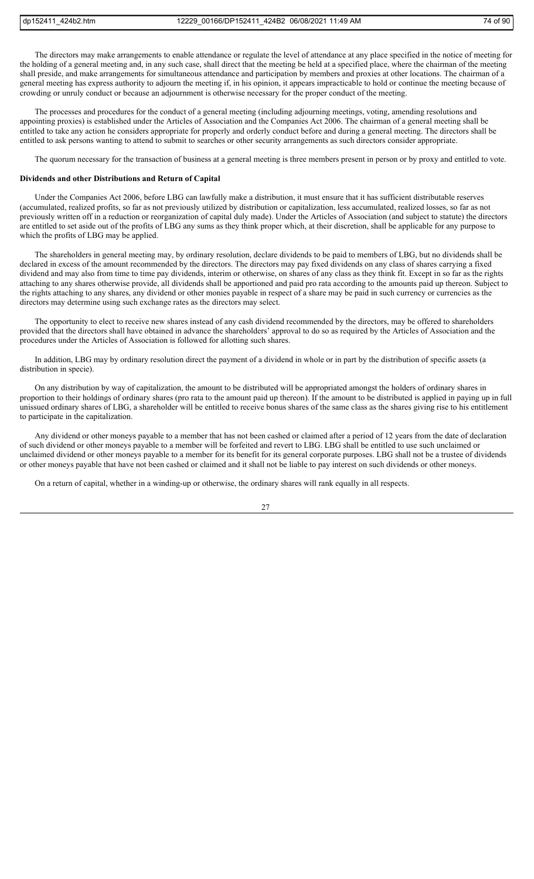The directors may make arrangements to enable attendance or regulate the level of attendance at any place specified in the notice of meeting for the holding of a general meeting and, in any such case, shall direct that the meeting be held at a specified place, where the chairman of the meeting shall preside, and make arrangements for simultaneous attendance and participation by members and proxies at other locations. The chairman of a general meeting has express authority to adjourn the meeting if, in his opinion, it appears impracticable to hold or continue the meeting because of crowding or unruly conduct or because an adjournment is otherwise necessary for the proper conduct of the meeting.

The processes and procedures for the conduct of a general meeting (including adjourning meetings, voting, amending resolutions and appointing proxies) is established under the Articles of Association and the Companies Act 2006. The chairman of a general meeting shall be entitled to take any action he considers appropriate for properly and orderly conduct before and during a general meeting. The directors shall be entitled to ask persons wanting to attend to submit to searches or other security arrangements as such directors consider appropriate.

The quorum necessary for the transaction of business at a general meeting is three members present in person or by proxy and entitled to vote.

**Dividends and other Distributions and Return of Capital**

Under the Companies Act 2006, before LBG can lawfully make a distribution, it must ensure that it has sufficient distributable reserves (accumulated, realized profits, so far as not previously utilized by distribution or capitalization, less accumulated, realized losses, so far as not previously written off in a reduction or reorganization of capital duly made). Under the Articles of Association (and subject to statute) the directors are entitled to set aside out of the profits of LBG any sums as they think proper which, at their discretion, shall be applicable for any purpose to which the profits of LBG may be applied.

The shareholders in general meeting may, by ordinary resolution, declare dividends to be paid to members of LBG, but no dividends shall be declared in excess of the amount recommended by the directors. The directors may pay fixed dividends on any class of shares carrying a fixed dividend and may also from time to time pay dividends, interim or otherwise, on shares of any class as they think fit. Except in so far as the rights attaching to any shares otherwise provide, all dividends shall be apportioned and paid pro rata according to the amounts paid up thereon. Subject to the rights attaching to any shares, any dividend or other monies payable in respect of a share may be paid in such currency or currencies as the directors may determine using such exchange rates as the directors may select.

The opportunity to elect to receive new shares instead of any cash dividend recommended by the directors, may be offered to shareholders provided that the directors shall have obtained in advance the shareholders' approval to do so as required by the Articles of Association and the procedures under the Articles of Association is followed for allotting such shares.

In addition, LBG may by ordinary resolution direct the payment of a dividend in whole or in part by the distribution of specific assets (a distribution in specie).

On any distribution by way of capitalization, the amount to be distributed will be appropriated amongst the holders of ordinary shares in proportion to their holdings of ordinary shares (pro rata to the amount paid up thereon). If the amount to be distributed is applied in paying up in full unissued ordinary shares of LBG, a shareholder will be entitled to receive bonus shares of the same class as the shares giving rise to his entitlement to participate in the capitalization.

Any dividend or other moneys payable to a member that has not been cashed or claimed after a period of 12 years from the date of declaration of such dividend or other moneys payable to a member will be forfeited and revert to LBG. LBG shall be entitled to use such unclaimed or unclaimed dividend or other moneys payable to a member for its benefit for its general corporate purposes. LBG shall not be a trustee of dividends or other moneys payable that have not been cashed or claimed and it shall not be liable to pay interest on such dividends or other moneys.

On a return of capital, whether in a winding-up or otherwise, the ordinary shares will rank equally in all respects.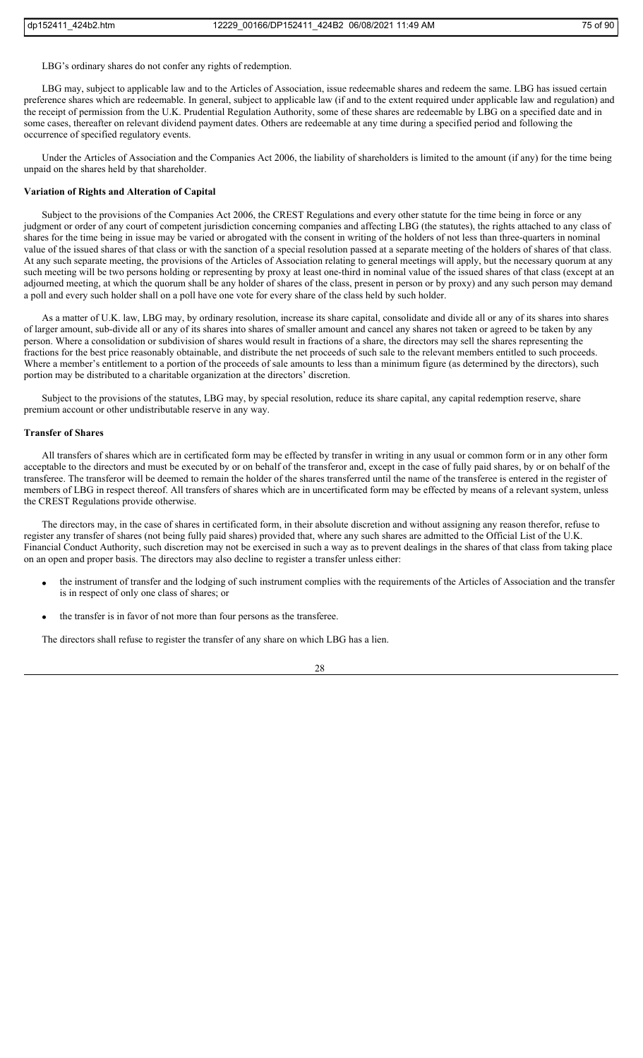LBG's ordinary shares do not confer any rights of redemption.

LBG may, subject to applicable law and to the Articles of Association, issue redeemable shares and redeem the same. LBG has issued certain preference shares which are redeemable. In general, subject to applicable law (if and to the extent required under applicable law and regulation) and the receipt of permission from the U.K. Prudential Regulation Authority, some of these shares are redeemable by LBG on a specified date and in some cases, thereafter on relevant dividend payment dates. Others are redeemable at any time during a specified period and following the occurrence of specified regulatory events.

Under the Articles of Association and the Companies Act 2006, the liability of shareholders is limited to the amount (if any) for the time being unpaid on the shares held by that shareholder.

**Variation of Rights and Alteration of Capital**

Subject to the provisions of the Companies Act 2006, the CREST Regulations and every other statute for the time being in force or any judgment or order of any court of competent jurisdiction concerning companies and affecting LBG (the statutes), the rights attached to any class of shares for the time being in issue may be varied or abrogated with the consent in writing of the holders of not less than three-quarters in nominal value of the issued shares of that class or with the sanction of a special resolution passed at a separate meeting of the holders of shares of that class. At any such separate meeting, the provisions of the Articles of Association relating to general meetings will apply, but the necessary quorum at any such meeting will be two persons holding or representing by proxy at least one-third in nominal value of the issued shares of that class (except at an adjourned meeting, at which the quorum shall be any holder of shares of the class, present in person or by proxy) and any such person may demand a poll and every such holder shall on a poll have one vote for every share of the class held by such holder.

As a matter of U.K. law, LBG may, by ordinary resolution, increase its share capital, consolidate and divide all or any of its shares into shares of larger amount, sub-divide all or any of its shares into shares of smaller amount and cancel any shares not taken or agreed to be taken by any person. Where a consolidation or subdivision of shares would result in fractions of a share, the directors may sell the shares representing the fractions for the best price reasonably obtainable, and distribute the net proceeds of such sale to the relevant members entitled to such proceeds. Where a member's entitlement to a portion of the proceeds of sale amounts to less than a minimum figure (as determined by the directors), such portion may be distributed to a charitable organization at the directors' discretion.

Subject to the provisions of the statutes, LBG may, by special resolution, reduce its share capital, any capital redemption reserve, share premium account or other undistributable reserve in any way.

**Transfer of Shares**

All transfers of shares which are in certificated form may be effected by transfer in writing in any usual or common form or in any other form acceptable to the directors and must be executed by or on behalf of the transferor and, except in the case of fully paid shares, by or on behalf of the transferee. The transferor will be deemed to remain the holder of the shares transferred until the name of the transferee is entered in the register of members of LBG in respect thereof. All transfers of shares which are in uncertificated form may be effected by means of a relevant system, unless the CREST Regulations provide otherwise.

The directors may, in the case of shares in certificated form, in their absolute discretion and without assigning any reason therefor, refuse to register any transfer of shares (not being fully paid shares) provided that, where any such shares are admitted to the Official List of the U.K. Financial Conduct Authority, such discretion may not be exercised in such a way as to prevent dealings in the shares of that class from taking place on an open and proper basis. The directors may also decline to register a transfer unless either:

- the instrument of transfer and the lodging of such instrument complies with the requirements of the Articles of Association and the transfer is in respect of only one class of shares; or
- the transfer is in favor of not more than four persons as the transferee.

The directors shall refuse to register the transfer of any share on which LBG has a lien.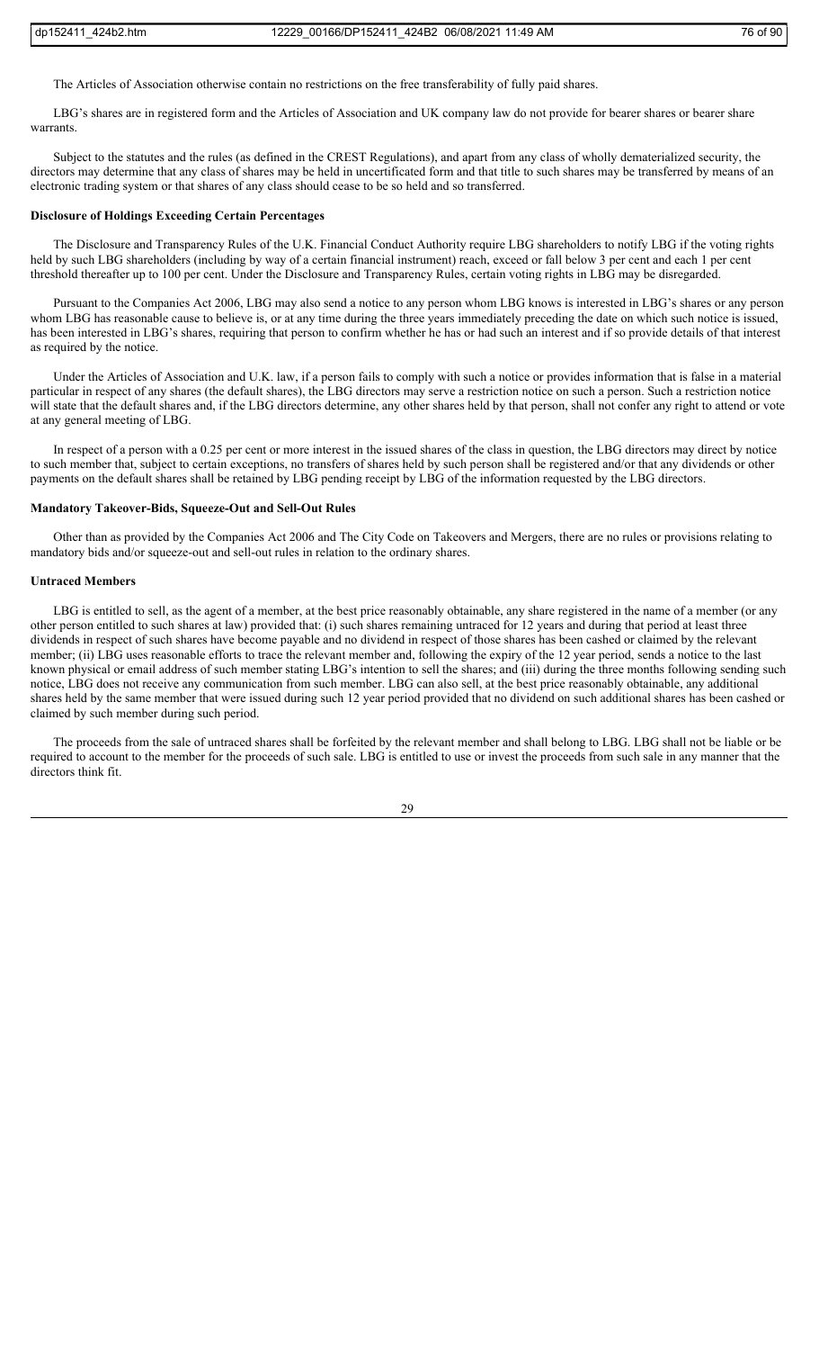The Articles of Association otherwise contain no restrictions on the free transferability of fully paid shares.

LBG's shares are in registered form and the Articles of Association and UK company law do not provide for bearer shares or bearer share warrants.

Subject to the statutes and the rules (as defined in the CREST Regulations), and apart from any class of wholly dematerialized security, the directors may determine that any class of shares may be held in uncertificated form and that title to such shares may be transferred by means of an electronic trading system or that shares of any class should cease to be so held and so transferred.

**Disclosure of Holdings Exceeding Certain Percentages**

The Disclosure and Transparency Rules of the U.K. Financial Conduct Authority require LBG shareholders to notify LBG if the voting rights held by such LBG shareholders (including by way of a certain financial instrument) reach, exceed or fall below 3 per cent and each 1 per cent threshold thereafter up to 100 per cent. Under the Disclosure and Transparency Rules, certain voting rights in LBG may be disregarded.

Pursuant to the Companies Act 2006, LBG may also send a notice to any person whom LBG knows is interested in LBG's shares or any person whom LBG has reasonable cause to believe is, or at any time during the three years immediately preceding the date on which such notice is issued, has been interested in LBG's shares, requiring that person to confirm whether he has or had such an interest and if so provide details of that interest as required by the notice.

Under the Articles of Association and U.K. law, if a person fails to comply with such a notice or provides information that is false in a material particular in respect of any shares (the default shares), the LBG directors may serve a restriction notice on such a person. Such a restriction notice will state that the default shares and, if the LBG directors determine, any other shares held by that person, shall not confer any right to attend or vote at any general meeting of LBG.

In respect of a person with a 0.25 per cent or more interest in the issued shares of the class in question, the LBG directors may direct by notice to such member that, subject to certain exceptions, no transfers of shares held by such person shall be registered and/or that any dividends or other payments on the default shares shall be retained by LBG pending receipt by LBG of the information requested by the LBG directors.

**Mandatory Takeover-Bids, Squeeze-Out and Sell-Out Rules**

Other than as provided by the Companies Act 2006 and The City Code on Takeovers and Mergers, there are no rules or provisions relating to mandatory bids and/or squeeze-out and sell-out rules in relation to the ordinary shares.

**Untraced Members**

LBG is entitled to sell, as the agent of a member, at the best price reasonably obtainable, any share registered in the name of a member (or any other person entitled to such shares at law) provided that: (i) such shares remaining untraced for 12 years and during that period at least three dividends in respect of such shares have become payable and no dividend in respect of those shares has been cashed or claimed by the relevant member; (ii) LBG uses reasonable efforts to trace the relevant member and, following the expiry of the 12 year period, sends a notice to the last known physical or email address of such member stating LBG's intention to sell the shares; and (iii) during the three months following sending such notice, LBG does not receive any communication from such member. LBG can also sell, at the best price reasonably obtainable, any additional shares held by the same member that were issued during such 12 year period provided that no dividend on such additional shares has been cashed or claimed by such member during such period.

The proceeds from the sale of untraced shares shall be forfeited by the relevant member and shall belong to LBG. LBG shall not be liable or be required to account to the member for the proceeds of such sale. LBG is entitled to use or invest the proceeds from such sale in any manner that the directors think fit.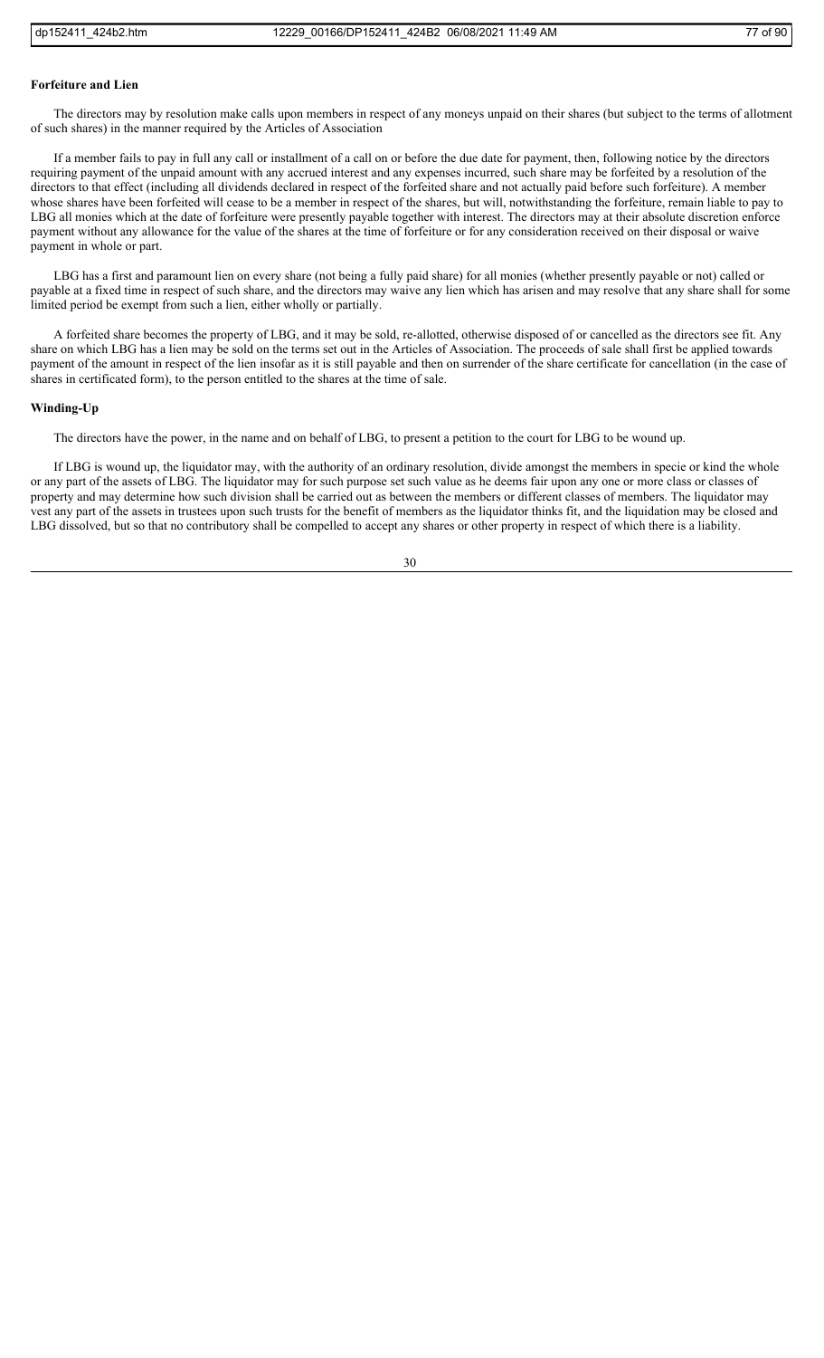**Forfeiture and Lien**

The directors may by resolution make calls upon members in respect of any moneys unpaid on their shares (but subject to the terms of allotment of such shares) in the manner required by the Articles of Association

If a member fails to pay in full any call or installment of a call on or before the due date for payment, then, following notice by the directors requiring payment of the unpaid amount with any accrued interest and any expenses incurred, such share may be forfeited by a resolution of the directors to that effect (including all dividends declared in respect of the forfeited share and not actually paid before such forfeiture). A member whose shares have been forfeited will cease to be a member in respect of the shares, but will, notwithstanding the forfeiture, remain liable to pay to LBG all monies which at the date of forfeiture were presently payable together with interest. The directors may at their absolute discretion enforce payment without any allowance for the value of the shares at the time of forfeiture or for any consideration received on their disposal or waive payment in whole or part.

LBG has a first and paramount lien on every share (not being a fully paid share) for all monies (whether presently payable or not) called or payable at a fixed time in respect of such share, and the directors may waive any lien which has arisen and may resolve that any share shall for some limited period be exempt from such a lien, either wholly or partially.

A forfeited share becomes the property of LBG, and it may be sold, re-allotted, otherwise disposed of or cancelled as the directors see fit. Any share on which LBG has a lien may be sold on the terms set out in the Articles of Association. The proceeds of sale shall first be applied towards payment of the amount in respect of the lien insofar as it is still payable and then on surrender of the share certificate for cancellation (in the case of shares in certificated form), to the person entitled to the shares at the time of sale.

**Winding-Up**

The directors have the power, in the name and on behalf of LBG, to present a petition to the court for LBG to be wound up.

If LBG is wound up, the liquidator may, with the authority of an ordinary resolution, divide amongst the members in specie or kind the whole or any part of the assets of LBG. The liquidator may for such purpose set such value as he deems fair upon any one or more class or classes of property and may determine how such division shall be carried out as between the members or different classes of members. The liquidator may vest any part of the assets in trustees upon such trusts for the benefit of members as the liquidator thinks fit, and the liquidation may be closed and LBG dissolved, but so that no contributory shall be compelled to accept any shares or other property in respect of which there is a liability.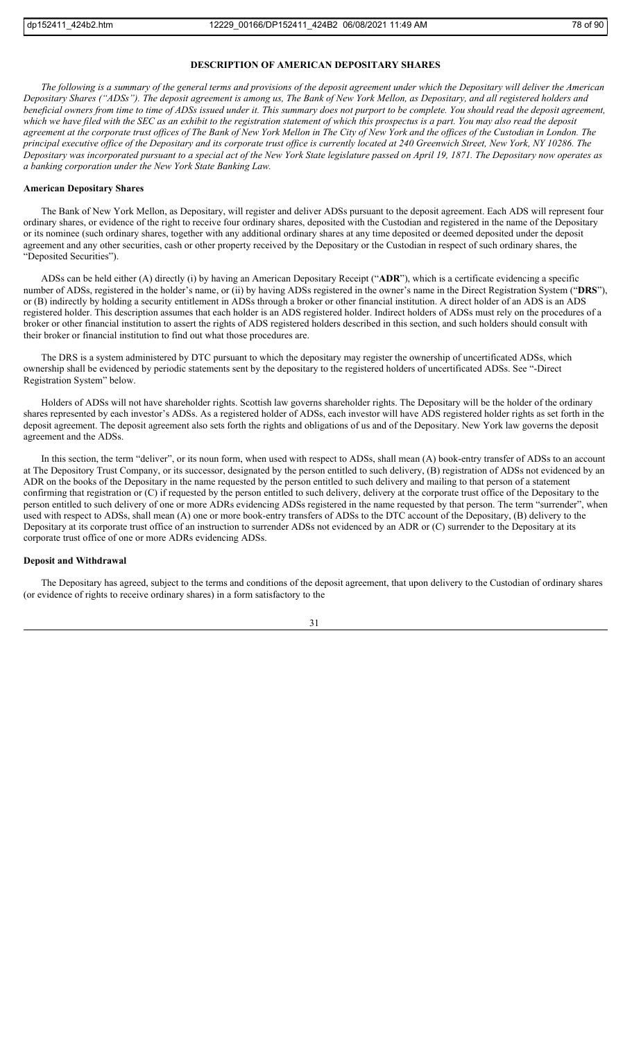## DESCRIPTION OF AMERICAN DEPOSITARY SHARES

*The following is a summary of the general terms and provisions of the deposit agreement under which the Depositary will deliver the American Depositary Shares ("ADSs"). The deposit agreement is among us, The Bank of New York Mellon, as Depositary, and all registered holders and beneficial owners from time to time of ADSs issued under it. This summary does not purport to be complete. You should read the deposit agreement, which we have filed with the SEC as an exhibit to the registration statement of which this prospectus is a part. You may also read the deposit agreement at the corporate trust offices of The Bank of New York Mellon in The City of New York and the offices of the Custodian in London. The principal executive office of the Depositary and its corporate trust office is currently located at 240 Greenwich Street, New York, NY 10286. The Depositary was incorporated pursuant to a special act of the New York State legislature passed on April 19, 1871. The Depositary now operates as a banking corporation under the New York State Banking Law.*

### American Depositary Shares

The Bank of New York Mellon, as Depositary, will register and deliver ADSs pursuant to the deposit agreement. Each ADS will represent four ordinary shares, or evidence of the right to receive four ordinary shares, deposited with the Custodian and registered in the name of the Depositary or its nominee (such ordinary shares, together with any additional ordinary shares at any time deposited or deemed deposited under the deposit agreement and any other securities, cash or other property received by the Depositary or the Custodian in respect of such ordinary shares, the "Deposited Securities").

ADSs can be held either (A) directly (i) by having an American Depositary Receipt ("**ADR**"), which is a certificate evidencing a specific number of ADSs, registered in the holder's name, or (ii) by having ADSs registered in the owner's name in the Direct Registration System ("**DRS**"), or (B) indirectly by holding a security entitlement in ADSs through a broker or other financial institution. A direct holder of an ADS is an ADS registered holder. This description assumes that each holder is an ADS registered holder. Indirect holders of ADSs must rely on the procedures of a broker or other financial institution to assert the rights of ADS registered holders described in this section, and such holders should consult with their broker or financial institution to find out what those procedures are.

The DRS is a system administered by DTC pursuant to which the depositary may register the ownership of uncertificated ADSs, which ownership shall be evidenced by periodic statements sent by the depositary to the registered holders of uncertificated ADSs. See "-Direct Registration System" below.

Holders of ADSs will not have shareholder rights. Scottish law governs shareholder rights. The Depositary will be the holder of the ordinary shares represented by each investor's ADSs. As a registered holder of ADSs, each investor will have ADS registered holder rights as set forth in the deposit agreement. The deposit agreement also sets forth the rights and obligations of us and of the Depositary. New York law governs the deposit agreement and the ADSs.

In this section, the term "deliver", or its noun form, when used with respect to ADSs, shall mean (A) book-entry transfer of ADSs to an account at The Depository Trust Company, or its successor, designated by the person entitled to such delivery, (B) registration of ADSs not evidenced by an ADR on the books of the Depositary in the name requested by the person entitled to such delivery and mailing to that person of a statement confirming that registration or (C) if requested by the person entitled to such delivery, delivery at the corporate trust office of the Depositary to the person entitled to such delivery of one or more ADRs evidencing ADSs registered in the name requested by that person. The term "surrender", when used with respect to ADSs, shall mean (A) one or more book-entry transfers of ADSs to the DTC account of the Depositary, (B) delivery to the Depositary at its corporate trust office of an instruction to surrender ADSs not evidenced by an ADR or (C) surrender to the Depositary at its corporate trust office of one or more ADRs evidencing ADSs.

### Deposit and Withdrawal

The Depositary has agreed, subject to the terms and conditions of the deposit agreement, that upon delivery to the Custodian of ordinary shares (or evidence of rights to receive ordinary shares) in a form satisfactory to the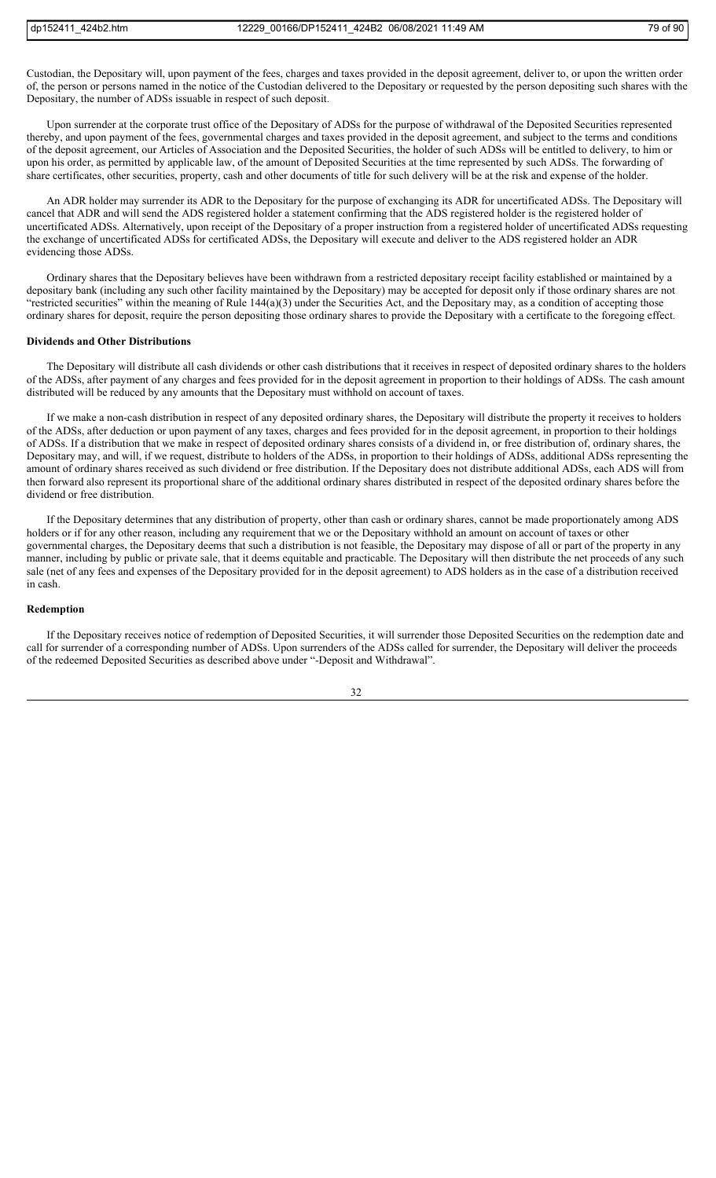Custodian, the Depositary will, upon payment of the fees, charges and taxes provided in the deposit agreement, deliver to, or upon the written order of, the person or persons named in the notice of the Custodian delivered to the Depositary or requested by the person depositing such shares with the Depositary, the number of ADSs issuable in respect of such deposit.

Upon surrender at the corporate trust office of the Depositary of ADSs for the purpose of withdrawal of the Deposited Securities represented thereby, and upon payment of the fees, governmental charges and taxes provided in the deposit agreement, and subject to the terms and conditions of the deposit agreement, our Articles of Association and the Deposited Securities, the holder of such ADSs will be entitled to delivery, to him or upon his order, as permitted by applicable law, of the amount of Deposited Securities at the time represented by such ADSs. The forwarding of share certificates, other securities, property, cash and other documents of title for such delivery will be at the risk and expense of the holder.

An ADR holder may surrender its ADR to the Depositary for the purpose of exchanging its ADR for uncertificated ADSs. The Depositary will cancel that ADR and will send the ADS registered holder a statement confirming that the ADS registered holder is the registered holder of uncertificated ADSs. Alternatively, upon receipt of the Depositary of a proper instruction from a registered holder of uncertificated ADSs requesting the exchange of uncertificated ADSs for certificated ADSs, the Depositary will execute and deliver to the ADS registered holder an ADR evidencing those ADSs.

Ordinary shares that the Depositary believes have been withdrawn from a restricted depositary receipt facility established or maintained by a depositary bank (including any such other facility maintained by the Depositary) may be accepted for deposit only if those ordinary shares are not "restricted securities" within the meaning of Rule 144(a)(3) under the Securities Act, and the Depositary may, as a condition of accepting those ordinary shares for deposit, require the person depositing those ordinary shares to provide the Depositary with a certificate to the foregoing effect.

**Dividends and Other Distributions**

The Depositary will distribute all cash dividends or other cash distributions that it receives in respect of deposited ordinary shares to the holders of the ADSs, after payment of any charges and fees provided for in the deposit agreement in proportion to their holdings of ADSs. The cash amount distributed will be reduced by any amounts that the Depositary must withhold on account of taxes.

If we make a non-cash distribution in respect of any deposited ordinary shares, the Depositary will distribute the property it receives to holders of the ADSs, after deduction or upon payment of any taxes, charges and fees provided for in the deposit agreement, in proportion to their holdings of ADSs. If a distribution that we make in respect of deposited ordinary shares consists of a dividend in, or free distribution of, ordinary shares, the Depositary may, and will, if we request, distribute to holders of the ADSs, in proportion to their holdings of ADSs, additional ADSs representing the amount of ordinary shares received as such dividend or free distribution. If the Depositary does not distribute additional ADSs, each ADS will from then forward also represent its proportional share of the additional ordinary shares distributed in respect of the deposited ordinary shares before the dividend or free distribution.

If the Depositary determines that any distribution of property, other than cash or ordinary shares, cannot be made proportionately among ADS holders or if for any other reason, including any requirement that we or the Depositary withhold an amount on account of taxes or other governmental charges, the Depositary deems that such a distribution is not feasible, the Depositary may dispose of all or part of the property in any manner, including by public or private sale, that it deems equitable and practicable. The Depositary will then distribute the net proceeds of any such sale (net of any fees and expenses of the Depositary provided for in the deposit agreement) to ADS holders as in the case of a distribution received in cash.

**Redemption**

If the Depositary receives notice of redemption of Deposited Securities, it will surrender those Deposited Securities on the redemption date and call for surrender of a corresponding number of ADSs. Upon surrenders of the ADSs called for surrender, the Depositary will deliver the proceeds of the redeemed Deposited Securities as described above under "-Deposit and Withdrawal".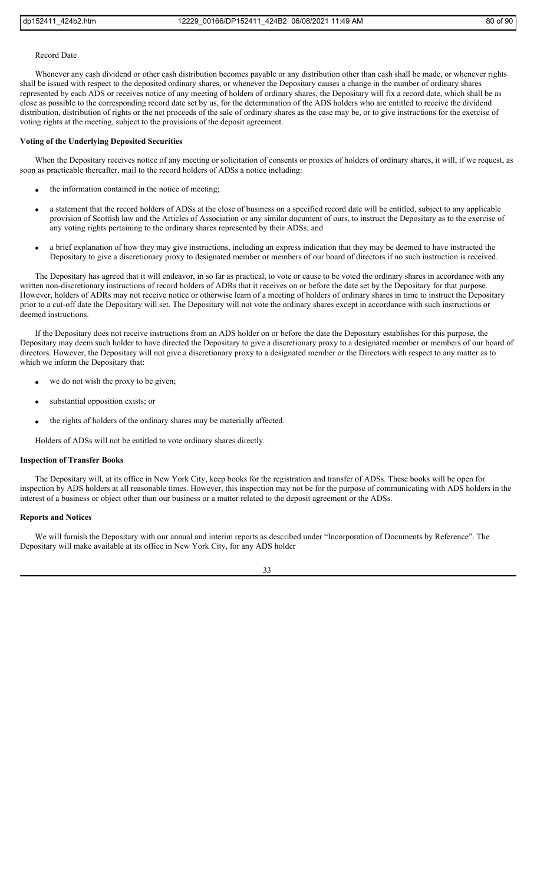Record Date

Whenever any cash dividend or other cash distribution becomes payable or any distribution other than cash shall be made, or whenever rights shall be issued with respect to the deposited ordinary shares, or whenever the Depositary causes a change in the number of ordinary shares represented by each ADS or receives notice of any meeting of holders of ordinary shares, the Depositary will fix a record date, which shall be as close as possible to the corresponding record date set by us, for the determination of the ADS holders who are entitled to receive the dividend distribution, distribution of rights or the net proceeds of the sale of ordinary shares as the case may be, or to give instructions for the exercise of voting rights at the meeting, subject to the provisions of the deposit agreement.

**Voting of the Underlying Deposited Securities**

When the Depositary receives notice of any meeting or solicitation of consents or proxies of holders of ordinary shares, it will, if we request, as soon as practicable thereafter, mail to the record holders of ADSs a notice including:

- the information contained in the notice of meeting;
- a statement that the record holders of ADSs at the close of business on a specified record date will be entitled, subject to any applicable provision of Scottish law and the Articles of Association or any similar document of ours, to instruct the Depositary as to the exercise of any voting rights pertaining to the ordinary shares represented by their ADSs; and
- a brief explanation of how they may give instructions, including an express indication that they may be deemed to have instructed the Depositary to give a discretionary proxy to designated member or members of our board of directors if no such instruction is received.

The Depositary has agreed that it will endeavor, in so far as practical, to vote or cause to be voted the ordinary shares in accordance with any written non-discretionary instructions of record holders of ADRs that it receives on or before the date set by the Depositary for that purpose. However, holders of ADRs may not receive notice or otherwise learn of a meeting of holders of ordinary shares in time to instruct the Depositary prior to a cut-off date the Depositary will set. The Depositary will not vote the ordinary shares except in accordance with such instructions or deemed instructions.

If the Depositary does not receive instructions from an ADS holder on or before the date the Depositary establishes for this purpose, the Depositary may deem such holder to have directed the Depositary to give a discretionary proxy to a designated member or members of our board of directors. However, the Depositary will not give a discretionary proxy to a designated member or the Directors with respect to any matter as to which we inform the Depositary that:

- we do not wish the proxy to be given;
- substantial opposition exists; or
- the rights of holders of the ordinary shares may be materially affected.

Holders of ADSs will not be entitled to vote ordinary shares directly.

**Inspection of Transfer Books**

The Depositary will, at its office in New York City, keep books for the registration and transfer of ADSs. These books will be open for inspection by ADS holders at all reasonable times. However, this inspection may not be for the purpose of communicating with ADS holders in the interest of a business or object other than our business or a matter related to the deposit agreement or the ADSs.

**Reports and Notices**

We will furnish the Depositary with our annual and interim reports as described under "Incorporation of Documents by Reference". The Depositary will make available at its office in New York City, for any ADS holder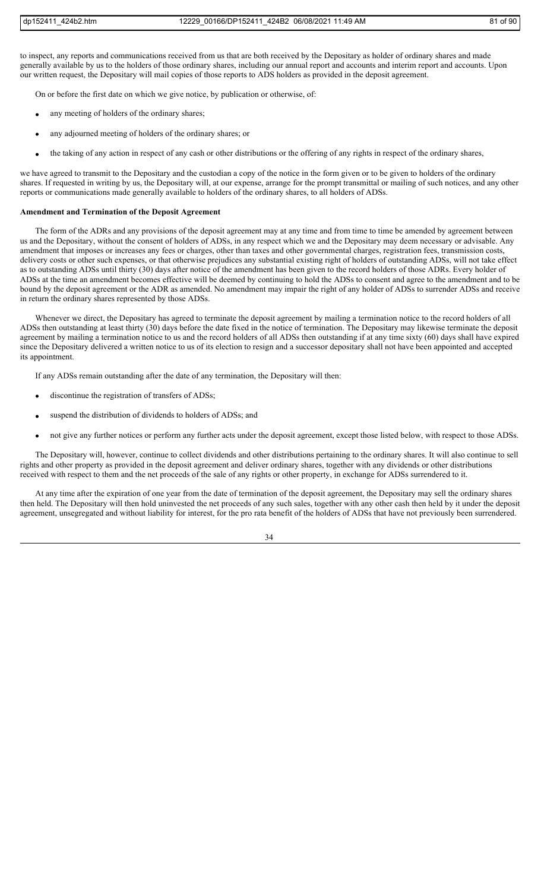to inspect, any reports and communications received from us that are both received by the Depositary as holder of ordinary shares and made generally available by us to the holders of those ordinary shares, including our annual report and accounts and interim report and accounts. Upon our written request, the Depositary will mail copies of those reports to ADS holders as provided in the deposit agreement.

On or before the first date on which we give notice, by publication or otherwise, of:

- any meeting of holders of the ordinary shares;
- any adjourned meeting of holders of the ordinary shares; or
- the taking of any action in respect of any cash or other distributions or the offering of any rights in respect of the ordinary shares,

we have agreed to transmit to the Depositary and the custodian a copy of the notice in the form given or to be given to holders of the ordinary shares. If requested in writing by us, the Depositary will, at our expense, arrange for the prompt transmittal or mailing of such notices, and any other reports or communications made generally available to holders of the ordinary shares, to all holders of ADSs.

**Amendment and Termination of the Deposit Agreement**

The form of the ADRs and any provisions of the deposit agreement may at any time and from time to time be amended by agreement between us and the Depositary, without the consent of holders of ADSs, in any respect which we and the Depositary may deem necessary or advisable. Any amendment that imposes or increases any fees or charges, other than taxes and other governmental charges, registration fees, transmission costs, delivery costs or other such expenses, or that otherwise prejudices any substantial existing right of holders of outstanding ADSs, will not take effect as to outstanding ADSs until thirty (30) days after notice of the amendment has been given to the record holders of those ADRs. Every holder of ADSs at the time an amendment becomes effective will be deemed by continuing to hold the ADSs to consent and agree to the amendment and to be bound by the deposit agreement or the ADR as amended. No amendment may impair the right of any holder of ADSs to surrender ADSs and receive in return the ordinary shares represented by those ADSs.

Whenever we direct, the Depositary has agreed to terminate the deposit agreement by mailing a termination notice to the record holders of all ADSs then outstanding at least thirty (30) days before the date fixed in the notice of termination. The Depositary may likewise terminate the deposit agreement by mailing a termination notice to us and the record holders of all ADSs then outstanding if at any time sixty (60) days shall have expired since the Depositary delivered a written notice to us of its election to resign and a successor depositary shall not have been appointed and accepted its appointment.

If any ADSs remain outstanding after the date of any termination, the Depositary will then:

- discontinue the registration of transfers of ADSs;
- suspend the distribution of dividends to holders of ADSs; and
- not give any further notices or perform any further acts under the deposit agreement, except those listed below, with respect to those ADSs.

The Depositary will, however, continue to collect dividends and other distributions pertaining to the ordinary shares. It will also continue to sell rights and other property as provided in the deposit agreement and deliver ordinary shares, together with any dividends or other distributions received with respect to them and the net proceeds of the sale of any rights or other property, in exchange for ADSs surrendered to it.

At any time after the expiration of one year from the date of termination of the deposit agreement, the Depositary may sell the ordinary shares then held. The Depositary will then hold uninvested the net proceeds of any such sales, together with any other cash then held by it under the deposit agreement, unsegregated and without liability for interest, for the pro rata benefit of the holders of ADSs that have not previously been surrendered.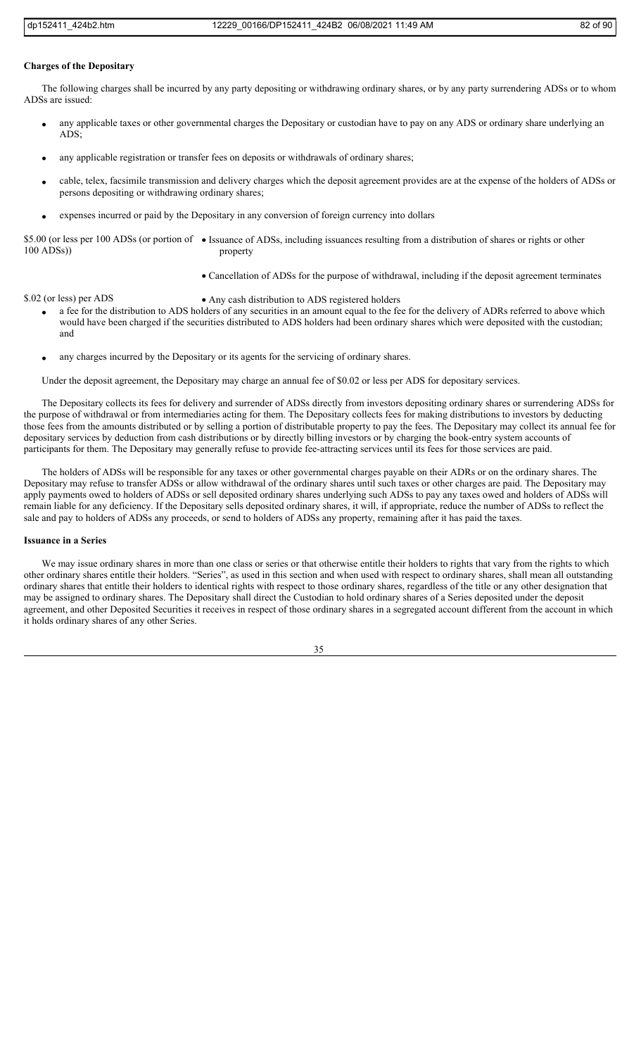**Charges of the Depositary**

The following charges shall be incurred by any party depositing or withdrawing ordinary shares, or by any party surrendering ADSs or to whom ADSs are issued:

- any applicable taxes or other governmental charges the Depositary or custodian have to pay on any ADS or ordinary share underlying an ADS;
- any applicable registration or transfer fees on deposits or withdrawals of ordinary shares;
- cable, telex, facsimile transmission and delivery charges which the deposit agreement provides are at the expense of the holders of ADSs or persons depositing or withdrawing ordinary shares;
- expenses incurred or paid by the Depositary in any conversion of foreign currency into dollars

| | |
|---|---|
| \$5.00 (or less per 100 ADSs (or portion of 100 ADSs)) | • Issuance of ADSs, including issuances resulting from a distribution of shares or rights or other property |
| | • Cancellation of ADSs for the purpose of withdrawal, including if the deposit agreement terminates |
| \$.02 (or less) per ADS | • Any cash distribution to ADS registered holders |

- a fee for the distribution to ADS holders of any securities in an amount equal to the fee for the delivery of ADRs referred to above which would have been charged if the securities distributed to ADS holders had been ordinary shares which were deposited with the custodian; and
- any charges incurred by the Depositary or its agents for the servicing of ordinary shares.

Under the deposit agreement, the Depositary may charge an annual fee of \$0.02 or less per ADS for depositary services.

The Depositary collects its fees for delivery and surrender of ADSs directly from investors depositing ordinary shares or surrendering ADSs for the purpose of withdrawal or from intermediaries acting for them. The Depositary collects fees for making distributions to investors by deducting those fees from the amounts distributed or by selling a portion of distributable property to pay the fees. The Depositary may collect its annual fee for depositary services by deduction from cash distributions or by directly billing investors or by charging the book-entry system accounts of participants for them. The Depositary may generally refuse to provide fee-attracting services until its fees for those services are paid.

The holders of ADSs will be responsible for any taxes or other governmental charges payable on their ADRs or on the ordinary shares. The Depositary may refuse to transfer ADSs or allow withdrawal of the ordinary shares until such taxes or other charges are paid. The Depositary may apply payments owed to holders of ADSs or sell deposited ordinary shares underlying such ADSs to pay any taxes owed and holders of ADSs will remain liable for any deficiency. If the Depositary sells deposited ordinary shares, it will, if appropriate, reduce the number of ADSs to reflect the sale and pay to holders of ADSs any proceeds, or send to holders of ADSs any property, remaining after it has paid the taxes.

**Issuance in a Series**

We may issue ordinary shares in more than one class or series or that otherwise entitle their holders to rights that vary from the rights to which other ordinary shares entitle their holders. "Series", as used in this section and when used with respect to ordinary shares, shall mean all outstanding ordinary shares that entitle their holders to identical rights with respect to those ordinary shares, regardless of the title or any other designation that may be assigned to ordinary shares. The Depositary shall direct the Custodian to hold ordinary shares of a Series deposited under the deposit agreement, and other Deposited Securities it receives in respect of those ordinary shares in a segregated account different from the account in which it holds ordinary shares of any other Series.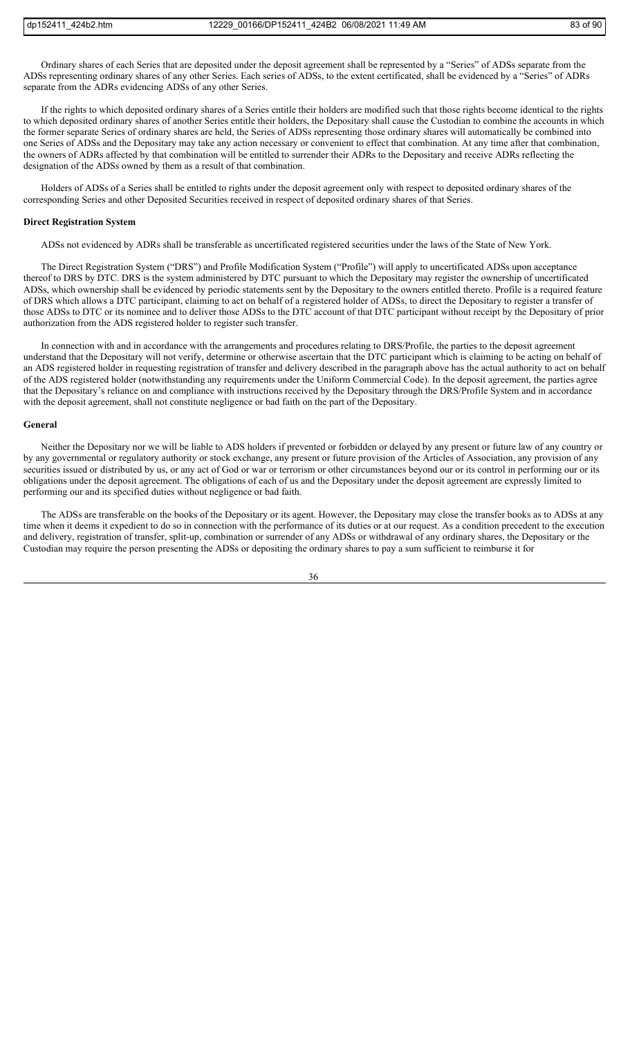Ordinary shares of each Series that are deposited under the deposit agreement shall be represented by a "Series" of ADSs separate from the ADSs representing ordinary shares of any other Series. Each series of ADSs, to the extent certificated, shall be evidenced by a "Series" of ADRs separate from the ADRs evidencing ADSs of any other Series.

If the rights to which deposited ordinary shares of a Series entitle their holders are modified such that those rights become identical to the rights to which deposited ordinary shares of another Series entitle their holders, the Depositary shall cause the Custodian to combine the accounts in which the former separate Series of ordinary shares are held, the Series of ADSs representing those ordinary shares will automatically be combined into one Series of ADSs and the Depositary may take any action necessary or convenient to effect that combination. At any time after that combination, the owners of ADRs affected by that combination will be entitled to surrender their ADRs to the Depositary and receive ADRs reflecting the designation of the ADSs owned by them as a result of that combination.

Holders of ADSs of a Series shall be entitled to rights under the deposit agreement only with respect to deposited ordinary shares of the corresponding Series and other Deposited Securities received in respect of deposited ordinary shares of that Series.

**Direct Registration System**

ADSs not evidenced by ADRs shall be transferable as uncertificated registered securities under the laws of the State of New York.

The Direct Registration System ("DRS") and Profile Modification System ("Profile") will apply to uncertificated ADSs upon acceptance thereof to DRS by DTC. DRS is the system administered by DTC pursuant to which the Depositary may register the ownership of uncertificated ADSs, which ownership shall be evidenced by periodic statements sent by the Depositary to the owners entitled thereto. Profile is a required feature of DRS which allows a DTC participant, claiming to act on behalf of a registered holder of ADSs, to direct the Depositary to register a transfer of those ADSs to DTC or its nominee and to deliver those ADSs to the DTC account of that DTC participant without receipt by the Depositary of prior authorization from the ADS registered holder to register such transfer.

In connection with and in accordance with the arrangements and procedures relating to DRS/Profile, the parties to the deposit agreement understand that the Depositary will not verify, determine or otherwise ascertain that the DTC participant which is claiming to be acting on behalf of an ADS registered holder in requesting registration of transfer and delivery described in the paragraph above has the actual authority to act on behalf of the ADS registered holder (notwithstanding any requirements under the Uniform Commercial Code). In the deposit agreement, the parties agree that the Depositary's reliance on and compliance with instructions received by the Depositary through the DRS/Profile System and in accordance with the deposit agreement, shall not constitute negligence or bad faith on the part of the Depositary.

**General**

Neither the Depositary nor we will be liable to ADS holders if prevented or forbidden or delayed by any present or future law of any country or by any governmental or regulatory authority or stock exchange, any present or future provision of the Articles of Association, any provision of any securities issued or distributed by us, or any act of God or war or terrorism or other circumstances beyond our or its control in performing our or its obligations under the deposit agreement. The obligations of each of us and the Depositary under the deposit agreement are expressly limited to performing our and its specified duties without negligence or bad faith.

The ADSs are transferable on the books of the Depositary or its agent. However, the Depositary may close the transfer books as to ADSs at any time when it deems it expedient to do so in connection with the performance of its duties or at our request. As a condition precedent to the execution and delivery, registration of transfer, split-up, combination or surrender of any ADSs or withdrawal of any ordinary shares, the Depositary or the Custodian may require the person presenting the ADSs or depositing the ordinary shares to pay a sum sufficient to reimburse it for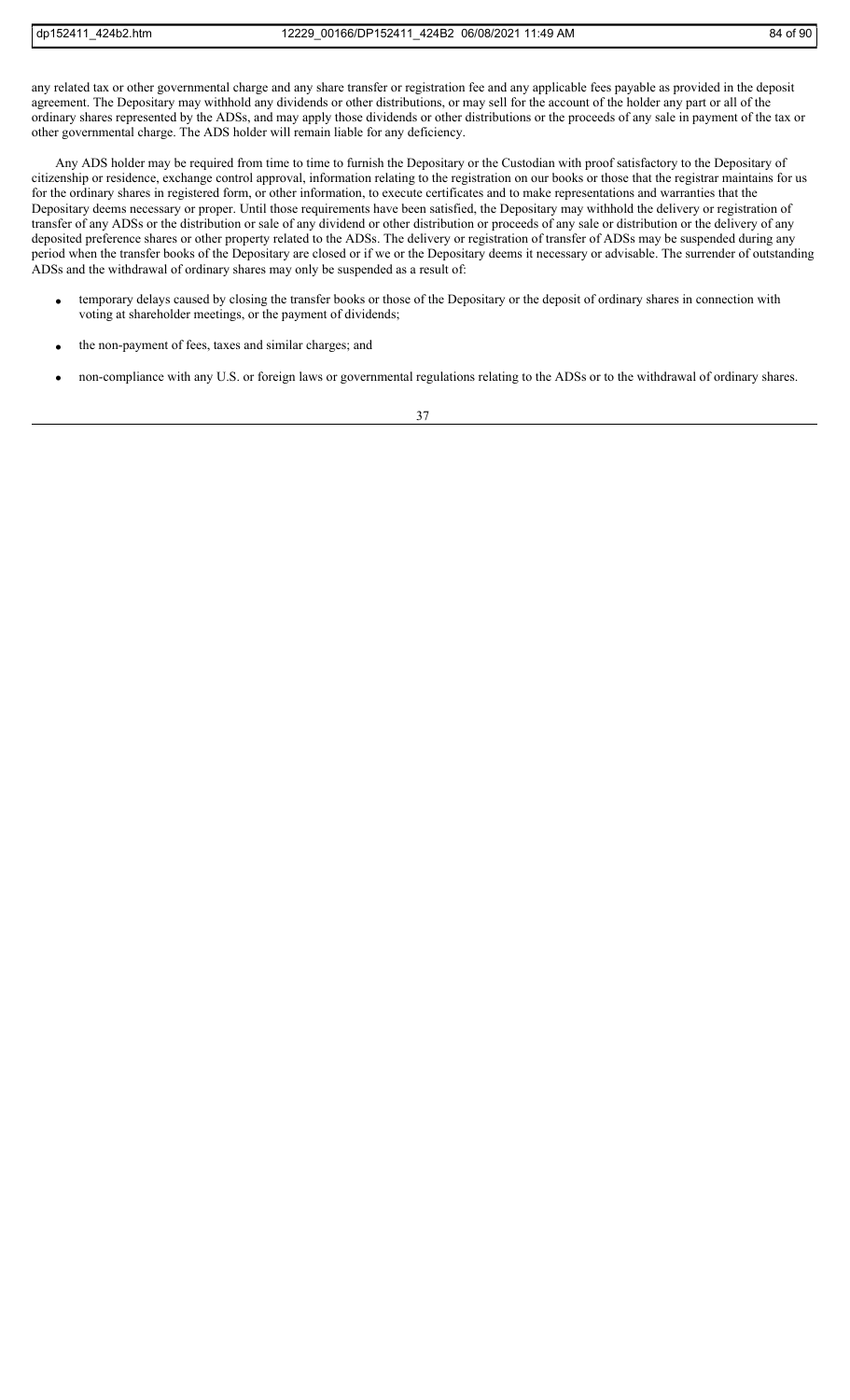any related tax or other governmental charge and any share transfer or registration fee and any applicable fees payable as provided in the deposit agreement. The Depositary may withhold any dividends or other distributions, or may sell for the account of the holder any part or all of the ordinary shares represented by the ADSs, and may apply those dividends or other distributions or the proceeds of any sale in payment of the tax or other governmental charge. The ADS holder will remain liable for any deficiency.

Any ADS holder may be required from time to time to furnish the Depositary or the Custodian with proof satisfactory to the Depositary of citizenship or residence, exchange control approval, information relating to the registration on our books or those that the registrar maintains for us for the ordinary shares in registered form, or other information, to execute certificates and to make representations and warranties that the Depositary deems necessary or proper. Until those requirements have been satisfied, the Depositary may withhold the delivery or registration of transfer of any ADSs or the distribution or sale of any dividend or other distribution or proceeds of any sale or distribution or the delivery of any deposited preference shares or other property related to the ADSs. The delivery or registration of transfer of ADSs may be suspended during any period when the transfer books of the Depositary are closed or if we or the Depositary deems it necessary or advisable. The surrender of outstanding ADSs and the withdrawal of ordinary shares may only be suspended as a result of:

- temporary delays caused by closing the transfer books or those of the Depositary or the deposit of ordinary shares in connection with voting at shareholder meetings, or the payment of dividends;
- the non-payment of fees, taxes and similar charges; and
- non-compliance with any U.S. or foreign laws or governmental regulations relating to the ADSs or to the withdrawal of ordinary shares.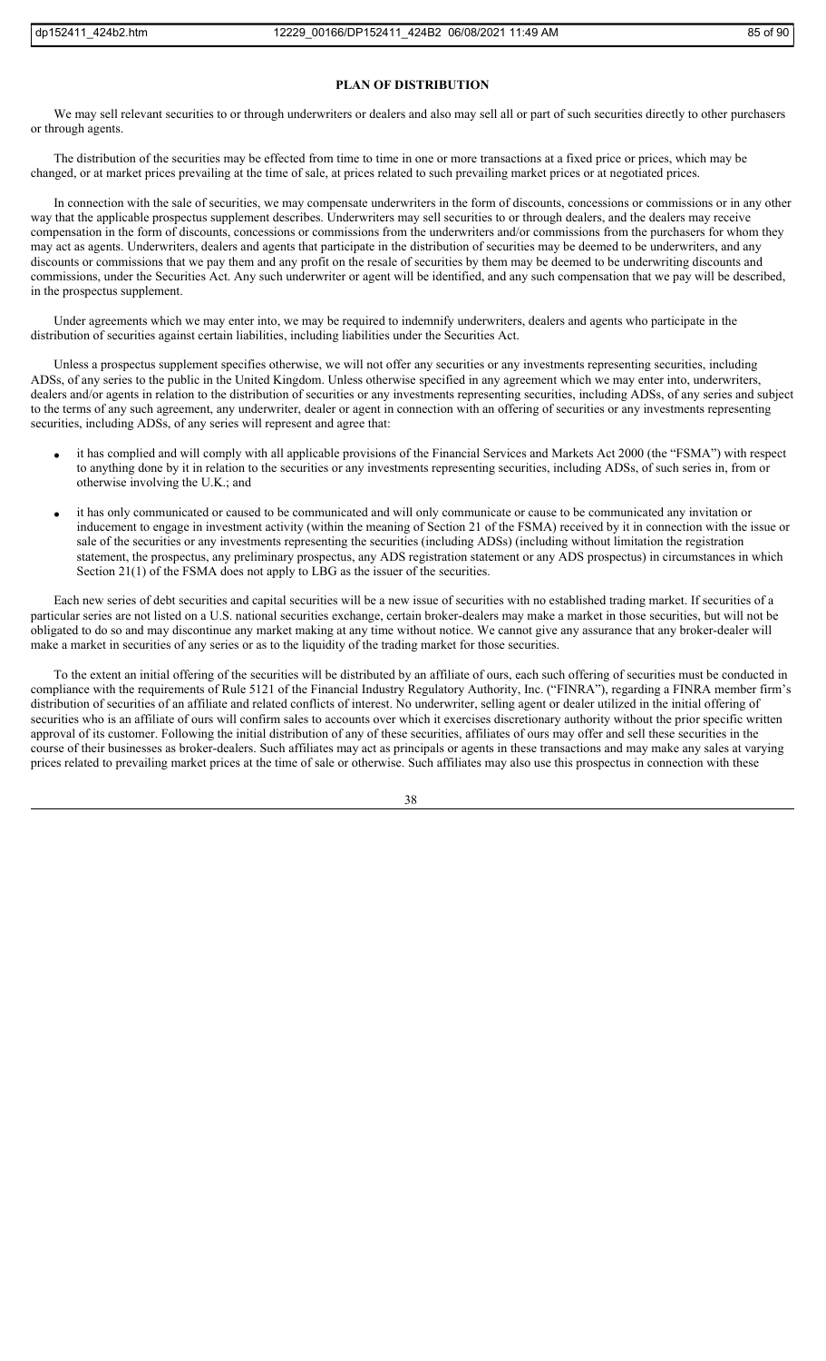## PLAN OF DISTRIBUTION

We may sell relevant securities to or through underwriters or dealers and also may sell all or part of such securities directly to other purchasers or through agents.

The distribution of the securities may be effected from time to time in one or more transactions at a fixed price or prices, which may be changed, or at market prices prevailing at the time of sale, at prices related to such prevailing market prices or at negotiated prices.

In connection with the sale of securities, we may compensate underwriters in the form of discounts, concessions or commissions or in any other way that the applicable prospectus supplement describes. Underwriters may sell securities to or through dealers, and the dealers may receive compensation in the form of discounts, concessions or commissions from the underwriters and/or commissions from the purchasers for whom they may act as agents. Underwriters, dealers and agents that participate in the distribution of securities may be deemed to be underwriters, and any discounts or commissions that we pay them and any profit on the resale of securities by them may be deemed to be underwriting discounts and commissions, under the Securities Act. Any such underwriter or agent will be identified, and any such compensation that we pay will be described, in the prospectus supplement.

Under agreements which we may enter into, we may be required to indemnify underwriters, dealers and agents who participate in the distribution of securities against certain liabilities, including liabilities under the Securities Act.

Unless a prospectus supplement specifies otherwise, we will not offer any securities or any investments representing securities, including ADSs, of any series to the public in the United Kingdom. Unless otherwise specified in any agreement which we may enter into, underwriters, dealers and/or agents in relation to the distribution of securities or any investments representing securities, including ADSs, of any series and subject to the terms of any such agreement, any underwriter, dealer or agent in connection with an offering of securities or any investments representing securities, including ADSs, of any series will represent and agree that:

- it has complied and will comply with all applicable provisions of the Financial Services and Markets Act 2000 (the "FSMA") with respect to anything done by it in relation to the securities or any investments representing securities, including ADSs, of such series in, from or otherwise involving the U.K.; and
- it has only communicated or caused to be communicated and will only communicate or cause to be communicated any invitation or inducement to engage in investment activity (within the meaning of Section 21 of the FSMA) received by it in connection with the issue or sale of the securities or any investments representing the securities (including ADSs) (including without limitation the registration statement, the prospectus, any preliminary prospectus, any ADS registration statement or any ADS prospectus) in circumstances in which Section 21(1) of the FSMA does not apply to LBG as the issuer of the securities.

Each new series of debt securities and capital securities will be a new issue of securities with no established trading market. If securities of a particular series are not listed on a U.S. national securities exchange, certain broker-dealers may make a market in those securities, but will not be obligated to do so and may discontinue any market making at any time without notice. We cannot give any assurance that any broker-dealer will make a market in securities of any series or as to the liquidity of the trading market for those securities.

To the extent an initial offering of the securities will be distributed by an affiliate of ours, each such offering of securities must be conducted in compliance with the requirements of Rule 5121 of the Financial Industry Regulatory Authority, Inc. ("FINRA"), regarding a FINRA member firm's distribution of securities of an affiliate and related conflicts of interest. No underwriter, selling agent or dealer utilized in the initial offering of securities who is an affiliate of ours will confirm sales to accounts over which it exercises discretionary authority without the prior specific written approval of its customer. Following the initial distribution of any of these securities, affiliates of ours may offer and sell these securities in the course of their businesses as broker-dealers. Such affiliates may act as principals or agents in these transactions and may make any sales at varying prices related to prevailing market prices at the time of sale or otherwise. Such affiliates may also use this prospectus in connection with these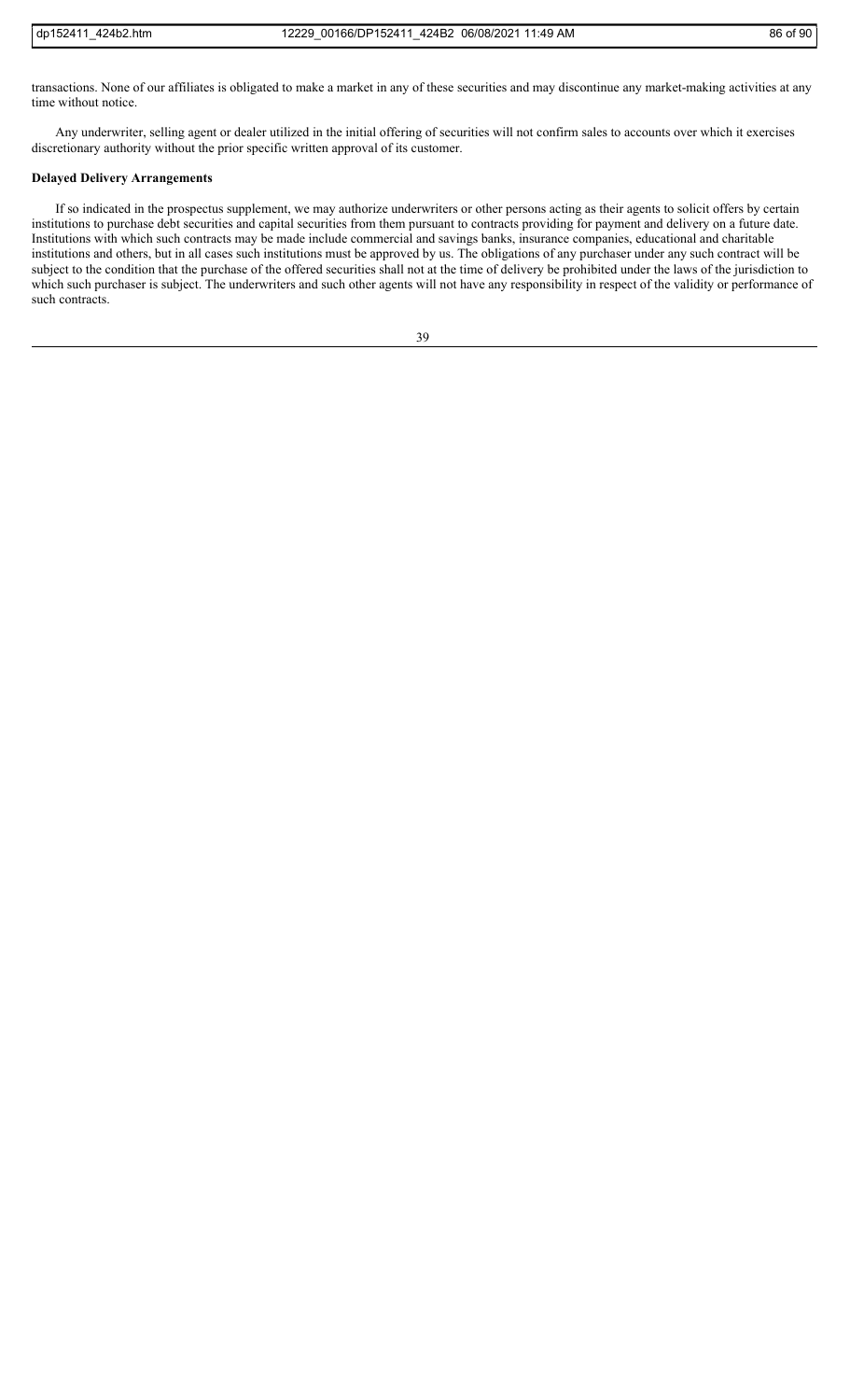transactions. None of our affiliates is obligated to make a market in any of these securities and may discontinue any market-making activities at any time without notice.

Any underwriter, selling agent or dealer utilized in the initial offering of securities will not confirm sales to accounts over which it exercises discretionary authority without the prior specific written approval of its customer.

**Delayed Delivery Arrangements**

If so indicated in the prospectus supplement, we may authorize underwriters or other persons acting as their agents to solicit offers by certain institutions to purchase debt securities and capital securities from them pursuant to contracts providing for payment and delivery on a future date. Institutions with which such contracts may be made include commercial and savings banks, insurance companies, educational and charitable institutions and others, but in all cases such institutions must be approved by us. The obligations of any purchaser under any such contract will be subject to the condition that the purchase of the offered securities shall not at the time of delivery be prohibited under the laws of the jurisdiction to which such purchaser is subject. The underwriters and such other agents will not have any responsibility in respect of the validity or performance of such contracts.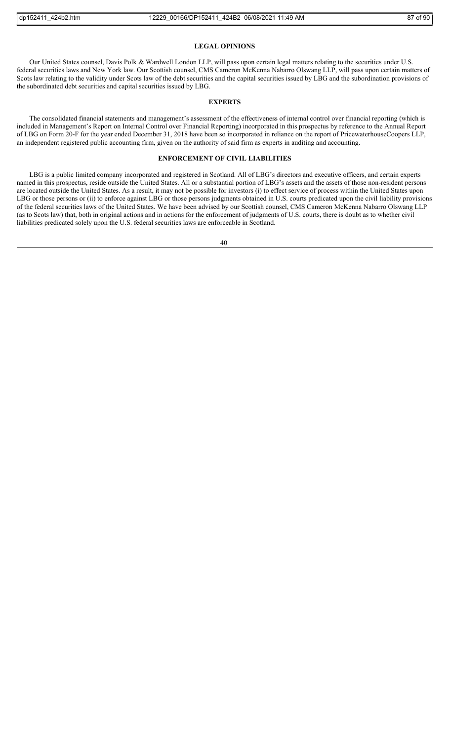## LEGAL OPINIONS

Our United States counsel, Davis Polk & Wardwell London LLP, will pass upon certain legal matters relating to the securities under U.S. federal securities laws and New York law. Our Scottish counsel, CMS Cameron McKenna Nabarro Olswang LLP, will pass upon certain matters of Scots law relating to the validity under Scots law of the debt securities and the capital securities issued by LBG and the subordination provisions of the subordinated debt securities and capital securities issued by LBG.

## EXPERTS

The consolidated financial statements and management's assessment of the effectiveness of internal control over financial reporting (which is included in Management's Report on Internal Control over Financial Reporting) incorporated in this prospectus by reference to the Annual Report of LBG on Form 20-F for the year ended December 31, 2018 have been so incorporated in reliance on the report of PricewaterhouseCoopers LLP, an independent registered public accounting firm, given on the authority of said firm as experts in auditing and accounting.

## ENFORCEMENT OF CIVIL LIABILITIES

LBG is a public limited company incorporated and registered in Scotland. All of LBG's directors and executive officers, and certain experts named in this prospectus, reside outside the United States. All or a substantial portion of LBG's assets and the assets of those non-resident persons are located outside the United States. As a result, it may not be possible for investors (i) to effect service of process within the United States upon LBG or those persons or (ii) to enforce against LBG or those persons judgments obtained in U.S. courts predicated upon the civil liability provisions of the federal securities laws of the United States. We have been advised by our Scottish counsel, CMS Cameron McKenna Nabarro Olswang LLP (as to Scots law) that, both in original actions and in actions for the enforcement of judgments of U.S. courts, there is doubt as to whether civil liabilities predicated solely upon the U.S. federal securities laws are enforceable in Scotland.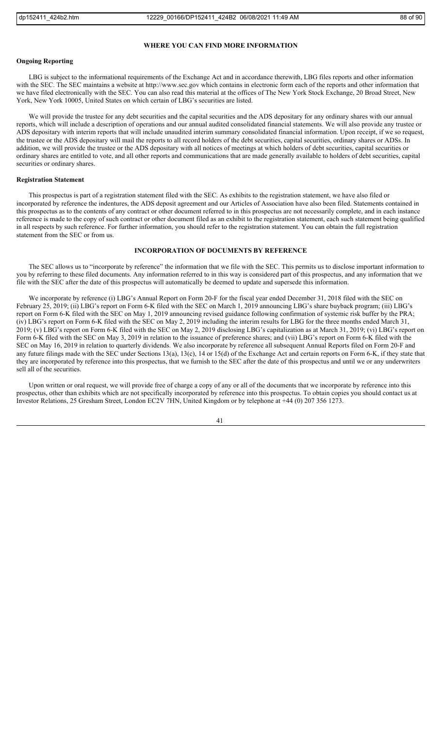## WHERE YOU CAN FIND MORE INFORMATION

### Ongoing Reporting

LBG is subject to the informational requirements of the Exchange Act and in accordance therewith, LBG files reports and other information with the SEC. The SEC maintains a website at http://www.sec.gov which contains in electronic form each of the reports and other information that we have filed electronically with the SEC. You can also read this material at the offices of The New York Stock Exchange, 20 Broad Street, New York, New York 10005, United States on which certain of LBG's securities are listed.

We will provide the trustee for any debt securities and the capital securities and the ADS depositary for any ordinary shares with our annual reports, which will include a description of operations and our annual audited consolidated financial statements. We will also provide any trustee or ADS depositary with interim reports that will include unaudited interim summary consolidated financial information. Upon receipt, if we so request, the trustee or the ADS depositary will mail the reports to all record holders of the debt securities, capital securities, ordinary shares or ADSs. In addition, we will provide the trustee or the ADS depositary with all notices of meetings at which holders of debt securities, capital securities or ordinary shares are entitled to vote, and all other reports and communications that are made generally available to holders of debt securities, capital securities or ordinary shares.

### Registration Statement

This prospectus is part of a registration statement filed with the SEC. As exhibits to the registration statement, we have also filed or incorporated by reference the indentures, the ADS deposit agreement and our Articles of Association have also been filed. Statements contained in this prospectus as to the contents of any contract or other document referred to in this prospectus are not necessarily complete, and in each instance reference is made to the copy of such contract or other document filed as an exhibit to the registration statement, each such statement being qualified in all respects by such reference. For further information, you should refer to the registration statement. You can obtain the full registration statement from the SEC or from us.

## INCORPORATION OF DOCUMENTS BY REFERENCE

The SEC allows us to "incorporate by reference" the information that we file with the SEC. This permits us to disclose important information to you by referring to these filed documents. Any information referred to in this way is considered part of this prospectus, and any information that we file with the SEC after the date of this prospectus will automatically be deemed to update and supersede this information.

We incorporate by reference (i) LBG's Annual Report on Form 20-F for the fiscal year ended December 31, 2018 filed with the SEC on February 25, 2019; (ii) LBG's report on Form 6-K filed with the SEC on March 1, 2019 announcing LBG's share buyback program; (iii) LBG's report on Form 6-K filed with the SEC on May 1, 2019 announcing revised guidance following confirmation of systemic risk buffer by the PRA; (iv) LBG's report on Form 6-K filed with the SEC on May 2, 2019 including the interim results for LBG for the three months ended March 31, 2019; (v) LBG's report on Form 6-K filed with the SEC on May 2, 2019 disclosing LBG's capitalization as at March 31, 2019; (vi) LBG's report on Form 6-K filed with the SEC on May 3, 2019 in relation to the issuance of preference shares; and (vii) LBG's report on Form 6-K filed with the SEC on May 16, 2019 in relation to quarterly dividends. We also incorporate by reference all subsequent Annual Reports filed on Form 20-F and any future filings made with the SEC under Sections 13(a), 13(c), 14 or 15(d) of the Exchange Act and certain reports on Form 6-K, if they state that they are incorporated by reference into this prospectus, that we furnish to the SEC after the date of this prospectus and until we or any underwriters sell all of the securities.

Upon written or oral request, we will provide free of charge a copy of any or all of the documents that we incorporate by reference into this prospectus, other than exhibits which are not specifically incorporated by reference into this prospectus. To obtain copies you should contact us at Investor Relations, 25 Gresham Street, London EC2V 7HN, United Kingdom or by telephone at +44 (0) 207 356 1273.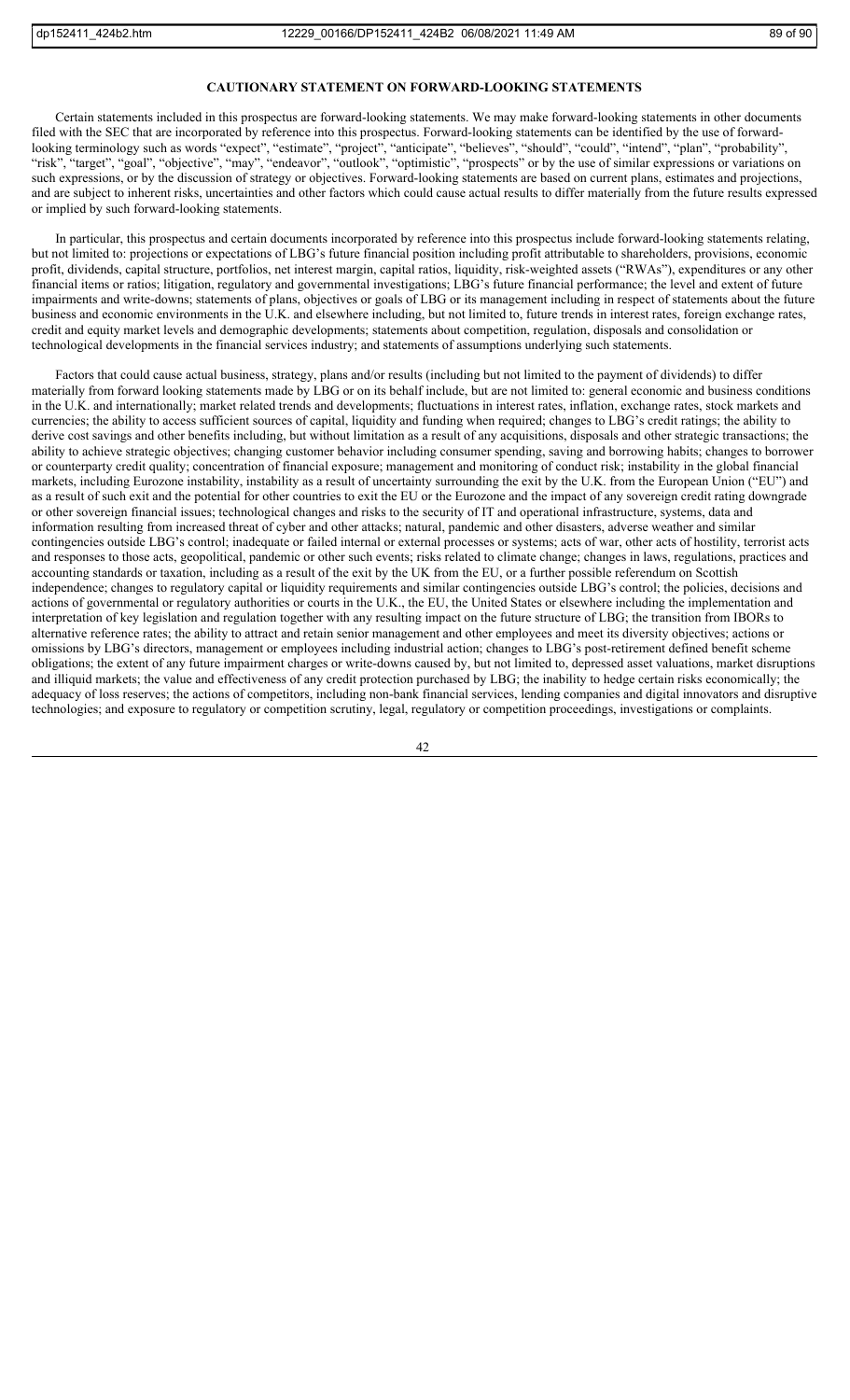## CAUTIONARY STATEMENT ON FORWARD-LOOKING STATEMENTS

Certain statements included in this prospectus are forward-looking statements. We may make forward-looking statements in other documents filed with the SEC that are incorporated by reference into this prospectus. Forward-looking statements can be identified by the use of forward-looking terminology such as words "expect", "estimate", "project", "anticipate", "believes", "should", "could", "intend", "plan", "probability", "risk", "target", "goal", "objective", "may", "endeavor", "outlook", "optimistic", "prospects" or by the use of similar expressions or variations on such expressions, or by the discussion of strategy or objectives. Forward-looking statements are based on current plans, estimates and projections, and are subject to inherent risks, uncertainties and other factors which could cause actual results to differ materially from the future results expressed or implied by such forward-looking statements.

In particular, this prospectus and certain documents incorporated by reference into this prospectus include forward-looking statements relating, but not limited to: projections or expectations of LBG's future financial position including profit attributable to shareholders, provisions, economic profit, dividends, capital structure, portfolios, net interest margin, capital ratios, liquidity, risk-weighted assets ("RWAs"), expenditures or any other financial items or ratios; litigation, regulatory and governmental investigations; LBG's future financial performance; the level and extent of future impairments and write-downs; statements of plans, objectives or goals of LBG or its management including in respect of statements about the future business and economic environments in the U.K. and elsewhere including, but not limited to, future trends in interest rates, foreign exchange rates, credit and equity market levels and demographic developments; statements about competition, regulation, disposals and consolidation or technological developments in the financial services industry; and statements of assumptions underlying such statements.

Factors that could cause actual business, strategy, plans and/or results (including but not limited to the payment of dividends) to differ materially from forward looking statements made by LBG or on its behalf include, but are not limited to: general economic and business conditions in the U.K. and internationally; market related trends and developments; fluctuations in interest rates, inflation, exchange rates, stock markets and currencies; the ability to access sufficient sources of capital, liquidity and funding when required; changes to LBG's credit ratings; the ability to derive cost savings and other benefits including, but without limitation as a result of any acquisitions, disposals and other strategic transactions; the ability to achieve strategic objectives; changing customer behavior including consumer spending, saving and borrowing habits; changes to borrower or counterparty credit quality; concentration of financial exposure; management and monitoring of conduct risk; instability in the global financial markets, including Eurozone instability, instability as a result of uncertainty surrounding the exit by the U.K. from the European Union ("EU") and as a result of such exit and the potential for other countries to exit the EU or the Eurozone and the impact of any sovereign credit rating downgrade or other sovereign financial issues; technological changes and risks to the security of IT and operational infrastructure, systems, data and information resulting from increased threat of cyber and other attacks; natural, pandemic and other disasters, adverse weather and similar contingencies outside LBG's control; inadequate or failed internal or external processes or systems; acts of war, other acts of hostility, terrorist acts and responses to those acts, geopolitical, pandemic or other such events; risks related to climate change; changes in laws, regulations, practices and accounting standards or taxation, including as a result of the exit by the UK from the EU, or a further possible referendum on Scottish independence; changes to regulatory capital or liquidity requirements and similar contingencies outside LBG's control; the policies, decisions and actions of governmental or regulatory authorities or courts in the U.K., the EU, the United States or elsewhere including the implementation and interpretation of key legislation and regulation together with any resulting impact on the future structure of LBG; the transition from IBORs to alternative reference rates; the ability to attract and retain senior management and other employees and meet its diversity objectives; actions or omissions by LBG's directors, management or employees including industrial action; changes to LBG's post-retirement defined benefit scheme obligations; the extent of any future impairment charges or write-downs caused by, but not limited to, depressed asset valuations, market disruptions and illiquid markets; the value and effectiveness of any credit protection purchased by LBG; the inability to hedge certain risks economically; the adequacy of loss reserves; the actions of competitors, including non-bank financial services, lending companies and digital innovators and disruptive technologies; and exposure to regulatory or competition scrutiny, legal, regulatory or competition proceedings, investigations or complaints.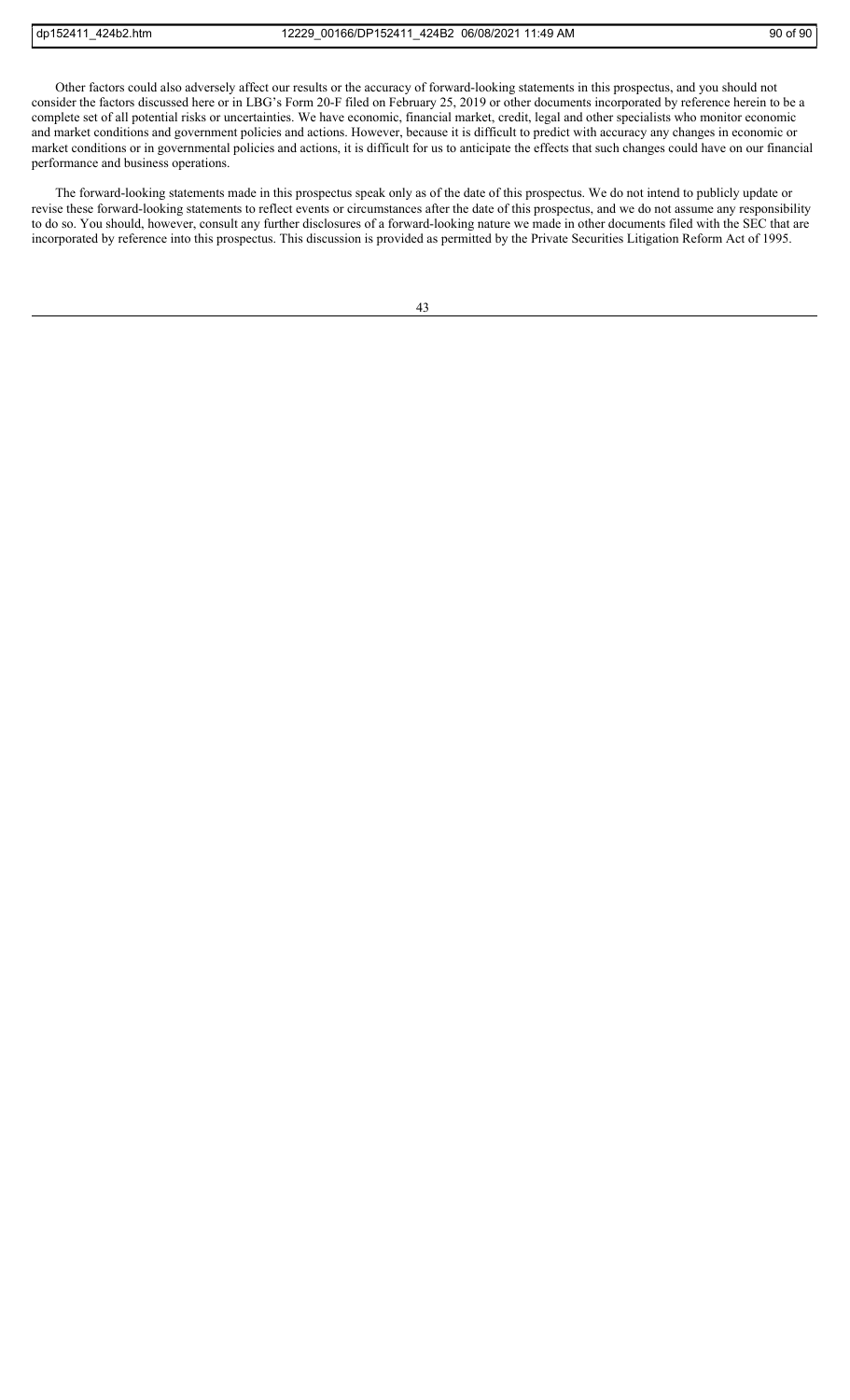Other factors could also adversely affect our results or the accuracy of forward-looking statements in this prospectus, and you should not consider the factors discussed here or in LBG's Form 20-F filed on February 25, 2019 or other documents incorporated by reference herein to be a complete set of all potential risks or uncertainties. We have economic, financial market, credit, legal and other specialists who monitor economic and market conditions and government policies and actions. However, because it is difficult to predict with accuracy any changes in economic or market conditions or in governmental policies and actions, it is difficult for us to anticipate the effects that such changes could have on our financial performance and business operations.

The forward-looking statements made in this prospectus speak only as of the date of this prospectus. We do not intend to publicly update or revise these forward-looking statements to reflect events or circumstances after the date of this prospectus, and we do not assume any responsibility to do so. You should, however, consult any further disclosures of a forward-looking nature we made in other documents filed with the SEC that are incorporated by reference into this prospectus. This discussion is provided as permitted by the Private Securities Litigation Reform Act of 1995.